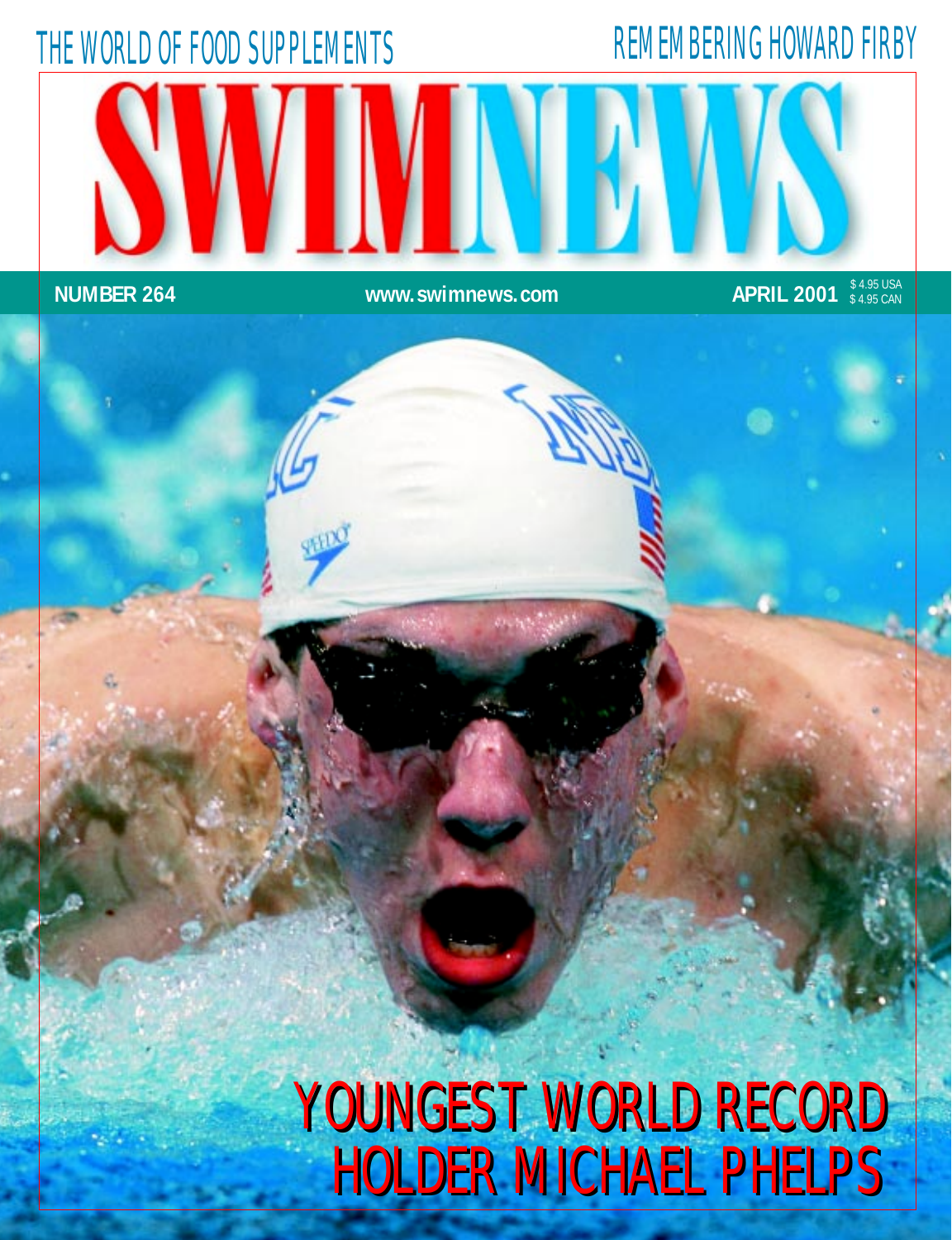THE WORLD OF FOOD SUPPLEMENTS

REMEMBERING HOWARD FIRBY

# SWIMNEWS

**NUMBER 264** **www.swimnews.com** **APRIL 2001** $4.95 USA $4.95 CAN

## YOUNGEST WORLD RECORD HOLDER MICHAEL PHELPS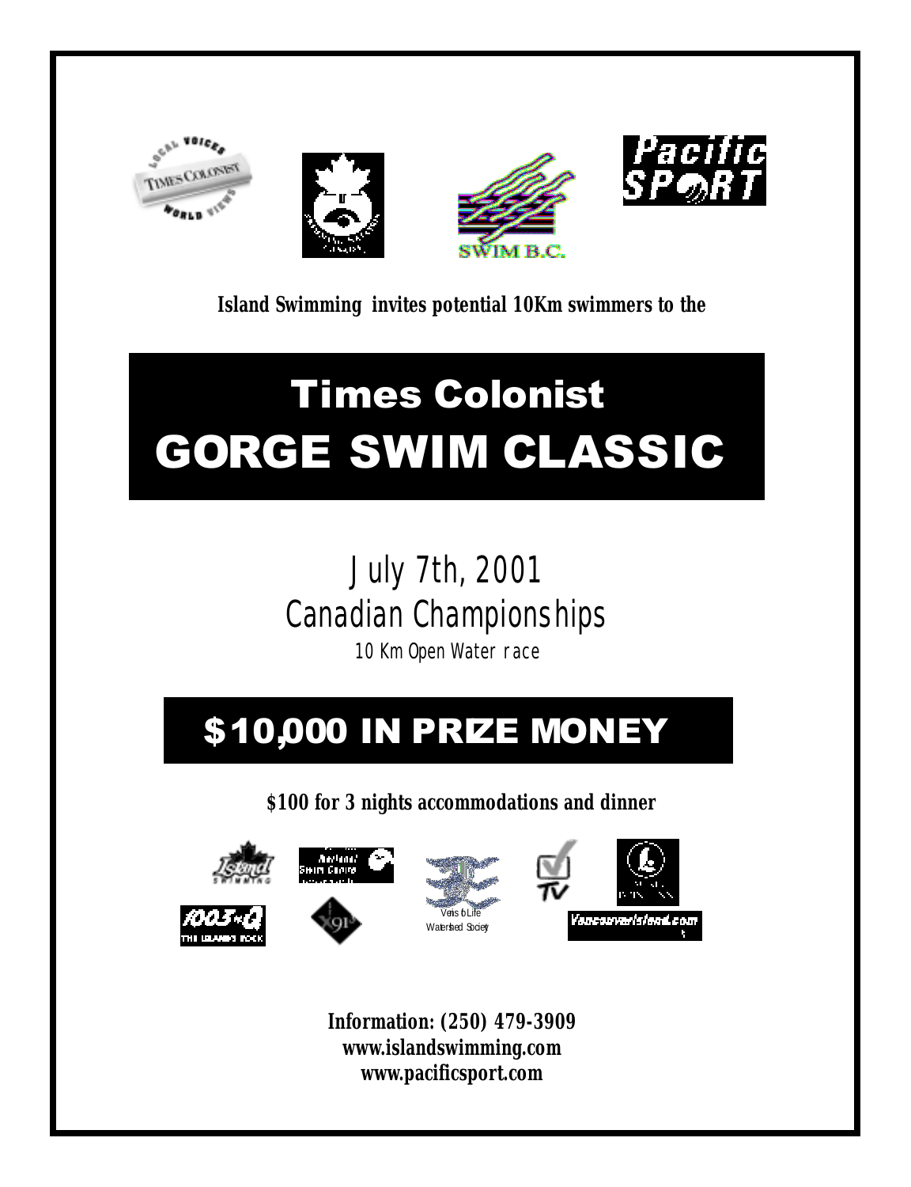**Island Swimming invites potential 10Km swimmers to the**

# Times Colonist
# GORGE SWIM CLASSIC

July 7th, 2001

Canadian Championships

10 Km Open Water race

## $10,000 IN PRIZE MONEY

**$100 for 3 nights accommodations and dinner**

**Information: (250) 479-3909**
**www.islandswimming.com**
**www.pacificsport.com**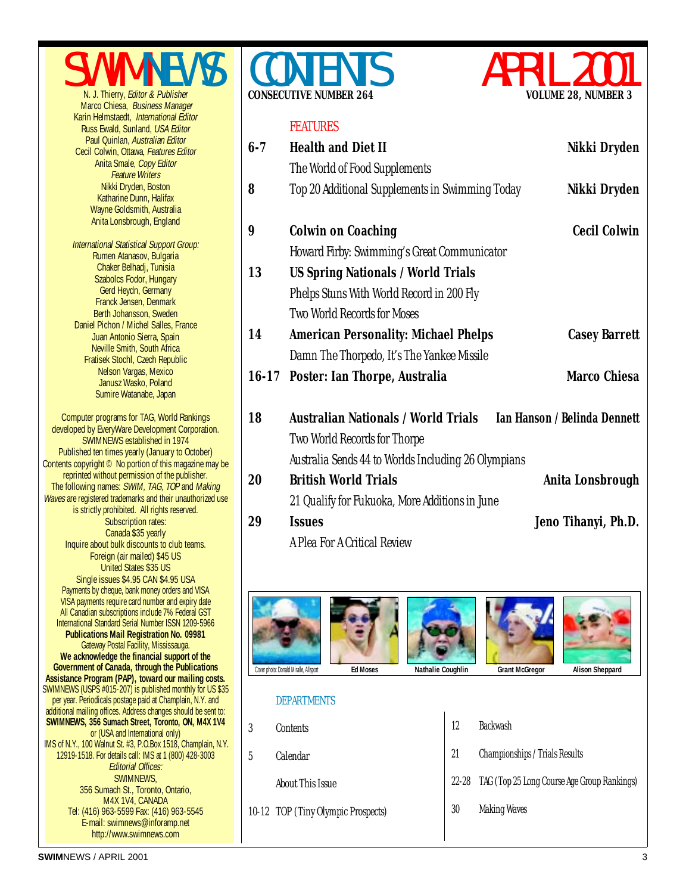# SWIMNEWS

N. J. Thierry, *Editor & Publisher*
Marco Chiesa, *Business Manager*
Karin Helmstaedt, *International Editor*
Russ Ewald, Sunland, *USA Editor*
Paul Quinlan, *Australian Editor*
Cecil Colwin, Ottawa, *Features Editor*
Anita Smale, *Copy Editor*
*Feature Writers*
Nikki Dryden, Boston
Katharine Dunn, Halifax
Wayne Goldsmith, Australia
Anita Lonsbrough, England

*International Statistical Support Group:*
Rumen Atanasov, Bulgaria
Chaker Belhadj, Tunisia
Szabolcs Fodor, Hungary
Gerd Heydn, Germany
Franck Jensen, Denmark
Berth Johansson, Sweden
Daniel Pichon / Michel Salles, France
Juan Antonio Sierra, Spain
Neville Smith, South Africa
Fratisek Stochl, Czech Republic
Nelson Vargas, Mexico
Janusz Wasko, Poland
Sumire Watanabe, Japan

Computer programs for TAG, World Rankings developed by EveryWare Development Corporation.
SWIMNEWS established in 1974
Published ten times yearly (January to October)
Contents copyright © No portion of this magazine may be reprinted without permission of the publisher.
The following names: *SWIM, TAG, TOP* and *Making Waves* are registered trademarks and their unauthorized use is strictly prohibited. All rights reserved.
Subscription rates:
Canada $35 yearly
Inquire about bulk discounts to club teams.
Foreign (air mailed) $45 US
United States $35 US
Single issues $4.95 CAN $4.95 USA
Payments by cheque, bank money orders and VISA
VISA payments require card number and expiry date
All Canadian subscriptions include 7% Federal GST
International Standard Serial Number ISSN 1209-5966
**Publications Mail Registration No. 09981**
Gateway Postal Facility, Mississauga.
**We acknowledge the financial support of the Government of Canada, through the Publications Assistance Program (PAP), toward our mailing costs.**
SWIMNEWS (USPS #015-207) is published monthly for US $35 per year. Periodicals postage paid at Champlain, N.Y. and additional mailing offices. Address changes should be sent to:
**SWIMNEWS, 356 Sumach Street, Toronto, ON, M4X 1V4**
or (USA and International only)
IMS of N.Y., 100 Walnut St. #3, P.O.Box 1518, Champlain, N.Y. 12919-1518. For details call: IMS at 1 (800) 428-3003
*Editorial Offices:*
SWIMNEWS,
356 Sumach St., Toronto, Ontario,
M4X 1V4, CANADA
Tel: (416) 963-5599 Fax: (416) 963-5545
E-mail: swimnews@inforamp.net
http://www.swimnews.com

# CONTENTS — APRIL 2001

**CONSECUTIVE NUMBER 264** — **VOLUME 28, NUMBER 3**

## FEATURES

| Page | Feature | Author |
|---|---|---|
| 6-7 | **Health and Diet II** — The World of Food Supplements | **Nikki Dryden** |
| 8 | Top 20 Additional Supplements in Swimming Today | **Nikki Dryden** |
| 9 | **Colwin on Coaching** — Howard Firby: Swimming's Great Communicator | **Cecil Colwin** |
| 13 | **US Spring Nationals / World Trials** — Phelps Stuns With World Record in 200 Fly; Two World Records for Moses | |
| 14 | **American Personality: Michael Phelps** — Damn The Thorpedo, It's The Yankee Missile | **Casey Barrett** |
| 16-17 | **Poster: Ian Thorpe, Australia** | **Marco Chiesa** |
| 18 | **Australian Nationals / World Trials** — Two World Records for Thorpe; Australia Sends 44 to Worlds Including 26 Olympians | **Ian Hanson / Belinda Dennett** |
| 20 | **British World Trials** — 21 Qualify for Fukuoka, More Additions in June | **Anita Lonsbrough** |
| 29 | **Issues** — A Plea For A Critical Review | **Jeno Tihanyi, Ph.D.** |

Cover photo: Donald Miralle, Allsport — **Ed Moses** — **Nathalie Coughlin** — **Grant McGregor** — **Alison Sheppard**

## DEPARTMENTS

| Page | Department |
|---|---|
| 3 | Contents |
| 5 | Calendar |
| | About This Issue |
| 10-12 | TOP (Tiny Olympic Prospects) |
| 12 | Backwash |
| 21 | Championships / Trials Results |
| 22-28 | TAG (Top 25 Long Course Age Group Rankings) |
| 30 | Making Waves |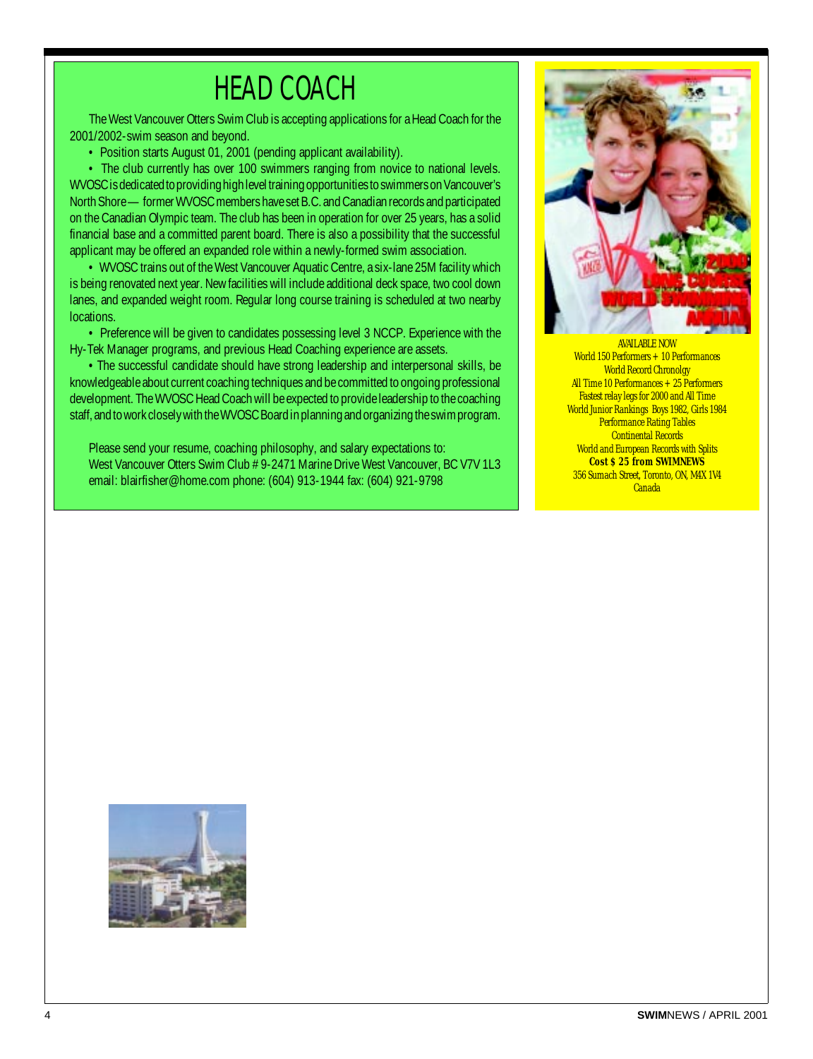# HEAD COACH

The West Vancouver Otters Swim Club is accepting applications for a Head Coach for the 2001/2002-swim season and beyond.

- Position starts August 01, 2001 (pending applicant availability).
- The club currently has over 100 swimmers ranging from novice to national levels. WVOSC is dedicated to providing high level training opportunities to swimmers on Vancouver's North Shore — former WVOSC members have set B.C. and Canadian records and participated on the Canadian Olympic team. The club has been in operation for over 25 years, has a solid financial base and a committed parent board. There is also a possibility that the successful applicant may be offered an expanded role within a newly-formed swim association.
- WVOSC trains out of the West Vancouver Aquatic Centre, a six-lane 25M facility which is being renovated next year. New facilities will include additional deck space, two cool down lanes, and expanded weight room. Regular long course training is scheduled at two nearby locations.
- Preference will be given to candidates possessing level 3 NCCP. Experience with the Hy-Tek Manager programs, and previous Head Coaching experience are assets.
- The successful candidate should have strong leadership and interpersonal skills, be knowledgeable about current coaching techniques and be committed to ongoing professional development. The WVOSC Head Coach will be expected to provide leadership to the coaching staff, and to work closely with the WVOSC Board in planning and organizing the swim program.

Please send your resume, coaching philosophy, and salary expectations to:
West Vancouver Otters Swim Club # 9-2471 Marine Drive West Vancouver, BC V7V 1L3
email: blairfisher@home.com phone: (604) 913-1944 fax: (604) 921-9798

AVAILABLE NOW
World 150 Performers + 10 Performances
World Record Chronolgy
All Time 10 Performances + 25 Performers
Fastest relay legs for 2000 and All Time
World Junior Rankings Boys 1982, Girls 1984
Performance Rating Tables
Continental Records
World and European Records with Splits
**Cost $ 25 from SWIMNEWS**
356 Sumach Street, Toronto, ON, M4X 1V4
Canada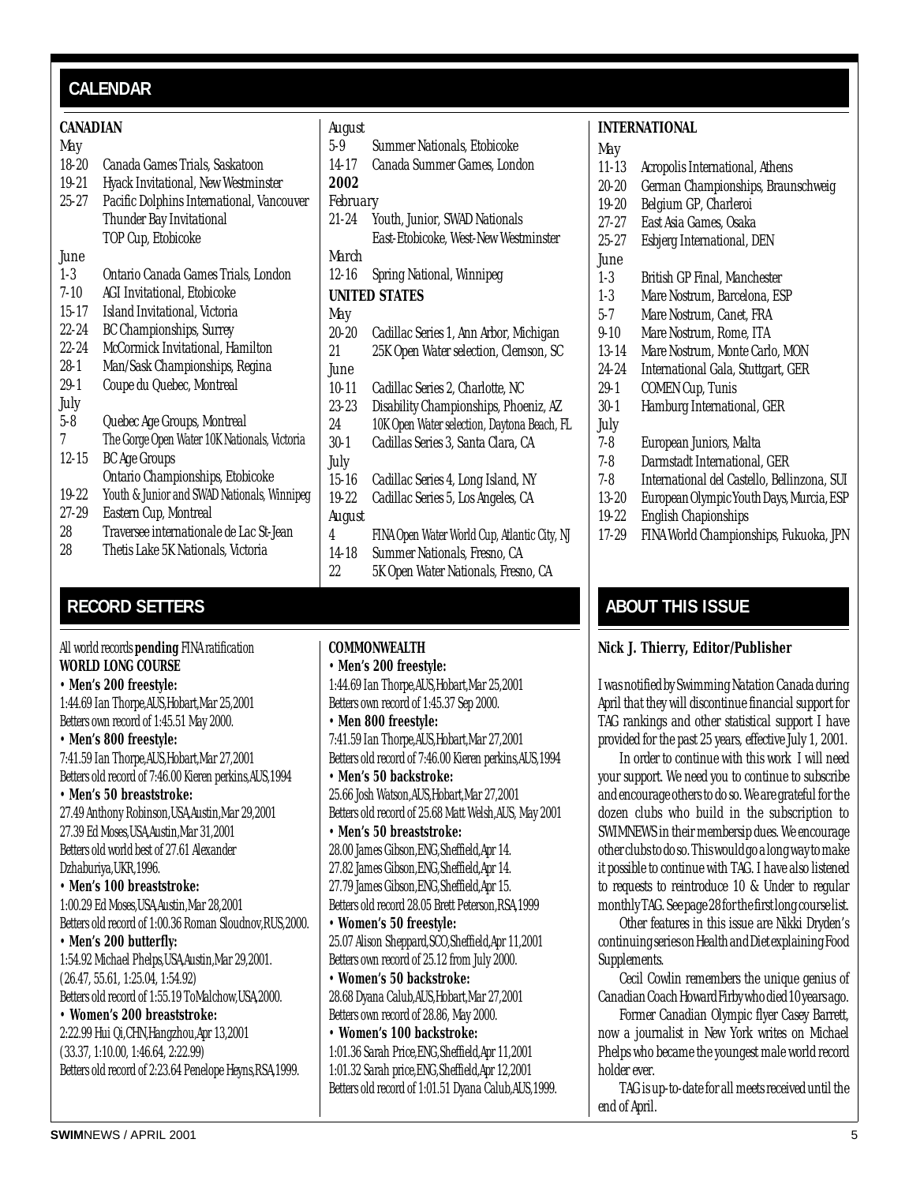## CALENDAR

### CANADIAN

*May*
- 18-20 Canada Games Trials, Saskatoon
- 19-21 Hyack Invitational, New Westminster
- 25-27 Pacific Dolphins International, Vancouver
  - Thunder Bay Invitational
  - TOP Cup, Etobicoke

*June*
- 1-3 Ontario Canada Games Trials, London
- 7-10 AGI Invitational, Etobicoke
- 15-17 Island Invitational, Victoria
- 22-24 BC Championships, Surrey
- 22-24 McCormick Invitational, Hamilton
- 28-1 Man/Sask Championships, Regina
- 29-1 Coupe du Quebec, Montreal

*July*
- 5-8 Quebec Age Groups, Montreal
- 7 The Gorge Open Water 10K Nationals, Victoria
- 12-15 BC Age Groups
  - Ontario Championships, Etobicoke
- 19-22 Youth & Junior and SWAD Nationals, Winnipeg
- 27-29 Eastern Cup, Montreal
- 28 Traversee internationale de Lac St-Jean
- 28 Thetis Lake 5K Nationals, Victoria

*August*
- 5-9 Summer Nationals, Etobicoke
- 14-17 Canada Summer Games, London

**2002**

*February*
- 21-24 Youth, Junior, SWAD Nationals
  - East-Etobicoke, West-New Westminster

*March*
- 12-16 Spring National, Winnipeg

### UNITED STATES

*May*
- 20-20 Cadillac Series 1, Ann Arbor, Michigan
- 21 25K Open Water selection, Clemson, SC

*June*
- 10-11 Cadillac Series 2, Charlotte, NC
- 23-23 Disability Championships, Phoeniz, AZ
- 24 10K Open Water selection, Daytona Beach, FL
- 30-1 Cadillas Series 3, Santa Clara, CA

*July*
- 15-16 Cadillac Series 4, Long Island, NY
- 19-22 Cadillac Series 5, Los Angeles, CA

*August*
- 4 FINA Open Water World Cup, Atlantic City, NJ
- 14-18 Summer Nationals, Fresno, CA
- 22 5K Open Water Nationals, Fresno, CA

### INTERNATIONAL

*May*
- 11-13 Acropolis International, Athens
- 20-20 German Championships, Braunschweig
- 19-20 Belgium GP, Charleroi
- 27-27 East Asia Games, Osaka
- 25-27 Esbjerg International, DEN

*June*
- 1-3 British GP Final, Manchester
- 1-3 Mare Nostrum, Barcelona, ESP
- 5-7 Mare Nostrum, Canet, FRA
- 9-10 Mare Nostrum, Rome, ITA
- 13-14 Mare Nostrum, Monte Carlo, MON
- 24-24 International Gala, Stuttgart, GER
- 29-1 COMEN Cup, Tunis
- 30-1 Hamburg International, GER

*July*
- 7-8 European Juniors, Malta
- 7-8 Darmstadt International, GER
- 7-8 International del Castello, Bellinzona, SUI
- 13-20 European Olympic Youth Days, Murcia, ESP
- 19-22 English Chapionships
- 17-29 FINA World Championships, Fukuoka, JPN

## RECORD SETTERS

All world records **pending** FINA ratification

**WORLD LONG COURSE**

• **Men's 200 freestyle:**
1:44.69 Ian Thorpe,AUS,Hobart,Mar 25,2001
Betters own record of 1:45.51 May 2000.

• **Men's 800 freestyle:**
7:41.59 Ian Thorpe,AUS,Hobart,Mar 27,2001
Betters old record of 7:46.00 Kieren perkins,AUS,1994

• **Men's 50 breaststroke:**
27.49 Anthony Robinson,USA,Austin,Mar 29,2001
27.39 Ed Moses,USA,Austin,Mar 31,2001
Betters old world best of 27.61 Alexander Dzhaburiya,UKR,1996.

• **Men's 100 breaststroke:**
1:00.29 Ed Moses,USA,Austin,Mar 28,2001
Betters old record of 1:00.36 Roman Sloudnov,RUS,2000.

• **Men's 200 butterfly:**
1:54.92 Michael Phelps,USA,Austin,Mar 29,2001.
(26.47, 55.61, 1:25.04, 1:54.92)
Betters old record of 1:55.19 To Malchow,USA,2000.

• **Women's 200 breaststroke:**
2:22.99 Hui Qi,CHN,Hangzhou,Apr 13,2001
(33.37, 1:10.00, 1:46.64, 2:22.99)
Betters old record of 2:23.64 Penelope Heyns,RSA,1999.

**COMMONWEALTH**

• **Men's 200 freestyle:**
1:44.69 Ian Thorpe,AUS,Hobart,Mar 25,2001
Betters own record of 1:45.37 Sep 2000.

• **Men 800 freestyle:**
7:41.59 Ian Thorpe,AUS,Hobart,Mar 27,2001
Betters old record of 7:46.00 Kieren perkins,AUS,1994

• **Men's 50 backstroke:**
25.66 Josh Watson,AUS,Hobart,Mar 27,2001
Betters old record of 25.68 Matt Welsh,AUS, May 2001

• **Men's 50 breaststroke:**
28.00 James Gibson,ENG,Sheffield,Apr 14.
27.82 James Gibson,ENG,Sheffield,Apr 14.
27.79 James Gibson,ENG,Sheffield,Apr 15.
Betters old record 28.05 Brett Peterson,RSA,1999

• **Women's 50 freestyle:**
25.07 Alison Sheppard,SCO,Sheffield,Apr 11,2001
Betters own record of 25.12 from July 2000.

• **Women's 50 backstroke:**
28.68 Dyana Calub,AUS,Hobart,Mar 27,2001
Betters own record of 28.86, May 2000.

• **Women's 100 backstroke:**
1:01.36 Sarah Price,ENG,Sheffield,Apr 11,2001
1:01.32 Sarah price,ENG,Sheffield,Apr 12,2001
Betters old record of 1:01.51 Dyana Calub,AUS,1999.

## ABOUT THIS ISSUE

**Nick J. Thierry, Editor/Publisher**

I was notified by Swimming Natation Canada during April that they will discontinue financial support for TAG rankings and other statistical support I have provided for the past 25 years, effective July 1, 2001.

In order to continue with this work I will need your support. We need you to continue to subscribe and encourage others to do so. We are grateful for the dozen clubs who build in the subscription to SWIMNEWS in their membersip dues. We encourage other clubs to do so. This would go a long way to make it possible to continue with TAG. I have also listened to requests to reintroduce 10 & Under to regular monthly TAG. See page 28 for the first long course list.

Other features in this issue are Nikki Dryden's continuing series on Health and Diet explaining Food Supplements.

Cecil Cowlin remembers the unique genius of Canadian Coach Howard Firby who died 10 years ago.

Former Canadian Olympic flyer Casey Barrett, now a journalist in New York writes on Michael Phelps who became the youngest male world record holder ever.

TAG is up-to-date for all meets received until the end of April.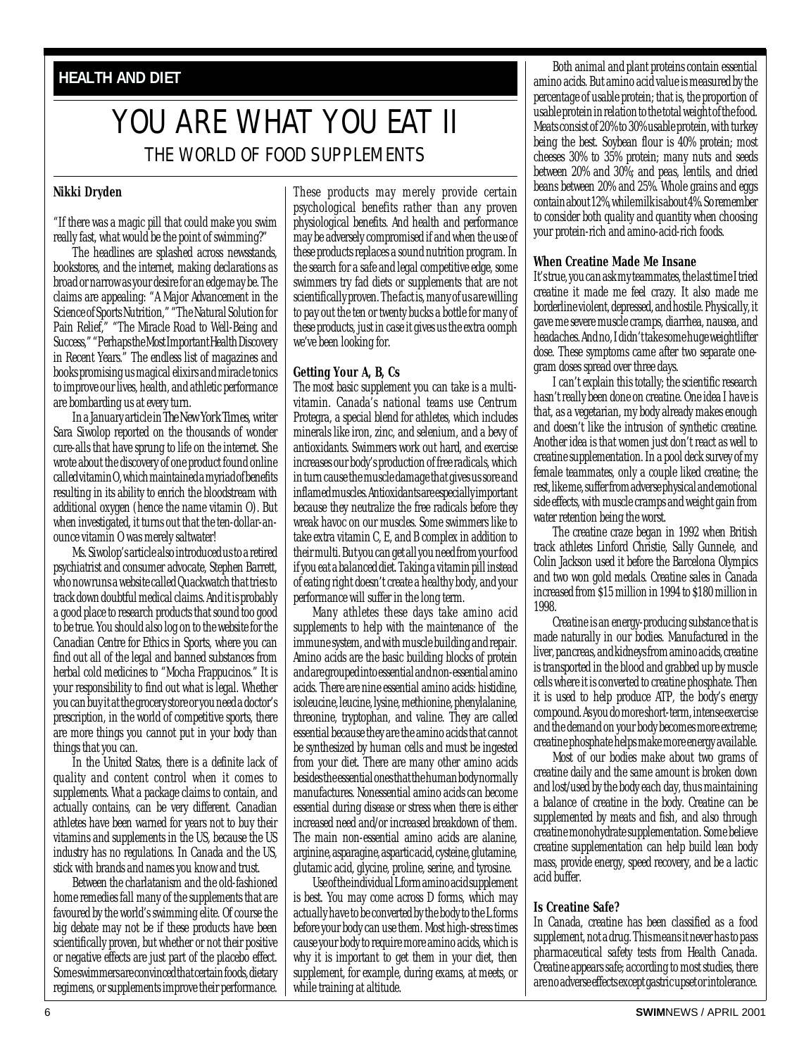HEALTH AND DIET

# YOU ARE WHAT YOU EAT II

## THE WORLD OF FOOD SUPPLEMENTS

**Nikki Dryden**

"If there was a magic pill that could make you swim really fast, what would be the point of swimming?"

The headlines are splashed across newsstands, bookstores, and the internet, making declarations as broad or narrow as your desire for an edge may be. The claims are appealing: "A Major Advancement in the Science of Sports Nutrition," "The Natural Solution for Pain Relief," "The Miracle Road to Well-Being and Success," "Perhaps the Most Important Health Discovery in Recent Years." The endless list of magazines and books promising us magical elixirs and miracle tonics to improve our lives, health, and athletic performance are bombarding us at every turn.

In a January article in *The New York Times*, writer Sara Siwolop reported on the thousands of wonder cure-alls that have sprung to life on the internet. She wrote about the discovery of one product found online called vitamin O, which maintained a myriad of benefits resulting in its ability to enrich the bloodstream with additional oxygen (hence the name vitamin O). But when investigated, it turns out that the ten-dollar-an-ounce vitamin O was merely saltwater!

Ms. Siwolop's article also introduced us to a retired psychiatrist and consumer advocate, Stephen Barrett, who now runs a website called Quackwatch that tries to track down doubtful medical claims. And it is probably a good place to research products that sound too good to be true. You should also log on to the website for the Canadian Centre for Ethics in Sports, where you can find out all of the legal and banned substances from herbal cold medicines to "Mocha Frappucinos." It is your responsibility to find out what is legal. Whether you can buy it at the grocery store or you need a doctor's prescription, in the world of competitive sports, there are more things you cannot put in your body than things that you can.

In the United States, there is a definite lack of quality and content control when it comes to supplements. What a package claims to contain, and actually contains, can be very different. Canadian athletes have been warned for years not to buy their vitamins and supplements in the US, because the US industry has no regulations. In Canada and the US, stick with brands and names you know and trust.

Between the charlatanism and the old-fashioned home remedies fall many of the supplements that are favoured by the world's swimming elite. Of course the big debate may not be if these products have been scientifically proven, but whether or not their positive or negative effects are just part of the placebo effect. Some swimmers are convinced that certain foods, dietary regimens, or supplements improve their performance. These products may merely provide certain psychological benefits rather than any proven physiological benefits. And health and performance may be adversely compromised if and when the use of these products replaces a sound nutrition program. In the search for a safe and legal competitive edge, some swimmers try fad diets or supplements that are not scientifically proven. The fact is, many of us are willing to pay out the ten or twenty bucks a bottle for many of these products, just in case it gives us the extra oomph we've been looking for.

### Getting Your A, B, Cs

The most basic supplement you can take is a multi-vitamin. Canada's national teams use Centrum Protegra, a special blend for athletes, which includes minerals like iron, zinc, and selenium, and a bevy of antioxidants. Swimmers work out hard, and exercise increases our body's production of free radicals, which in turn cause the muscle damage that gives us sore and inflamed muscles. Antioxidants are especially important because they neutralize the free radicals before they wreak havoc on our muscles. Some swimmers like to take extra vitamin C, E, and B complex in addition to their multi. But you can get all you need from your food if you eat a balanced diet. Taking a vitamin pill instead of eating right doesn't create a healthy body, and your performance will suffer in the long term.

Many athletes these days take amino acid supplements to help with the maintenance of the immune system, and with muscle building and repair. Amino acids are the basic building blocks of protein and are grouped into essential and non-essential amino acids. There are nine essential amino acids: histidine, isoleucine, leucine, lysine, methionine, phenylalanine, threonine, tryptophan, and valine. They are called essential because they are the amino acids that cannot be synthesized by human cells and must be ingested from your diet. There are many other amino acids besides the essential ones that the human body normally manufactures. Nonessential amino acids can become essential during disease or stress when there is either increased need and/or increased breakdown of them. The main non-essential amino acids are alanine, arginine, asparagine, aspartic acid, cysteine, glutamine, glutamic acid, glycine, proline, serine, and tyrosine.

Use of the individual L form amino acid supplement is best. You may come across D forms, which may actually have to be converted by the body to the L forms before your body can use them. Most high-stress times cause your body to require more amino acids, which is why it is important to get them in your diet, then supplement, for example, during exams, at meets, or while training at altitude.

Both animal and plant proteins contain essential amino acids. But amino acid value is measured by the percentage of usable protein; that is, the proportion of usable protein in relation to the total weight of the food. Meats consist of 20% to 30% usable protein, with turkey being the best. Soybean flour is 40% protein; most cheeses 30% to 35% protein; many nuts and seeds between 20% and 30%; and peas, lentils, and dried beans between 20% and 25%. Whole grains and eggs contain about 12%, while milk is about 4%. So remember to consider both quality and quantity when choosing your protein-rich and amino-acid-rich foods.

### When Creatine Made Me Insane

It's true, you can ask my teammates, the last time I tried creatine it made me feel crazy. It also made me borderline violent, depressed, and hostile. Physically, it gave me severe muscle cramps, diarrhea, nausea, and headaches. And no, I didn't take some huge weightlifter dose. These symptoms came after two separate one-gram doses spread over three days.

I can't explain this totally; the scientific research hasn't really been done on creatine. One idea I have is that, as a vegetarian, my body already makes enough and doesn't like the intrusion of synthetic creatine. Another idea is that women just don't react as well to creatine supplementation. In a pool deck survey of my female teammates, only a couple liked creatine; the rest, like me, suffer from adverse physical and emotional side effects, with muscle cramps and weight gain from water retention being the worst.

The creatine craze began in 1992 when British track athletes Linford Christie, Sally Gunnele, and Colin Jackson used it before the Barcelona Olympics and two won gold medals. Creatine sales in Canada increased from $15 million in 1994 to $180 million in 1998.

Creatine is an energy-producing substance that is made naturally in our bodies. Manufactured in the liver, pancreas, and kidneys from amino acids, creatine is transported in the blood and grabbed up by muscle cells where it is converted to creatine phosphate. Then it is used to help produce ATP, the body's energy compound. As you do more short-term, intense exercise and the demand on your body becomes more extreme; creatine phosphate helps make more energy available.

Most of our bodies make about two grams of creatine daily and the same amount is broken down and lost/used by the body each day, thus maintaining a balance of creatine in the body. Creatine can be supplemented by meats and fish, and also through creatine monohydrate supplementation. Some believe creatine supplementation can help build lean body mass, provide energy, speed recovery, and be a lactic acid buffer.

### Is Creatine Safe?

In Canada, creatine has been classified as a food supplement, not a drug. This means it never has to pass pharmaceutical safety tests from Health Canada. Creatine appears safe; according to most studies, there are no adverse effects except gastric upset or intolerance.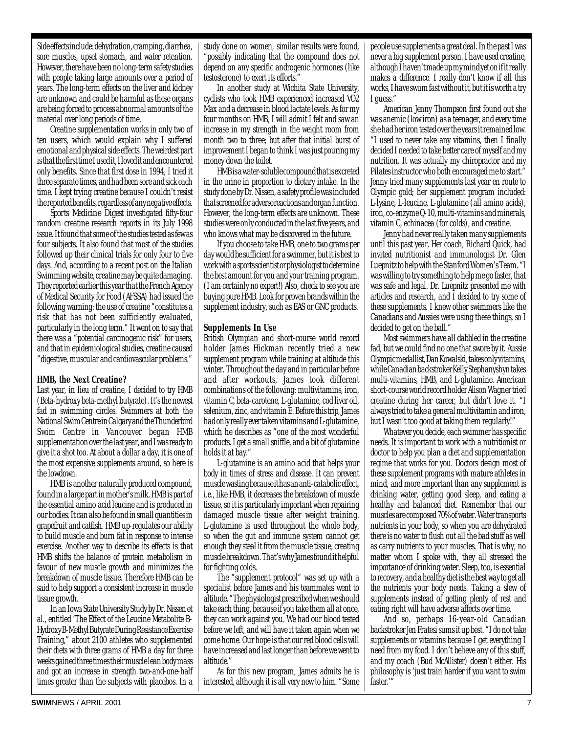Side effects include: dehydration, cramping, diarrhea, sore muscles, upset stomach, and water retention. However, there have been no long-term safety studies with people taking large amounts over a period of years. The long-term effects on the liver and kidney are unknown and could be harmful as these organs are being forced to process abnormal amounts of the material over long periods of time.

Creatine supplementation works in only two of ten users, which would explain why I suffered emotional and physical side effects. The weirdest part is that the first time I used it, I loved it and encountered only benefits. Since that first dose in 1994, I tried it three separate times, and had been sore and sick each time. I kept trying creatine because I couldn't resist the reported benefits, regardless of any negative effects.

*Sports Medicine Digest* investigated fifty-four random creatine research reports in its July 1998 issue. It found that some of the studies tested as few as four subjects. It also found that most of the studies followed up their clinical trials for only four to five days. And, according to a recent post on the Italian Swimming website, creatine may be quite damaging. They reported earlier this year that the French Agency of Medical Security for Food (AFSSA) had issued the following warning: the use of creatine "constitutes a risk that has not been sufficiently evaluated, particularly in the long term." It went on to say that there was a "potential carcinogenic risk" for users, and that in epidemiological studies, creatine caused "digestive, muscular and cardiovascular problems."

### HMB, the Next Creatine?

Last year, in lieu of creatine, I decided to try HMB (Beta-hydroxy beta-methyl butyrate). It's the newest fad in swimming circles. Swimmers at both the National Swim Centre in Calgary and the Thunderbird Swim Centre in Vancouver began HMB supplementation over the last year, and I was ready to give it a shot too. At about a dollar a day, it is one of the most expensive supplements around, so here is the lowdown.

HMB is another naturally produced compound, found in a large part in mother's milk. HMB is part of the essential amino acid leucine and is produced in our bodies. It can also be found in small quantities in grapefruit and catfish. HMB up-regulates our ability to build muscle and burn fat in response to intense exercise. Another way to describe its effects is that HMB shifts the balance of protein metabolism in favour of new muscle growth and minimizes the breakdown of muscle tissue. Therefore HMB can be said to help support a consistent increase in muscle tissue growth.

In an Iowa State University Study by Dr. Nissen et al., entitled 'The Effect of the Leucine Metabolite B-Hydroxy B-Methyl Butyrate During Resistance Exercise Training," about 2100 athletes who supplemented their diets with three grams of HMB a day for three weeks gained three times their muscle lean body mass and got an increase in strength two-and-one-half times greater than the subjects with placebos. In a study done on women, similar results were found, "possibly indicating that the compound does not depend on any specific androgenic hormones (like testosterone) to exert its efforts."

In another study at Wichita State University, cyclists who took HMB experienced increased VO2 Max and a decrease in blood lactate levels. As for my four months on HMB, I will admit I felt and saw an increase in my strength in the weight room from month two to three; but after that initial burst of improvement I began to think I was just pouring my money down the toilet.

HMB is a water-soluble compound that is excreted in the urine in proportion to dietary intake. In the study done by Dr. Nissen, a safety profile was included that screened for adverse reactions and organ function. However, the long-term effects are unknown. These studies were only conducted in the last five years, and who knows what may be discovered in the future.

If you choose to take HMB, one to two grams per day would be sufficient for a swimmer, but it is best to work with a sports scientist or physiologist to determine the best amount for you and your training program. (I am certainly no expert!) Also, check to see you are buying pure HMB. Look for proven brands within the supplement industry, such as EAS or GNC products.

### Supplements In Use

British Olympian and short-course world record holder James Hickman recently tried a new supplement program while training at altitude this winter. Throughout the day and in particular before and after workouts, James took different combinations of the following: multivitamins, iron, vitamin C, beta-carotene, L-glutamine, cod liver oil, selenium, zinc, and vitamin E. Before this trip, James had only really ever taken vitamins and L-glutamine, which he describes as "one of the most wonderful products. I get a small sniffle, and a bit of glutamine holds it at bay."

L-glutamine is an amino acid that helps your body in times of stress and disease. It can prevent muscle wasting because it has an anti-catabolic effect, i.e., like HMB, it decreases the breakdown of muscle tissue, so it is particularly important when repairing damaged muscle tissue after weight training. L-glutamine is used throughout the whole body, so when the gut and immune system cannot get enough they steal it from the muscle tissue, creating muscle breakdown. That's why James found it helpful for fighting colds.

The "supplement protocol" was set up with a specialist before James and his teammates went to altitude. "The physiologist prescribed when we should take each thing, because if you take them all at once, they can work against you. We had our blood tested before we left, and will have it taken again when we come home. Our hope is that our red blood cells will have increased and last longer than before we went to altitude."

As for this new program, James admits he is interested, although it is all very new to him. "Some people use supplements a great deal. In the past I was never a big supplement person. I have used creatine, although I haven't made up my mind yet on if it really makes a difference. I really don't know if all this works, I have swum fast without it, but it is worth a try I guess."

American Jenny Thompson first found out she was anemic (low iron) as a teenager, and every time she had her iron tested over the years it remained low. "I used to never take any vitamins, then I finally decided I needed to take better care of myself and my nutrition. It was actually my chiropractor and my Pilates instructor who both encouraged me to start." Jenny tried many supplements last year en route to Olympic gold; her supplement program included: L-lysine, L-leucine, L-glutamine (all amino acids), iron, co-enzyme Q-10, multi-vitamins and minerals, vitamin C, echinacea (for colds), and creatine.

Jenny had never really taken many supplements until this past year. Her coach, Richard Quick, had invited nutritionist and immunologist Dr. Glen Luepnitz to help with the Stanford Women's Team. "I was willing to try something to help me go faster, that was safe and legal. Dr. Luepnitz presented me with articles and research, and I decided to try some of these supplements. I knew other swimmers like the Canadians and Aussies were using these things, so I decided to get on the ball."

Most swimmers have all dabbled in the creatine fad, but we could find no one that swore by it. Aussie Olympic medallist, Dan Kowalski, takes only vitamins, while Canadian backstroker Kelly Stephanyshyn takes multi-vitamins, HMB, and L-glutamine. American short-course world record holder Alison Wagner tried creatine during her career, but didn't love it. "I always tried to take a general multivitamin and iron, but I wasn't too good at taking them regularly!"

Whatever you decide, each swimmer has specific needs. It is important to work with a nutritionist or doctor to help you plan a diet and supplementation regime that works for you. Doctors design most of these supplement programs with mature athletes in mind, and more important than any supplement is drinking water, getting good sleep, and eating a healthy and balanced diet. Remember that our muscles are composed 70% of water. Water transports nutrients in your body, so when you are dehydrated there is no water to flush out all the bad stuff as well as carry nutrients to your muscles. That is why, no matter whom I spoke with, they all stressed the importance of drinking water. Sleep, too, is essential to recovery, and a healthy diet is the best way to get all the nutrients your body needs. Taking a slew of supplements instead of getting plenty of rest and eating right will have adverse affects over time.

And so, perhaps 16-year-old Canadian backstroker Jen Fratesi sums it up best. "I do not take supplements or vitamins because I get everything I need from my food. I don't believe any of this stuff, and my coach (Bud McAllister) doesn't either. His philosophy is 'just train harder if you want to swim faster.'"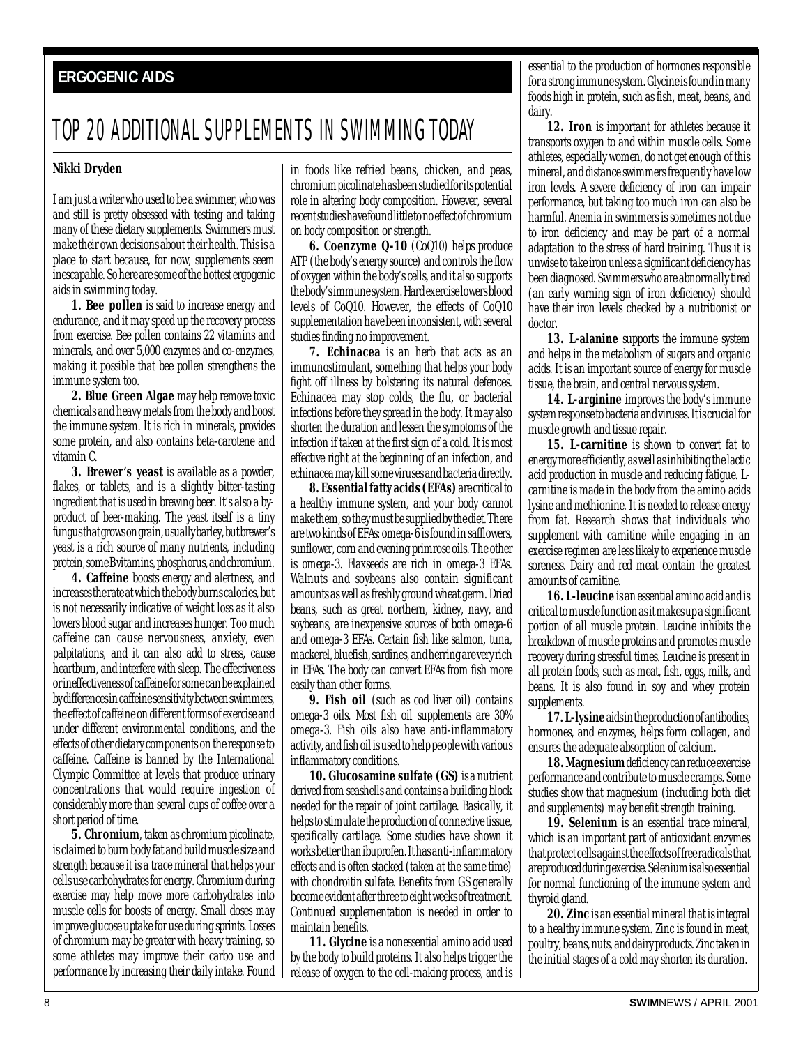ERGOGENIC AIDS

# TOP 20 ADDITIONAL SUPPLEMENTS IN SWIMMING TODAY

**Nikki Dryden**

I am just a writer who used to be a swimmer, who was and still is pretty obsessed with testing and taking many of these dietary supplements. Swimmers must make their own decisions about their health. This is a place to start because, for now, supplements seem inescapable. So here are some of the hottest ergogenic aids in swimming today.

**1. Bee pollen** is said to increase energy and endurance, and it may speed up the recovery process from exercise. Bee pollen contains 22 vitamins and minerals, and over 5,000 enzymes and co-enzymes, making it possible that bee pollen strengthens the immune system too.

**2. Blue Green Algae** may help remove toxic chemicals and heavy metals from the body and boost the immune system. It is rich in minerals, provides some protein, and also contains beta-carotene and vitamin C.

**3. Brewer's yeast** is available as a powder, flakes, or tablets, and is a slightly bitter-tasting ingredient that is used in brewing beer. It's also a by-product of beer-making. The yeast itself is a tiny fungus that grows on grain, usually barley, but brewer's yeast is a rich source of many nutrients, including protein, some B vitamins, phosphorus, and chromium.

**4. Caffeine** boosts energy and alertness, and increases the rate at which the body burns calories, but is not necessarily indicative of weight loss as it also lowers blood sugar and increases hunger. Too much caffeine can cause nervousness, anxiety, even palpitations, and it can also add to stress, cause heartburn, and interfere with sleep. The effectiveness or ineffectiveness of caffeine for some can be explained by differences in caffeine sensitivity between swimmers, the effect of caffeine on different forms of exercise and under different environmental conditions, and the effects of other dietary components on the response to caffeine. Caffeine is banned by the International Olympic Committee at levels that produce urinary concentrations that would require ingestion of considerably more than several cups of coffee over a short period of time.

**5. Chromium**, taken as chromium picolinate, is claimed to burn body fat and build muscle size and strength because it is a trace mineral that helps your cells use carbohydrates for energy. Chromium during exercise may help move more carbohydrates into muscle cells for boosts of energy. Small doses may improve glucose uptake for use during sprints. Losses of chromium may be greater with heavy training, so some athletes may improve their carbo use and performance by increasing their daily intake. Found in foods like refried beans, chicken, and peas, chromium picolinate has been studied for its potential role in altering body composition. However, several recent studies have found little to no effect of chromium on body composition or strength.

**6. Coenzyme Q-10** (CoQ10) helps produce ATP (the body's energy source) and controls the flow of oxygen within the body's cells, and it also supports the body's immune system. Hard exercise lowers blood levels of CoQ10. However, the effects of CoQ10 supplementation have been inconsistent, with several studies finding no improvement.

**7. Echinacea** is an herb that acts as an immunostimulant, something that helps your body fight off illness by bolstering its natural defences. Echinacea may stop colds, the flu, or bacterial infections before they spread in the body. It may also shorten the duration and lessen the symptoms of the infection if taken at the first sign of a cold. It is most effective right at the beginning of an infection, and echinacea may kill some viruses and bacteria directly.

**8. Essential fatty acids (EFAs)** are critical to a healthy immune system, and your body cannot make them, so they must be supplied by the diet. There are two kinds of EFAs: omega-6 is found in safflowers, sunflower, corn and evening primrose oils. The other is omega-3. Flaxseeds are rich in omega-3 EFAs. Walnuts and soybeans also contain significant amounts as well as freshly ground wheat germ. Dried beans, such as great northern, kidney, navy, and soybeans, are inexpensive sources of both omega-6 and omega-3 EFAs. Certain fish like salmon, tuna, mackerel, bluefish, sardines, and herring are very rich in EFAs. The body can convert EFAs from fish more easily than other forms.

**9. Fish oil** (such as cod liver oil) contains omega-3 oils. Most fish oil supplements are 30% omega-3. Fish oils also have anti-inflammatory activity, and fish oil is used to help people with various inflammatory conditions.

**10. Glucosamine sulfate (GS)** is a nutrient derived from seashells and contains a building block needed for the repair of joint cartilage. Basically, it helps to stimulate the production of connective tissue, specifically cartilage. Some studies have shown it works better than ibuprofen. It has anti-inflammatory effects and is often stacked (taken at the same time) with chondroitin sulfate. Benefits from GS generally become evident after three to eight weeks of treatment. Continued supplementation is needed in order to maintain benefits.

**11. Glycine** is a nonessential amino acid used by the body to build proteins. It also helps trigger the release of oxygen to the cell-making process, and is essential to the production of hormones responsible for a strong immune system. Glycine is found in many foods high in protein, such as fish, meat, beans, and dairy.

**12. Iron** is important for athletes because it transports oxygen to and within muscle cells. Some athletes, especially women, do not get enough of this mineral, and distance swimmers frequently have low iron levels. A severe deficiency of iron can impair performance, but taking too much iron can also be harmful. Anemia in swimmers is sometimes not due to iron deficiency and may be part of a normal adaptation to the stress of hard training. Thus it is unwise to take iron unless a significant deficiency has been diagnosed. Swimmers who are abnormally tired (an early warning sign of iron deficiency) should have their iron levels checked by a nutritionist or doctor.

**13. L-alanine** supports the immune system and helps in the metabolism of sugars and organic acids. It is an important source of energy for muscle tissue, the brain, and central nervous system.

**14. L-arginine** improves the body's immune system response to bacteria and viruses. It is crucial for muscle growth and tissue repair.

**15. L-carnitine** is shown to convert fat to energy more efficiently, as well as inhibiting the lactic acid production in muscle and reducing fatigue. L-carnitine is made in the body from the amino acids lysine and methionine. It is needed to release energy from fat. Research shows that individuals who supplement with carnitine while engaging in an exercise regimen are less likely to experience muscle soreness. Dairy and red meat contain the greatest amounts of carnitine.

**16. L-leucine** is an essential amino acid and is critical to muscle function as it makes up a significant portion of all muscle protein. Leucine inhibits the breakdown of muscle proteins and promotes muscle recovery during stressful times. Leucine is present in all protein foods, such as meat, fish, eggs, milk, and beans. It is also found in soy and whey protein supplements.

**17. L-lysine** aids in the production of antibodies, hormones, and enzymes, helps form collagen, and ensures the adequate absorption of calcium.

**18. Magnesium** deficiency can reduce exercise performance and contribute to muscle cramps. Some studies show that magnesium (including both diet and supplements) may benefit strength training.

**19. Selenium** is an essential trace mineral, which is an important part of antioxidant enzymes that protect cells against the effects of free radicals that are produced during exercise. Selenium is also essential for normal functioning of the immune system and thyroid gland.

**20. Zinc** is an essential mineral that is integral to a healthy immune system. Zinc is found in meat, poultry, beans, nuts, and dairy products. Zinc taken in the initial stages of a cold may shorten its duration.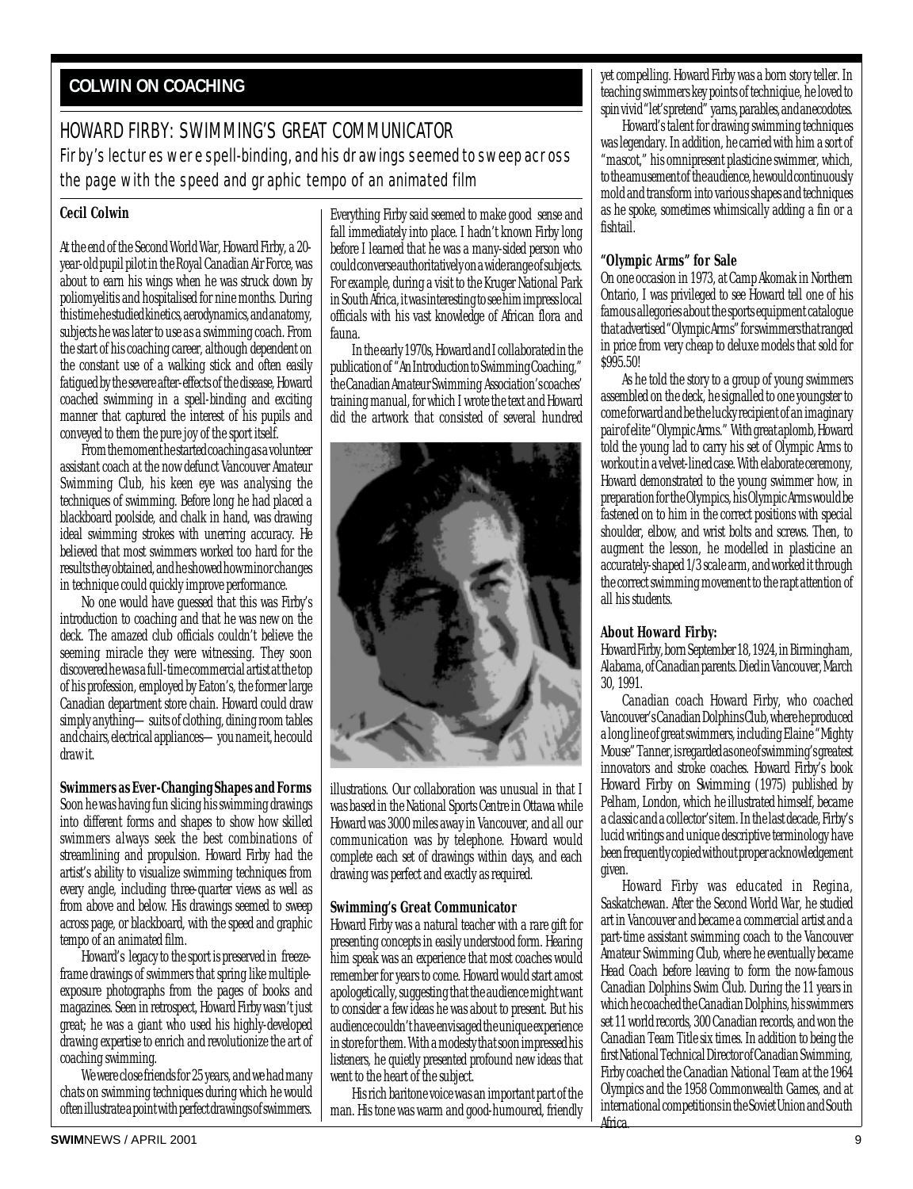## COLWIN ON COACHING

# HOWARD FIRBY: SWIMMING'S GREAT COMMUNICATOR

*Firby's lectures were spell-binding, and his drawings seemed to sweep across the page with the speed and graphic tempo of an animated film*

**Cecil Colwin**

At the end of the Second World War, Howard Firby, a 20-year-old pupil pilot in the Royal Canadian Air Force, was about to earn his wings when he was struck down by poliomyelitis and hospitalised for nine months. During this time he studied kinetics, aerodynamics, and anatomy, subjects he was later to use as a swimming coach. From the start of his coaching career, although dependent on the constant use of a walking stick and often easily fatigued by the severe after-effects of the disease, Howard coached swimming in a spell-binding and exciting manner that captured the interest of his pupils and conveyed to them the pure joy of the sport itself.

From the moment he started coaching as a volunteer assistant coach at the now defunct Vancouver Amateur Swimming Club, his keen eye was analysing the techniques of swimming. Before long he had placed a blackboard poolside, and chalk in hand, was drawing ideal swimming strokes with unerring accuracy. He believed that most swimmers worked too hard for the results they obtained, and he showed how minor changes in technique could quickly improve performance.

No one would have guessed that this was Firby's introduction to coaching and that he was new on the deck. The amazed club officials couldn't believe the seeming miracle they were witnessing. They soon discovered he was a full-time commercial artist at the top of his profession, employed by Eaton's, the former large Canadian department store chain. Howard could draw simply anything— suits of clothing, dining room tables and chairs, electrical appliances— you name it, he could draw it.

### Swimmers as Ever-Changing Shapes and Forms

Soon he was having fun slicing his swimming drawings into different forms and shapes to show how skilled swimmers always seek the best combinations of streamlining and propulsion. Howard Firby had the artist's ability to visualize swimming techniques from every angle, including three-quarter views as well as from above and below. His drawings seemed to sweep across page, or blackboard, with the speed and graphic tempo of an animated film.

Howard's legacy to the sport is preserved in freeze-frame drawings of swimmers that spring like multiple-exposure photographs from the pages of books and magazines. Seen in retrospect, Howard Firby wasn't just great; he was a giant who used his highly-developed drawing expertise to enrich and revolutionize the art of coaching swimming.

We were close friends for 25 years, and we had many chats on swimming techniques during which he would often illustrate a point with perfect drawings of swimmers. Everything Firby said seemed to make good sense and fall immediately into place. I hadn't known Firby long before I learned that he was a many-sided person who could converse authoritatively on a wide range of subjects. For example, during a visit to the Kruger National Park in South Africa, it was interesting to see him impress local officials with his vast knowledge of African flora and fauna.

In the early 1970s, Howard and I collaborated in the publication of "An Introduction to Swimming Coaching," the Canadian Amateur Swimming Association's coaches' training manual, for which I wrote the text and Howard did the artwork that consisted of several hundred illustrations. Our collaboration was unusual in that I was based in the National Sports Centre in Ottawa while Howard was 3000 miles away in Vancouver, and all our communication was by telephone. Howard would complete each set of drawings within days, and each drawing was perfect and exactly as required.

### Swimming's Great Communicator

Howard Firby was a natural teacher with a rare gift for presenting concepts in easily understood form. Hearing him speak was an experience that most coaches would remember for years to come. Howard would start amost apologetically, suggesting that the audience might want to consider a few ideas he was about to present. But his audience couldn't have envisaged the unique experience in store for them. With a modesty that soon impressed his listeners, he quietly presented profound new ideas that went to the heart of the subject.

His rich baritone voice was an important part of the man. His tone was warm and good-humoured, friendly yet compelling. Howard Firby was a born story teller. In teaching swimmers key points of technique, he loved to spin vivid "let's pretend" yarns, parables, and anecodotes.

Howard's talent for drawing swimming techniques was legendary. In addition, he carried with him a sort of "mascot," his omnipresent plasticine swimmer, which, to the amusement of the audience, he would continuously mold and transform into various shapes and techniques as he spoke, sometimes whimsically adding a fin or a fishtail.

### "Olympic Arms" for Sale

On one occasion in 1973, at Camp Akomak in Northern Ontario, I was privileged to see Howard tell one of his famous allegories about the sports equipment catalogue that advertised "Olympic Arms" for swimmers that ranged in price from very cheap to deluxe models that sold for $995.50!

As he told the story to a group of young swimmers assembled on the deck, he signalled to one youngster to come forward and be the lucky recipient of an imaginary pair of elite "Olympic Arms." With great aplomb, Howard told the young lad to carry his set of Olympic Arms to workout in a velvet-lined case. With elaborate ceremony, Howard demonstrated to the young swimmer how, in preparation for the Olympics, his Olympic Arms would be fastened on to him in the correct positions with special shoulder, elbow, and wrist bolts and screws. Then, to augment the lesson, he modelled in plasticine an accurately-shaped 1/3 scale arm, and worked it through the correct swimming movement to the rapt attention of all his students.

### About Howard Firby:

Howard Firby, born September 18, 1924, in Birmingham, Alabama, of Canadian parents. Died in Vancouver, March 30, 1991.

Canadian coach Howard Firby, who coached Vancouver's Canadian Dolphins Club, where he produced a long line of great swimmers, including Elaine "Mighty Mouse" Tanner, is regarded as one of swimming's greatest innovators and stroke coaches. Howard Firby's book *Howard Firby on Swimming* (1975) published by Pelham, London, which he illustrated himself, became a classic and a collector's item. In the last decade, Firby's lucid writings and unique descriptive terminology have been frequently copied without proper acknowledgement given.

Howard Firby was educated in Regina, Saskatchewan. After the Second World War, he studied art in Vancouver and became a commercial artist and a part-time assistant swimming coach to the Vancouver Amateur Swimming Club, where he eventually became Head Coach before leaving to form the now-famous Canadian Dolphins Swim Club. During the 11 years in which he coached the Canadian Dolphins, his swimmers set 11 world records, 300 Canadian records, and won the Canadian Team Title six times. In addition to being the first National Technical Director of Canadian Swimming, Firby coached the Canadian National Team at the 1964 Olympics and the 1958 Commonwealth Games, and at international competitions in the Soviet Union and South Africa.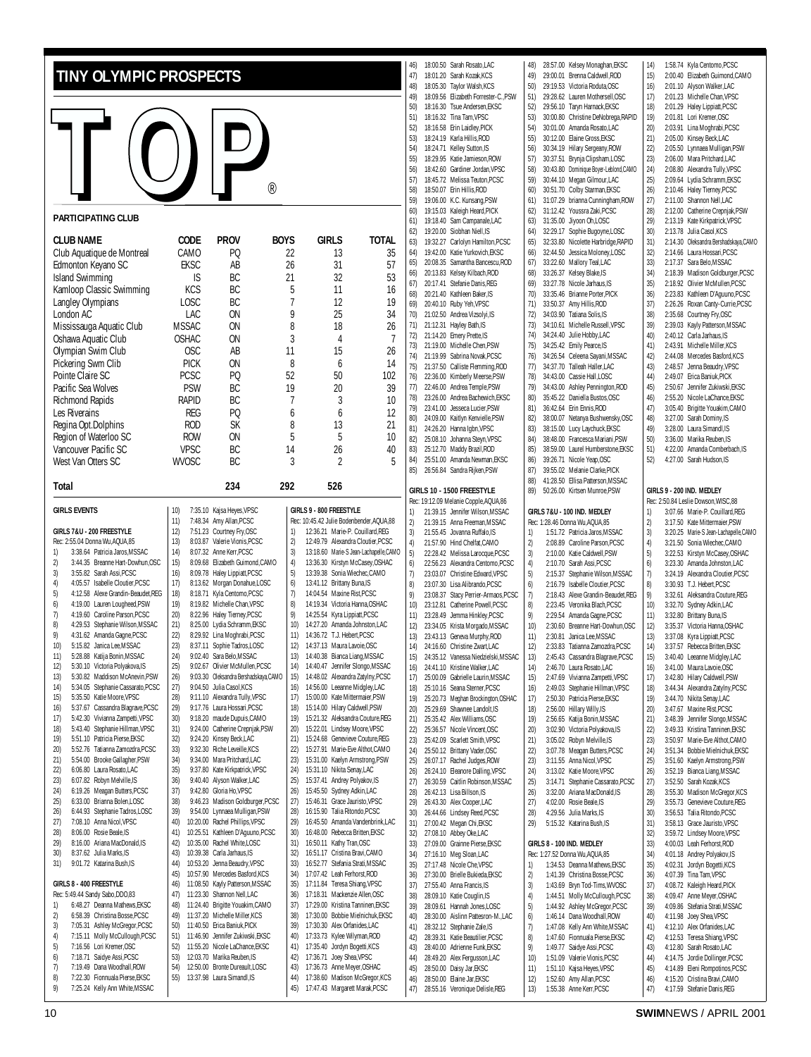# TINY OLYMPIC PROSPECTS

# TOP®

### PARTICIPATING CLUB

| CLUB NAME | CODE | PROV | BOYS | GIRLS | TOTAL |
|---|---|---|---|---|---|
| Club Aquatique de Montreal | CAMO | PQ | 22 | 13 | 35 |
| Edmonton Keyano SC | EKSC | AB | 26 | 31 | 57 |
| Island Swimming | IS | BC | 21 | 32 | 53 |
| Kamloop Classic Swimming | KCS | BC | 5 | 11 | 16 |
| Langley Olympians | LOSC | BC | 7 | 12 | 19 |
| London AC | LAC | ON | 9 | 25 | 34 |
| Mississauga Aquatic Club | MSSAC | ON | 8 | 18 | 26 |
| Oshawa Aquatic Club | OSHAC | ON | 3 | 4 | 7 |
| Olympian Swim Club | OSC | AB | 11 | 15 | 26 |
| Pickering Swm Clib | PICK | ON | 8 | 6 | 14 |
| Pointe Claire SC | PCSC | PQ | 52 | 50 | 102 |
| Pacific Sea Wolves | PSW | BC | 19 | 20 | 39 |
| Richmond Rapids | RAPID | BC | 7 | 3 | 10 |
| Les Riverains | REG | PQ | 6 | 6 | 12 |
| Regina Opt.Dolphins | ROD | SK | 8 | 13 | 21 |
| Region of Waterloo SC | ROW | ON | 5 | 5 | 10 |
| Vancouver Pacific SC | VPSC | BC | 14 | 26 | 40 |
| West Van Otters SC | WVOSC | BC | 3 | 2 | 5 |
| **Total** | | **234** | **292** | **526** | |

### GIRLS EVENTS

**GIRLS 7&U - 200 FREESTYLE**
Rec: 2:55.04 Donna Wu,AQUA,85

1) 3:38.64 Patricia Jaros,MSSAC
2) 3:44.35 Breanne Hart-Dowhun,OSC
3) 3:55.82 Sarah Assi,PCSC
4) 4:05.57 Isabelle Cloutier,PCSC
5) 4:12.58 Alexe Grandin-Beaudet,REG
6) 4:19.00 Lauren Lougheed,PSW
7) 4:19.60 Caroline Parson,PCSC
8) 4:29.53 Stephanie Wilson,MSSAC
9) 4:31.62 Amanda Gagne,PCSC
10) 5:15.82 Janica Lee,MSSAC
11) 5:28.88 Katija Bonin,MSSAC
12) 5:30.10 Victoria Polyakova,IS
13) 5:30.82 Maddison McAnevin,PSW
14) 5:34.05 Stephanie Cassarato,PCSC
15) 5:35.50 Katie Moore,VPSC
16) 5:37.67 Cassandra Blagrave,PCSC
17) 5:42.30 Vivianna Zampetti,VPSC
18) 5:43.40 Stephanie Hillman,VPSC
19) 5:51.10 Patricia Pierse,EKSC
20) 5:52.76 Tatianna Zamozdra,PCSC
21) 5:54.00 Brooke Gallagher,PSW
22) 6:06.80 Laura Rosato,LAC
23) 6:07.82 Robyn Melville,IS
24) 6:19.26 Meagan Butters,PCSC
25) 6:33.00 Brianna Bolen,LOSC
26) 6:44.93 Stephanie Tadros,LOSC
27) 7:08.10 Anna Nicol,VPSC
28) 8:06.00 Rosie Beale,IS
29) 8:16.00 Ariana MacDonald,IS
30) 8:37.62 Julia Marks,IS
31) 9:01.72 Katarina Bush,IS

**GIRLS 8 - 400 FREESTYLE**
Rec: 5:49.44 Sandy Sabo,DDO,83

1) 6:48.27 Deanna Mathews,EKSC
2) 6:58.39 Christina Bosse,PCSC
3) 7:05.31 Ashley McGregor,PCSC
4) 7:15.11 Molly McCullough,PCSC
5) 7:16.56 Lori Kremer,OSC
6) 7:18.71 Saidye Assi,PCSC
7) 7:19.49 Dana Woodhall,ROW
8) 7:22.30 Fionnuala Pierse,EKSC
9) 7:25.24 Kelly Ann White,MSSAC
10) 7:35.10 Kajsa Heyes,VPSC
11) 7:48.34 Amy Allan,PCSC
12) 7:51.23 Courtney Fry,OSC
13) 8:03.87 Valerie Vionis,PCSC
14) 8:07.32 Anne Kerr,PCSC
15) 8:09.68 Elizabeth Guimond,CAMO
16) 8:09.78 Haley Lippiatt,PCSC
17) 8:13.62 Morgan Donahue,LOSC
18) 8:18.71 Kyla Centomo,PCSC
19) 8:19.82 Michelle Chan,VPSC
20) 8:22.96 Haley Tierney,PCSC
21) 8:25.00 Lydia Schramm,EKSC
22) 8:29.92 Lina Moghrabi,PCSC
23) 8:37.11 Sophie Tadros,LOSC
24) 9:02.40 Sara Belo,MSSAC
25) 9:02.67 Olivier McMullen,PCSC
26) 9:03.30 Oleksandra Bershadskaya,CAMO
27) 9:04.50 Julia Casol,KCS
28) 9:11.10 Alexandra Tully,VPSC
29) 9:17.76 Laura Hossari,PCSC
30) 9:18.20 maude Dupuis,CAMO
31) 9:24.00 Catherine Crepnjak,PSW
32) 9:24.20 Kinsey Beck,LAC
33) 9:32.30 Riche Leveille,KCS
34) 9:34.00 Mara Pritchard,LAC
35) 9:37.80 Kate Kirkpatrick,VPSC
36) 9:40.40 Alyson Walker,LAC
37) 9:42.80 Gloria Ho,VPSC
38) 9:46.23 Madison Goldburger,PCSC
39) 9:54.00 Lynnaea Mulligan,PSW
40) 10:20.00 Rachel Phillips,VPSC
41) 10:25.51 Kathleen D'Aguuno,PCSC
42) 10:35.00 Rachel White,LOSC
43) 10:39.38 Carla Jarhaus,IS
44) 10:53.20 Jenna Beaudry,VPSC
45) 10:57.90 Mercedes Basford,KCS
46) 11:08.50 Kayly Patterson,MSSAC
47) 11:23.30 Shannon Nell,LAC
48) 11:24.40 Brigitte Youakim,CAMO
49) 11:37.20 Michelle Miller,KCS
50) 11:40.50 Erica Baniuk,PICK
51) 11:46.90 Jennifer Zukiwski,EKSC
52) 11:55.20 Nicole LaChance,EKSC
53) 12:03.70 Marika Reuben,IS
54) 12:50.00 Bronte Dureault,LOSC
55) 13:37.98 Laura Simandl,IS

**GIRLS 9 - 800 FREESTYLE**
Rec: 10:45.42 Julie Bodenbender,AQUA,88

1) 12:36.21 Marie-P. Couillard,REG
2) 12:49.79 Alexandra Cloutier,PCSC
3) 13:18.60 Marie-S Jean-Lachapelle,CAMO
4) 13:36.30 Kirstyn McCasey,OSHAC
5) 13:39.38 Sonia Wiechec,CAMO
6) 13:41.12 Brittany Buna,IS
7) 14:04.54 Maxine Rist,PCSC
8) 14:19.34 Victoria Hanna,OSHAC
9) 14:25.54 Kyra Lippiatt,PCSC
10) 14:27.20 Amanda Johnston,LAC
11) 14:36.72 T.J. Hebert,PCSC
12) 14:37.13 Maura Lavoie,OSC
13) 14:40.38 Bianca Liang,MSSAC
14) 14:40.47 Jennifer Slongo,MSSAC
15) 14:48.02 Alexandra Zatylny,PCSC
16) 14:56.00 Leeanne Midgley,LAC
17) 15:00.00 Kate Mittermaier,PSW
18) 15:14.00 Hilary Caldwell,PSW
19) 15:21.32 Aleksandra Couture,REG
20) 15:22.01 Lindsey Moore,VPSC
21) 15:24.68 Genevieve Couture,REG
22) 15:27.91 Marie-Eve Althot,CAMO
23) 15:31.00 Kaelyn Armstrong,PSW
24) 15:31.10 Nikita Senay,LAC
25) 15:37.41 Andrey Polyakov,IS
26) 15:45.50 Sydney Adkin,LAC
27) 15:46.31 Grace Jauristo,VPSC
28) 16:15.90 Talia Ritondo,PCSC
29) 16:45.50 Amanda Vandenbrink,LAC
30) 16:48.00 Rebecca Britten,EKSC
31) 16:50.11 Kathy Tran,OSC
32) 16:51.17 Cristina Bravi,CAMO
33) 16:52.77 Stefania Strati,MSSAC
34) 17:07.42 Leah Ferhorst,ROD
35) 17:11.84 Teresa Shiang,VPSC
36) 17:18.31 Mackenzie Allen,OSC
37) 17:29.00 Kristina Tanninen,EKSC
38) 17:30.00 Bobbie Mielnichuk,EKSC
39) 17:30.30 Alex Orfanides,LAC
40) 17:33.73 Kylee Wilyman,ROD
41) 17:35.40 Jordyn Bogetti,KCS
42) 17:36.71 Joey Shea,VPSC
43) 17:36.73 Anne Meyer,OSHAC
44) 17:38.60 Madison McGregor,KCS
45) 17:47.43 Margarett Marak,PCSC
46) 18:00.50 Sarah Rosato,LAC
47) 18:01.20 Sarah Kozak,KCS
48) 18:05.30 Taylor Walsh,KCS
49) 18:09.56 Elizabeth Forrester-C.,PSW
50) 18:16.30 Tsue Andersen,EKSC
51) 18:16.32 Tina Tam,VPSC
52) 18:16.58 Erin Laidley,PICK
53) 18:24.19 Karla Hillis,ROD
54) 18:24.71 Kelley Sutton,IS
55) 18:29.95 Katie Jamieson,ROW
56) 18:42.60 Gardiner Jordan,VPSC
57) 18:45.72 Melissa Teuton,PCSC
58) 18:50.07 Erin Hillis,ROD
59) 19:06.00 K.C. Kunsang,PSW
60) 19:15.03 Kaleigh Heard,PICK
61) 19:18.40 Sam Campanale,LAC
62) 19:20.00 Siobhan Niell,IS
63) 19:32.27 Carlolyn Hamilton,PCSC
64) 19:42.00 Katie Yurkovich,EKSC
65) 20:08.35 Samantha Bancescu,ROD
66) 20:13.83 Kelsey Kilbach,ROD
67) 20:17.41 Stefanie Danis,REG
68) 20:21.40 Kathleen Baker,IS
69) 20:40.10 Ruby Yeh,VPSC
70) 21:02.50 Andrea Vizsolyi,IS
71) 21:12.31 Hayley Bath,IS
72) 21:14.20 Emery Prette,IS
73) 21:19.00 Michelle Chen,PSW
74) 21:19.99 Sabrina Novak,PCSC
75) 21:37.50 Calliste Flemming,ROD
76) 22:36.00 Kimberly Meerse,PSW
77) 22:46.00 Andrea Temple,PSW
78) 23:26.00 Andrea Bachewich,EKSC
79) 23:41.00 Jesseca Lucier,PSW
80) 24:09.00 Kaitlyn Kenvielle,PSW
81) 24:26.20 Hanna Igbn,VPSC
82) 25:08.10 Johanna Steyn,VPSC
83) 25:12.70 Maddy Brazil,ROD
84) 25:51.00 Amanda Newman,EKSC
85) 26:56.84 Sandra Rijken,PSW

**GIRLS 10 - 1500 FREESTYLE**
Rec: 19:12.09 Melanie Copple,AQUA,86

1) 21:39.15 Jennifer Wilson,MSSAC
2) 21:39.15 Anna Freeman,MSSAC
3) 21:55.45 Jovanna Ruffalo,IS
4) 21:57.90 Hind Chelfat,CAMO
5) 22:28.42 Melissa Larocque,PCSC
6) 22:56.23 Alexandra Centomo,PCSC
7) 23:03.07 Christine Edward,VPSC
8) 23:07.30 Lisa Alibrando,PCSC
9) 23:08.37 Stacy Perrier-Armaos,PCSC
10) 23:12.81 Catherine Powell,PCSC
11) 23:28.49 Jemma Hinkley,PCSC
12) 23:34.05 Krista Morgado,MSSAC
13) 23:43.13 Geneva Murphy,ROD
14) 24:16.60 Christine Zwart,LAC
15) 24:35.12 Vanessa Niedzielski,MSSAC
16) 24:41.10 Kristine Walker,LAC
17) 25:00.09 Gabrielle Laurin,MSSAC
18) 25:10.16 Seana Sterner,PCSC
19) 25:20.73 Meghan Brockington,OSHAC
20) 25:29.69 Shawnee Landolt,IS
21) 25:35.42 Alex Williams,OSC
22) 25:36.57 Nicole Vincent,OSC
23) 25:42.09 Scarlett Smith,VPSC
24) 25:50.12 Brittany Vader,OSC
25) 26:07.17 Rachel Judges,ROW
26) 26:24.10 Eleanore Dalling,VPSC
27) 26:30.59 Caitlin Robinson,MSSAC
28) 26:42.13 Lisa Billson,IS
29) 26:43.30 Alex Cooper,LAC
30) 26:44.66 Lindsey Reed,PCSC
31) 27:00.42 Megan Chi,EKSC
32) 27:08.10 Abbey Oke,LAC
33) 27:09.00 Grainne Pierse,EKSC
34) 27:16.10 Meg Sloan,LAC
35) 27:17.48 Nicole Che,VPSC
36) 27:30.00 Brielle Bukieda,EKSC
37) 27:55.40 Anna Francis,IS
38) 28:09.10 Katie Couglin,IS
39) 28:09.61 Hannah Jones,LOSC
40) 28:30.00 Aislinn Patterson-M.,LAC
41) 28:32.12 Stephanie Zale,IS
42) 28:39.31 Katie Beautilier,PCSC
43) 28:40.00 Adrienne Funk,EKSC
44) 28:49.20 Alex Fergusson,LAC
45) 28:50.00 Daisy Jar,EKSC
46) 28:50.00 Elaine Jar,EKSC
47) 28:55.16 Veronique Delisle,REG
48) 28:57.00 Kelsey Monaghan,EKSC
49) 29:00.01 Brenna Caldwell,ROD
50) 29:19.53 Victoria Roduta,OSC
51) 29:28.62 Lauren Mothersell,OSC
52) 29:56.10 Taryn Harnack,EKSC
53) 30:00.80 Christine DeNobrega,RAPID
54) 30:01.00 Amanda Rosato,LAC
55) 30:12.00 Elaine Gross,EKSC
56) 30:34.19 Hilary Sergeany,ROW
57) 30:37.51 Brynja Clipsham,LOSC
58) 30:43.80 Dominique Boyer-Leblond,CAMO
59) 30:44.10 Megan Gilmour,LAC
60) 30:51.70 Colby Starman,EKSC
61) 31:07.29 brianna Cunningham,ROW
62) 31:12.42 Youssra Zaki,PCSC
63) 31:35.00 Jiyoon Oh,LOSC
64) 32:29.17 Sophie Bugoyne,LOSC
65) 32:33.80 Nicolette Harbridge,RAPID
66) 32:44.50 Jessica Moloney,LOSC
67) 33:22.60 Mallory Teal,LAC
68) 33:26.37 Kelsey Blake,IS
69) 33:27.78 Nicole Jarhaus,IS
70) 33:35.46 Brianne Porter,PICK
71) 33:50.37 Amy Hillis,ROD
72) 34:03.90 Tatiana Solis,IS
73) 34:10.61 Michelle Russell,VPSC
74) 34:24.40 Julie Hobby,LAC
75) 34:25.42 Emily Pearce,IS
76) 34:26.54 Celeena Sayani,MSSAC
77) 34:37.70 Talleah Haller,LAC
78) 34:43.00 Cassie Hall,LOSC
79) 34:43.00 Ashley Pennington,ROD
80) 35:45.22 Daniella Bustos,OSC
81) 36:42.64 Erin Ennis,ROD
82) 38:00.07 Netanya Bushwensky,OSC
83) 38:15.00 Lucy Laychuck,EKSC
84) 38:48.00 Francesca Mariani,PSW
85) 38:59.00 Laurel Humberstone,EKSC
86) 39:26.71 Nicole Yeap,OSC
87) 39:55.02 Melanie Clarke,PICK
88) 41:28.50 Ellisa Patterson,MSSAC
89) 50:26.00 Kirtsen Munroe,PSW

**GIRLS 7&U - 100 IND. MEDLEY**
Rec: 1:28.46 Donna Wu,AQUA,85

1) 1:51.72 Patricia Jaros,MSSAC
2) 2:08.89 Caroline Parson,PCSC
3) 2:10.00 Katie Caldwell,PSW
4) 2:10.70 Sarah Assi,PCSC
5) 2:15.37 Stephanie Wilson,MSSAC
6) 2:16.79 Isabelle Cloutier,PCSC
7) 2:18.43 Alexe Grandin-Beaudet,REG
8) 2:23.45 Veronika Blach,PCSC
9) 2:29.54 Amanda Gagne,PCSC
10) 2:30.60 Breanne Hart-Dowhun,OSC
11) 2:30.81 Janica Lee,MSSAC
12) 2:33.83 Tatianna Zamozdra,PCSC
13) 2:45.43 Cassandra Blagrave,PCSC
14) 2:46.70 Laura Rosato,LAC
15) 2:47.69 Vivianna Zampetti,VPSC
16) 2:49.03 Stephanie Hillman,VPSC
17) 2:50.30 Patricia Pierse,EKSC
18) 2:56.00 Hillary Willy,IS
19) 2:56.65 Katija Bonin,MSSAC
20) 3:02.90 Victoria Polyakova,IS
21) 3:05.02 Robyn Melville,IS
22) 3:07.78 Meagan Butters,PCSC
23) 3:11.55 Anna Nicol,VPSC
24) 3:13.02 Katie Moore,VPSC
25) 3:14.71 Stephanie Cassarato,PCSC
26) 3:32.00 Ariana MacDonald,IS
27) 4:02.00 Rosie Beale,IS
28) 4:29.56 Julia Marks,IS
29) 5:15.32 Katarina Bush,IS

**GIRLS 8 - 100 IND. MEDLEY**
Rec: 1:27.52 Donna Wu,AQUA,85

1) 1:34.53 Deanna Mathews,EKSC
2) 1:41.39 Christina Bosse,PCSC
3) 1:43.69 Bryn Tod-Tims,WVOSC
4) 1:44.51 Molly McCullough,PCSC
5) 1:44.92 Ashley McGregor,PCSC
6) 1:46.14 Dana Woodhall,ROW
7) 1:47.08 Kelly Ann White,MSSAC
8) 1:47.60 Fionnuala Pierse,EKSC
9) 1:49.77 Saidye Assi,PCSC
10) 1:51.09 Valerie Vionis,PCSC
11) 1:51.10 Kajsa Heyes,VPSC
12) 1:52.60 Amy Allan,PCSC
13) 1:55.38 Anne Kerr,PCSC
14) 1:58.74 Kyla Centomo,PCSC
15) 2:00.40 Elizabeth Guimond,CAMO
16) 2:01.10 Alyson Walker,LAC
17) 2:01.23 Michelle Chan,VPSC
18) 2:01.29 Haley Lippiatt,PCSC
19) 2:01.81 Lori Kremer,OSC
20) 2:03.91 Lina Moghrabi,PCSC
21) 2:05.00 Kinsey Beck,LAC
22) 2:05.50 Lynnaea Mulligan,PSW
23) 2:06.00 Mara Pritchard,LAC
24) 2:08.80 Alexandra Tully,VPSC
25) 2:09.64 Lydia Schramm,EKSC
26) 2:10.46 Haley Tierney,PCSC
27) 2:11.00 Shannon Nell,LAC
28) 2:12.00 Catherine Crepnjak,PSW
29) 2:13.19 Kate Kirkpatrick,VPSC
30) 2:13.78 Julia Casol,KCS
31) 2:14.30 Oleksandra Bershadskaya,CAMO
32) 2:14.66 Laura Hossari,PCSC
33) 2:17.37 Sara Belo,MSSAC
34) 2:18.39 Madison Goldburger,PCSC
35) 2:18.92 Olivier McMullen,PCSC
36) 2:23.83 Kathleen D'Aguuno,PCSC
37) 2:26.26 Roxan Canty-Currie,PCSC
38) 2:35.68 Courtney Fry,OSC
39) 2:39.03 Kayly Patterson,MSSAC
40) 2:40.12 Carla Jarhaus,IS
41) 2:43.91 Michelle Miller,KCS
42) 2:44.08 Mercedes Basford,KCS
43) 2:48.57 Jenna Beaudry,VPSC
44) 2:49.07 Erica Baniuk,PICK
45) 2:50.67 Jennifer Zukiwski,EKSC
46) 2:55.20 Nicole LaChance,EKSC
47) 3:05.40 Brigitte Youakim,CAMO
48) 3:27.00 Sarah Dominy,IS
49) 3:28.00 Laura Simandl,IS
50) 3:36.00 Marika Reuben,IS
51) 4:22.00 Amanda Comberbach,IS
52) 4:27.00 Sarah Hudson,IS

**GIRLS 9 - 200 IND. MEDLEY**
Rec: 2:50.84 Leslie Dowson,WISC,88

1) 3:07.66 Marie-P. Couillard,REG
2) 3:17.50 Kate Mittermaier,PSW
3) 3:20.25 Marie-S Jean-Lachapelle,CAMO
4) 3:21.50 Sonia Wiechec,CAMO
5) 3:22.53 Kirstyn McCasey,OSHAC
6) 3:23.30 Amanda Johnston,LAC
7) 3:24.19 Alexandra Cloutier,PCSC
8) 3:30.93 T.J. Hebert,PCSC
9) 3:32.61 Aleksandra Couture,REG
10) 3:32.70 Sydney Adkin,LAC
11) 3:32.80 Brittany Buna,IS
12) 3:35.37 Victoria Hanna,OSHAC
13) 3:37.08 Kyra Lippiatt,PCSC
14) 3:37.57 Rebecca Britten,EKSC
15) 3:40.40 Leeanne Midgley,LAC
16) 3:41.00 Maura Lavoie,OSC
17) 3:42.80 Hilary Caldwell,PSW
18) 3:44.34 Alexandra Zatylny,PCSC
19) 3:44.70 Nikita Senay,LAC
20) 3:47.67 Maxine Rist,PCSC
21) 3:48.39 Jennifer Slongo,MSSAC
22) 3:49.33 Kristina Tanninen,EKSC
23) 3:50.97 Marie-Eve Althot,CAMO
24) 3:51.34 Bobbie Mielnichuk,EKSC
25) 3:51.60 Kaelyn Armstrong,PSW
26) 3:52.19 Bianca Liang,MSSAC
27) 3:52.50 Sarah Kozak,KCS
28) 3:55.30 Madison McGregor,KCS
29) 3:55.73 Genevieve Couture,REG
30) 3:56.53 Talia Ritondo,PCSC
31) 3:58.13 Grace Jauristo,VPSC
32) 3:59.72 Lindsey Moore,VPSC
33) 4:00.03 Leah Ferhorst,ROD
34) 4:01.18 Andrey Polyakov,IS
35) 4:02.31 Jordyn Bogetti,KCS
36) 4:07.39 Tina Tam,VPSC
37) 4:08.72 Kaleigh Heard,PICK
38) 4:09.47 Anne Meyer,OSHAC
39) 4:09.86 Stefania Strati,MSSAC
40) 4:11.98 Joey Shea,VPSC
41) 4:12.10 Alex Orfanides,LAC
42) 4:12.53 Teresa Shiang,VPSC
43) 4:12.80 Sarah Rosato,LAC
44) 4:14.75 Jordie Dollinger,PCSC
45) 4:14.89 Eleni Rompotinos,PCSC
46) 4:15.20 Cristina Bravi,CAMO
47) 4:17.59 Stefanie Danis,REG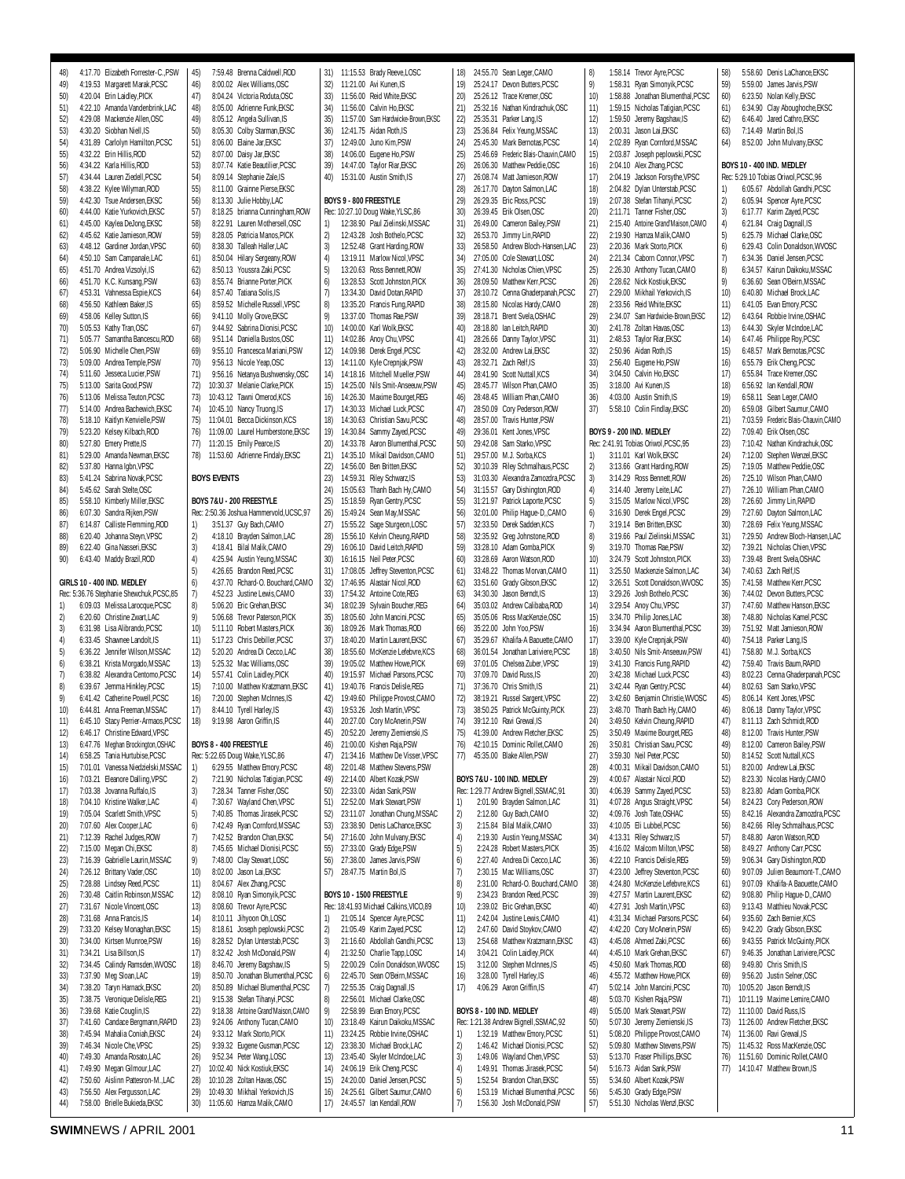48) 4:17.70 Elizabeth Forrester-C.,PSW
49) 4:19.53 Margarett Marak,PCSC
50) 4:20.04 Erin Laidley,PICK
51) 4:22.10 Amanda Vandenbrink,LAC
52) 4:29.08 Mackenzie Allen,OSC
53) 4:30.20 Siobhan Niell,IS
54) 4:31.89 Carlolyn Hamilton,PCSC
55) 4:32.22 Erin Hillis,ROD
56) 4:34.22 Karla Hillis,ROD
57) 4:34.44 Lauren Ziedell,PCSC
58) 4:38.22 Kylee Wilyman,ROD
59) 4:42.30 Tsue Andersen,EKSC
60) 4:44.00 Katie Yurkovich,EKSC
61) 4:45.00 Kaylea DeJong,EKSC
62) 4:45.62 Katie Jamieson,ROW
63) 4:48.12 Gardiner Jordan,VPSC
64) 4:50.10 Sam Campanale,LAC
65) 4:51.70 Andrea Vizsolyi,IS
66) 4:51.70 K.C. Kunsang,PSW
67) 4:53.31 Vahnessa Espie,KCS
68) 4:56.50 Kathleen Baker,IS
69) 4:58.06 Kelley Sutton,IS
70) 5:05.53 Kathy Tran,OSC
71) 5:05.77 Samantha Bancescu,ROD
72) 5:06.90 Michelle Chen,PSW
73) 5:09.00 Andrea Temple,PSW
74) 5:11.60 Jesseca Lucier,PSW
75) 5:13.00 Sarita Good,PSW
76) 5:13.06 Melissa Teuton,PCSC
77) 5:14.00 Andrea Bachewich,EKSC
78) 5:18.10 Kaitlyn Kenvielle,PSW
79) 5:23.20 Kelsey Kilbach,ROD
80) 5:27.80 Emery Prette,IS
81) 5:29.00 Amanda Newman,EKSC
82) 5:37.80 Hanna Igbn,VPSC
83) 5:41.24 Sabrina Novak,PCSC
84) 5:45.62 Sarah Stelte,OSC
85) 5:58.10 Kimberly Miller,EKSC
86) 6:07.30 Sandra Rijken,PSW
87) 6:14.87 Calliste Flemming,ROD
88) 6:20.40 Johanna Steyn,VPSC
89) 6:22.40 Gina Nasseri,EKSC
90) 6:43.40 Maddy Brazil,ROD

**GIRLS 10 - 400 IND. MEDLEY**
Rec: 5:36.76 Stephanie Shewchuk,PCSC,85
1) 6:09.03 Melissa Larocque,PCSC
2) 6:20.60 Christine Zwart,LAC
3) 6:31.98 Lisa Alibrando,PCSC
4) 6:33.45 Shawnee Landolt,IS
5) 6:36.22 Jennifer Wilson,MSSAC
6) 6:38.21 Krista Morgado,MSSAC
7) 6:38.82 Alexandra Centomo,PCSC
8) 6:39.67 Jemma Hinkley,PCSC
9) 6:41.42 Catherine Powell,PCSC
10) 6:44.81 Anna Freeman,MSSAC
11) 6:45.10 Stacy Perrier-Armaos,PCSC
12) 6:46.17 Christine Edward,VPSC
13) 6:47.76 Meghan Brockington,OSHAC
14) 6:58.25 Tania Hurtubise,PCSC
15) 7:01.01 Vanessa Niedzielski,MSSAC
16) 7:03.21 Eleanore Dalling,VPSC
17) 7:03.38 Jovanna Ruffalo,IS
18) 7:04.10 Kristine Walker,LAC
19) 7:05.04 Scarlett Smith,VPSC
20) 7:07.60 Alex Cooper,LAC
21) 7:12.39 Rachel Judges,ROW
22) 7:15.00 Megan Chi,EKSC
23) 7:16.39 Gabrielle Laurin,MSSAC
24) 7:26.12 Brittany Vader,OSC
25) 7:28.88 Lindsey Reed,PCSC
26) 7:30.48 Caitlin Robinson,MSSAC
27) 7:31.67 Nicole Vincent,OSC
28) 7:31.68 Anna Francis,IS
29) 7:33.20 Kelsey Monaghan,EKSC
30) 7:34.00 Kirtsen Munroe,PSW
31) 7:34.21 Lisa Billson,IS
32) 7:34.45 Calindy Ramsden,WVOSC
33) 7:37.90 Meg Sloan,LAC
34) 7:38.20 Taryn Harnack,EKSC
35) 7:38.75 Veronique Delisle,REG
36) 7:39.68 Katie Couglin,IS
37) 7:41.60 Candace Bergmann,RAPID
38) 7:45.94 Mahalia Coniah,EKSC
39) 7:46.34 Nicole Che,VPSC
40) 7:49.30 Amanda Rosato,LAC
41) 7:49.90 Megan Gilmour,LAC
42) 7:50.60 Aislinn Patteson-M.,LAC
43) 7:56.50 Alex Fergusson,LAC
44) 7:58.00 Brielle Bukieda,EKSC
45) 7:59.48 Brenna Caldwell,ROD
46) 8:00.02 Alex Williams,OSC
47) 8:04.24 Victoria Roduta,OSC
48) 8:05.00 Adrienne Funk,EKSC
49) 8:05.12 Angela Sullivan,IS
50) 8:05.30 Colby Starman,EKSC
51) 8:06.00 Elaine Jar,EKSC
52) 8:07.00 Daisy Jar,EKSC
53) 8:07.74 Katie Beautilier,PCSC
54) 8:09.14 Stephanie Zale,IS
55) 8:11.00 Grainne Pierse,EKSC
56) 8:13.30 Julie Hobby,LAC
57) 8:18.25 brianna Cunningham,ROW
58) 8:22.91 Lauren Mothersell,OSC
59) 8:28.05 Patricia Manos,PICK
60) 8:38.30 Talleah Haller,LAC
61) 8:50.04 Hilary Sergeany,ROW
62) 8:50.13 Youssra Zaki,PCSC
63) 8:55.74 Brianne Porter,PICK
64) 8:57.40 Tatiana Solis,IS
65) 8:59.52 Michelle Russell,VPSC
66) 9:41.10 Molly Grove,EKSC
67) 9:44.92 Sabrina Dionisi,PCSC
68) 9:51.14 Daniella Bustos,OSC
69) 9:55.10 Francesca Mariani,PSW
70) 9:56.13 Nicole Yeap,OSC
71) 9:56.16 Netanya Bushwensky,OSC
72) 10:30.37 Melanie Clarke,PICK
73) 10:43.12 Tawni Omerod,KCS
74) 10:45.10 Nancy Truong,IS
75) 11:04.01 Becca Dickinson,KCS
76) 11:09.00 Laurel Humberstone,EKSC
77) 11:20.15 Emily Pearce,IS
78) 11:53.60 Adrienne Findaly,EKSC

## BOYS EVENTS

**BOYS 7&U - 200 FREESTYLE**
Rec: 2:50.36 Joshua Hammervold,UCSC,97
1) 3:51.37 Guy Bach,CAMO
2) 4:18.10 Brayden Salmon,LAC
3) 4:18.41 Bilal Malik,CAMO
4) 4:25.94 Austin Yeung,MSSAC
5) 4:26.65 Brandon Reed,PCSC
6) 4:37.70 Rchard-O. Bouchard,CAMO
7) 4:52.23 Justine Lewis,CAMO
8) 5:06.20 Eric Grehan,EKSC
9) 5:06.68 Trevor Paterson,PICK
10) 5:11.10 Robert Masters,PICK
11) 5:17.23 Chris Debiller,PCSC
12) 5:20.20 Andrea Di Cecco,LAC
13) 5:25.32 Mac Williams,OSC
14) 5:57.41 Colin Laidley,PICK
15) 7:10.00 Matthew Kratzmann,EKSC
16) 7:20.00 Stephen McInnes,IS
17) 8:44.10 Tyrell Harley,IS
18) 9:19.98 Aaron Griffin,IS

**BOYS 8 - 400 FREESTYLE**
Rec: 5:22.65 Doug Wake,YLSC,86
1) 6:29.55 Matthew Emory,PCSC
2) 7:21.90 Nicholas Tatigian,PCSC
3) 7:28.34 Tanner Fisher,OSC
4) 7:30.67 Wayland Chen,VPSC
5) 7:40.85 Thomas Jirasek,PCSC
6) 7:42.49 Ryan Cornford,MSSAC
7) 7:42.52 Brandon Chan,EKSC
8) 7:45.65 Michael Dionisi,PCSC
9) 7:48.00 Clay Stewart,LOSC
10) 8:02.00 Jason Lai,EKSC
11) 8:04.67 Alex Zhang,PCSC
12) 8:08.10 Ryan Simonyik,PCSC
13) 8:08.60 Trevor Ayre,PCSC
14) 8:10.11 Jihyoon Oh,LOSC
15) 8:18.61 Joseph peplowski,PCSC
16) 8:28.52 Dylan Unterstab,PCSC
17) 8:32.42 Josh McDonald,PSW
18) 8:46.70 Jeremy Bagshaw,IS
19) 8:50.70 Jonathan Blumenthal,PCSC
20) 8:50.89 Michael Blumenthal,PCSC
21) 9:15.38 Stefan Tihanyi,PCSC
22) 9:18.38 Antoine Grand'Maison,CAMO
23) 9:24.06 Anthony Tucan,CAMO
24) 9:33.12 Mark Storto,PICK
25) 9:39.32 Eugene Gusman,PCSC
26) 9:52.34 Peter Wang,LOSC
27) 10:02.40 Nick Kostiuk,EKSC
28) 10:10.28 Zoltan Havas,OSC
29) 10:49.30 Mikhail Yerkovich,IS
30) 11:05.60 Hamza Malik,CAMO
31) 11:15.53 Brady Reeve,LOSC
32) 11:21.00 Avi Kunen,IS
33) 11:56.00 Reid White,EKSC
34) 11:56.00 Calvin Ho,EKSC
35) 11:57.00 Sam Hardwicke-Brown,EKSC
36) 12:41.75 Aidan Roth,IS
37) 12:49.00 Juno Kim,PSW
38) 14:06.00 Eugene Ho,PSW
39) 14:47.00 Taylor Riar,EKSC
40) 15:31.00 Austin Smith,IS

**BOYS 9 - 800 FREESTYLE**
Rec: 10:27.10 Doug Wake,YLSC,86
1) 12:38.90 Paul Zielinski,MSSAC
2) 12:43.28 Josh Bothelo,PCSC
3) 12:52.48 Grant Harding,ROW
4) 13:19.11 Marlow Nicol,VPSC
5) 13:20.63 Ross Bennett,ROW
6) 13:28.53 Scott Johnston,PICK
7) 13:34.30 David Dotan,RAPID
8) 13:35.20 Francis Fung,RAPID
9) 13:37.00 Thomas Rae,PSW
10) 14:00.00 Karl Wolk,EKSC
11) 14:02.86 Anoy Chu,VPSC
12) 14:09.98 Derek Engel,PCSC
13) 14:11.00 Kyle Crepnjak,PSW
14) 14:18.16 Mitchell Mueller,PSW
15) 14:25.00 Nils Smit-Anseeuw,PSW
16) 14:26.30 Maxime Bourget,REG
17) 14:30.33 Michael Luck,PCSC
18) 14:30.63 Christian Savu,PCSC
19) 14:30.84 Sammy Zayed,PCSC
20) 14:33.78 Aaron Blumenthal,PCSC
21) 14:35.10 Mikail Davidson,CAMO
22) 14:56.00 Ben Britten,EKSC
23) 14:59.31 Riley Schwarz,IS
24) 15:05.63 Thanh Bach Hy,CAMO
25) 15:18.59 Ryan Gentry,PCSC
26) 15:49.24 Sean May,MSSAC
27) 15:55.22 Sage Sturgeon,LOSC
28) 15:56.10 Kelvin Cheung,RAPID
29) 16:06.10 David Leitch,RAPID
30) 16:16.15 Neil Peter,PCSC
31) 17:08.05 Jeffrey Steventon,PCSC
32) 17:46.95 Alastair Nicol,ROD
33) 17:54.32 Antoine Cote,REG
34) 18:02.39 Sylvain Boucher,REG
35) 18:05.60 John Mancini,PCSC
36) 18:09.26 Mark Thomas,ROD
37) 18:40.20 Martin Laurent,EKSC
38) 18:55.60 McKenzie Lefebvre,KCS
39) 19:05.02 Matthew Howe,PICK
40) 19:15.97 Michael Parsons,PCSC
41) 19:40.76 Francis Delisle,REG
42) 19:49.60 Philippe Provost,CAMO
43) 19:53.26 Josh Martin,VPSC
44) 20:27.00 Cory McAnerin,PSW
45) 20:52.20 Jeremy Ziemienski,IS
46) 21:00.00 Kishen Raja,PSW
47) 21:34.16 Matthew De Visser,VPSC
48) 22:01.48 Matthew Stevens,PSW
49) 22:14.00 Albert Kozak,PSW
50) 22:33.00 Aidan Sank,PSW
51) 22:52.00 Mark Stewart,PSW
52) 23:11.07 Jonathan Chung,MSSAC
53) 23:38.90 Denis LaChance,EKSC
54) 27:16.00 John Mulvany,EKSC
55) 27:33.00 Grady Edge,PSW
56) 27:38.00 James Jarvis,PSW
57) 28:47.75 Martin Bol,IS

**BOYS 10 - 1500 FREESTYLE**
Rec: 18:41.93 Michael Calkins,VICO,89
1) 21:05.14 Spencer Ayre,PCSC
2) 21:05.49 Karim Zayed,PCSC
3) 21:16.60 Abdollah Gandhi,PCSC
4) 21:32.50 Charlie Tapp,LOSC
5) 22:00.29 Colin Donaldson,WVOSC
6) 22:45.70 Sean O'Beirn,MSSAC
7) 22:55.35 Craig Dagnall,IS
8) 22:56.01 Michael Clarke,OSC
9) 22:58.99 Evan Emory,PCSC
10) 23:18.49 Kairun Daikoku,MSSAC
11) 23:24.25 Robbie Irvine,OSHAC
12) 23:38.30 Michael Brock,LAC
13) 23:45.40 Skyler McIndoe,LAC
14) 24:06.19 Erik Cheng,PCSC
15) 24:20.00 Daniel Jensen,PCSC
16) 24:25.61 Gilbert Saumur,CAMO
17) 24:45.57 Ian Kendall,ROW
18) 24:55.70 Sean Leger,CAMO
19) 25:24.17 Devon Butters,PCSC
20) 25:26.12 Trace Kremer,OSC
21) 25:32.16 Nathan Kindrachuk,OSC
22) 25:35.31 Parker Lang,IS
23) 25:36.84 Felix Yeung,MSSAC
24) 25:45.30 Mark Bernotas,PCSC
25) 25:46.69 Frederic Blais-Chauvin,CAMO
26) 26:06.30 Matthew Peddie,OSC
27) 26:08.74 Matt Jamieson,ROW
28) 26:17.70 Dayton Salmon,LAC
29) 26:29.35 Eric Ross,PCSC
30) 26:39.45 Erik Olsen,OSC
31) 26:49.00 Cameron Bailey,PSW
32) 26:53.70 Jimmy Lin,RAPID
33) 26:58.50 Andrew Bloch-Hansen,LAC
34) 27:05.00 Cole Stewart,LOSC
35) 27:41.30 Nicholas Chien,VPSC
36) 28:09.50 Matthew Kerr,PCSC
37) 28:10.72 Cenna Ghaderpanah,PCSC
38) 28:15.80 Nicolas Hardy,CAMO
39) 28:18.71 Brent Svela,OSHAC
40) 28:18.80 Ian Leitch,RAPID
41) 28:26.66 Danny Taylor,VPSC
42) 28:32.00 Andrew Lai,EKSC
43) 28:32.71 Zach Relf,IS
44) 28:41.90 Scott Nuttall,KCS
45) 28:45.77 Wilson Phan,CAMO
46) 28:48.45 William Phan,CAMO
47) 28:50.09 Cory Pederson,ROW
48) 28:57.00 Travis Hunter,PSW
49) 29:36.01 Kent Jones,VPSC
50) 29:42.08 Sam Starko,VPSC
51) 29:57.00 M.J. Sorba,KCS
52) 30:10.39 Riley Schmalhaus,PCSC
53) 31:03.30 Alexandra Zamozdra,PCSC
54) 31:15.57 Gary Dishington,ROD
55) 31:21.97 Patrick Laporte,PCSC
56) 32:01.00 Philip Hague-D.,CAMO
57) 32:33.50 Derek Sadden,KCS
58) 32:35.92 Greg Johnstone,ROD
59) 33:28.10 Adam Gomba,PICK
60) 33:28.69 Aaron Watson,ROD
61) 33:48.22 Thomas Morvan,CAMO
62) 33:51.60 Grady Gibson,EKSC
63) 34:30.30 Jason Berndt,IS
64) 35:03.02 Andrew Calibaba,ROD
65) 35:05.06 Ross MacKenzie,OSC
66) 35:22.00 John Yoo,PSW
67) 35:29.67 Khalifa-A Baouette,CAMO
68) 36:01.54 Jonathan Lariviere,PCSC
69) 37:01.05 Chelsea Zuber,VPSC
70) 37:09.70 David Russ,IS
71) 37:36.70 Chris Smith,IS
72) 38:19.21 Russel Sargent,VPSC
73) 38:50.25 Patrick McGuinty,PICK
74) 39:12.10 Ravi Grewal,IS
75) 41:39.00 Andrew Fletcher,EKSC
76) 42:10.15 Dominic Rollet,CAMO
77) 45:35.00 Blake Allen,PSW

**BOYS 7&U - 100 IND. MEDLEY**
Rec: 1:29.77 Andrew Bignell,SSMAC,91
1) 2:01.90 Brayden Salmon,LAC
2) 2:12.80 Guy Bach,CAMO
3) 2:15.84 Bilal Malik,CAMO
4) 2:19.30 Austin Yeung,MSSAC
5) 2:24.28 Robert Masters,PICK
6) 2:27.40 Andrea Di Cecco,LAC
7) 2:30.15 Mac Williams,OSC
8) 2:31.00 Rchard-O. Bouchard,CAMO
9) 2:34.23 Brandon Reed,PCSC
10) 2:39.02 Eric Grehan,EKSC
11) 2:42.04 Justine Lewis,CAMO
12) 2:47.60 David Stoykov,CAMO
13) 2:54.68 Matthew Kratzmann,EKSC
14) 3:04.21 Colin Laidley,PICK
15) 3:12.00 Stephen McInnes,IS
16) 3:28.00 Tyrell Harley,IS
17) 4:06.29 Aaron Griffin,IS

**BOYS 8 - 100 IND. MEDLEY**
Rec: 1:21.38 Andrew Bignell,SSMAC,92
1) 1:32.19 Matthew Emory,PCSC
2) 1:46.42 Michael Dionisi,PCSC
3) 1:49.06 Wayland Chen,VPSC
4) 1:49.91 Thomas Jirasek,PCSC
5) 1:52.54 Brandon Chan,EKSC
6) 1:53.19 Michael Blumenthal,PCSC
7) 1:56.30 Josh McDonald,PSW
8) 1:58.14 Trevor Ayre,PCSC
9) 1:58.31 Ryan Simonyik,PCSC
10) 1:58.88 Jonathan Blumenthal,PCSC
11) 1:59.15 Nicholas Tatigian,PCSC
12) 1:59.50 Jeremy Bagshaw,IS
13) 2:00.31 Jason Lai,EKSC
14) 2:02.89 Ryan Cornford,MSSAC
15) 2:03.87 Joseph peplowski,PCSC
16) 2:04.10 Alex Zhang,PCSC
17) 2:04.19 Jackson Forsythe,VPSC
18) 2:04.82 Dylan Unterstab,PCSC
19) 2:07.38 Stefan Tihanyi,PCSC
20) 2:11.71 Tanner Fisher,OSC
21) 2:15.40 Antoine Grand'Maison,CAMO
22) 2:19.90 Hamza Malik,CAMO
23) 2:20.36 Mark Storto,PICK
24) 2:21.34 Caborn Connor,VPSC
25) 2:26.30 Anthony Tucan,CAMO
26) 2:28.62 Nick Kostiuk,EKSC
27) 2:29.00 Mikhail Yerkovich,IS
28) 2:33.56 Reid White,EKSC
29) 2:34.07 Sam Hardwicke-Brown,EKSC
30) 2:41.78 Zoltan Havas,OSC
31) 2:48.53 Taylor Riar,EKSC
32) 2:50.96 Aidan Roth,IS
33) 2:56.40 Eugene Ho,EKSC
34) 3:04.50 Calvin Ho,EKSC
35) 3:18.00 Avi Kunen,IS
36) 4:03.00 Austin Smith,IS
37) 5:58.10 Colin Findlay,EKSC

**BOYS 9 - 200 IND. MEDLEY**
Rec: 2:41.91 Tobias Oriwol,PCSC,95
1) 3:11.01 Karl Wolk,EKSC
2) 3:13.66 Grant Harding,ROW
3) 3:14.29 Ross Bennett,ROW
4) 3:14.40 Jeremy Leite,LAC
5) 3:15.05 Marlow Nicol,VPSC
6) 3:16.90 Derek Engel,PCSC
7) 3:19.14 Ben Britten,EKSC
8) 3:19.66 Paul Zielinski,MSSAC
9) 3:19.70 Thomas Rae,PSW
10) 3:24.79 Scott Johnston,PICK
11) 3:25.50 Mackenzie Salmon,LAC
12) 3:26.51 Scott Donaldson,WVOSC
13) 3:29.26 Josh Bothelo,PCSC
14) 3:29.54 Anoy Chu,VPSC
15) 3:34.70 Philip Jones,LAC
16) 3:34.94 Aaron Blumenthal,PCSC
17) 3:39.00 Kyle Crepnjak,PSW
18) 3:40.50 Nils Smit-Anseeuw,PSW
19) 3:41.30 Francis Fung,RAPID
20) 3:42.38 Michael Luck,PCSC
21) 3:42.44 Ryan Gentry,PCSC
22) 3:42.60 Benjamin Christie,WVOSC
23) 3:48.70 Thanh Bach Hy,CAMO
24) 3:49.50 Kelvin Cheung,RAPID
25) 3:50.49 Maxime Bourget,REG
26) 3:50.81 Christian Savu,PCSC
27) 3:59.30 Neil Peter,PCSC
28) 4:00.31 Mikail Davidson,CAMO
29) 4:00.67 Alastair Nicol,ROD
30) 4:06.39 Sammy Zayed,PCSC
31) 4:07.28 Angus Straight,VPSC
32) 4:09.76 Josh Tate,OSHAC
33) 4:10.05 Eli Lubbel,PCSC
34) 4:13.31 Riley Schwarz,IS
35) 4:16.02 Malcom Milton,VPSC
36) 4:22.10 Francis Delisle,REG
37) 4:23.00 Jeffrey Steventon,PCSC
38) 4:24.80 McKenzie Lefebvre,KCS
39) 4:27.57 Martin Laurent,EKSC
40) 4:27.91 Josh Martin,VPSC
41) 4:31.34 Michael Parsons,PCSC
42) 4:42.20 Cory McAnerin,PSW
43) 4:45.08 Ahmed Zaki,PCSC
44) 4:45.10 Mark Grehan,EKSC
45) 4:50.60 Mark Thomas,ROD
46) 4:55.72 Matthew Howe,PICK
47) 5:02.14 John Mancini,PCSC
48) 5:03.70 Kishen Raja,PSW
49) 5:05.00 Mark Stewart,PSW
50) 5:07.30 Jeremy Ziemienski,IS
51) 5:08.20 Philippe Provost,CAMO
52) 5:09.80 Matthew Stevens,PSW
53) 5:13.70 Fraser Phillips,EKSC
54) 5:16.73 Aidan Sank,PSW
55) 5:34.60 Albert Kozak,PSW
56) 5:45.30 Grady Edge,PSW
57) 5:51.30 Nicholas Wenzl,EKSC
58) 5:58.60 Denis LaChance,EKSC
59) 5:59.00 James Jarvis,PSW
60) 6:23.50 Nolan Kelly,EKSC
61) 6:34.90 Clay Abougheche,EKSC
62) 6:46.40 Jared Cathro,EKSC
63) 7:14.49 Martin Bol,IS
64) 8:52.00 John Mulvany,EKSC

**BOYS 10 - 400 IND. MEDLEY**
Rec: 5:29.10 Tobias Oriwol,PCSC,96
1) 6:05.67 Abdollah Gandhi,PCSC
2) 6:05.94 Spencer Ayre,PCSC
3) 6:17.77 Karim Zayed,PCSC
4) 6:21.84 Craig Dagnall,IS
5) 6:25.79 Michael Clarke,OSC
6) 6:29.43 Colin Donaldson,WVOSC
7) 6:34.36 Daniel Jensen,PCSC
8) 6:34.57 Kairun Daikoku,MSSAC
9) 6:36.60 Sean O'Beirn,MSSAC
10) 6:40.80 Michael Brock,LAC
11) 6:41.05 Evan Emory,PCSC
12) 6:43.64 Robbie Irvine,OSHAC
13) 6:44.30 Skyler McIndoe,LAC
14) 6:47.46 Philippe Roy,PCSC
15) 6:48.57 Mark Bernotas,PCSC
16) 6:55.79 Erik Cheng,PCSC
17) 6:55.84 Trace Kremer,OSC
18) 6:56.92 Ian Kendall,ROW
19) 6:58.11 Sean Leger,CAMO
20) 6:59.08 Gilbert Saumur,CAMO
21) 7:03.59 Frederic Blais-Chauvin,CAMO
22) 7:09.40 Erik Olsen,OSC
23) 7:10.42 Nathan Kindrachuk,OSC
24) 7:12.00 Stephen Wenzel,EKSC
25) 7:19.05 Matthew Peddie,OSC
26) 7:25.10 Wilson Phan,CAMO
27) 7:26.10 William Phan,CAMO
28) 7:26.60 Jimmy Lin,RAPID
29) 7:27.60 Dayton Salmon,LAC
30) 7:28.69 Felix Yeung,MSSAC
31) 7:29.50 Andrew Bloch-Hansen,LAC
32) 7:39.21 Nicholas Chien,VPSC
33) 7:39.48 Brent Svela,OSHAC
34) 7:40.63 Zach Relf,IS
35) 7:41.58 Matthew Kerr,PCSC
36) 7:44.02 Devon Butters,PCSC
37) 7:47.60 Matthew Hanson,EKSC
38) 7:48.80 Nicholas Kamel,PCSC
39) 7:51.92 Matt Jamieson,ROW
40) 7:54.18 Parker Lang,IS
41) 7:58.80 M.J. Sorba,KCS
42) 7:59.40 Travis Baum,RAPID
43) 8:02.23 Cenna Ghaderpanah,PCSC
44) 8:02.63 Sam Starko,VPSC
45) 8:06.14 Kent Jones,VPSC
46) 8:06.18 Danny Taylor,VPSC
47) 8:11.13 Zach Schmidt,ROD
48) 8:12.00 Travis Hunter,PSW
49) 8:12.00 Cameron Bailey,PSW
50) 8:14.52 Scott Nuttall,KCS
51) 8:20.00 Andrew Lai,EKSC
52) 8:23.30 Nicolas Hardy,CAMO
53) 8:23.80 Adam Gomba,PICK
54) 8:24.23 Cory Pederson,ROW
55) 8:42.16 Alexandra Zamozdra,PCSC
56) 8:42.66 Riley Schmalhaus,PCSC
57) 8:48.80 Aaron Watson,ROD
58) 8:49.27 Anthony Carr,PCSC
59) 9:06.34 Gary Dishington,ROD
60) 9:07.09 Julien Beaumont-T.,CAMO
61) 9:07.09 Khalifa-A Baouette,CAMO
62) 9:08.80 Philip Hague-D.,CAMO
63) 9:13.43 Matthieu Novak,PCSC
64) 9:35.60 Zach Bernier,KCS
65) 9:42.20 Grady Gibson,EKSC
66) 9:43.55 Patrick McGuinty,PICK
67) 9:46.35 Jonathan Lariviere,PCSC
68) 9:49.80 Chris Smith,IS
69) 9:56.20 Justin Selner,OSC
70) 10:05.20 Jason Berndt,IS
71) 10:11.19 Maxime Lemire,CAMO
72) 11:10.00 David Russ,IS
73) 11:26.00 Andrew Fletcher,EKSC
74) 11:36.00 Ravi Grewal,IS
75) 11:45.32 Ross MacKenzie,OSC
76) 11:51.60 Dominic Rollet,CAMO
77) 14:10.47 Matthew Brown,IS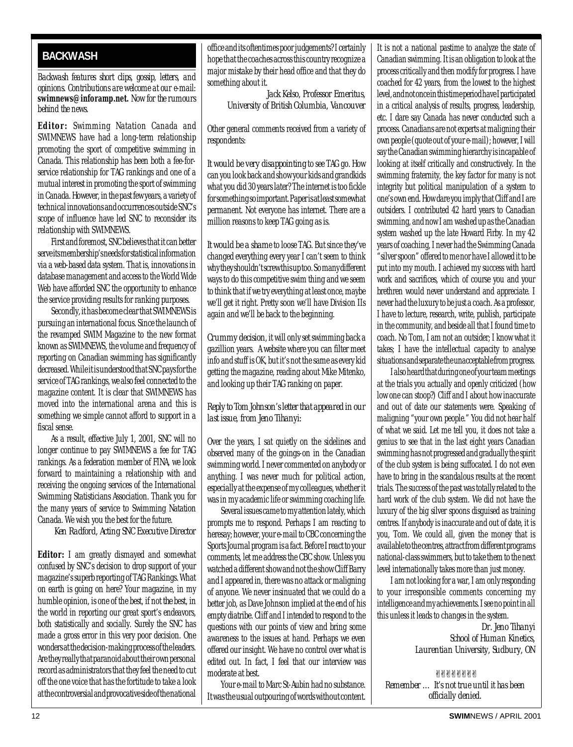## BACKWASH

*Backwash features short clips, gossip, letters, and opinions. Contributions are welcome at our e-mail:* **swimnews@inforamp.net.** *Now for the rumours behind the news.*

**Editor:** Swimming Natation Canada and SWIMNEWS have had a long-term relationship promoting the sport of competitive swimming in Canada. This relationship has been both a fee-for-service relationship for TAG rankings and one of a mutual interest in promoting the sport of swimming in Canada. However, in the past few years, a variety of technical innovations and occurrences outside SNC's scope of influence have led SNC to reconsider its relationship with SWIMNEWS.

First and foremost, SNC believes that it can better serve its membership's needs for statistical information via a web-based data system. That is, innovations in database management and access to the World Wide Web have afforded SNC the opportunity to enhance the service providing results for ranking purposes.

Secondly, it has become clear that SWIMNEWS is pursuing an international focus. Since the launch of the revamped SWIM Magazine to the new format known as SWIMNEWS, the volume and frequency of reporting on Canadian swimming has significantly decreased. While it is understood that SNC pays for the service of TAG rankings, we also feel connected to the magazine content. It is clear that SWIMNEWS has moved into the international arena and this is something we simple cannot afford to support in a fiscal sense.

As a result, effective July 1, 2001, SNC will no longer continue to pay SWIMNEWS a fee for TAG rankings. As a federation member of FINA, we look forward to maintaining a relationship with and receiving the ongoing services of the International Swimming Statisticians Association. Thank you for the many years of service to Swimming Natation Canada. We wish you the best for the future.

*Ken Radford, Acting SNC Executive Director*

**Editor:** I am greatly dismayed and somewhat confused by SNC's decision to drop support of your magazine's superb reporting of TAG Rankings. What on earth is going on here? Your magazine, in my humble opinion, is one of the best, if not the best, in the world in reporting our great sport's endeavors, both statistically and socially. Surely the SNC has made a gross error in this very poor decision. One wonders at the decision-making process of the leaders. Are they really that paranoid about their own personal record as administrators that they feel the need to cut off the one voice that has the fortitude to take a look at the controversial and provocative side of the national office and its oftentimes poor judgements? I certainly hope that the coaches across this country recognize a major mistake by their head office and that they do something about it.

*Jack Kelso, Professor Emeritus,*
*University of British Columbia, Vancouver*

Other general comments received from a variety of respondents:

*It would be very disappointing* to see TAG go. How can you look back and show your kids and grandkids what you did 30 years later? The internet is too fickle for something so important. Paper is at least somewhat permanent. Not everyone has internet. There are a million reasons to keep TAG going as is.

*It would be a shame* to loose TAG. But since they've changed everything every year I can't seem to think why they shouldn't screw this up too. So many different ways to do this competitive swim thing and we seem to think that if we try everything at least once, maybe we'll get it right. Pretty soon we'll have Division IIs again and we'll be back to the beginning.

*Crummy decision*, it will only set swimming back a gazillion years. A website where you can filter meet info and stuff is OK, but it's not the same as every kid getting the magazine, reading about Mike Mitenko, and looking up their TAG ranking on paper.

*Reply to Tom Johnson's letter that appeared in our last issue, from Jeno Tihanyi:*

Over the years, I sat quietly on the sidelines and observed many of the goings-on in the Canadian swimming world. I never commented on anybody or anything. I was never much for political action, especially at the expense of my colleagues, whether it was in my academic life or swimming coaching life.

Several issues came to my attention lately, which prompts me to respond. Perhaps I am reacting to heresay; however, your e-mail to CBC concerning the Sports Journal program is a fact. Before I react to your comments, let me address the CBC show. Unless you watched a different show and not the show Cliff Barry and I appeared in, there was no attack or maligning of anyone. We never insinuated that we could do a better job, as Dave Johnson implied at the end of his empty diatribe. Cliff and I intended to respond to the questions with our points of view and bring some awareness to the issues at hand. Perhaps we even offered our insight. We have no control over what is edited out. In fact, I feel that our interview was moderate at best.

Your e-mail to Marc St-Aubin had no substance. It was the usual outpouring of words without content. It is not a national pastime to analyze the state of Canadian swimming. It is an obligation to look at the process critically and then modify for progress. I have coached for 42 years, from the lowest to the highest level, and not once in this time period have I participated in a critical analysis of results, progress, leadership, etc. I dare say Canada has never conducted such a process. Canadians are not experts at maligning their own people (quote out of your e-mail); however, I will say the Canadian swimming hierarchy is incapable of looking at itself critically and constructively. In the swimming fraternity, the key factor for many is not integrity but political manipulation of a system to one's own end. How dare you imply that Cliff and I are outsiders. I contributed 42 hard years to Canadian swimming, and now I am washed up as the Canadian system washed up the late Howard Firby. In my 42 years of coaching, I never had the Swimming Canada "silver spoon" offered to me nor have I allowed it to be put into my mouth. I achieved my success with hard work and sacrifices, which of course you and your brethren would never understand and appreciate. I never had the luxury to be just a coach. As a professor, I have to lecture, research, write, publish, participate in the community, and beside all that I found time to coach. No Tom, I am not an outsider; I know what it takes; I have the intellectual capacity to analyse situations and separate the unacceptable from progress.

I also heard that during one of your team meetings at the trials you actually and openly criticized (how low one can stoop?) Cliff and I about how inaccurate and out of date our statements were. Speaking of maligning "your own people." You did not hear half of what we said. Let me tell you, it does not take a genius to see that in the last eight years Canadian swimming has not progressed and gradually the spirit of the club system is being suffocated. I do not even have to bring in the scandalous results at the recent trials. The success of the past was totally related to the hard work of the club system. We did not have the luxury of the big silver spoons disguised as training centres. If anybody is inaccurate and out of date, it is you, Tom. We could all, given the money that is available to the centres, attract from different programs national-class swimmers, but to take them to the next level internationally takes more than just money.

I am not looking for a war, I am only responding to your irresponsible comments concerning my intelligence and my achievements. I see no point in all this unless it leads to changes in the system.

*Dr. Jeno Tihanyi*
*School of Human Kinetics,*
*Laurentian University, Sudbury, ON*

*Remember … It's not true until it has been officially denied.*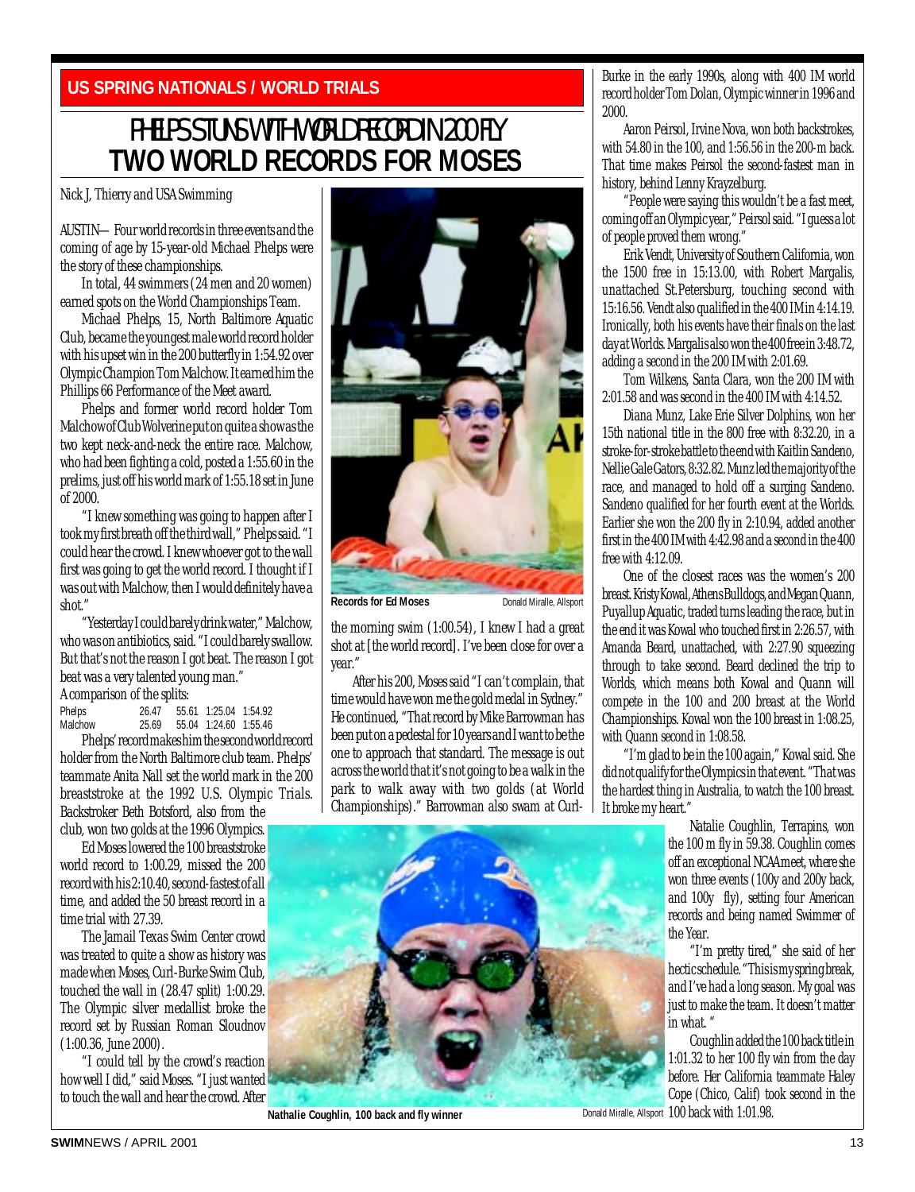US SPRING NATIONALS / WORLD TRIALS

# PHELPS STUNS WITH WORLD RECORD IN 200 FLY
# TWO WORLD RECORDS FOR MOSES

Nick J, Thierry and USA Swimming

AUSTIN— Four world records in three events and the coming of age by 15-year-old Michael Phelps were the story of these championships.

In total, 44 swimmers (24 men and 20 women) earned spots on the World Championships Team.

Michael Phelps, 15, North Baltimore Aquatic Club, became the youngest male world record holder with his upset win in the 200 butterfly in 1:54.92 over Olympic Champion Tom Malchow. It earned him the Phillips 66 Performance of the Meet award.

Phelps and former world record holder Tom Malchow of Club Wolverine put on quite a show as the two kept neck-and-neck the entire race. Malchow, who had been fighting a cold, posted a 1:55.60 in the prelims, just off his world mark of 1:55.18 set in June of 2000.

"I knew something was going to happen after I took my first breath off the third wall," Phelps said. "I could hear the crowd. I knew whoever got to the wall first was going to get the world record. I thought if I was out with Malchow, then I would definitely have a shot."

"Yesterday I could barely drink water," Malchow, who was on antibiotics, said. "I could barely swallow. But that's not the reason I got beat. The reason I got beat was a very talented young man."

A comparison of the splits:

| | | | | |
|---|---|---|---|---|
| Phelps | 26.47 | 55.61 | 1:25.04 | 1:54.92 |
| Malchow | 25.69 | 55.04 | 1:24.60 | 1:55.46 |

Phelps' record makes him the second world record holder from the North Baltimore club team. Phelps' teammate Anita Nall set the world mark in the 200 breaststroke at the 1992 U.S. Olympic Trials. Backstroker Beth Botsford, also from the club, won two golds at the 1996 Olympics.

Ed Moses lowered the 100 breaststroke world record to 1:00.29, missed the 200 record with his 2:10.40, second-fastest of all time, and added the 50 breast record in a time trial with 27.39.

The Jamail Texas Swim Center crowd was treated to quite a show as history was made when Moses, Curl-Burke Swim Club, touched the wall in (28.47 split) 1:00.29. The Olympic silver medallist broke the record set by Russian Roman Sloudnov (1:00.36, June 2000).

"I could tell by the crowd's reaction how well I did," said Moses. "I just wanted to touch the wall and hear the crowd. After the morning swim (1:00.54), I knew I had a great shot at [the world record]. I've been close for over a year."

**Records for Ed Moses** Donald Miralle, Allsport

After his 200, Moses said "I can't complain, that time would have won me the gold medal in Sydney." He continued, "That record by Mike Barrowman has been put on a pedestal for 10 years and I want to be the one to approach that standard. The message is out across the world that it's not going to be a walk in the park to walk away with two golds (at World Championships)." Barrowman also swam at Curl-Burke in the early 1990s, along with 400 IM world record holder Tom Dolan, Olympic winner in 1996 and 2000.

Aaron Peirsol, Irvine Nova, won both backstrokes, with 54.80 in the 100, and 1:56.56 in the 200-m back. That time makes Peirsol the second-fastest man in history, behind Lenny Krayzelburg.

"People were saying this wouldn't be a fast meet, coming off an Olympic year," Peirsol said. "I guess a lot of people proved them wrong."

Erik Vendt, University of Southern California, won the 1500 free in 15:13.00, with Robert Margalis, unattached St.Petersburg, touching second with 15:16.56. Vendt also qualified in the 400 IM in 4:14.19. Ironically, both his events have their finals on the last day at Worlds. Margalis also won the 400 free in 3:48.72, adding a second in the 200 IM with 2:01.69.

Tom Wilkens, Santa Clara, won the 200 IM with 2:01.58 and was second in the 400 IM with 4:14.52.

Diana Munz, Lake Erie Silver Dolphins, won her 15th national title in the 800 free with 8:32.20, in a stroke-for-stroke battle to the end with Kaitlin Sandeno, Nellie Gale Gators, 8:32.82. Munz led the majority of the race, and managed to hold off a surging Sandeno. Sandeno qualified for her fourth event at the Worlds. Earlier she won the 200 fly in 2:10.94, added another first in the 400 IM with 4:42.98 and a second in the 400 free with 4:12.09.

One of the closest races was the women's 200 breast. Kristy Kowal, Athens Bulldogs, and Megan Quann, Puyallup Aquatic, traded turns leading the race, but in the end it was Kowal who touched first in 2:26.57, with Amanda Beard, unattached, with 2:27.90 squeezing through to take second. Beard declined the trip to Worlds, which means both Kowal and Quann will compete in the 100 and 200 breast at the World Championships. Kowal won the 100 breast in 1:08.25, with Quann second in 1:08.58.

"I'm glad to be in the 100 again," Kowal said. She did not qualify for the Olympics in that event. "That was the hardest thing in Australia, to watch the 100 breast. It broke my heart."

Natalie Coughlin, Terrapins, won the 100 m fly in 59.38. Coughlin comes off an exceptional NCAA meet, where she won three events (100y and 200y back, and 100y fly), setting four American records and being named Swimmer of the Year.

"I'm pretty tired," she said of her hectic schedule. "This is my spring break, and I've had a long season. My goal was just to make the team. It doesn't matter in what."

Coughlin added the 100 back title in 1:01.32 to her 100 fly win from the day before. Her California teammate Haley Cope (Chico, Calif) took second in the 100 back with 1:01.98.

**Nathalie Coughlin, 100 back and fly winner** Donald Miralle, Allsport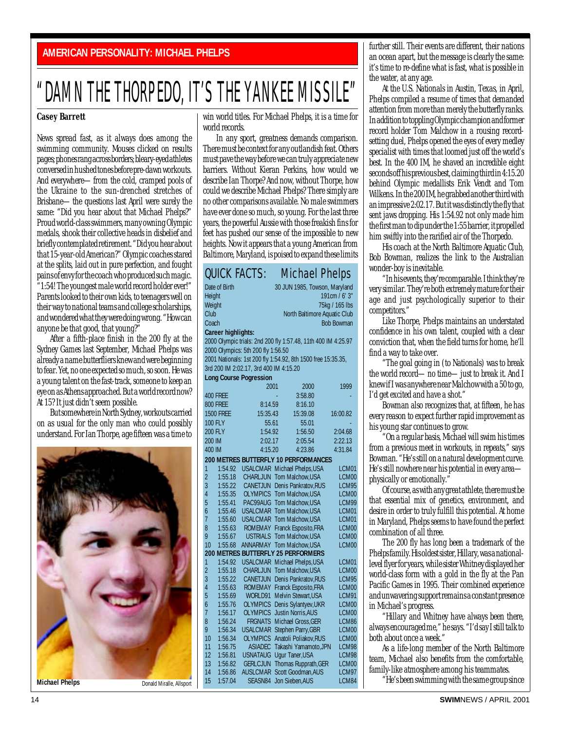**AMERICAN PERSONALITY: MICHAEL PHELPS**

# "DAMN THE THORPEDO, IT'S THE YANKEE MISSILE"

**Casey Barrett**

News spread fast, as it always does among the swimming community. Mouses clicked on results pages; phones rang across borders; bleary-eyed athletes conversed in hushed tones before pre-dawn workouts. And everywhere— from the cold, cramped pools of the Ukraine to the sun-drenched stretches of Brisbane— the questions last April were surely the same: "Did you hear about that Michael Phelps?" Proud world-class swimmers, many owning Olympic medals, shook their collective heads in disbelief and briefly contemplated retirement. "Did you hear about that 15-year-old American?" Olympic coaches stared at the splits, laid out in pure perfection, and fought pains of envy for the coach who produced such magic. "1:54! The youngest male world record holder ever!" Parents looked to their own kids, to teenagers well on their way to national teams and college scholarships, and wondered what they were doing wrong. "How can anyone be that good, that young?"

After a fifth-place finish in the 200 fly at the Sydney Games last September, Michael Phelps was already a name butterfliers knew and were beginning to fear. Yet, no one expected so much, so soon. He was a young talent on the fast-track, someone to keep an eye on as Athens approached. But a world record now? At 15? It just didn't seem possible.

But somewhere in North Sydney, workouts carried on as usual for the only man who could possibly understand. For Ian Thorpe, age fifteen was a time to win world titles. For Michael Phelps, it is a time for world records.

Michael Phelps — Donald Miralle, Allsport

In any sport, greatness demands comparison. There must be context for any outlandish feat. Others must pave the way before we can truly appreciate new barriers. Without Kieran Perkins, how would we describe Ian Thorpe? And now, without Thorpe, how could we describe Michael Phelps? There simply are no other comparisons available. No male swimmers have ever done so much, so young. For the last three years, the powerful Aussie with those freakish fins for feet has pushed our sense of the impossible to new heights. Now it appears that a young American from Baltimore, Maryland, is poised to expand these limits further still. Their events are different, their nations an ocean apart, but the message is clearly the same: it's time to re-define what is fast, what is possible in the water, at any age.

## QUICK FACTS: Michael Phelps

| | |
|---|---|
| Date of Birth | 30 JUN 1985, Towson, Maryland |
| Height | 191cm / 6' 3" |
| Weight | 75kg / 165 lbs |
| Club | North Baltimore Aquatic Club |
| Coach | Bob Bowman |

**Career highlights:**

2000 Olympic trials: 2nd 200 fly 1:57.48, 11th 400 IM 4:25.97
2000 Olympics: 5th 200 fly 1:56.50
2001 Nationals: 1st 200 fly 1:54.92, 8th 1500 free 15:35.35, 3rd 200 IM 2:02.17, 3rd 400 IM 4:15.20

**Long Course Pogression**

| | 2001 | 2000 | 1999 |
|---|---|---|---|
| 400 FREE | - | 3:58.80 | - |
| 800 FREE | 8:14.59 | 8:16.10 | |
| 1500 FREE | 15:35.43 | 15:39.08 | 16:00.82 |
| 100 FLY | 55.61 | 55.01 | - |
| 200 FLY | 1:54.92 | 1:56.50 | 2:04.68 |
| 200 IM | 2:02.17 | 2:05.54 | 2:22.13 |
| 400 IM | 4:15.20 | 4:23.86 | 4:31.84 |

**200 METRES BUTTERFLY 10 PERFORMANCES**

| | | | | |
|---|---|---|---|---|
| 1 | 1:54.92 | USALCMAR | Michael Phelps,USA | LCM01 |
| 2 | 1:55.18 | CHARLJUN | Tom Malchow,USA | LCM00 |
| 3 | 1:55.22 | CANETJUN | Denis Pankratov,RUS | LCM95 |
| 4 | 1:55.35 | OLYMPICS | Tom Malchow,USA | LCM00 |
| 5 | 1:55.41 | PAC99AUG | Tom Malchow,USA | LCM99 |
| 6 | 1:55.46 | USALCMAR | Tom Malchow,USA | LCM01 |
| 7 | 1:55.60 | USALCMAR | Tom Malchow,USA | LCM01 |
| 8 | 1:55.63 | ROMEMAY | Franck Esposito,FRA | LCM00 |
| 9 | 1:55.67 | USTRIALS | Tom Malchow,USA | LCM00 |
| 10 | 1:55.68 | ANNARMAY | Tom Malchow,USA | LCM00 |

**200 METRES BUTTERFLY 25 PERFORMERS**

| | | | | |
|---|---|---|---|---|
| 1 | 1:54.92 | USALCMAR | Michael Phelps,USA | LCM01 |
| 2 | 1:55.18 | CHARLJUN | Tom Malchow,USA | LCM00 |
| 3 | 1:55.22 | CANETJUN | Denis Pankratov,RUS | LCM95 |
| 4 | 1:55.63 | ROMEMAY | Franck Esposito,FRA | LCM00 |
| 5 | 1:55.69 | WORLD91 | Melvin Stewart,USA | LCM91 |
| 6 | 1:55.76 | OLYMPICS | Denis Sylantyev,UKR | LCM00 |
| 7 | 1:56.17 | OLYMPICS | Justin Norris,AUS | LCM00 |
| 8 | 1:56.24 | FRGNATS | Michael Gross,GER | LCM86 |
| 9 | 1:56.34 | USALCMAR | Stephen Parry,GBR | LCM00 |
| 10 | 1:56.34 | OLYMPICS | Anatoli Poliakov,RUS | LCM00 |
| 11 | 1:56.75 | ASIADEC | Takashi Yamamoto,JPN | LCM98 |
| 12 | 1:56.81 | USNATAUG | Ugur Taner,USA | LCM98 |
| 13 | 1:56.82 | GERLCJUN | Thomas Rupprath,GER | LCM00 |
| 14 | 1:56.86 | AUSLCMAR | Scott Goodman,AUS | LCM97 |
| 15 | 1:57.04 | SEASN84 | Jon Sieben,AUS | LCM84 |

At the U.S. Nationals in Austin, Texas, in April, Phelps compiled a resume of times that demanded attention from more than merely the butterfly ranks. In addition to toppling Olympic champion and former record holder Tom Malchow in a rousing record-setting duel, Phelps opened the eyes of every medley specialist with times that loomed just off the world's best. In the 400 IM, he shaved an incredible eight seconds off his previous best, claiming third in 4:15.20 behind Olympic medallists Erik Vendt and Tom Wilkens. In the 200 IM, he grabbed another third with an impressive 2:02.17. But it was distinctly the fly that sent jaws dropping. His 1:54.92 not only made him the first man to dip under the 1:55 barrier, it propelled him swiftly into the rarified air of the Thorpedo.

His coach at the North Baltimore Aquatic Club, Bob Bowman, realizes the link to the Australian wonder-boy is inevitable.

"In his events, they're comparable. I think they're very similar. They're both extremely mature for their age and just psychologically superior to their competitors."

Like Thorpe, Phelps maintains an understated confidence in his own talent, coupled with a clear conviction that, when the field turns for home, he'll find a way to take over.

"The goal going in (to Nationals) was to break the world record— no time— just to break it. And I knew if I was anywhere near Malchow with a 50 to go, I'd get excited and have a shot."

Bowman also recognizes that, at fifteen, he has every reason to expect further rapid improvement as his young star continues to grow.

"On a regular basis, Michael will swim his times from a previous meet in workouts, in repeats," says Bowman. "He's still on a natural development curve. He's still nowhere near his potential in every area— physically or emotionally."

Of course, as with any great athlete, there must be that essential mix of genetics, environment, and desire in order to truly fulfill this potential. At home in Maryland, Phelps seems to have found the perfect combination of all three.

The 200 fly has long been a trademark of the Phelps family. His oldest sister, Hillary, was a national-level flyer for years, while sister Whitney displayed her world-class form with a gold in the fly at the Pan Pacific Games in 1995. Their combined experience and unwavering support remains a constant presence in Michael's progress.

"Hillary and Whitney have always been there, always encouraged me," he says. "I'd say I still talk to both about once a week."

As a life-long member of the North Baltimore team, Michael also benefits from the comfortable, family-like atmosphere among his teammates.

"He's been swimming with the same group since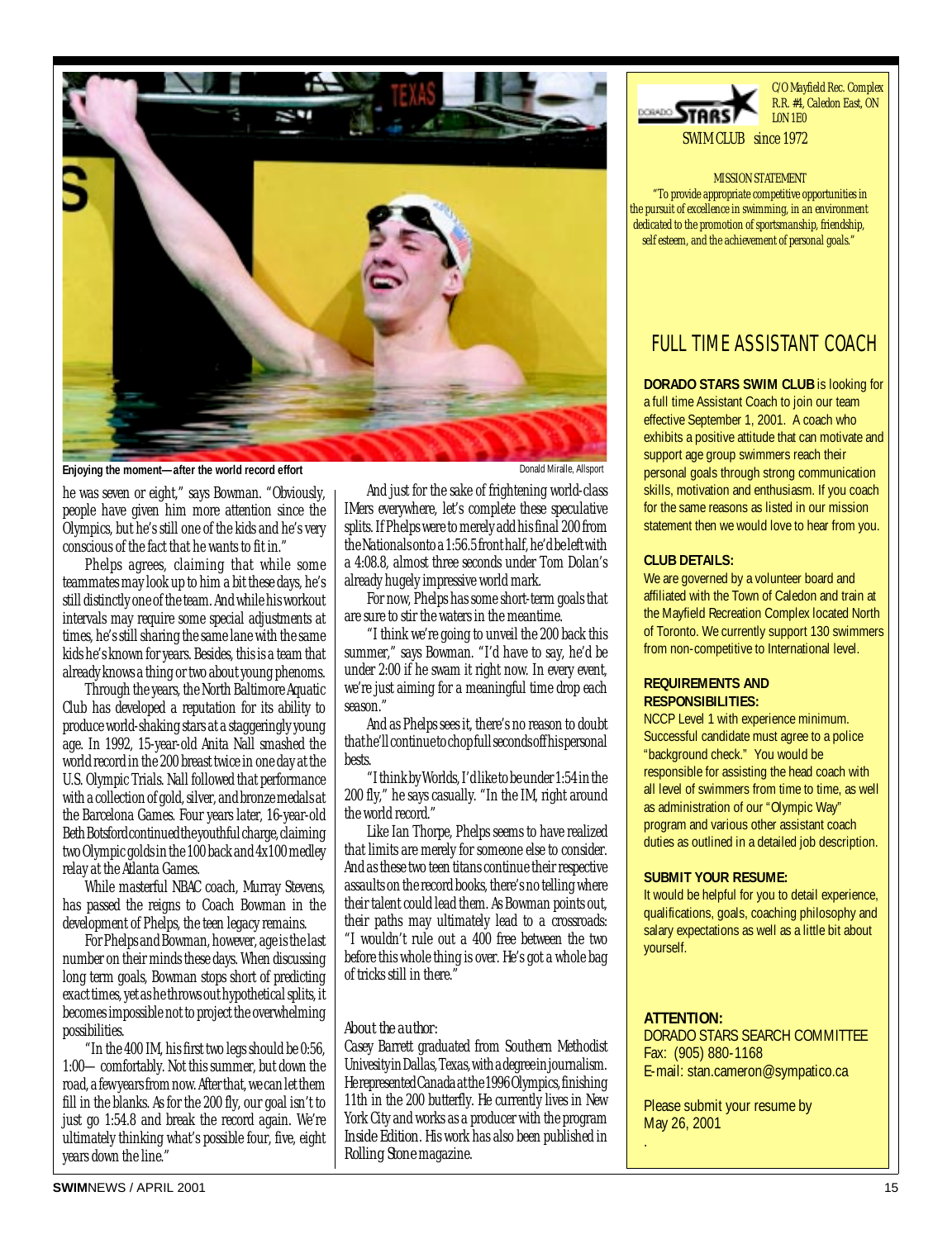Enjoying the moment—after the world record effort

Donald Miralle, Allsport

he was seven or eight," says Bowman. "Obviously, people have given him more attention since the Olympics, but he's still one of the kids and he's very conscious of the fact that he wants to fit in."

Phelps agrees, claiming that while some teammates may look up to him a bit these days, he's still distinctly one of the team. And while his workout intervals may require some special adjustments at times, he's still sharing the same lane with the same kids he's known for years. Besides, this is a team that already knows a thing or two about young phenoms.

Through the years, the North Baltimore Aquatic Club has developed a reputation for its ability to produce world-shaking stars at a staggeringly young age. In 1992, 15-year-old Anita Nall smashed the world record in the 200 breast twice in one day at the U.S. Olympic Trials. Nall followed that performance with a collection of gold, silver, and bronze medals at the Barcelona Games. Four years later, 16-year-old Beth Botsford continued the youthful charge, claiming two Olympic golds in the 100 back and 4x100 medley relay at the Atlanta Games.

While masterful NBAC coach, Murray Stevens, has passed the reigns to Coach Bowman in the development of Phelps, the teen legacy remains.

For Phelps and Bowman, however, age is the last number on their minds these days. When discussing long term goals, Bowman stops short of predicting exact times, yet as he throws out hypothetical splits, it becomes impossible not to project the overwhelming possibilities.

"In the 400 IM, his first two legs should be 0:56, 1:00— comfortably. Not this summer, but down the road, a few years from now. After that, we can let them fill in the blanks. As for the 200 fly, our goal isn't to just go 1:54.8 and break the record again. We're ultimately thinking what's possible four, five, eight years down the line."

And just for the sake of frightening world-class IMers everywhere, let's complete these speculative splits. If Phelps were to merely add his final 200 from the Nationals onto a 1:56.5 front half, he'd be left with a 4:08.8, almost three seconds under Tom Dolan's already hugely impressive world mark.

For now, Phelps has some short-term goals that are sure to stir the waters in the meantime.

"I think we're going to unveil the 200 back this summer," says Bowman. "I'd have to say, he'd be under 2:00 if he swam it right now. In every event, we're just aiming for a meaningful time drop each season."

And as Phelps sees it, there's no reason to doubt that he'll continue to chop full seconds off his personal bests.

"I think by Worlds, I'd like to be under 1:54 in the 200 fly," he says casually. "In the IM, right around the world record."

Like Ian Thorpe, Phelps seems to have realized that limits are merely for someone else to consider. And as these two teen titans continue their respective assaults on the record books, there's no telling where their talent could lead them. As Bowman points out, their paths may ultimately lead to a crossroads: "I wouldn't rule out a 400 free between the two before this whole thing is over. He's got a whole bag of tricks still in there."

*About the author:*

*Casey Barrett graduated from Southern Methodist Univesity in Dallas, Texas, with a degree in journalism. He represented Canada at the 1996 Olympics, finishing 11th in the 200 butterfly. He currently lives in New York City and works as a producer with the program Inside Edition. His work has also been published in Rolling Stone magazine.*

---

DORADO STARS

C/O Mayfield Rec. Complex
R.R. #4, Caledon East, ON
L0N 1E0

SWIM CLUB since 1972

MISSION STATEMENT

"To provide appropriate competitive opportunities in the pursuit of excellence in swimming, in an environment dedicated to the promotion of sportsmanship, friendship, self esteem, and the achievement of personal goals."

## FULL TIME ASSISTANT COACH

**DORADO STARS SWIM CLUB** is looking for a full time Assistant Coach to join our team effective September 1, 2001. A coach who exhibits a positive attitude that can motivate and support age group swimmers reach their personal goals through strong communication skills, motivation and enthusiasm. If you coach for the same reasons as listed in our mission statement then we would love to hear from you.

**CLUB DETAILS:**

We are governed by a volunteer board and affiliated with the Town of Caledon and train at the Mayfield Recreation Complex located North of Toronto. We currently support 130 swimmers from non-competitive to International level.

**REQUIREMENTS AND RESPONSIBILITIES:**

NCCP Level 1 with experience minimum. Successful candidate must agree to a police "background check." You would be responsible for assisting the head coach with all level of swimmers from time to time, as well as administration of our "Olympic Way" program and various other assistant coach duties as outlined in a detailed job description.

**SUBMIT YOUR RESUME:**

It would be helpful for you to detail experience, qualifications, goals, coaching philosophy and salary expectations as well as a little bit about yourself.

**ATTENTION:**
DORADO STARS SEARCH COMMITTEE
Fax: (905) 880-1168
E-mail: stan.cameron@sympatico.ca

Please submit your resume by May 26, 2001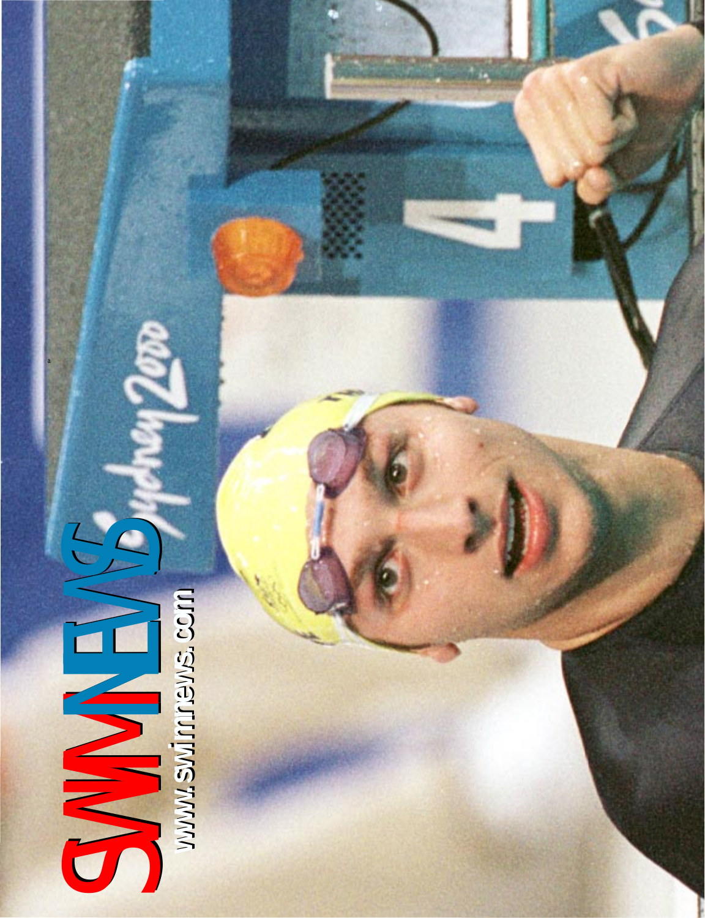# SWIMNEWS

www.swimnews.com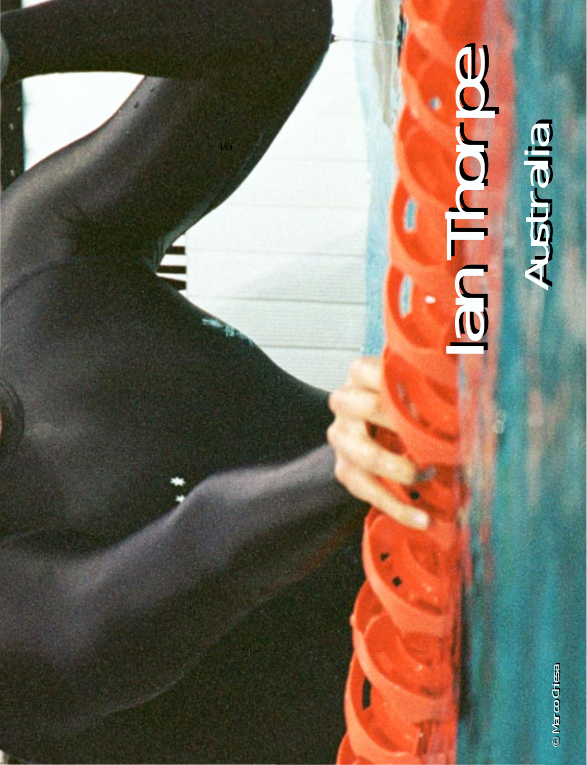IAN

Ian Thorpe

Australia

© Marco Chiesa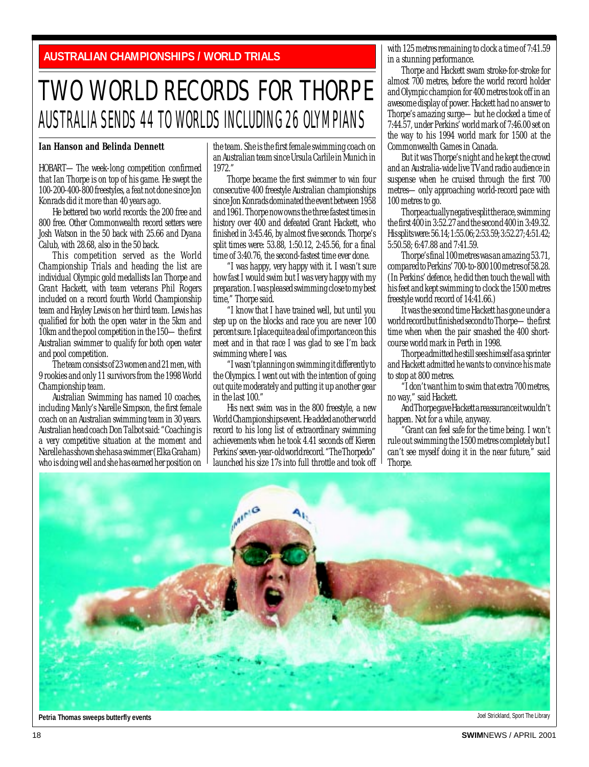AUSTRALIAN CHAMPIONSHIPS / WORLD TRIALS

# TWO WORLD RECORDS FOR THORPE

## AUSTRALIA SENDS 44 TO WORLDS INCLUDING 26 OLYMPIANS

**Ian Hanson and Belinda Dennett**

HOBART— The week-long competition confirmed that Ian Thorpe is on top of his game. He swept the 100-200-400-800 freestyles, a feat not done since Jon Konrads did it more than 40 years ago.

He bettered two world records: the 200 free and 800 free. Other Commonwealth record setters were Josh Watson in the 50 back with 25.66 and Dyana Calub, with 28.68, also in the 50 back.

This competition served as the World Championship Trials and heading the list are individual Olympic gold medallists Ian Thorpe and Grant Hackett, with team veterans Phil Rogers included on a record fourth World Championship team and Hayley Lewis on her third team. Lewis has qualified for both the open water in the 5km and 10km and the pool competition in the 150— the first Australian swimmer to qualify for both open water and pool competition.

The team consists of 23 women and 21 men, with 9 rookies and only 11 survivors from the 1998 World Championship team.

Australian Swimming has named 10 coaches, including Manly's Narelle Simpson, the first female coach on an Australian swimming team in 30 years. Australian head coach Don Talbot said: "Coaching is a very competitive situation at the moment and Narelle has shown she has a swimmer (Elka Graham) who is doing well and she has earned her position on the team. She is the first female swimming coach on an Australian team since Ursula Carlile in Munich in 1972."

Thorpe became the first swimmer to win four consecutive 400 freestyle Australian championships since Jon Konrads dominated the event between 1958 and 1961. Thorpe now owns the three fastest times in history over 400 and defeated Grant Hackett, who finished in 3:45.46, by almost five seconds. Thorpe's split times were: 53.88, 1:50.12, 2:45.56, for a final time of 3:40.76, the second-fastest time ever done.

"I was happy, very happy with it. I wasn't sure how fast I would swim but I was very happy with my preparation. I was pleased swimming close to my best time," Thorpe said.

"I know that I have trained well, but until you step up on the blocks and race you are never 100 percent sure. I place quite a deal of importance on this meet and in that race I was glad to see I'm back swimming where I was.

"I wasn't planning on swimming it differently to the Olympics. I went out with the intention of going out quite moderately and putting it up another gear in the last 100."

His next swim was in the 800 freestyle, a new World Championships event. He added another world record to his long list of extraordinary swimming achievements when he took 4.41 seconds off Kieren Perkins' seven-year-old world record. "The Thorpedo" launched his size 17s into full throttle and took off with 125 metres remaining to clock a time of 7:41.59 in a stunning performance.

Thorpe and Hackett swam stroke-for-stroke for almost 700 metres, before the world record holder and Olympic champion for 400 metres took off in an awesome display of power. Hackett had no answer to Thorpe's amazing surge— but he clocked a time of 7:44.57, under Perkins' world mark of 7:46.00 set on the way to his 1994 world mark for 1500 at the Commonwealth Games in Canada.

But it was Thorpe's night and he kept the crowd and an Australia-wide live TV and radio audience in suspense when he cruised through the first 700 metres— only approaching world-record pace with 100 metres to go.

Thorpe actually negative split the race, swimming the first 400 in 3:52.27 and the second 400 in 3:49.32. His splits were: 56.14; 1:55.06; 2:53.59; 3:52.27; 4:51.42; 5:50.58; 6:47.88 and 7:41.59.

Thorpe's final 100 metres was an amazing 53.71, compared to Perkins' 700-to-800 100 metres of 58.28. (In Perkins' defence, he did then touch the wall with his feet and kept swimming to clock the 1500 metres freestyle world record of 14:41.66.)

It was the second time Hackett has gone under a world record but finished second to Thorpe— the first time when when the pair smashed the 400 short-course world mark in Perth in 1998.

Thorpe admitted he still sees himself as a sprinter and Hackett admitted he wants to convince his mate to stop at 800 metres.

"I don't want him to swim that extra 700 metres, no way," said Hackett.

And Thorpe gave Hackett a reassurance it wouldn't happen. Not for a while, anyway.

"Grant can feel safe for the time being. I won't rule out swimming the 1500 metres completely but I can't see myself doing it in the near future," said Thorpe.

**Petria Thomas sweeps butterfly events**

Joel Strickland, Sport The Library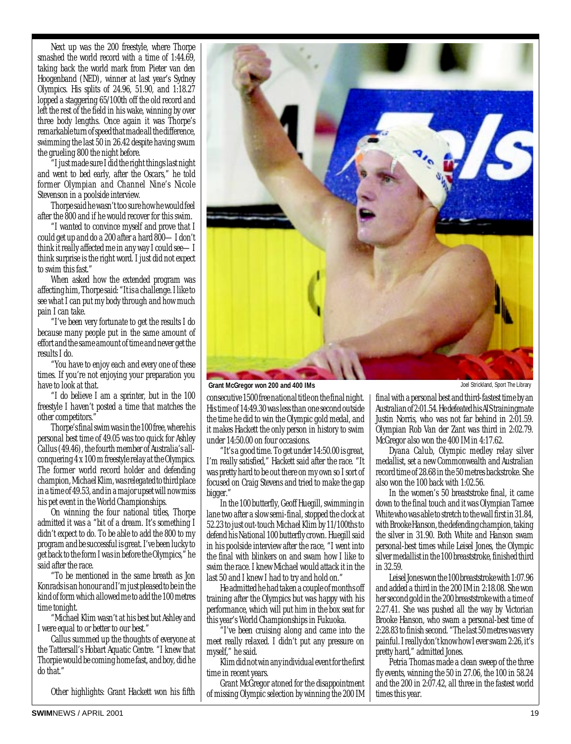Next up was the 200 freestyle, where Thorpe smashed the world record with a time of 1:44.69, taking back the world mark from Pieter van den Hoogenband (NED), winner at last year's Sydney Olympics. His splits of 24.96, 51.90, and 1:18.27 lopped a staggering 65/100th off the old record and left the rest of the field in his wake, winning by over three body lengths. Once again it was Thorpe's remarkable turn of speed that made all the difference, swimming the last 50 in 26.42 despite having swum the grueling 800 the night before.

"I just made sure I did the right things last night and went to bed early, after the Oscars," he told former Olympian and Channel Nine's Nicole Stevenson in a poolside interview.

Thorpe said he wasn't too sure how he would feel after the 800 and if he would recover for this swim.

"I wanted to convince myself and prove that I could get up and do a 200 after a hard 800— I don't think it really affected me in any way I could see— I think surprise is the right word. I just did not expect to swim this fast."

When asked how the extended program was affecting him, Thorpe said: "It is a challenge. I like to see what I can put my body through and how much pain I can take.

"I've been very fortunate to get the results I do because many people put in the same amount of effort and the same amount of time and never get the results I do.

"You have to enjoy each and every one of these times. If you're not enjoying your preparation you have to look at that.

"I do believe I am a sprinter, but in the 100 freestyle I haven't posted a time that matches the other competitors."

Thorpe's final swim was in the 100 free, where his personal best time of 49.05 was too quick for Ashley Callus (49.46), the fourth member of Australia's all-conquering 4 x 100 m freestyle relay at the Olympics. The former world record holder and defending champion, Michael Klim, was relegated to third place in a time of 49.53, and in a major upset will now miss his pet event in the World Championships.

On winning the four national titles, Thorpe admitted it was a "bit of a dream. It's something I didn't expect to do. To be able to add the 800 to my program and be successful is great. I've been lucky to get back to the form I was in before the Olympics," he said after the race.

"To be mentioned in the same breath as Jon Konrads is an honour and I'm just pleased to be in the kind of form which allowed me to add the 100 metres time tonight.

"Michael Klim wasn't at his best but Ashley and I were equal to or better to our best."

Callus summed up the thoughts of everyone at the Tattersall's Hobart Aquatic Centre. "I knew that Thorpie would be coming home fast, and boy, did he do that."

Other highlights: Grant Hackett won his fifth consecutive 1500 free national title on the final night. His time of 14:49.30 was less than one second outside the time he did to win the Olympic gold medal, and it makes Hackett the only person in history to swim under 14:50.00 on four occasions.

"It's a good time. To get under 14:50.00 is great, I'm really satisfied," Hackett said after the race. "It was pretty hard to be out there on my own so I sort of focused on Craig Stevens and tried to make the gap bigger."

In the 100 butterfly, Geoff Huegill, swimming in lane two after a slow semi-final, stopped the clock at 52.23 to just out-touch Michael Klim by 11/100ths to defend his National 100 butterfly crown. Huegill said in his poolside interview after the race, "I went into the final with blinkers on and swam how I like to swim the race. I knew Michael would attack it in the last 50 and I knew I had to try and hold on."

He admitted he had taken a couple of months off training after the Olympics but was happy with his performance, which will put him in the box seat for this year's World Championships in Fukuoka.

"I've been cruising along and came into the meet really relaxed. I didn't put any pressure on myself," he said.

Klim did not win any individual event for the first time in recent years.

Grant McGregor atoned for the disappointment of missing Olympic selection by winning the 200 IM final with a personal best and third-fastest time by an Australian of 2:01.54. He defeated his AIS training mate Justin Norris, who was not far behind in 2:01.59. Olympian Rob Van der Zant was third in 2:02.79. McGregor also won the 400 IM in 4:17.62.

**Grant McGregor won 200 and 400 IMs** — Joel Strickland, Sport The Library

Dyana Calub, Olympic medley relay silver medallist, set a new Commonwealth and Australian record time of 28.68 in the 50 metres backstroke. She also won the 100 back with 1:02.56.

In the women's 50 breaststroke final, it came down to the final touch and it was Olympian Tarnee White who was able to stretch to the wall first in 31.84, with Brooke Hanson, the defending champion, taking the silver in 31.90. Both White and Hanson swam personal-best times while Leisel Jones, the Olympic silver medallist in the 100 breaststroke, finished third in 32.59.

Leisel Jones won the 100 breaststroke with 1:07.96 and added a third in the 200 IM in 2:18.08. She won her second gold in the 200 breaststroke with a time of 2:27.41. She was pushed all the way by Victorian Brooke Hanson, who swam a personal-best time of 2:28.83 to finish second. "The last 50 metres was very painful. I really don't know how I ever swam 2:26, it's pretty hard," admitted Jones.

Petria Thomas made a clean sweep of the three fly events, winning the 50 in 27.06, the 100 in 58.24 and the 200 in 2:07.42, all three in the fastest world times this year.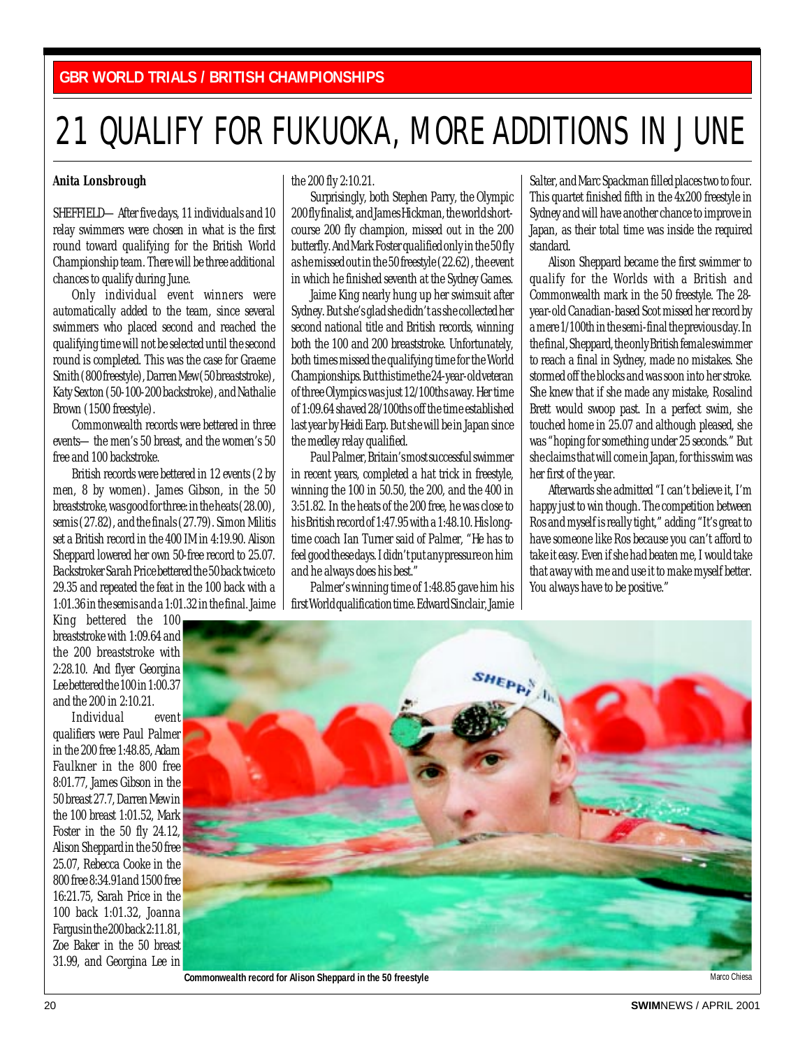GBR WORLD TRIALS / BRITISH CHAMPIONSHIPS

# 21 QUALIFY FOR FUKUOKA, MORE ADDITIONS IN JUNE

**Anita Lonsbrough**

SHEFFIELD— After five days, 11 individuals and 10 relay swimmers were chosen in what is the first round toward qualifying for the British World Championship team. There will be three additional chances to qualify during June.

Only individual event winners were automatically added to the team, since several swimmers who placed second and reached the qualifying time will not be selected until the second round is completed. This was the case for Graeme Smith (800 freestyle), Darren Mew (50 breaststroke), Katy Sexton (50-100-200 backstroke), and Nathalie Brown (1500 freestyle).

Commonwealth records were bettered in three events— the men's 50 breast, and the women's 50 free and 100 backstroke.

British records were bettered in 12 events (2 by men, 8 by women). James Gibson, in the 50 breaststroke, was good for three: in the heats (28.00), semis (27.82), and the finals (27.79). Simon Militis set a British record in the 400 IM in 4:19.90. Alison Sheppard lowered her own 50-free record to 25.07. Backstroker Sarah Price bettered the 50 back twice to 29.35 and repeated the feat in the 100 back with a 1:01.36 in the semis and a 1:01.32 in the final. Jaime King bettered the 100 breaststroke with 1:09.64 and the 200 breaststroke with 2:28.10. And flyer Georgina Lee bettered the 100 in 1:00.37 and the 200 in 2:10.21.

Individual event qualifiers were Paul Palmer in the 200 free 1:48.85, Adam Faulkner in the 800 free 8:01.77, James Gibson in the 50 breast 27.7, Darren Mew in the 100 breast 1:01.52, Mark Foster in the 50 fly 24.12, Alison Sheppard in the 50 free 25.07, Rebecca Cooke in the 800 free 8:34.91 and 1500 free 16:21.75, Sarah Price in the 100 back 1:01.32, Joanna Fargus in the 200 back 2:11.81, Zoe Baker in the 50 breast 31.99, and Georgina Lee in the 200 fly 2:10.21.

Surprisingly, both Stephen Parry, the Olympic 200 fly finalist, and James Hickman, the world short-course 200 fly champion, missed out in the 200 butterfly. And Mark Foster qualified only in the 50 fly as he missed out in the 50 freestyle (22.62), the event in which he finished seventh at the Sydney Games.

Jaime King nearly hung up her swimsuit after Sydney. But she's glad she didn't as she collected her second national title and British records, winning both the 100 and 200 breaststroke. Unfortunately, both times missed the qualifying time for the World Championships. But this time the 24-year-old veteran of three Olympics was just 12/100ths away. Her time of 1:09.64 shaved 28/100ths off the time established last year by Heidi Earp. But she will be in Japan since the medley relay qualified.

Paul Palmer, Britain's most successful swimmer in recent years, completed a hat trick in freestyle, winning the 100 in 50.50, the 200, and the 400 in 3:51.82. In the heats of the 200 free, he was close to his British record of 1:47.95 with a 1:48.10. His long-time coach Ian Turner said of Palmer, "He has to feel good these days. I didn't put any pressure on him and he always does his best."

Palmer's winning time of 1:48.85 gave him his first World qualification time. Edward Sinclair, Jamie Salter, and Marc Spackman filled places two to four. This quartet finished fifth in the 4x200 freestyle in Sydney and will have another chance to improve in Japan, as their total time was inside the required standard.

Alison Sheppard became the first swimmer to qualify for the Worlds with a British and Commonwealth mark in the 50 freestyle. The 28-year-old Canadian-based Scot missed her record by a mere 1/100th in the semi-final the previous day. In the final, Sheppard, the only British female swimmer to reach a final in Sydney, made no mistakes. She stormed off the blocks and was soon into her stroke. She knew that if she made any mistake, Rosalind Brett would swoop past. In a perfect swim, she touched home in 25.07 and although pleased, she was "hoping for something under 25 seconds." But she claims that will come in Japan, for this swim was her first of the year.

Afterwards she admitted "I can't believe it, I'm happy just to win though. The competition between Ros and myself is really tight," adding "It's great to have someone like Ros because you can't afford to take it easy. Even if she had beaten me, I would take that away with me and use it to make myself better. You always have to be positive."

Commonwealth record for Alison Sheppard in the 50 freestyle

Marco Chiesa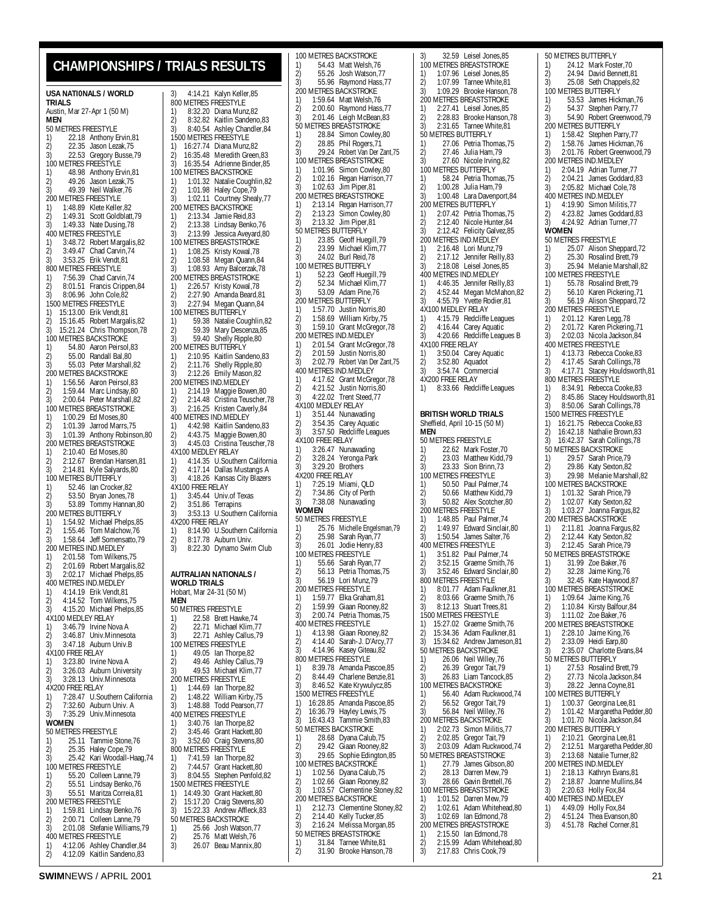# CHAMPIONSHIPS / TRIALS RESULTS

**USA NATIONALS / WORLD TRIALS**
Austin, Mar 27-Apr 1 (50 M)

**MEN**

50 METRES FREESTYLE
1) 22.18 Anthony Ervin,81
2) 22.35 Jason Lezak,75
3) 22.53 Gregory Busse,79

100 METRES FREESTYLE
1) 48.98 Anthony Ervin,81
2) 49.26 Jason Lezak,75
3) 49.39 Neil Walker,76

200 METRES FREESTYLE
1) 1:48.89 Klete Keller,82
2) 1:49.31 Scott Goldblatt,79
3) 1:49.33 Nate Dusing,78

400 METRES FREESTYLE
1) 3:48.72 Robert Margalis,82
2) 3:49.47 Chad Carvin,74
3) 3:53.25 Erik Vendt,81

800 METRES FREESTYLE
1) 7:56.39 Chad Carvin,74
2) 8:01.51 Francis Crippen,84
3) 8:06.96 John Cole,82

1500 METRES FREESTYLE
1) 15:13.00 Erik Vendt,81
2) 15:16.45 Robert Margalis,82
3) 15:21.24 Chris Thompson,78

100 METRES BACKSTROKE
1) 54.80 Aaron Peirsol,83
2) 55.00 Randall Bal,80
3) 55.03 Peter Marshall,82

200 METRES BACKSTROKE
1) 1:56.56 Aaron Peirsol,83
2) 1:59.44 Marc Lindsay,80
3) 2:00.64 Peter Marshall,82

100 METRES BREASTSTROKE
1) 1:00.29 Ed Moses,80
2) 1:01.39 Jarrod Marrs,75
3) 1:01.39 Anthony Robinson,80

200 METRES BREASTSTROKE
1) 2:10.40 Ed Moses,80
2) 2:12.67 Brendan Hansen,81
3) 2:14.81 Kyle Salyards,80

100 METRES BUTTERFLY
1) 52.46 Ian Crocker,82
2) 53.50 Bryan Jones,78
3) 53.89 Tommy Hannan,80

200 METRES BUTTERFLY
1) 1:54.92 Michael Phelps,85
2) 1:55.46 Tom Malchow,76
3) 1:58.64 Jeff Somensatto,79

200 METRES IND.MEDLEY
1) 2:01.58 Tom Wilkens,75
2) 2:01.69 Robert Margalis,82
3) 2:02.17 Michael Phelps,85

400 METRES IND.MEDLEY
1) 4:14.19 Erik Vendt,81
2) 4:14.52 Tom Wilkens,75
3) 4:15.20 Michael Phelps,85

4X100 MEDLEY RELAY
1) 3:46.79 Irvine Nova A
2) 3:46.87 Univ.Minnesota
3) 3:47.18 Auburn Univ.B

4X100 FREE RELAY
1) 3:23.80 Irvine Nova A
2) 3:26.03 Auburn University
3) 3:28.13 Univ.Minnesota

4X200 FREE RELAY
1) 7:28.47 U.Southern California
2) 7:32.60 Auburn Univ. A
3) 7:35.29 Univ.Minnesota

**WOMEN**

50 METRES FREESTYLE
1) 25.11 Tammie Stone,76
2) 25.35 Haley Cope,79
3) 25.42 Kari Woodall-Haag,74

100 METRES FREESTYLE
1) 55.20 Colleen Lanne,79
2) 55.51 Lindsay Benko,76
3) 55.51 Maritza Correia,81

200 METRES FREESTYLE
1) 1:59.81 Lindsay Benko,76
2) 2:00.71 Colleen Lanne,79
3) 2:01.08 Stefanie Williams,79

400 METRES FREESTYLE
1) 4:12.06 Ashley Chandler,84
2) 4:12.09 Kaitlin Sandeno,83
3) 4:14.21 Kalyn Keller,85

800 METRES FREESTYLE
1) 8:32.20 Diana Munz,82
2) 8:32.82 Kaitlin Sandeno,83
3) 8:40.54 Ashley Chandler,84

1500 METRES FREESTYLE
1) 16:27.74 Diana Munz,82
2) 16:35.48 Meredith Green,83
3) 16:35.54 Adrienne Binder,85

100 METRES BACKSTROKE
1) 1:01.32 Natalie Coughlin,82
2) 1:01.98 Haley Cope,79
3) 1:02.11 Courtney Shealy,77

200 METRES BACKSTROKE
1) 2:13.34 Jamie Reid,83
2) 2:13.38 Lindsay Benko,76
3) 2:13.99 Jessica Aveyard,80

100 METRES BREASTSTROKE
1) 1:08.25 Kristy Kowal,78
2) 1:08.58 Megan Quann,84
3) 1:08.93 Amy Balcerzak,78

200 METRES BREASTSTROKE
1) 2:26.57 Kristy Kowal,78
2) 2:27.90 Amanda Beard,81
3) 2:27.94 Megan Quann,84

100 METRES BUTTERFLY
1) 59.38 Natalie Coughlin,82
2) 59.39 Mary Descenza,85
3) 59.40 Shelly Ripple,80

200 METRES BUTTERFLY
1) 2:10.95 Kaitlin Sandeno,83
2) 2:11.76 Shelly Ripple,80
3) 2:12.26 Emily Mason,82

200 METRES IND.MEDLEY
1) 2:14.19 Maggie Bowen,80
2) 2:14.48 Cristina Teuscher,78
3) 2:16.25 Kristen Caverly,84

400 METRES IND.MEDLEY
1) 4:42.98 Kaitlin Sandeno,83
2) 4:43.75 Maggie Bowen,80
3) 4:45.03 Cristina Teuscher,78

4X100 MEDLEY RELAY
1) 4:14.35 U.Southern California
2) 4:17.14 Dallas Mustangs A
3) 4:18.26 Kansas City Blazers

4X100 FREE RELAY
1) 3:45.44 Univ.of Texas
2) 3:51.86 Terrapins
3) 3:53.13 U.Southern California

4X200 FREE RELAY
1) 8:14.90 U.Southern California
2) 8:17.78 Auburn Univ.
3) 8:22.30 Dynamo Swim Club

**AUTRALIAN NATIONALS / WORLD TRIALS**
Hobart, Mar 24-31 (50 M)

**MEN**

50 METRES FREESTYLE
1) 22.58 Brett Hawke,74
2) 22.71 Michael Klim,77
3) 22.71 Ashley Callus,79

100 METRES FREESTYLE
1) 49.05 Ian Thorpe,82
2) 49.46 Ashley Callus,79
3) 49.53 Michael Klim,77

200 METRES FREESTYLE
1) 1:44.69 Ian Thorpe,82
2) 1:48.22 William Kirby,75
3) 1:48.88 Todd Pearson,77

400 METRES FREESTYLE
1) 3:40.76 Ian Thorpe,82
2) 3:45.46 Grant Hackett,80
3) 3:52.60 Craig Stevens,80

800 METRES FREESTYLE
1) 7:41.59 Ian Thorpe,82
2) 7:44.57 Grant Hackett,80
3) 8:04.55 Stephen Penfold,82

1500 METRES FREESTYLE
1) 14:49.30 Grant Hackett,80
2) 15:17.20 Craig Stevens,80
3) 15:22.33 Andrew Affleck,83

50 METRES BACKSTROKE
1) 25.66 Josh Watson,77
2) 25.76 Matt Welsh,76
3) 26.07 Beau Mannix,80

100 METRES BACKSTROKE
1) 54.43 Matt Welsh,76
2) 55.26 Josh Watson,77
3) 55.96 Raymond Hass,77

200 METRES BACKSTROKE
1) 1:59.64 Matt Welsh,76
2) 2:00.60 Raymond Hass,77
3) 2:01.46 Leigh McBean,83

50 METRES BREASTSTROKE
1) 28.84 Simon Cowley,80
2) 28.85 Phil Rogers,71
3) 29.24 Robert Van Der Zant,75

100 METRES BREASTSTROKE
1) 1:01.96 Simon Cowley,80
2) 1:02.16 Regan Harrison,77
3) 1:02.63 Jim Piper,81

200 METRES BREASTSTROKE
1) 2:13.14 Regan Harrison,77
2) 2:13.23 Simon Cowley,80
3) 2:13.32 Jim Piper,81

50 METRES BUTTERFLY
1) 23.85 Geoff Huegill,79
2) 23.99 Michael Klim,77
3) 24.02 Burl Reid,78

100 METRES BUTTERFLY
1) 52.23 Geoff Huegill,79
2) 52.34 Michael Klim,77
3) 53.09 Adam Pine,76

200 METRES BUTTERFLY
1) 1:57.70 Justin Norris,80
2) 1:58.69 William Kirby,75
3) 1:59.10 Grant McGregor,78

200 METRES IND.MEDLEY
1) 2:01.54 Grant McGregor,78
2) 2:01.59 Justin Norris,80
3) 2:02.79 Robert Van Der Zant,75

400 METRES IND.MEDLEY
1) 4:17.62 Grant McGregor,78
2) 4:21.52 Justin Norris,80
3) 4:22.02 Trent Steed,77

4X100 MEDLEY RELAY
1) 3:51.44 Nunawading
2) 3:54.35 Carey Aquatic
3) 3:57.50 Redcliffe Leagues

4X100 FREE RELAY
1) 3:26.47 Nunawading
2) 3:28.24 Yeronga Park
3) 3:29.20 Brothers

4X200 FREE RELAY
1) 7:25.19 Miami, QLD
2) 7:34.86 City of Perth
3) 7:38.08 Nunawading

**WOMEN**

50 METRES FREESTYLE
1) 25.76 Michelle Engelsman,79
2) 25.98 Sarah Ryan,77
3) 26.01 Jodie Henry,83

100 METRES FREESTYLE
1) 55.66 Sarah Ryan,77
2) 56.13 Petria Thomas,75
3) 56.19 Lori Munz,79

200 METRES FREESTYLE
1) 1:59.77 Elka Graham,81
2) 1:59.99 Giaan Rooney,82
3) 2:00.74 Petria Thomas,75

400 METRES FREESTYLE
1) 4:13.98 Giaan Rooney,82
2) 4:14.40 Sarah-J. D'Arcy,77
3) 4:14.96 Kasey Giteau,82

800 METRES FREESTYLE
1) 8:39.78 Amanda Pascoe,85
2) 8:44.49 Charlene Benzie,81
3) 8:46.52 Kate Krywulycz,85

1500 METRES FREESTYLE
1) 16:28.85 Amanda Pascoe,85
2) 16:36.79 Hayley Lewis,75
3) 16:43.43 Tammie Smith,83

50 METRES BACKSTROKE
1) 28.68 Dyana Calub,75
2) 29.42 Giaan Rooney,82
3) 29.65 Sophie Edington,85

100 METRES BACKSTROKE
1) 1:02.56 Dyana Calub,75
2) 1:02.66 Giaan Rooney,82
3) 1:03.57 Clementine Stoney,82

200 METRES BACKSTROKE
1) 2:12.73 Clementine Stoney,82
2) 2:14.40 Kelly Tucker,85
3) 2:16.24 Melissa Morgan,85

50 METRES BREASTSTROKE
1) 31.84 Tarnee White,81
2) 31.90 Brooke Hanson,78
3) 32.59 Leisel Jones,85

100 METRES BREASTSTROKE
1) 1:07.96 Leisel Jones,85
2) 1:07.99 Tarnee White,81
3) 1:09.29 Brooke Hanson,78

200 METRES BREASTSTROKE
1) 2:27.41 Leisel Jones,85
2) 2:28.83 Brooke Hanson,78
3) 2:31.65 Tarnee White,81

50 METRES BUTTERFLY
1) 27.06 Petria Thomas,75
2) 27.46 Julia Ham,79
3) 27.60 Nicole Irving,82

100 METRES BUTTERFLY
1) 58.24 Petria Thomas,75
2) 1:00.28 Julia Ham,79
3) 1:00.48 Lara Davenport,84

200 METRES BUTTERFLY
1) 2:07.42 Petria Thomas,75
2) 2:12.40 Nicole Hunter,84
3) 2:12.42 Felicity Galvez,85

200 METRES IND.MEDLEY
1) 2:16.48 Lori Munz,79
2) 2:17.12 Jennifer Reilly,83
3) 2:18.08 Leisel Jones,85

400 METRES IND.MEDLEY
1) 4:46.35 Jennifer Reilly,83
2) 4:52.44 Megan McMahon,82
3) 4:55.79 Yvette Rodier,81

4X100 MEDLEY RELAY
1) 4:15.79 Redcliffe Leagues
2) 4:16.44 Carey Aquatic
3) 4:20.66 Redcliffe Leagues B

4X100 FREE RELAY
1) 3:50.04 Carey Aquatic
2) 3:52.80 Aquadot
3) 3:54.74 Commercial

4X200 FREE RELAY
1) 8:33.66 Redcliffe Leagues

**BRITISH WORLD TRIALS**
Sheffield, April 10-15 (50 M)

**MEN**

50 METRES FREESTYLE
1) 22.62 Mark Foster,70
2) 23.03 Matthew Kidd,79
3) 23.33 Sion Brinn,73

100 METRES FREESTYLE
1) 50.50 Paul Palmer,74
2) 50.66 Matthew Kidd,79
3) 50.82 Alex Scotcher,80

200 METRES FREESTYLE
1) 1:48.85 Paul Palmer,74
2) 1:49.97 Edward Sinclair,80
3) 1:50.54 James Salter,76

400 METRES FREESTYLE
1) 3:51.82 Paul Palmer,74
2) 3:52.15 Graeme Smith,76
3) 3:52.46 Edward Sinclair,80

800 METRES FREESTYLE
1) 8:01.77 Adam Faulkner,81
2) 8:03.66 Graeme Smith,76
3) 8:12.13 Stuart Trees,81

1500 METRES FREESTYLE
1) 15:27.02 Graeme Smith,76
2) 15:34.36 Adam Faulkner,81
3) 15:34.62 Andrew Jameson,81

50 METRES BACKSTROKE
1) 26.06 Neil Willey,76
2) 26.39 Gregor Tait,79
3) 26.83 Liam Tancock,85

100 METRES BACKSTROKE
1) 56.40 Adam Ruckwood,74
2) 56.52 Gregor Tait,79
3) 56.84 Neil Willey,76

200 METRES BACKSTROKE
1) 2:02.73 Simon Militis,77
2) 2:02.85 Gregor Tait,79
3) 2:03.09 Adam Ruckwood,74

50 METRES BREASTSTROKE
1) 27.79 James Gibson,80
2) 28.13 Darren Mew,79
3) 28.66 Gavin Brettell,76

100 METRES BREASTSTROKE
1) 1:01.52 Darren Mew,79
2) 1:02.61 Adam Whitehead,80
3) 1:02.69 Ian Edmond,78

200 METRES BREASTSTROKE
1) 2:15.50 Ian Edmond,78
2) 2:15.99 Adam Whitehead,80
3) 2:17.83 Chris Cook,79

50 METRES BUTTERFLY
1) 24.12 Mark Foster,70
2) 24.94 David Bennett,81
3) 25.08 Seth Chappels,82

100 METRES BUTTERFLY
1) 53.53 James Hickman,76
2) 54.37 Stephen Parry,77
3) 54.90 Robert Greenwood,79

200 METRES BUTTERFLY
1) 1:58.42 Stephen Parry,77
2) 1:58.76 James Hickman,76
3) 2:01.76 Robert Greenwood,79

200 METRES IND.MEDLEY
1) 2:04.19 Adrian Turner,77
2) 2:04.21 James Goddard,83
3) 2:05.82 Michael Cole,78

400 METRES IND.MEDLEY
1) 4:19.90 Simon Militis,77
2) 4:23.82 James Goddard,83
3) 4:24.92 Adrian Turner,77

**WOMEN**

50 METRES FREESTYLE
1) 25.07 Alison Sheppard,72
2) 25.30 Rosalind Brett,79
3) 25.94 Melanie Marshall,82

100 METRES FREESTYLE
1) 55.78 Rosalind Brett,79
2) 56.10 Karen Pickering,71
3) 56.19 Alison Sheppard,72

200 METRES FREESTYLE
1) 2:01.12 Karen Legg,78
2) 2:01.72 Karen Pickering,71
3) 2:02.03 Nicola Jackson,84

400 METRES FREESTYLE
1) 4:13.73 Rebecca Cooke,83
2) 4:17.45 Sarah Collings,78
3) 4:17.71 Stacey Houldsworth,81

800 METRES FREESTYLE
1) 8:34.91 Rebecca Cooke,83
2) 8:45.86 Stacey Houldsworth,81
3) 8:50.06 Sarah Collings,78

1500 METRES FREESTYLE
1) 16:21.75 Rebecca Cooke,83
2) 16:42.18 Nathalie Brown,83
3) 16:42.37 Sarah Collings,78

50 METRES BACKSTROKE
1) 29.57 Sarah Price,79
2) 29.86 Katy Sexton,82
3) 29.98 Melanie Marshall,82

100 METRES BACKSTROKE
1) 1:01.32 Sarah Price,79
2) 1:02.07 Katy Sexton,82
3) 1:03.27 Joanna Fargus,82

200 METRES BACKSTROKE
1) 2:11.81 Joanna Fargus,82
2) 2:12.44 Katy Sexton,82
3) 2:12.45 Sarah Price,79

50 METRES BREASTSTROKE
1) 31.99 Zoe Baker,76
2) 32.28 Jaime King,76
3) 32.45 Kate Haywood,87

100 METRES BREASTSTROKE
1) 1:09.64 Jaime King,76
2) 1:10.84 Kirsty Balfour,84
3) 1:11.02 Zoe Baker,76

200 METRES BREASTSTROKE
1) 2:28.10 Jaime King,76
2) 2:33.09 Heidi Earp,80
3) 2:35.07 Charlotte Evans,84

50 METRES BUTTERFLY
1) 27.53 Rosalind Brett,79
2) 27.73 Nicola Jackson,84
3) 28.22 Jenna Coyne,81

100 METRES BUTTERFLY
1) 1:00.37 Georgina Lee,81
2) 1:01.42 Margaretha Pedder,80
3) 1:01.70 Nicola Jackson,84

200 METRES BUTTERFLY
1) 2:10.21 Georgina Lee,81
2) 2:12.51 Margaretha Pedder,80
3) 2:13.68 Natalie Turner,82

200 METRES IND.MEDLEY
1) 2:18.13 Kathryn Evans,81
2) 2:18.87 Joanne Mullins,84
3) 2:20.63 Holly Fox,84

400 METRES IND.MEDLEY
1) 4:49.09 Holly Fox,84
2) 4:51.24 Thea Evanson,80
3) 4:51.78 Rachel Corner,81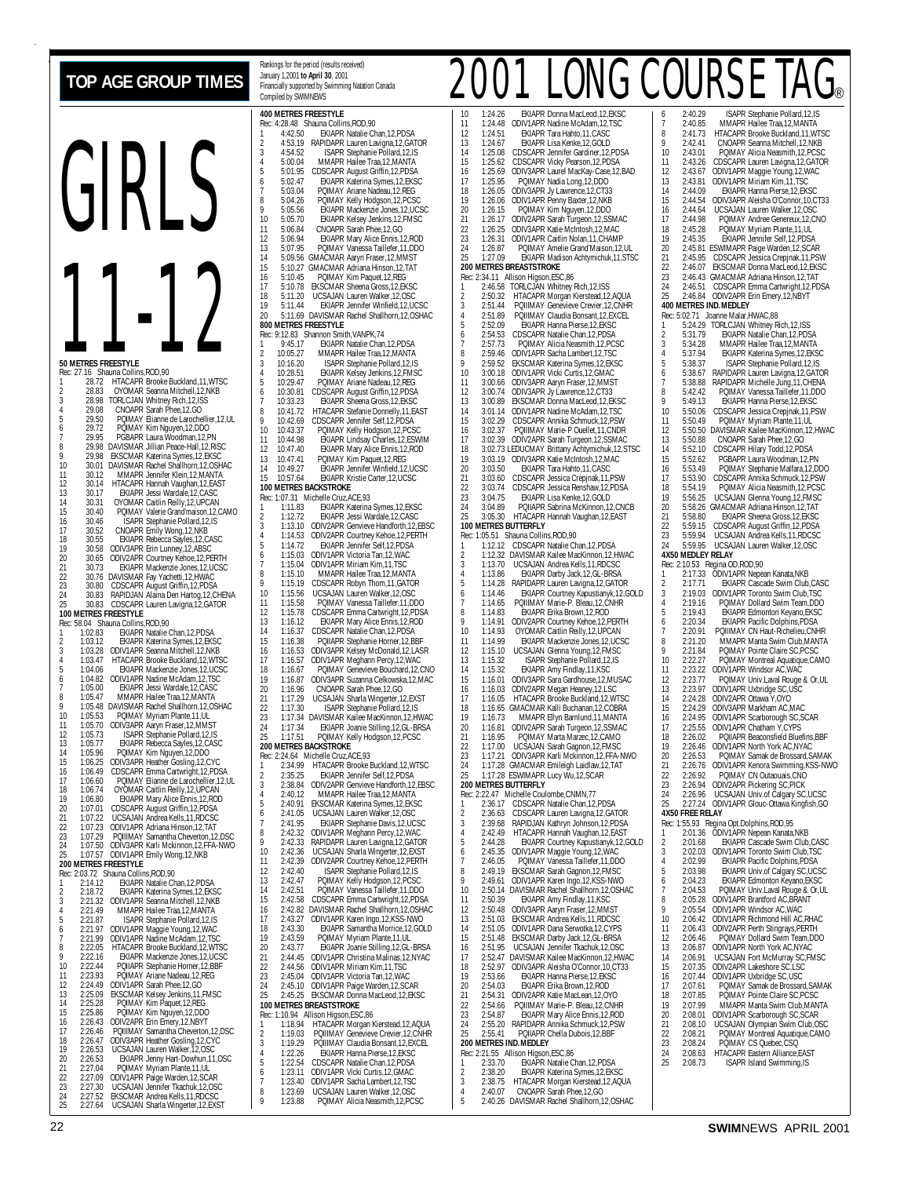# TOP AGE GROUP TIMES

Rankings for the period (results received) January 1,2001 to April 30, 2001
Financially supported by Swimming Natation Canada
Compiled by SWIMNEWS

# 2001 LONG COURSE TAG®

# GIRLS 11-12

### 50 METRES FREESTYLE
Rec: 27.16 Shauna Collins,ROD,90

1 28.72 HTACAPR Brooke Buckland,11,WTSC
2 28.83 OYOMAR Seanna Mitchell,12,NKB
3 28.98 TORLCJAN Whitney Rich,12,ISS
3 29.08 CNOAPR Sarah Phee,12,GO
5 29.50 PQIMAY Elianne de Larochellier,12,UL
6 29.72 PQIMAY Kim Nguyen,12,DDO
7 29.95 PGBAPR Laura Woodman,12,PN
8 29.98 DAVISMAR Jillian Peace-Hall,12,RISC
9 29.98 EKSCMAR Katerina Symes,12,EKSC
10 30.01 DAVISMAR Rachel Shallhorn,12,OSHAC
11 30.12 MMAPR Jennifer Klein,12,MANTA
12 30.14 HTACAPR Hannah Vaughan,12,EAST
13 30.17 EKIAPR Jessi Wardale,12,CASC
14 30.31 OYOMAR Caitlin Reilly,12,UPCAN
15 30.40 PQIMAY Valerie Grand'maison,12,CAMO
16 30.46 ISAPR Stephanie Pollard,12,IS
17 30.52 CNOAPR Emily Wong,12,NKB
18 30.55 EKIAPR Rebecca Sayles,12,CASC
19 30.58 ODIV3APR Erin Lunney,12,ABSC
20 30.65 ODIV2APR Courtney Kehoe,12,PERTH
21 30.73 EKIAPR Mackenzie Jones,12,UCSC
22 30.76 DAVISMAR Fay Yachetti,12,HWAC
23 30.80 CDSCAPR August Griffin,12,PDSA
24 30.83 RAPIDJAN Alaina Den Hartog,12,CHENA
25 30.83 CDSCAPR Lauren Lavigna,12,GATOR

### 100 METRES FREESTYLE
Rec: 58.04 Shauna Collins,ROD,90

1 1:02.83 EKIAPR Natalie Chan,12,PDSA
2 1:03.12 EKIAPR Katerina Symes,12,EKSC
3 1:03.28 ODIV1APR Seanna Mitchell,12,NKB
4 1:03.47 HTACAPR Brooke Buckland,11,WTSC
5 1:04.06 EKIAPR Mackenzie Jones,12,UCSC
6 1:04.82 ODIV1APR Nadine McAdam,12,TSC
7 1:05.00 EKIAPR Jessi Wardale,12,CASC
8 1:05.47 MMAPR Hailee Traa,12,MANTA
9 1:05.48 DAVISMAR Rachel Shallhorn,12,OSHAC
10 1:05.53 PQIMAY Myriam Plante,11,UL
11 1:05.70 ODIV3APR Aaryn Fraser,12,MMST
12 1:05.73 ISAPR Stephanie Pollard,12,IS
13 1:05.77 EKIAPR Rebecca Sayles,12,CASC
14 1:05.96 PQIMAY Kim Nguyen,12,DDO
15 1:06.25 ODIV3APR Heather Gosling,12,CYC
16 1:06.49 CDSCAPR Emma Cartwright,12,PDSA
17 1:06.60 PQIMAY Elianne de Larochellier,12,UL
18 1:06.74 OYOMAR Caitlin Reilly,12,UPCAN
19 1:06.80 EKIAPR Mary Alice Ennis,12,ROD
20 1:07.01 CDSCAPR August Griffin,12,PDSA
21 1:07.22 UCSAJAN Andrea Kells,11,RDCSC
22 1:07.23 ODIV1APR Adriana Hinson,12,TAT
23 1:07.29 PQIIIMAY Samantha Cheverton,12,DSC
24 1:07.50 ODIV3APR Karli Mckinnon,12,FFA-NWO
25 1:07.57 ODIV1APR Emily Wong,12,NKB

### 200 METRES FREESTYLE
Rec: 2:03.72 Shauna Collins,ROD,90

1 2:14.12 EKIAPR Natalie Chan,12,PDSA
2 2:18.72 EKIAPR Katerina Symes,12,EKSC
3 2:21.32 ODIV1APR Seanna Mitchell,12,NKB
4 2:21.49 MMAPR Hailee Traa,12,MANTA
5 2:21.87 ISAPR Stephanie Pollard,12,IS
6 2:21.97 ODIV1APR Maggie Young,12,WAC
7 2:21.99 ODIV1APR Nadine McAdam,12,TSC
8 2:22.05 HTACAPR Brooke Buckland,12,WTSC
9 2:22.16 EKIAPR Mackenzie Jones,12,UCSC
10 2:22.44 PQIIAPR Stephanie Horner,12,BBF
11 2:23.93 PQIMAY Ariane Nadeau,12,REG
12 2:24.49 ODIV1APR Sarah Phee,12,GO
13 2:25.09 EKSCMAR Kelsey Jenkins,12,FMSC
14 2:25.28 PQIMAY Kim Paquet,12,REG
15 2:25.86 PQIMAY Kim Nguyen,12,DDO
16 2:26.43 ODIV2APR Erin Emery,12,NBYT
17 2:26.46 PQIIIMAY Samantha Cheverton,12,DSC
18 2:26.47 ODIV3APR Heather Gosling,12,CYC
19 2:26.53 UCSAJAN Lauren Walker,12,OSC
20 2:26.53 EKIAPR Jenny Hart-Dowhun,11,OSC
21 2:27.04 PQIMAY Myriam Plante,11,UL
22 2:27.09 ODIV1APR Paige Warden,12,SCAR
23 2:27.30 UCSAJAN Jennifer Tkachuk,12,OSC
24 2:27.52 EKSCMAR Andrea Kells,11,RDCSC
25 2:27.64 UCSAJAN Sharla Wingerter,12,EXST

### 400 METRES FREESTYLE
Rec: 4:28.48 Shauna Collins,ROD,90

1 4:42.50 EKIAPR Natalie Chan,12,PDSA
2 4:53.19 RAPIDAPR Lauren Lavigna,12,GATOR
3 4:54.52 ISAPR Stephanie Pollard,12,IS
4 5:00.04 MMAPR Hailee Traa,12,MANTA
5 5:01.95 CDSCAPR August Griffin,12,PDSA
6 5:02.47 EKIAPR Katerina Symes,12,EKSC
7 5:03.04 PQIMAY Ariane Nadeau,12,REG
8 5:04.26 PQIMAY Kelly Hodgson,12,PCSC
9 5:05.56 EKIAPR Mackenzie Jones,12,UCSC
10 5:05.70 EKIAPR Kelsey Jenkins,12,FMSC
11 5:06.84 CNOAPR Sarah Phee,12,GO
12 5:06.94 EKIAPR Mary Alice Ennis,12,ROD
13 5:07.95 PQIMAY Vanessa Taillefer,11,DDO
14 5:09.56 GMACMAR Aaryn Fraser,12,MMST
15 5:10.27 GMACMAR Adriana Hinson,12,TAT
16 5:10.45 PQIMAY Kim Paquet,12,REG
17 5:10.78 EKSCMAR Sheena Gross,12,EKSC
18 5:11.20 UCSAJAN Lauren Walker,12,OSC
19 5:11.44 EKIAPR Jennifer Winfield,12,UCSC
20 5:11.69 DAVISMAR Rachel Shallhorn,12,OSHAC

### 800 METRES FREESTYLE
Rec: 9:12.83 Shannon Smith,VANPK,74

1 9:45.17 EKIAPR Natalie Chan,12,PDSA
2 10:05.27 MMAPR Hailee Traa,12,MANTA
3 10:16.20 ISAPR Stephanie Pollard,12,IS
4 10:28.51 EKIAPR Kelsey Jenkins,12,FMSC
5 10:29.47 PQIMAY Ariane Nadeau,12,REG
6 10:30.81 CDSCAPR August Griffin,12,PDSA
7 10:33.23 EKIAPR Sheena Gross,12,EKSC
8 10:41.72 HTACAPR Stefanie Donnelly,11,EAST
9 10:42.69 CDSCAPR Jennifer Self,12,PDSA
10 10:43.37 PQIMAY Kelly Hodgson,12,PCSC
11 10:44.98 EKIAPR Lindsay Charles,12,ESWIM
12 10:47.40 EKIAPR Mary Alice Ennis,12,ROD
13 10:47.41 PQIMAY Kim Paquet,12,REG
14 10:49.27 EKIAPR Jennifer Winfield,12,UCSC
15 10:57.64 EKIAPR Kristie Carter,12,UCSC

### 100 METRES BACKSTROKE
Rec: 1:07.31 Michelle Cruz,ACE,93

1 1:11.83 EKIAPR Katerina Symes,12,EKSC
2 1:12.72 EKIAPR Jessi Wardale,12,CASC
3 1:13.10 ODIV2APR Genvieve Handforth,12,EBSC
4 1:14.53 ODIV2APR Courtney Kehoe,12,PERTH
5 1:14.72 EKIAPR Jennifer Self,12,PDSA
6 1:15.03 ODIV1APR Victoria Tan,12,WAC
7 1:15.04 ODIV1APR Miriam Kim,11,TSC
8 1:15.10 MMAPR Hailee Traa,12,MANTA
9 1:15.19 CDSCAPR Robyn Thom,11,GATOR
10 1:15.56 UCSAJAN Lauren Walker,12,OSC
11 1:15.58 PQIMAY Vanessa Taillefer,11,DDO
12 1:15.78 CDSCAPR Emma Cartwright,12,PDSA
13 1:16.12 EKIAPR Mary Alice Ennis,12,ROD
14 1:16.37 CDSCAPR Natalie Chan,12,PDSA
15 1:16.38 PQIIAPR Stephanie Horner,12,BBF
16 1:16.53 ODIV3APR Kelsey McDonald,12,LASR
17 1:16.57 ODIV1APR Meghann Percy,12,WAC
18 1:16.67 PQIMAY Genevieve Bouchard,12,CNO
19 1:16.87 ODIV3APR Suzanna Celkowska,12,MAC
20 1:16.96 CNOAPR Sarah Phee,12,GO
21 1:17.29 UCSAJAN Sharla Wingerter,12,EXST
22 1:17.30 ISAPR Stephanie Pollard,12,IS
23 1:17.34 DAVISMAR Kailee MacKinnon,12,HWAC
24 1:17.34 EKIAPR Joanie Stilling,12,GL-BRSA
25 1:17.51 PQIMAY Kelly Hodgson,12,PCSC

### 200 METRES BACKSTROKE
Rec: 2:24.64 Michelle Cruz,ACE,93

1 2:34.99 HTACAPR Brooke Buckland,12,WTSC
2 2:35.25 EKIAPR Jennifer Self,12,PDSA
3 2:38.84 ODIV2APR Genvieve Handforth,12,EBSC
4 2:40.12 MMAPR Hailee Traa,12,MANTA
5 2:40.91 EKSCMAR Katerina Symes,12,EKSC
6 2:41.05 UCSAJAN Lauren Walker,12,OSC
7 2:41.95 EKIAPR Stephanie Davis,12,UCSC
8 2:42.32 ODIV1APR Meghann Percy,12,WAC
9 2:42.33 RAPIDAPR Lauren Lavigna,12,GATOR
10 2:42.36 UCSAJAN Sharla Wingerter,12,EXST
11 2:42.39 ODIV2APR Courtney Kehoe,12,PERTH
12 2:42.40 ISAPR Stephanie Pollard,12,IS
13 2:42.47 PQIMAY Kelly Hodgson,12,PCSC
14 2:42.51 PQIMAY Vanessa Taillefer,11,DDO
15 2:42.58 CDSCAPR Emma Cartwright,12,PDSA
16 2:42.82 DAVISMAR Rachel Shallhorn,12,OSHAC
17 2:43.27 ODIV1APR Karen Ingo,12,KSS-NWO
18 2:43.30 EKIAPR Samantha Morrice,12,GOLD
19 2:43.59 PQIMAY Myriam Plante,11,UL
20 2:43.77 EKIAPR Joanie Stilling,12,GL-BRSA
21 2:44.45 ODIV1APR Christina Malinas,12,NYAC
22 2:44.56 ODIV1APR Miriam Kim,11,TSC
23 2:45.04 ODIV1APR Victoria Tan,12,WAC
24 2:45.10 ODIV1APR Paige Warden,12,SCAR
25 2:45.25 EKSCMAR Donna MacLeod,12,EKSC

### 100 METRES BREASTSTROKE
Rec: 1:10.94 Allison Higson,ESC,86

1 1:18.94 HTACAPR Morgan Kierstead,12,AQUA
2 1:19.03 PQIIIMAY Genevieve Crevier,12,CNHR
3 1:19.29 PQIIIMAY Claudia Bonsant,12,EXCEL
4 1:22.26 EKIAPR Hanna Pierse,12,EKSC
5 1:22.54 CDSCAPR Natalie Chan,12,PDSA
6 1:23.11 ODIV1APR Vicki Curtis,12,GMAC
7 1:23.40 ODIV1APR Sacha Lambert,12,TSC
8 1:23.69 UCSAJAN Lauren Walker,12,OSC
9 1:23.88 PQIMAY Alicia Neasmith,12,PCSC
10 1:24.26 EKIAPR Donna MacLeod,12,EKSC
11 1:24.48 ODIV1APR Nadine McAdam,12,TSC
12 1:24.51 EKIAPR Tara Hahto,11,CASC
13 1:24.67 EKIAPR Lisa Kenke,12,GOLD
14 1:25.08 CDSCAPR Jennifer Gardiner,12,PDSA
15 1:25.62 CDSCAPR Vicky Pearson,12,PDSA
16 1:25.69 ODIV3APR Laurel MacKay-Case,12,BAD
17 1:25.95 PQIMAY Nadia Long,12,DDO
18 1:26.05 ODIV3APR Jy Lawrence,12,CT33
19 1:26.06 ODIV1APR Penny Baxter,12,NKB
20 1:26.15 PQIMAY Kim Nguyen,12,DDO
21 1:26.17 ODIV2APR Sarah Turgeon,12,SSMAC
22 1:26.25 ODIV3APR Katie McIntosh,12,MAC
23 1:26.31 ODIV1APR Caitlin Nolan,11,CHAMP
24 1:26.87 PQIMAY Amelie Grand'Maison,12,UL
25 1:27.09 EKIAPR Madison Achtymichuk,11,STSC

### 200 METRES BREASTSTROKE
Rec: 2:34.11 Allison Higson,ESC,86

1 2:46.58 TORLCJAN Whitney Rich,12,ISS
2 2:50.32 HTACAPR Morgan Kierstead,12,AQUA
3 2:51.44 PQIIIMAY Genevieve Crevier,12,CNHR
4 2:51.89 PQIIIMAY Claudia Bonsant,12,EXCEL
5 2:52.09 EKIAPR Hanna Pierse,12,EKSC
6 2:54.53 CDSCAPR Natalie Chan,12,PDSA
7 2:57.73 PQIMAY Alicia Neasmith,12,PCSC
8 2:59.46 ODIV1APR Sacha Lambert,12,TSC
9 2:59.52 EKSCMAR Katerina Symes,12,EKSC
10 3:00.18 ODIV1APR Vicki Curtis,12,GMAC
11 3:00.66 ODIV3APR Aaryn Fraser,12,MMST
12 3:00.74 ODIV3APR Jy Lawrence,12,CT33
13 3:00.89 EKSCMAR Donna MacLeod,12,EKSC
14 3:01.14 ODIV1APR Nadine McAdam,12,TSC
15 3:02.29 CDSCAPR Annika Schmuck,12,PSW
16 3:02.37 PQIIIMAY Marie-P Ouellet,11,CNDR
17 3:02.39 ODIV2APR Sarah Turgeon,12,SSMAC
18 3:02.73 LEDUCMAY Brittany Achtymichuk,12,STSC
19 3:03.19 ODIV3APR Katie McIntosh,12,MAC
20 3:03.50 EKIAPR Tara Hahto,11,CASC
21 3:03.60 CDSCAPR Jessica Crepjnak,11,PSW
22 3:03.74 CDSCAPR Jessica Renshaw,12,PDSA
23 3:04.75 EKIAPR Lisa Kenke,12,GOLD
24 3:04.89 PQIIAPR Sabrina McKinnon,12,CNCB
25 3:05.30 HTACAPR Hannah Vaughan,12,EAST

### 100 METRES BUTTERFLY
Rec: 1:05.51 Shauna Collins,ROD,90

1 1:12.12 CDSCAPR Natalie Chan,12,PDSA
2 1:12.32 DAVISMAR Kailee MacKinnon,12,HWAC
3 1:13.70 UCSAJAN Andrea Kells,11,RDCSC
4 1:13.86 EKIAPR Darby Jack,12,GL-BRSA
5 1:14.28 RAPIDAPR Lauren Lavigna,12,GATOR
6 1:14.46 EKIAPR Courtney Kapustianyk,12,GOLD
7 1:14.65 PQIIIMAY Marie-P. Bleau,12,CNHR
8 1:14.83 EKIAPR Erika Brown,12,ROD
9 1:14.91 ODIV2APR Courtney Kehoe,12,PERTH
10 1:14.93 OYOMAR Caitlin Reilly,12,UPCAN
11 1:14.99 EKIAPR Mackenzie Jones,12,UCSC
12 1:15.10 UCSAJAN Glenna Young,12,FMSC
13 1:15.32 ISAPR Stephanie Pollard,12,IS
14 1:15.32 EKIAPR Amy Findlay,11,KSC
15 1:16.01 ODIV3APR Sara Gardhouse,12,MUSAC
16 1:16.03 ODIV2APR Megan Heaney,12,LSC
17 1:16.05 HTACAPR Brooke Buckland,12,WTSC
18 1:16.65 GMACMAR Kalli Buchanan,12,COBRA
19 1:16.73 MMAPR Ellyn Barnlund,11,MANTA
20 1:16.81 ODIV2APR Sarah Turgeon,12,SSMAC
21 1:16.95 PQIMAY Marta Marzec,12,CAMO
22 1:17.00 UCSAJAN Sarah Gagnon,12,FMSC
23 1:17.21 ODIV3APR Karli Mckinnon,12,FFA-NWO
24 1:17.28 GMACMAR Emileigh Laidlaw,12,TAT
25 1:17.28 ESWIMAPR Lucy Wu,12,SCAR

### 200 METRES BUTTERFLY
Rec: 2:22.47 Michelle Coulombe,CNMN,77

1 2:36.17 CDSCAPR Natalie Chan,12,PDSA
2 2:36.63 CDSCAPR Lauren Lavigna,12,GATOR
3 2:39.68 RAPIDJAN Kathryn Johnson,12,PDSA
4 2:42.49 HTACAPR Hannah Vaughan,12,EAST
5 2:44.28 EKIAPR Courtney Kapustianyk,12,GOLD
6 2:45.35 ODIV1APR Maggie Young,12,WAC
7 2:46.05 PQIMAY Vanessa Taillefer,11,DDO
8 2:49.19 EKSCMAR Sarah Gagnon,12,FMSC
9 2:49.61 ODIV1APR Karen Ingo,12,KSS-NWO
10 2:50.14 DAVISMAR Rachel Shallhorn,12,OSHAC
11 2:50.39 EKIAPR Amy Findlay,11,KSC
12 2:50.48 ODIV3APR Aaryn Fraser,12,MMST
13 2:51.03 EKSCMAR Andrea Kells,11,RDCSC
14 2:51.05 ODIV1APR Dana Serwotka,12,CYPS
15 2:51.48 EKSCMAR Darby Jack,12,GL-BRSA
16 2:51.95 UCSAJAN Jennifer Tkachuk,12,OSC
17 2:52.47 DAVISMAR Kailee MacKinnon,12,HWAC
18 2:52.97 ODIV3APR Aleisha O'Connor,10,CT33
19 2:53.66 EKIAPR Hanna Pierse,12,EKSC
20 2:54.03 EKIAPR Erika Brown,12,ROD
21 2:54.31 ODIV2APR Katie MacLean,12,OYO
22 2:54.66 PQIIIMAY Marie-P. Bleau,12,CNHR
23 2:54.87 EKIAPR Mary Alice Ennis,12,ROD
24 2:55.20 RAPIDAPR Annika Schmuck,12,PSW
25 2:55.41 PQIIAPR Chella Dubois,12,BBF

### 200 METRES IND. MEDLEY
Rec: 2:21.55 Allison Higson,ESC,86

1 2:33.70 EKIAPR Natalie Chan,12,PDSA
2 2:38.20 EKIAPR Katerina Symes,12,EKSC
3 2:38.75 HTACAPR Morgan Kierstead,12,AQUA
4 2:40.07 CNOAPR Sarah Phee,12,GO
5 2:40.26 DAVISMAR Rachel Shallhorn,12,OSHAC
6 2:40.29 ISAPR Stephanie Pollard,12,IS
7 2:40.85 MMAPR Hailee Traa,12,MANTA
8 2:41.73 HTACAPR Brooke Buckland,11,WTSC
9 2:42.41 CNOAPR Seanna Mitchell,12,NKB
10 2:43.01 PQIMAY Alicia Neasmith,12,PCSC
11 2:43.26 CDSCAPR Lauren Lavigna,12,GATOR
12 2:43.67 ODIV1APR Maggie Young,12,WAC
13 2:43.81 ODIV1APR Miriam Kim,11,TSC
14 2:44.09 EKIAPR Hanna Pierse,12,EKSC
15 2:44.54 ODIV3APR Aleisha O'Connor,10,CT33
16 2:44.64 UCSAJAN Lauren Walker,12,OSC
17 2:44.98 PQIMAY Andree Genereux,12,CNO
18 2:45.28 PQIMAY Myriam Plante,11,UL
19 2:45.35 EKIAPR Jennifer Self,12,PDSA
20 2:45.81 ESWIMAPR Paige Warden,12,SCAR
21 2:45.95 CDSCAPR Jessica Crepjnak,11,PSW
22 2:46.07 EKSCMAR Donna MacLeod,12,EKSC
23 2:46.43 GMACMAR Adriana Hinson,12,TAT
24 2:46.51 CDSCAPR Emma Cartwright,12,PDSA
25 2:46.84 ODIV2APR Erin Emery,12,NBYT

### 400 METRES IND. MEDLEY
Rec: 5:02.71 Joanne Malar,HWAC,88

1 5:24.29 TORLCJAN Whitney Rich,12,ISS
2 5:31.79 EKIAPR Natalie Chan,12,PDSA
3 5:34.28 MMAPR Hailee Traa,12,MANTA
4 5:37.94 EKIAPR Katerina Symes,12,EKSC
5 5:38.37 ISAPR Stephanie Pollard,12,IS
6 5:38.67 RAPIDAPR Lauren Lavigna,12,GATOR
7 5:38.88 RAPIDAPR Michelle Jung,11,CHENA
8 5:42.42 PQIMAY Vanessa Taillefer,11,DDO
9 5:49.13 EKIAPR Hanna Pierse,12,EKSC
10 5:50.06 CDSCAPR Jessica Crepjnak,11,PSW
11 5:50.49 PQIMAY Myriam Plante,11,UL
12 5:50.50 DAVISMAR Kailee MacKinnon,12,HWAC
13 5:50.88 CNOAPR Sarah Phee,12,GO
14 5:52.10 CDSCAPR Hilary Todd,12,PDSA
15 5:52.62 PGBAPR Laura Woodman,12,PN
16 5:53.49 PQIMAY Stephanie Malfara,12,DDO
17 5:53.90 CDSCAPR Annika Schmuck,12,PSW
18 5:54.19 PQIMAY Alicia Neasmith,12,PCSC
19 5:56.25 UCSAJAN Glenna Young,12,FMSC
20 5:58.26 GMACMAR Adriana Hinson,12,TAT
21 5:58.80 EKIAPR Sheena Gross,12,EKSC
22 5:59.15 CDSCAPR August Griffin,12,PDSA
23 5:59.94 UCSAJAN Andrea Kells,11,RDCSC
24 5:59.95 UCSAJAN Lauren Walker,12,OSC

### 4X50 MEDLEY RELAY
Rec: 2:10.53 Regina OD,ROD,90

1 2:17.33 ODIV1APR Nepean Kanata,NKB
2 2:17.71 EKIAPR Cascade Swim Club,CASC
3 2:19.03 ODIV1APR Toronto Swim Club,TSC
4 2:19.16 PQIMAY Dollard Swim Team,DDO
5 2:19.43 EKIAPR Edmonton Keyano,EKSC
6 2:20.34 EKIAPR Pacific Dolphins,PDSA
7 2:20.91 PQIIIMAY CN Haut-Richelieu,CNHR
8 2:21.20 MMAPR Manta Swim Club,MANTA
9 2:21.84 PQIMAY Pointe Claire SC,PCSC
10 2:22.27 PQIMAY Montreal Aquatique,CAMO
11 2:23.22 ODIV1APR Windsor AC,WAC
12 2:23.77 PQIMAY Univ.Laval Rouge & Or,UL
13 2:23.97 ODIV1APR Uxbridge SC,USC
14 2:24.28 ODIV2APR Ottawa Y,OYO
15 2:24.29 ODIV3APR Markham AC,MAC
16 2:24.95 ODIV1APR Scarborough SC,SCAR
17 2:25.55 ODIV1APR Chatham Y,CYPS
18 2:26.02 PQIIAPR Beaconsfield Bluefins,BBF
19 2:26.46 ODIV1APR North York AC,NYAC
20 2:26.53 PQIMAY Samak de Brossard,SAMAK
21 2:26.76 ODIV1APR Kenora Swimming,KSS-NWO
22 2:26.92 PQIMAY CN Outaouais,CNO
23 2:26.94 ODIV2APR Pickering SC,PICK
24 2:26.96 UCSAJAN Univ.of Calgary SC,UCSC
25 2:27.24 ODIV1APR Glouc-Ottawa Kingfish,GO

### 4X50 FREE RELAY
Rec: 1:55.93 Regina Opt.Dolphins,ROD,95

1 2:01.36 ODIV1APR Nepean Kanata,NKB
2 2:01.68 EKIAPR Cascade Swim Club,CASC
3 2:02.03 ODIV1APR Toronto Swim Club,TSC
4 2:02.99 EKIAPR Pacific Dolphins,PDSA
5 2:03.98 EKIAPR Univ.of Calgary SC,UCSC
6 2:04.23 EKIAPR Edmonton Keyano,EKSC
7 2:04.53 PQIMAY Univ.Laval Rouge & Or,UL
8 2:05.28 ODIV1APR Brantford AC,BRANT
9 2:05.54 ODIV1APR Windsor AC,WAC
10 2:06.42 ODIV1APR Richmond Hill AC,RHAC
11 2:06.43 ODIV2APR Perth Stingrays,PERTH
12 2:06.46 PQIMAY Dollard Swim Team,DDO
13 2:06.87 ODIV1APR North York AC,NYAC
14 2:06.91 UCSAJAN Fort McMurray SC,FMSC
15 2:07.35 ODIV2APR Lakeshore SC,LSC
16 2:07.44 ODIV1APR Uxbridge SC,USC
17 2:07.61 PQIMAY Samak de Brossard,SAMAK
18 2:07.85 PQIMAY Pointe Claire SC,PCSC
19 2:07.99 MMAPR Manta Swim Club,MANTA
20 2:08.01 ODIV1APR Scarborough SC,SCAR
21 2:08.10 UCSAJAN Olympian Swim Club,OSC
22 2:08.21 PQIMAY Montreal Aquatique,CAMO
23 2:08.24 PQIMAY CS Quebec,CSQ
24 2:08.63 HTACAPR Eastern Alliance,EAST
25 2:08.73 ISAPR Island Swimming,IS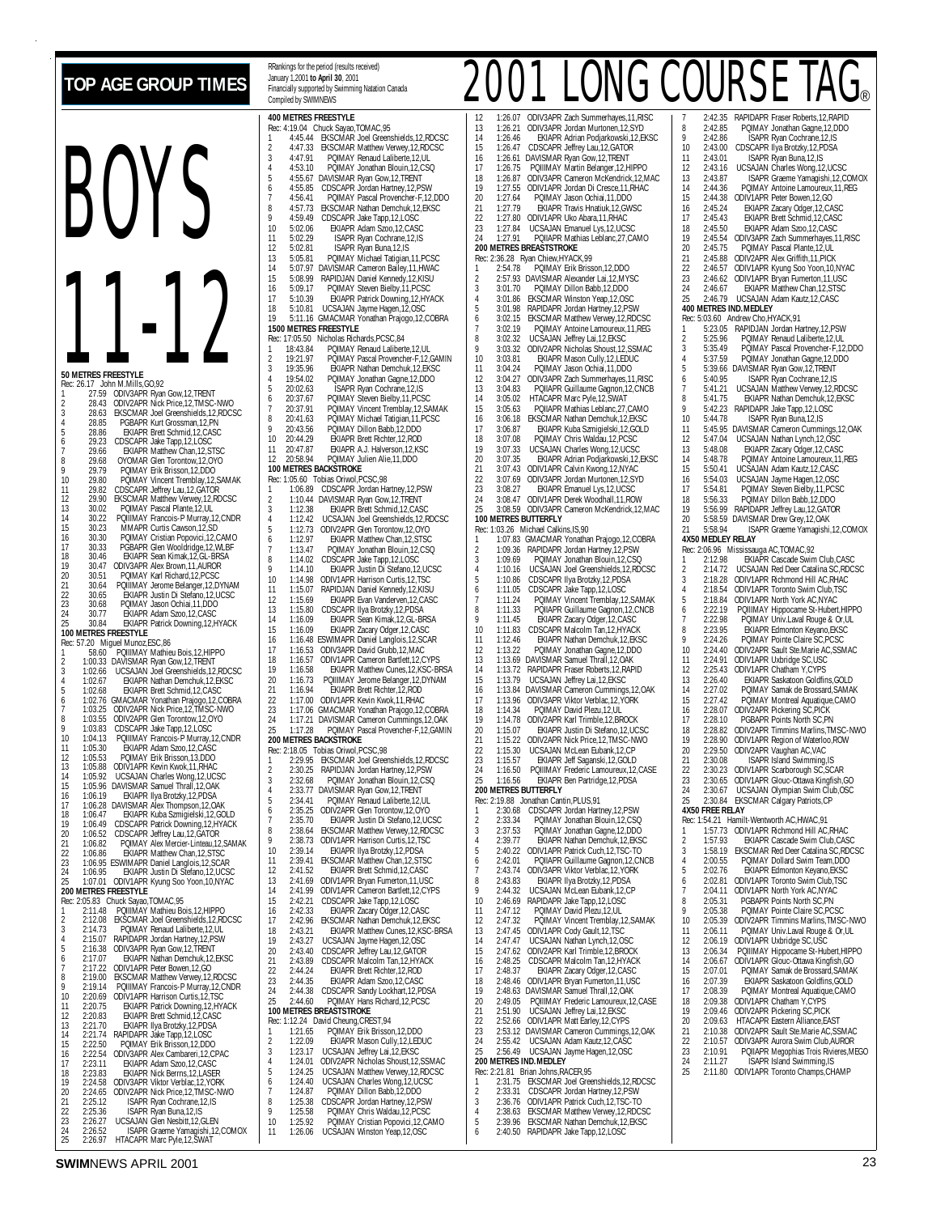# TOP AGE GROUP TIMES

Rankings for the period (results received) January 1,2001 **to April 30**, 2001
Financially supported by Swimming Natation Canada
Compiled by SWIMNEWS

# 2001 LONG COURSE TAG®

# BOYS 11-12

**50 METRES FREESTYLE**
Rec: 26.17 John M.Mills,GO,92
1 27.59 ODIV3APR Ryan Gow,12,TRENT
2 28.43 ODIV2APR Nick Price,12,TMSC-NWO
3 28.63 EKSCMAR Joel Greenshields,12,RDCSC
4 28.85 PGBAPR Kurt Grossman,12,PN
5 28.86 EKIAPR Brett Schmid,12,CASC
6 29.23 CDSCAPR Jake Tapp,12,LOSC
7 29.66 EKIAPR Matthew Chan,12,STSC
8 29.68 OYOMAR Glen Torontow,12,OYO
9 29.79 PQIMAY Erik Brisson,12,DDO
10 29.80 PQIMAY Vincent Tremblay,12,SAMAK
11 29.82 CDSCAPR Jeffrey Lau,12,GATOR
12 29.90 EKSCMAR Matthew Verwey,12,RDCSC
13 30.02 PQIMAY Pascal Plante,12,UL
14 30.22 PQIIIMAY Francois-P Murray,12,CNDR
15 30.23 MMAPR Curtis Cawson,12,SD
16 30.30 PQIMAY Cristian Popovici,12,CAMO
17 30.33 PGBAPR Glen Wooldridge,12,WLBF
18 30.46 EKIAPR Sean Kimak,12,GL-BRSA
19 30.47 ODIV3APR Alex Brown,11,AUROR
20 30.51 PQIMAY Karl Richard,12,PCSC
21 30.64 PQIIIMAY Jerome Belanger,12,DYNAM
22 30.65 EKIAPR Justin Di Stefano,12,UCSC
23 30.68 PQIMAY Jason Ochiai,11,DDO
24 30.77 EKIAPR Adam Szoo,12,CASC
25 30.84 EKIAPR Patrick Downing,12,HYACK

**100 METRES FREESTYLE**
Rec: 57.20 Miguel Munoz,ESC,86
1 58.60 PQIIIMAY Mathieu Bois,12,HIPPO
2 1:00.33 DAVISMAR Ryan Gow,12,TRENT
3 1:02.66 UCSAJAN Joel Greenshields,12,RDCSC
4 1:02.67 EKIAPR Nathan Demchuk,12,EKSC
5 1:02.68 EKIAPR Brett Schmid,12,CASC
6 1:02.76 GMACMAR Yonathan Prajogo,12,COBRA
7 1:03.25 ODIV2APR Nick Price,12,TMSC-NWO
8 1:03.55 ODIV2APR Glen Torontow,12,OYO
9 1:03.83 CDSCAPR Jake Tapp,12,LOSC
10 1:04.13 PQIIIMAY Francois-P Murray,12,CNDR
11 1:05.30 EKIAPR Adam Szoo,12,CASC
12 1:05.53 PQIMAY Erik Brisson,13,DDO
13 1:05.88 ODIV1APR Kevin Kwok,11,RHAC
14 1:05.92 UCSAJAN Charles Wong,12,UCSC
15 1:05.96 DAVISMAR Samuel Thrall,12,OAK
16 1:06.19 EKIAPR Ilya Brotzky,12,PDSA
17 1:06.28 DAVISMAR Alex Thompson,12,OAK
18 1:06.47 EKIAPR Kuba Szmigielski,12,GOLD
19 1:06.49 CDSCAPR Patrick Downing,12,HYACK
20 1:06.52 CDSCAPR Jeffrey Lau,12,GATOR
21 1:06.82 PQIMAY Alex Mercier-Linteau,12,SAMAK
22 1:06.86 EKIAPR Matthew Chan,12,STSC
23 1:06.95 ESWIMAPR Daniel Langlois,12,SCAR
24 1:06.95 EKIAPR Justin Di Stefano,12,UCSC
25 1:07.01 ODIV1APR Kyung Soo Yoon,10,NYAC

**200 METRES FREESTYLE**
Rec: 2:05.83 Chuck Sayao,TOMAC,95
1 2:11.48 PQIIIMAY Mathieu Bois,12,HIPPO
2 2:12.08 EKSCMAR Joel Greenshields,12,RDCSC
3 2:14.73 PQIMAY Renaud Laliberte,12,UL
4 2:15.07 RAPIDAPR Jordan Hartney,12,PSW
5 2:16.38 ODIV3APR Ryan Gow,12,TRENT
6 2:17.07 EKIAPR Nathan Demchuk,12,EKSC
7 2:17.22 ODIV1APR Peter Bowen,12,GO
8 2:19.00 EKSCMAR Matthew Verwey,12,RDCSC
9 2:19.14 PQIIIMAY Francois-P Murray,12,CNDR
10 2:20.69 ODIV1APR Harrison Curtis,12,TSC
11 2:20.75 EKIAPR Patrick Downing,12,HYACK
12 2:20.83 EKIAPR Brett Schmid,12,CASC
13 2:21.70 EKIAPR Ilya Brotzky,12,PDSA
14 2:21.74 RAPIDAPR Jake Tapp,12,LOSC
15 2:22.50 PQIMAY Erik Brisson,12,DDO
16 2:22.54 ODIV3APR Alex Cambareri,12,CPAC
17 2:23.11 EKIAPR Adam Szoo,12,CASC
18 2:23.83 EKIAPR Nick Berrns,12,LASER
19 2:24.58 ODIV3APR Viktor Verblac,12,YORK
20 2:24.65 ODIV2APR Nick Price,12,TMSC-NWO
21 2:25.12 ISAPR Ryan Cochrane,12,IS
22 2:25.36 ISAPR Ryan Buna,12,IS
23 2:26.27 UCSAJAN Glen Nesbitt,12,GLEN
24 2:26.52 ISAPR Graeme Yamagishi,12,COMOX
25 2:26.97 HTACAPR Marc Pyle,12,SWAT

**400 METRES FREESTYLE**
Rec: 4:19.04 Chuck Sayao,TOMAC,95
1 4:45.44 EKSCMAR Joel Greenshields,12,RDCSC
2 4:47.33 EKSCMAR Matthew Verwey,12,RDCSC
3 4:47.91 PQIMAY Renaud Laliberte,12,UL
4 4:53.10 PQIMAY Jonathan Blouin,12,CSQ
5 4:55.67 DAVISMAR Ryan Gow,12,TRENT
6 4:55.85 CDSCAPR Jordan Hartney,12,PSW
7 4:56.41 PQIMAY Pascal Provencher-F,12,DDO
8 4:57.73 EKSCMAR Nathan Demchuk,12,EKSC
9 4:59.49 CDSCAPR Jake Tapp,12,LOSC
10 5:02.06 EKIAPR Adam Szoo,12,CASC
11 5:02.29 ISAPR Ryan Cochrane,12,IS
12 5:02.81 ISAPR Ryan Buna,12,IS
13 5:05.81 PQIMAY Michael Tatigian,11,PCSC
14 5:07.97 DAVISMAR Cameron Bailey,11,HWAC
15 5:08.99 RAPIDJAN Daniel Kennedy,12,KISU
16 5:09.17 PQIMAY Steven Bielby,11,PCSC
17 5:10.39 EKIAPR Patrick Downing,12,HYACK
18 5:10.81 UCSAJAN Jayme Hagen,12,OSC
19 5:11.16 GMACMAR Yonathan Prajogo,12,COBRA

**1500 METRES FREESTYLE**
Rec: 17:05.50 Nicholas Richards,PCSC,84
1 18:43.84 PQIMAY Renaud Laliberte,12,UL
2 19:21.97 PQIMAY Pascal Provencher-F,12,GAMIN
3 19:35.96 EKIAPR Nathan Demchuk,12,EKSC
4 19:54.02 PQIMAY Jonathan Gagne,12,DDO
5 20:02.63 ISAPR Ryan Cochrane,12,IS
6 20:37.67 PQIMAY Steven Bielby,11,PCSC
7 20:37.91 PQIMAY Vincent Tremblay,12,SAMAK
8 20:41.63 PQIMAY Michael Tatigian,11,PCSC
9 20:43.56 PQIMAY Dillon Babb,12,DDO
10 20:44.29 EKIAPR Brett Richter,12,ROD
11 20:47.87 EKIAPR A.J. Halverson,12,KSC
12 20:58.94 PQIMAY Julien Alie,11,DDO

**100 METRES BACKSTROKE**
Rec: 1:05.60 Tobias Oriwol,PCSC,98
1 1:06.89 CDSCAPR Jordan Hartney,12,PSW
2 1:10.44 DAVISMAR Ryan Gow,12,TRENT
3 1:12.38 EKIAPR Brett Schmid,12,CASC
4 1:12.42 UCSAJAN Joel Greenshields,12,RDCSC
5 1:12.73 ODIV2APR Glen Torontow,12,OYO
6 1:12.97 EKIAPR Matthew Chan,12,STSC
7 1:13.47 PQIMAY Jonathan Blouin,12,CSQ
8 1:14.02 CDSCAPR Jake Tapp,12,LOSC
9 1:14.10 EKIAPR Justin Di Stefano,12,UCSC
10 1:14.98 ODIV1APR Harrison Curtis,12,TSC
11 1:15.07 RAPIDJAN Daniel Kennedy,12,KISU
12 1:15.69 EKIAPR Evan Vandervan,12,CASC
13 1:15.80 CDSCAPR Ilya Brotzky,12,PDSA
14 1:16.09 EKIAPR Sean Kimak,12,GL-BRSA
15 1:16.09 EKIAPR Zacary Odger,12,CASC
16 1:16.48 ESWIMAPR Daniel Langlois,12,SCAR
17 1:16.53 ODIV3APR David Grubb,12,MAC
18 1:16.57 ODIV1APR Cameron Bartlett,12,CYPS
19 1:16.58 EKIAPR Matthew Cunes,12,KSC-BRSA
20 1:16.73 PQIIIMAY Jerome Belanger,12,DYNAM
21 1:16.94 EKIAPR Brett Richter,12,ROD
22 1:17.00 ODIV1APR Kevin Kwok,11,RHAC
23 1:17.06 GMACMAR Yonathan Prajogo,12,COBRA
24 1:17.21 DAVISMAR Cameron Cummings,12,OAK
25 1:17.28 PQIMAY Pascal Provencher-F,12,GAMIN

**200 METRES BACKSTROKE**
Rec: 2:18.05 Tobias Oriwol,PCSC,98
1 2:29.95 EKSCMAR Joel Greenshields,12,RDCSC
2 2:30.25 RAPIDJAN Jordan Hartney,12,PSW
3 2:32.68 PQIMAY Jonathan Blouin,12,CSQ
4 2:33.77 DAVISMAR Ryan Gow,12,TRENT
5 2:34.41 PQIMAY Renaud Laliberte,12,UL
6 2:35.25 ODIV2APR Glen Torontow,12,OYO
7 2:35.70 EKIAPR Justin Di Stefano,12,UCSC
8 2:38.64 EKSCMAR Matthew Verwey,12,RDCSC
9 2:38.73 ODIV1APR Harrison Curtis,12,TSC
10 2:39.14 EKIAPR Ilya Brotzky,12,PDSA
11 2:39.41 EKSCMAR Matthew Chan,12,STSC
12 2:41.52 EKIAPR Brett Schmid,12,CASC
13 2:41.69 ODIV1APR Bryan Furnerton,11,USC
14 2:41.99 ODIV1APR Cameron Bartlett,12,CYPS
15 2:42.21 CDSCAPR Jake Tapp,12,LOSC
16 2:42.33 EKIAPR Zacary Odger,12,CASC
17 2:42.96 EKSCMAR Nathan Demchuk,12,EKSC
18 2:43.21 EKIAPR Matthew Cunes,12,KSC-BRSA
19 2:43.27 UCSAJAN Jayme Hagen,12,OSC
20 2:43.40 CDSCAPR Jeffrey Lau,12,GATOR
21 2:43.89 CDSCAPR Malcolm Tan,12,HYACK
22 2:44.24 EKIAPR Brett Richter,12,ROD
23 2:44.35 EKIAPR Adam Szoo,12,CASC
24 2:44.38 CDSCAPR Sandy Lockhart,12,PDSA
25 2:44.60 PQIMAY Hans Richard,12,PCSC

**100 METRES BREASTSTROKE**
Rec: 1:12.24 David Cheung,CREST,94
1 1:21.65 PQIMAY Erik Brisson,12,DDO
2 1:22.09 EKIAPR Mason Cully,12,LEDUC
3 1:23.17 UCSAJAN Jeffrey Lai,12,EKSC
4 1:24.01 ODIV2APR Nicholas Shoust,12,SSMAC
5 1:24.25 UCSAJAN Matthew Verwey,12,RDCSC
6 1:24.40 UCSAJAN Charles Wong,12,UCSC
7 1:24.87 PQIMAY Dillon Babb,12,DDO
8 1:25.38 CDSCAPR Jordan Hartney,12,PSW
9 1:25.58 PQIMAY Chris Waldau,12,PCSC
10 1:25.92 PQIMAY Cristian Popovici,12,CAMO
11 1:26.06 UCSAJAN Winston Yeap,12,OSC
12 1:26.07 ODIV3APR Zach Summerhayes,11,RISC
13 1:26.21 ODIV3APR Jordan Murtonen,12,SYD
14 1:26.46 EKIAPR Adrian Podjarkowski,12,EKSC
15 1:26.47 CDSCAPR Jeffrey Lau,12,GATOR
16 1:26.61 DAVISMAR Ryan Gow,12,TRENT
17 1:26.75 PQIIIMAY Martin Belanger,12,HIPPO
18 1:26.87 ODIV3APR Cameron McKendrick,12,MAC
19 1:27.55 ODIV1APR Jordan Di Cresce,11,RHAC
20 1:27.64 PQIMAY Jason Ochiai,11,DDO
21 1:27.79 EKIAPR Travis Hnatiuk,12,GWSC
22 1:27.80 ODIV1APR Uko Abara,11,RHAC
23 1:27.84 UCSAJAN Emanuel Lys,12,UCSC
24 1:27.91 PQIIAPR Mathias Leblanc,27,CAMO

**200 METRES BREASTSTROKE**
Rec: 2:36.28 Ryan Chiew,HYACK,99
1 2:54.78 PQIMAY Erik Brisson,12,DDO
2 2:57.93 DAVISMAR Alexander Lai,12,MYSC
3 3:01.70 PQIMAY Dillon Babb,12,DDO
4 3:01.86 EKSCMAR Winston Yeap,12,OSC
5 3:01.98 RAPIDAPR Jordan Hartney,12,PSW
6 3:02.15 EKSCMAR Matthew Verwey,12,RDCSC
7 3:02.19 PQIMAY Antoine Lamoureux,11,REG
8 3:02.32 UCSAJAN Jeffrey Lai,12,EKSC
9 3:03.32 ODIV2APR Nicholas Shoust,12,SSMAC
10 3:03.81 EKIAPR Mason Cully,12,LEDUC
11 3:04.24 PQIMAY Jason Ochiai,11,DDO
12 3:04.27 ODIV3APR Zach Summerhayes,11,RISC
13 3:04.83 PQIIAPR Guillaume Gagnon,12,CNCB
14 3:05.02 HTACAPR Marc Pyle,12,SWAT
15 3:05.63 PQIIAPR Mathias Leblanc,27,CAMO
16 3:06.18 EKSCMAR Nathan Demchuk,12,EKSC
17 3:06.87 EKIAPR Kuba Szmigielski,12,GOLD
18 3:07.08 PQIMAY Chris Waldau,12,PCSC
19 3:07.33 UCSAJAN Charles Wong,12,UCSC
20 3:07.35 EKIAPR Adrian Podjarkowski,12,EKSC
21 3:07.43 ODIV1APR Calvin Kwong,12,NYAC
22 3:07.69 ODIV3APR Jordan Murtonen,12,SYD
23 3:08.27 EKIAPR Emanuel Lys,12,UCSC
24 3:08.47 ODIV1APR Derek Woodhall,11,ROW
25 3:08.59 ODIV3APR Cameron McKendrick,12,MAC

**100 METRES BUTTERFLY**
Rec: 1:03.26 Michael Calkins,IS,90
1 1:07.83 GMACMAR Yonathan Prajogo,12,COBRA
2 1:09.36 RAPIDAPR Jordan Hartney,12,PSW
3 1:09.69 PQIMAY Jonathan Blouin,12,CSQ
4 1:10.16 UCSAJAN Joel Greenshields,12,RDCSC
5 1:10.86 CDSCAPR Ilya Brotzky,12,PDSA
6 1:11.05 CDSCAPR Jake Tapp,12,LOSC
7 1:11.24 PQIMAY Vincent Tremblay,12,SAMAK
8 1:11.33 PQIIAPR Guillaume Gagnon,12,CNCB
9 1:11.45 EKIAPR Zacary Odger,12,CASC
10 1:11.83 CDSCAPR Malcolm Tan,12,HYACK
11 1:12.46 EKIAPR Nathan Demchuk,12,EKSC
12 1:13.22 PQIMAY Jonathan Gagne,12,DDO
13 1:13.69 DAVISMAR Samuel Thrall,12,OAK
14 1:13.72 RAPIDAPR Fraser Roberts,12,RAPID
15 1:13.79 UCSAJAN Jeffrey Lai,12,EKSC
16 1:13.84 DAVISMAR Cameron Cummings,12,OAK
17 1:13.96 ODIV3APR Viktor Verblac,12,YORK
18 1:14.34 PQIMAY David Plezu,12,UL
19 1:14.78 ODIV2APR Karl Trimble,12,BROCK
20 1:15.07 EKIAPR Justin Di Stefano,12,UCSC
21 1:15.22 ODIV2APR Nick Price,12,TMSC-NWO
22 1:15.30 UCSAJAN McLean Eubank,12,CP
23 1:15.57 EKIAPR Jeff Saganski,12,GOLD
24 1:16.50 PQIIIMAY Frederic Lamoureux,12,CASE
25 1:16.56 EKIAPR Ben Partridge,12,PDSA

**200 METRES BUTTERFLY**
Rec: 2:19.88 Jonathan Cantin,PLUS,91
1 2:30.68 CDSCAPR Jordan Hartney,12,PSW
2 2:33.34 PQIMAY Jonathan Blouin,12,CSQ
3 2:37.53 PQIMAY Jonathan Gagne,12,DDO
4 2:39.77 EKIAPR Nathan Demchuk,12,EKSC
5 2:40.22 ODIV1APR Patrick Cuch,12,TSC-TO
6 2:42.01 PQIIAPR Guillaume Gagnon,12,CNCB
7 2:43.74 ODIV3APR Viktor Verblac,12,YORK
8 2:43.83 EKIAPR Ilya Brotzky,12,PDSA
9 2:44.32 UCSAJAN McLean Eubank,12,CP
10 2:46.69 RAPIDAPR Jake Tapp,12,LOSC
11 2:47.12 PQIMAY David Plezu,12,UL
12 2:47.32 PQIMAY Vincent Tremblay,12,SAMAK
13 2:47.45 ODIV1APR Cody Gault,12,TSC
14 2:47.47 UCSAJAN Nathan Lynch,12,OSC
15 2:47.62 ODIV2APR Karl Trimble,12,BROCK
16 2:48.25 CDSCAPR Malcolm Tan,12,HYACK
17 2:48.37 EKIAPR Zacary Odger,12,CASC
18 2:48.46 ODIV1APR Bryan Furnerton,11,USC
19 2:48.63 DAVISMAR Samuel Thrall,12,OAK
20 2:49.05 PQIIIMAY Frederic Lamoureux,12,CASE
21 2:51.90 UCSAJAN Jeffrey Lai,12,EKSC
22 2:52.66 ODIV1APR Matt Earley,12,CYPS
23 2:53.12 DAVISMAR Cameron Cummings,12,OAK
24 2:55.42 UCSAJAN Adam Kautz,12,CASC
25 2:56.49 UCSAJAN Jayme Hagen,12,OSC

**200 METRES IND.MEDLEY**
Rec: 2:21.81 Brian Johns,RACER,95
1 2:31.75 EKSCMAR Joel Greenshields,12,RDCSC
2 2:33.31 CDSCAPR Jordan Hartney,12,PSW
3 2:36.76 ODIV1APR Patrick Cuch,12,TSC-TO
4 2:38.63 EKSCMAR Matthew Verwey,12,RDCSC
5 2:39.96 EKSCMAR Nathan Demchuk,12,EKSC
6 2:40.50 RAPIDAPR Jake Tapp,12,LOSC
7 2:42.35 RAPIDAPR Fraser Roberts,12,RAPID
8 2:42.85 PQIMAY Jonathan Gagne,12,DDO
9 2:42.86 ISAPR Ryan Cochrane,12,IS
10 2:43.00 CDSCAPR Ilya Brotzky,12,PDSA
11 2:43.01 ISAPR Ryan Buna,12,IS
12 2:43.16 UCSAJAN Charles Wong,12,UCSC
13 2:43.87 ISAPR Graeme Yamagishi,12,COMOX
14 2:44.36 PQIMAY Antoine Lamoureux,11,REG
15 2:44.38 ODIV1APR Peter Bowen,12,GO
16 2:45.24 EKIAPR Zacary Odger,12,CASC
17 2:45.43 EKIAPR Brett Schmid,12,CASC
18 2:45.50 EKIAPR Adam Szoo,12,CASC
19 2:45.54 ODIV3APR Zach Summerhayes,11,RISC
20 2:45.75 PQIMAY Pascal Plante,12,UL
21 2:45.88 ODIV2APR Alex Griffith,11,PICK
22 2:46.57 ODIV1APR Kyung Soo Yoon,10,NYAC
23 2:46.62 ODIV1APR Bryan Furnerton,11,USC
24 2:46.67 EKIAPR Matthew Chan,12,STSC
25 2:46.79 UCSAJAN Adam Kautz,12,CASC

**400 METRES IND.MEDLEY**
Rec: 5:03.60 Andrew Cho,HYACK,91
1 5:23.05 RAPIDJAN Jordan Hartney,12,PSW
2 5:25.96 PQIMAY Renaud Laliberte,12,UL
3 5:35.49 PQIMAY Pascal Provencher-F,12,DDO
4 5:37.59 PQIMAY Jonathan Gagne,12,DDO
5 5:39.66 DAVISMAR Ryan Gow,12,TRENT
6 5:40.95 ISAPR Ryan Cochrane,12,IS
7 5:41.21 UCSAJAN Matthew Verwey,12,RDCSC
8 5:41.75 EKIAPR Nathan Demchuk,12,EKSC
9 5:42.23 RAPIDAPR Jake Tapp,12,LOSC
10 5:44.78 ISAPR Ryan Buna,12,IS
11 5:45.95 DAVISMAR Cameron Cummings,12,OAK
12 5:47.04 UCSAJAN Nathan Lynch,12,OSC
13 5:48.08 EKIAPR Zacary Odger,12,CASC
14 5:48.78 PQIMAY Antoine Lamoureux,11,REG
15 5:50.41 UCSAJAN Adam Kautz,12,CASC
16 5:54.03 UCSAJAN Jayme Hagen,12,OSC
17 5:54.81 PQIMAY Steven Bielby,11,PCSC
18 5:56.33 PQIMAY Dillon Babb,12,DDO
19 5:56.99 RAPIDAPR Jeffrey Lau,12,GATOR
20 5:58.59 DAVISMAR Drew Grey,12,OAK
21 5:58.94 ISAPR Graeme Yamagishi,12,COMOX

**4X50 MEDLEY RELAY**
Rec: 2:06.96 Mississauga AC,TOMAC,92
1 2:12.98 EKIAPR Cascade Swim Club,CASC
2 2:14.72 UCSAJAN Red Deer Catalina SC,RDCSC
3 2:18.28 ODIV1APR Richmond Hill AC,RHAC
4 2:18.54 ODIV1APR Toronto Swim Club,TSC
5 2:18.84 ODIV1APR North York AC,NYAC
6 2:22.19 PQIIIMAY Hippocame St-Hubert,HIPPO
7 2:22.98 PQIMAY Univ.Laval Rouge & Or,UL
8 2:23.95 EKIAPR Edmonton Keyano,EKSC
9 2:24.26 PQIMAY Pointe Claire SC,PCSC
10 2:24.40 ODIV2APR Sault Ste.Marie AC,SSMAC
11 2:24.91 ODIV1APR Uxbridge SC,USC
12 2:25.43 ODIV1APR Chatham Y,CYPS
13 2:26.40 EKIAPR Saskatoon Goldfins,GOLD
14 2:27.02 PQIMAY Samak de Brossard,SAMAK
15 2:27.42 PQIMAY Montreal Aquatique,CAMO
16 2:28.07 ODIV2APR Pickering SC,PICK
17 2:28.10 PGBAPR Points North SC,PN
18 2:28.82 ODIV2APR Timmins Marlins,TMSC-NWO
19 2:28.90 ODIV1APR Region of Waterloo,ROW
20 2:29.50 ODIV2APR Vaughan AC,VAC
21 2:30.08 ISAPR Island Swimming,IS
22 2:30.23 ODIV1APR Scarborough SC,SCAR
23 2:30.65 ODIV1APR Glouc-Ottawa Kingfish,GO
24 2:30.67 UCSAJAN Olympian Swim Club,OSC
25 2:30.84 EKSCMAR Calgary Patriots,CP

**4X50 FREE RELAY**
Rec: 1:54.21 Hamilt-Wentworth AC,HWAC,91
1 1:57.73 ODIV1APR Richmond Hill AC,RHAC
2 1:57.93 EKIAPR Cascade Swim Club,CASC
3 1:58.19 EKSCMAR Red Deer Catalina SC,RDCSC
4 2:00.55 PQIMAY Dollard Swim Team,DDO
5 2:02.76 EKIAPR Edmonton Keyano,EKSC
6 2:02.81 ODIV1APR Toronto Swim Club,TSC
7 2:04.11 ODIV1APR North York AC,NYAC
8 2:05.31 PGBAPR Points North SC,PN
9 2:05.38 PQIMAY Pointe Claire SC,PCSC
10 2:05.39 ODIV2APR Timmins Marlins,TMSC-NWO
11 2:06.11 PQIMAY Univ.Laval Rouge & Or,UL
12 2:06.19 ODIV1APR Uxbridge SC,USC
13 2:06.34 PQIIIMAY Hippocame St-Hubert,HIPPO
14 2:06.67 ODIV1APR Glouc-Ottawa Kingfish,GO
15 2:07.01 PQIMAY Samak de Brossard,SAMAK
16 2:07.39 EKIAPR Saskatoon Goldfins,GOLD
17 2:08.39 PQIMAY Montreal Aquatique,CAMO
18 2:09.38 ODIV1APR Chatham Y,CYPS
19 2:09.46 ODIV2APR Pickering SC,PICK
20 2:09.63 HTACAPR Eastern Alliance,EAST
21 2:10.38 ODIV2APR Sault Ste.Marie AC,SSMAC
22 2:10.57 ODIV3APR Aurora Swim Club,AUROR
23 2:10.91 PQIIIMAY Megophias Trois Rivieres,MEGO
24 2:11.27 ISAPR Island Swimming,IS
25 2:11.80 ODIV1APR Toronto Champs,CHAMP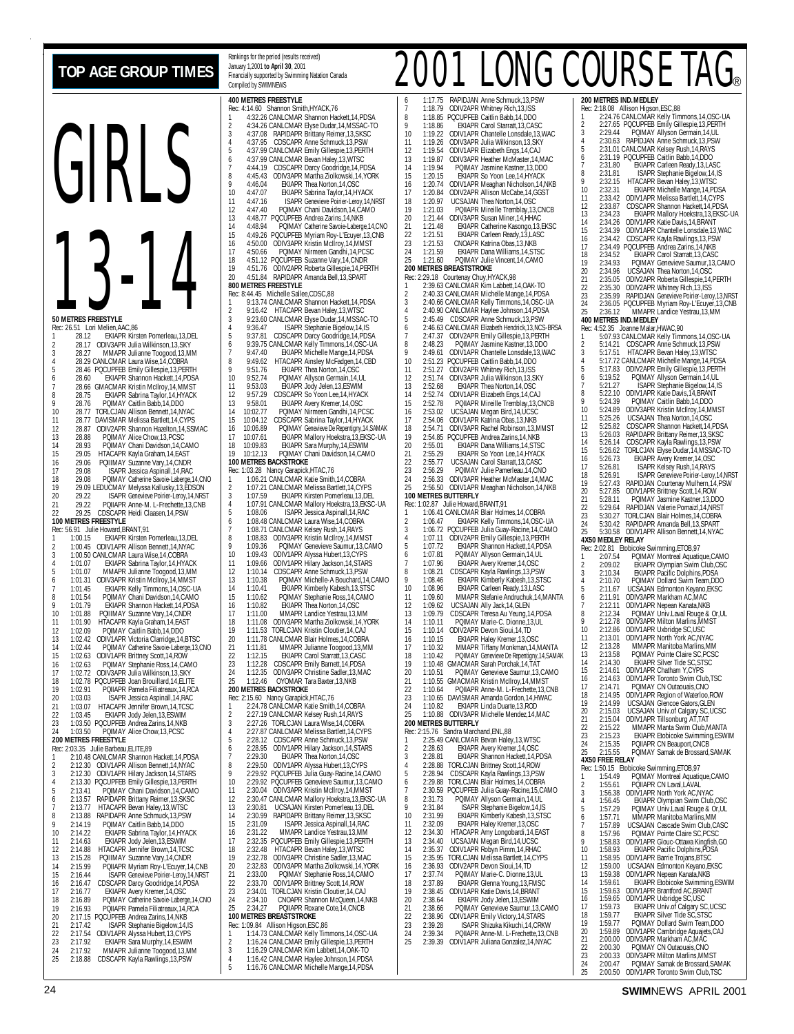# TOP AGE GROUP TIMES

Rankings for the period (results received) January 1,2001 to April 30, 2001
Financially supported by Swimming Natation Canada
Compiled by SWIMNEWS

# 2001 LONG COURSE TAG®

# GIRLS 13-14

### 50 METRES FREESTYLE
Rec: 26.51 Lori Melien,AAC,86
1 28.12 EKIAPR Kirsten Pomerleau,13,DEL
2 28.17 ODIV3APR Julia Wilkinson,13,SKY
3 28.27 MMAPR Julianne Toogood,13,MM
4 28.29 CANLCMAR Laura Wise,14,COBRA
5 28.46 PQCUPFEB Emily Gillespie,13,PERTH
6 28.60 EKIAPR Shannon Hackett,14,PDSA
7 28.66 GMACMAR Kristin McIlroy,14,MMST
8 28.75 EKIAPR Sabrina Taylor,14,HYACK
9 28.76 PQIMAY Caitlin Babb,14,DDO
10 28.77 TORLCJAN Allison Bennett,14,NYAC
11 28.77 DAVISMAR Melissa Bartlett,14,CYPS
12 28.87 ODIV2APR Shannon Hazelton,14,SSMAC
13 28.88 PQIMAY Alice Chow,13,PCSC
14 28.93 PQIMAY Chani Davidson,14,CAMO
15 29.05 HTACAPR Kayla Graham,14,EAST
16 29.06 PQIIIMAY Suzanne Vary,14,CNDR
17 29.08 ISAPR Jessica Aspinall,14,RAC
18 29.08 PQIMAY Catherine Savoie-Laberge,14,CNO
19 29.09 LEDUCMAY Melyssa Kallusky,13,EDSON
20 29.22 ISAPR Genevieve Poirier-Leroy,14,NRST
21 29.22 PQIIAPR Anne-M. L-Frechette,13,CNB
22 29.25 CDSCAPR Heidi Claasen,14,PSW

### 100 METRES FREESTYLE
Rec: 56.91 Julie Howard,BRANT,91
1 1:00.15 EKIAPR Kirsten Pomerleau,13,DEL
2 1:00.45 ODIV1APR Allison Bennett,14,NYAC
3 1:00.50 CANLCMAR Laura Wise,14,COBRA
4 1:01.07 EKIAPR Sabrina Taylor,14,HYACK
5 1:01.07 MMAPR Julianne Toogood,13,MM
6 1:01.31 ODIV3APR Kristin McIlroy,14,MMST
7 1:01.45 EKIAPR Kelly Timmons,14,OSC-UA
8 1:01.79 EKIAPR Shannon Hackett,14,PDSA
9 1:01.79 PQIIIMAY Suzanne Vary,14,CNDR
10 1:01.88 HTACAPR Kayla Graham,14,EAST
11 1:01.90 PQIMAY Caitlin Babb,14,DDO
12 1:02.09 ODIV1APR Victoria Clarridge,14,BTSC
13 1:02.42 PQIMAY Catherine Savoie-Laberge,14,CNO
14 1:02.44 ODIV1APR Brittney Scott,14,ROW
15 1:02.63 PQIMAY Stephanie Ross,14,CAMO
16 1:02.63 ODIV3APR Julia Wilkinson,13,SKY
17 1:02.72 PQCUPFEB Joan Brouillard,14,ELITE
18 1:02.78 PQIIAPR Pamela Filiatreaux,14,RCA
19 1:02.91 ISAPR Jessica Aspinall,14,RAC
20 1:03.03 HTACAPR Jennifer Brown,14,TCSC
21 1:03.07 EKIAPR Jody Jelen,13,ESWIM
22 1:03.45 PQCUPFEB Andrea Zarins,14,NKB
23 1:03.50 PQIMAY Alice Chow,13,PCSC
24 1:03.50

### 200 METRES FREESTYLE
Rec: 2:03.35 Julie Barbeau,ELITE,89
1 2:10.48 CANLCMAR Shannon Hackett,14,PDSA
2 2:12.30 ODIV1APR Allison Bennett,14,NYAC
3 2:12.30 ODIV1APR Hilary Jackson,14,STARS
4 2:13.30 PQCUPFEB Emily Gillespie,13,PERTH
5 2:13.41 PQIMAY Chani Davidson,14,CAMO
6 2:13.57 RAPIDAPR Brittany Reimer,13,SKSC
7 2:13.77 HTACAPR Bevan Haley,13,WTSC
8 2:13.88 RAPIDAPR Anne Schmuck,13,PSW
9 2:14.19 PQIMAY Caitlin Babb,14,DDO
10 2:14.22 EKIAPR Sabrina Taylor,14,HYACK
11 2:14.63 EKIAPR Jody Jelen,13,ESWIM
12 2:14.88 HTACAPR Jennifer Brown,14,TCSC
13 2:15.28 PQIIIMAY Suzanne Vary,14,CNDR
14 2:15.99 PQIIAPR Myriam Roy-L'Ecuyer,14,CNB
15 2:16.44 ISAPR Genevieve Poirier-Leroy,14,NRST
16 2:16.47 CDSCAPR Darcy Goodridge,14,PDSA
17 2:16.77 EKIAPR Avery Kremer,14,OSC
18 2:16.89 PQIMAY Catherine Savoie-Laberge,14,CNO
19 2:16.93 PQIIAPR Pamela Filiatreaux,14,RCA
20 2:17.15 PQCUPFEB Andrea Zarins,14,NKB
21 2:17.42 ISAPR Stephanie Bigelow,14,IS
22 2:17.54 ODIV1APR Alyssa Hubert,13,CYPS
23 2:17.92 EKIAPR Sara Murphy,14,ESWIM
24 2:17.92 MMAPR Julianne Toogood,13,MM
25 2:18.88 CDSCAPR Kayla Rawlings,13,PSW

### 400 METRES FREESTYLE
Rec: 4:14.60 Shannon Smith,HYACK,76
1 4:32.26 CANLCMAR Shannon Hackett,14,PDSA
2 4:34.26 CANLCMAR Elyse Dudar,14,MSSAC-TO
3 4:37.08 RAPIDAPR Brittany Reimer,13,SKSC
4 4:37.95 CDSCAPR Anne Schmuck,13,PSW
5 4:37.99 CANLCMAR Emily Gillespie,13,PERTH
6 4:37.99 CANLCMAR Bevan Haley,13,WTSC
7 4:44.19 CDSCAPR Darcy Goodridge,14,PDSA
8 4:45.43 ODIV3APR Martha Ziolkowski,14,YORK
9 4:46.04 EKIAPR Thea Norton,14,OSC
10 4:47.07 EKIAPR Sabrina Taylor,14,HYACK
11 4:47.16 ISAPR Genevieve Poirier-Leroy,14,NRST
12 4:47.40 PQIMAY Chani Davidson,14,CAMO
13 4:48.77 PQCUPFEB Andrea Zarins,14,NKB
14 4:48.94 PQIMAY Catherine Savoie-Laberge,14,CNO
15 4:49.26 PQCUPFEB Myriam Roy-L'Ecuyer,13,CNB
16 4:50.00 ODIV3APR Kristin McIlroy,14,MMST
17 4:50.66 PQIMAY Nirmeen Gandhi,14,PCSC
18 4:51.12 PQCUPFEB Suzanne Vary,14,CNDR
19 4:51.76 ODIV2APR Roberta Gillespie,14,PERTH
20 4:51.84 RAPIDAPR Amanda Bell,13,SPART

### 800 METRES FREESTYLE
Rec: 8:44.45 Michelle Sallee,CDSC,88
1 9:13.74 CANLCMAR Shannon Hackett,14,PDSA
2 9:16.42 HTACAPR Bevan Haley,13,WTSC
3 9:23.60 CANLCMAR Elyse Dudar,14,MSSAC-TO
4 9:36.47 ISAPR Stephanie Bigelow,14,IS
5 9:37.81 CDSCAPR Darcy Goodridge,14,PDSA
6 9:39.75 CANLCMAR Kelly Timmons,14,OSC-UA
7 9:47.40 EKIAPR Michelle Mange,14,PDSA
8 9:49.62 HTACAPR Ainsley McFadgen,14,CBD
9 9:51.76 EKIAPR Thea Norton,14,OSC
10 9:52.74 PQIMAY Allyson Germain,14,UL
11 9:53.03 EKIAPR Jody Jelen,13,ESWIM
12 9:57.29 CDSCAPR So Yoon Lee,14,HYACK
13 9:58.01 EKIAPR Avery Kremer,14,OSC
14 10:02.77 PQIMAY Nirmeen Gandhi,14,PCSC
15 10:04.12 CDSCAPR Sabrina Taylor,14,HYACK
16 10:06.89 PQIMAY Genevieve De Repentigny,14,SAMAK
17 10:07.61 EKIAPR Mallory Hoekstra,13,EKSC-UA
18 10:09.83 EKIAPR Sara Murphy,14,ESWIM
19 10:12.13 PQIMAY Chani Davidson,14,CAMO

### 100 METRES BACKSTROKE
Rec: 1:03.28 Nancy Garapick,HTAC,76
1 1:06.21 CANLCMAR Katie Smith,14,COBRA
2 1:07.21 CANLCMAR Melissa Bartlett,14,CYPS
3 1:07.59 EKIAPR Kirsten Pomerleau,13,DEL
4 1:07.91 CANLCMAR Mallory Hoekstra,13,EKSC-UA
5 1:08.06 ISAPR Jessica Aspinall,14,RAC
6 1:08.48 CANLCMAR Laura Wise,14,COBRA
7 1:08.71 CANLCMAR Kelsey Rush,14,RAYS
8 1:08.83 ODIV3APR Kristin McIlroy,14,MMST
9 1:09.36 PQIMAY Genevieve Saumur,13,CAMO
10 1:09.43 ODIV1APR Alyssa Hubert,13,CYPS
11 1:09.66 ODIV1APR Hilary Jackson,14,STARS
12 1:10.14 CDSCAPR Anne Schmuck,13,PSW
13 1:10.38 PQIMAY Michelle-A Bouchard,14,CAMO
14 1:10.41 EKIAPR Kimberly Kabesh,13,STSC
15 1:10.62 PQIMAY Stephanie Ross,14,CAMO
16 1:10.82 EKIAPR Thea Norton,14,OSC
17 1:11.00 MMAPR Landice Yestrau,13,MM
18 1:11.08 ODIV3APR Martha Ziolkowski,14,YORK
19 1:11.53 TORLCJAN Kristin Cloutier,14,CAJ
20 1:11.78 CANLCMAR Blair Holmes,14,COBRA
21 1:11.81 MMAPR Julianne Toogood,13,MM
22 1:12.15 EKIAPR Carol Starratt,13,CASC
23 1:12.28 CDSCAPR Emily Barnett,14,PDSA
24 1:12.35 ODIV3APR Christine Sadler,13,MAC
25 1:12.46 OYOMAR Tara Baxter,13,NKB

### 200 METRES BACKSTROKE
Rec: 2:15.60 Nancy Garapick,HTAC,76
1 2:24.78 CANLCMAR Katie Smith,14,COBRA
2 2:27.19 CANLCMAR Kelsey Rush,14,RAYS
3 2:27.26 TORLCJAN Laura Wise,14,COBRA
4 2:27.87 CANLCMAR Melissa Bartlett,14,CYPS
5 2:28.12 CDSCAPR Anne Schmuck,13,PSW
6 2:28.95 ODIV1APR Hilary Jackson,14,STARS
7 2:29.30 EKIAPR Thea Norton,14,OSC
8 2:29.50 ODIV1APR Alyssa Hubert,13,CYPS
9 2:29.92 PQCUPFEB Julia Guay-Racine,14,CAMO
10 2:29.92 PQCUPFEB Genevieve Saumur,13,CAMO
11 2:30.04 ODIV3APR Kristin McIlroy,14,MMST
12 2:30.47 CANLCMAR Mallory Hoekstra,13,EKSC-UA
13 2:30.81 UCSAJAN Kirsten Pomerleau,13,DEL
14 2:30.99 RAPIDAPR Brittany Reimer,13,SKSC
15 2:31.09 ISAPR Jessica Aspinall,14,RAC
16 2:31.22 MMAPR Landice Yestrau,13,MM
17 2:32.35 PQCUPFEB Emily Gillespie,13,PERTH
18 2:32.48 HTACAPR Bevan Haley,13,WTSC
19 2:32.78 ODIV3APR Christine Sadler,13,MAC
20 2:32.83 ODIV3APR Martha Ziolkowski,14,YORK
21 2:33.00 PQIMAY Stephanie Ross,14,CAMO
22 2:33.70 ODIV1APR Brittney Scott,14,ROW
23 2:34.01 TORLCJAN Kristin Cloutier,14,CAJ
24 2:34.10 CNOAPR Shannon McQueen,14,NKB
25 2:34.27 PQIIAPR Roxane Cote,14,CNCB

### 100 METRES BREASTSTROKE
Rec: 1:09.84 Allison Higson,ESC,86
1 1:14.73 CANLCMAR Kelly Timmons,14,OSC-UA
2 1:16.24 CANLCMAR Emily Gillespie,13,PERTH
3 1:16.29 CANLCMAR Kim Labbett,14,OAK-TO
4 1:16.42 CANLCMAR Haylee Johnson,14,PDSA
5 1:16.76 CANLCMAR Michelle Mange,14,PDSA
6 1:17.75 RAPIDJAN Anne Schmuck,13,PSW
7 1:18.79 ODIV2APR Whitney Rich,13,ISS
8 1:18.85 PQCUPFEB Caitlin Babb,14,DDO
9 1:18.86 EKIAPR Carol Starratt,13,CASC
10 1:19.22 ODIV1APR Chantelle Lonsdale,13,WAC
11 1:19.26 ODIV3APR Julia Wilkinson,13,SKY
12 1:19.54 ODIV1APR Elizabeth Engs,14,CAJ
13 1:19.87 ODIV3APR Heather McMaster,14,MAC
14 1:19.94 PQIMAY Jasmine Kastner,13,DDO
15 1:20.15 EKIAPR So Yoon Lee,14,HYACK
16 1:20.74 ODIV1APR Meaghan Nicholson,14,NKB
17 1:20.84 ODIV2APR Allison McCabe,14,GGST
18 1:20.97 UCSAJAN Thea Norton,14,OSC
19 1:21.03 PQIIAPR Mireille Tremblay,13,CNCB
20 1:21.44 ODIV3APR Susan Miner,14,HHAC
21 1:21.48 EKIAPR Catherine Kasongo,13,EKSC
22 1:21.51 EKIAPR Carleen Ready,13,LASC
23 1:21.53 CNOAPR Katrina Obas,13,NKB
24 1:21.59 EKIAPR Dana Williams,14,STSC
25 1:21.60 PQIMAY Julie Vincent,14,CAMO

### 200 METRES BREASTSTROKE
Rec: 2:29.18 Courtenay Chuy,HYACK,98
1 2:39.63 CANLCMAR Kim Labbett,14,OAK-TO
2 2:40.33 CANLCMAR Michelle Mange,14,PDSA
3 2:40.66 CANLCMAR Kelly Timmons,14,OSC-UA
4 2:40.90 CANLCMAR Haylee Johnson,14,PDSA
5 2:45.49 CDSCAPR Anne Schmuck,13,PSW
6 2:46.63 CANLCMAR Elizabeth Hendrick,13,NCS-BRSA
7 2:47.37 ODIV2APR Emily Gillespie,13,PERTH
8 2:48.23 PQIMAY Jasmine Kastner,13,DDO
9 2:49.61 ODIV1APR Chantelle Lonsdale,13,WAC
10 2:51.23 PQCUPFEB Caitlin Babb,14,DDO
11 2:51.27 ODIV2APR Whitney Rich,13,ISS
12 2:51.74 ODIV3APR Julia Wilkinson,13,SKY
13 2:52.68 EKIAPR Thea Norton,14,OSC
14 2:52.74 ODIV1APR Elizabeth Engs,14,CAJ
15 2:52.78 PQIIAPR Mireille Tremblay,13,CNCB
16 2:53.02 UCSAJAN Megan Bird,14,UCSC
17 2:54.06 ODIV1APR Katrina Obas,13,NKB
18 2:54.71 ODIV3APR Rachel Robinson,13,MMST
19 2:54.85 PQCUPFEB Andrea Zarins,14,NKB
20 2:55.01 EKIAPR Dana Williams,14,STSC
21 2:55.29 EKIAPR So Yoon Lee,14,HYACK
22 2:55.77 UCSAJAN Carol Starratt,13,CASC
23 2:56.29 PQIMAY Julie Pomerleau,14,CNO
24 2:56.33 ODIV3APR Heather McMaster,14,MAC
25 2:56.50 ODIV1APR Meaghan Nicholson,14,NKB

### 100 METRES BUTTERFLY
Rec: 1:02.87 Julie Howard,BRANT,91
1 1:06.41 CANLCMAR Blair Holmes,14,COBRA
2 1:06.47 EKIAPR Kelly Timmons,14,OSC-UA
3 1:06.72 PQCUPFEB Julia Guay-Racine,14,CAMO
4 1:07.11 ODIV2APR Emily Gillespie,13,PERTH
5 1:07.72 EKIAPR Shannon Hackett,14,PDSA
6 1:07.81 PQIMAY Allyson Germain,14,UL
7 1:07.96 EKIAPR Avery Kremer,14,OSC
8 1:08.21 CDSCAPR Kayla Rawlings,13,PSW
9 1:08.46 EKIAPR Kimberly Kabesh,13,STSC
10 1:08.96 EKIAPR Carleen Ready,13,LASC
11 1:09.60 MMAPR Stefanie Andruchuk,14,MANTA
12 1:09.62 UCSAJAN Ally Jack,14,GLEN
13 1:09.79 CDSCAPR Teresa Au Yeung,14,PDSA
14 1:10.11 PQIMAY Marie-C. Dionne,13,UL
15 1:10.14 ODIV2APR Devon Sioui,14,TD
16 1:10.15 EKIAPR Haley Kremer,13,OSC
17 1:10.32 MMAPR Tiffany Monkman,14,MANTA
18 1:10.42 PQIMAY Genevieve De Repentigny,14,SAMAK
19 1:10.48 GMACMAR Sarah Porchak,14,TAT
20 1:10.51 PQIMAY Genevieve Saumur,13,CAMO
21 1:10.55 GMACMAR Kristin McIlroy,14,MMST
22 1:10.64 PQIIAPR Anne-M. L-Frechette,13,CNB
23 1:10.65 DAVISMAR Amanda Gordon,14,HWAC
24 1:10.82 EKIAPR Linda Duarte,13,ROD
25 1:10.88 ODIV3APR Michelle Mendez,14,MAC

### 200 METRES BUTTERFLY
Rec: 2:15.76 Sandra Marchand,ENL,88
1 2:25.49 CANLCMAR Bevan Haley,13,WTSC
2 2:28.63 EKIAPR Avery Kremer,14,OSC
3 2:28.81 EKIAPR Shannon Hackett,14,PDSA
4 2:28.88 TORLCJAN Brittney Scott,14,ROW
5 2:28.94 CDSCAPR Kayla Rawlings,13,PSW
6 2:29.88 TORLCJAN Blair Holmes,14,COBRA
7 2:30.59 PQCUPFEB Julia Guay-Racine,15,CAMO
8 2:31.73 PQIMAY Allyson Germain,14,UL
9 2:31.84 ISAPR Stephanie Bigelow,14,IS
10 2:31.99 EKIAPR Kimberly Kabesh,13,STSC
11 2:32.09 EKIAPR Haley Kremer,13,OSC
12 2:34.30 HTACAPR Amy Longobardi,14,EAST
13 2:34.40 UCSAJAN Megan Bird,14,UCSC
14 2:35.37 ODIV1APR Robyn Pimm,14,RHAC
15 2:35.95 TORLCJAN Melissa Bartlett,14,CYPS
16 2:36.93 ODIV2APR Devon Sioui,14,TD
17 2:37.74 PQIMAY Marie-C. Dionne,13,UL
18 2:37.89 EKIAPR Glenna Young,13,FMSC
19 2:38.45 ODIV1APR Katie Davis,14,BRANT
20 2:38.64 EKIAPR Jody Jelen,13,ESWIM
21 2:38.66 PQIMAY Genevieve Saumur,13,CAMO
22 2:38.96 ODIV1APR Emily Victory,14,STARS
23 2:39.28 ISAPR Shizuka Kikuchi,14,CRKW
24 2:39.34 PQIIAPR Anne-M. L-Frechette,13,CNB
25 2:39.39 ODIV1APR Juliana Gonzalez,14,NYAC

### 200 METRES IND.MEDLEY
Rec: 2:18.08 Allison Higson,ESC,88
1 2:24.76 CANLCMAR Kelly Timmons,14,OSC-UA
2 2:27.65 PQCUPFEB Emily Gillespie,13,PERTH
3 2:29.44 PQIMAY Allyson Germain,14,UL
4 2:30.63 RAPIDJAN Anne Schmuck,13,PSW
5 2:31.01 CANLCMAR Kelsey Rush,14,RAYS
6 2:31.19 PQCUPFEB Caitlin Babb,14,DDO
7 2:31.80 EKIAPR Carleen Ready,13,LASC
8 2:31.81 ISAPR Stephanie Bigelow,14,IS
9 2:32.15 HTACAPR Bevan Haley,13,WTSC
10 2:32.31 EKIAPR Michelle Mange,14,PDSA
11 2:33.42 ODIV1APR Melissa Bartlett,14,CYPS
12 2:33.87 CDSCAPR Shannon Hackett,14,PDSA
13 2:34.23 EKIAPR Mallory Hoekstra,13,EKSC-UA
14 2:34.26 ODIV1APR Katie Davis,14,BRANT
15 2:34.39 ODIV1APR Chantelle Lonsdale,13,WAC
16 2:34.42 CDSCAPR Kayla Rawlings,13,PSW
17 2:34.49 PQCUPFEB Andrea Zarins,14,NKB
18 2:34.52 EKIAPR Carol Starratt,13,CASC
19 2:34.93 PQIMAY Genevieve Saumur,13,CAMO
20 2:34.96 UCSAJAN Thea Norton,14,OSC
21 2:35.05 ODIV2APR Roberta Gillespie,14,PERTH
22 2:35.30 ODIV2APR Whitney Rich,13,ISS
23 2:35.99 RAPIDJAN Genevieve Poirier-Leroy,13,NRST
24 2:36.05 PQCUPFEB Myriam Roy-L'Ecuyer,13,CNB
25 2:36.12 MMAPR Landice Yestrau,13,MM

### 400 METRES IND.MEDLEY
Rec: 4:52.35 Joanne Malar,HWAC,90
1 5:07.93 CANLCMAR Kelly Timmons,14,OSC-UA
2 5:14.21 CDSCAPR Anne Schmuck,13,PSW
3 5:17.51 HTACAPR Bevan Haley,13,WTSC
4 5:17.72 CANLCMAR Michelle Mange,14,PDSA
5 5:17.83 ODIV2APR Emily Gillespie,13,PERTH
6 5:19.52 PQIMAY Allyson Germain,14,UL
7 5:21.27 ISAPR Stephanie Bigelow,14,IS
8 5:22.10 ODIV1APR Katie Davis,14,BRANT
9 5:24.39 PQIMAY Caitlin Babb,14,DDO
10 5:24.89 ODIV3APR Kristin McIlroy,14,MMST
11 5:25.26 UCSAJAN Thea Norton,14,OSC
12 5:25.82 CDSCAPR Shannon Hackett,14,PDSA
13 5:26.03 RAPIDAPR Brittany Reimer,13,SKSC
14 5:26.14 CDSCAPR Kayla Rawlings,13,PSW
15 5:26.62 TORLCJAN Elyse Dudar,14,MSSAC-TO
16 5:26.73 EKIAPR Avery Kremer,14,OSC
17 5:26.81 ISAPR Kelsey Rush,14,RAYS
18 5:26.91 ISAPR Genevieve Poirier-Leroy,14,NRST
19 5:27.43 RAPIDJAN Courtenay Mulhern,14,PSW
20 5:27.85 ODIV1APR Brittney Scott,14,ROW
21 5:28.11 PQIMAY Jasmine Kastner,13,DDO
22 5:29.64 RAPIDJAN Valerie Pomaizl,14,NRST
23 5:30.27 TORLCJAN Blair Holmes,14,COBRA
24 5:30.42 RAPIDAPR Amanda Bell,13,SPART
25 5:30.58 ODIV1APR Allison Bennett,14,NYAC

### 4X50 MEDLEY RELAY
Rec: 2:02.81 Etobicoke Swimming,ETOB,97
1 2:07.54 PQIMAY Montreal Aquatique,CAMO
2 2:09.02 EKIAPR Olympian Swim Club,OSC
3 2:10.34 EKIAPR Pacific Dolphins,PDSA
4 2:10.70 PQIMAY Dollard Swim Team,DDO
5 2:11.67 UCSAJAN Edmonton Keyano,EKSC
6 2:11.91 ODIV3APR Markham AC,MAC
7 2:12.11 ODIV1APR Nepean Kanata,NKB
8 2:12.34 PQIMAY Univ.Laval Rouge & Or,UL
9 2:12.78 ODIV3APR Milton Marlins,MMST
10 2:12.86 ODIV1APR Uxbridge SC,USC
11 2:13.01 ODIV1APR North York AC,NYAC
12 2:13.28 MMAPR Manitoba Marlins,MM
13 2:13.58 PQIMAY Pointe Claire SC,PCSC
14 2:14.30 EKIAPR Silver Tide SC,STSC
15 2:14.61 ODIV1APR Chatham Y,CYPS
16 2:14.63 ODIV1APR Toronto Swim Club,TSC
17 2:14.71 PQIMAY CN Outaouais,CNO
18 2:14.95 ODIV1APR Region of Waterloo,ROW
19 2:14.99 UCSAJAN Glencoe Gators,GLEN
20 2:15.03 UCSAJAN Univ.of Calgary SC,UCSC
21 2:15.04 ODIV1APR Tillsonburg AT,TAT
22 2:15.22 MMAPR Manta Swim Club,MANTA
23 2:15.23 EKIAPR Etobicoke Swimming,ESWIM
24 2:15.35 PQIIAPR CN Beauport,CNCB
25 2:15.55 PQIMAY Samak de Brossard,SAMAK

### 4X50 FREE RELAY
Rec: 1:50.15 Etobicoke Swimming,ETOB,97
1 1:54.49 PQIMAY Montreal Aquatique,CAMO
2 1:55.61 PQIIAPR CN Laval,LAVAL
3 1:56.38 ODIV1APR North York AC,NYAC
4 1:56.45 EKIAPR Olympian Swim Club,OSC
5 1:57.29 PQIMAY Univ.Laval Rouge & Or,UL
6 1:57.71 MMAPR Manitoba Marlins,MM
7 1:57.89 UCSAJAN Cascade Swim Club,CASC
8 1:57.96 PQIMAY Pointe Claire SC,PCSC
9 1:58.83 ODIV1APR Glouc-Ottawa Kingfish,GO
10 1:58.93 EKIAPR Pacific Dolphins,PDSA
11 1:58.95 ODIV1APR Barrie Trojans,BTSC
12 1:59.00 UCSAJAN Edmonton Keyano,EKSC
13 1:59.38 ODIV1APR Nepean Kanata,NKB
14 1:59.61 EKIAPR Etobicoke Swimming,ESWIM
15 1:59.63 ODIV1APR Brantford AC,BRANT
16 1:59.65 ODIV1APR Uxbridge SC,USC
17 1:59.73 EKIAPR Univ.of Calgary SC,UCSC
18 1:59.77 EKIAPR Silver Tide SC,STSC
19 1:59.77 PQIMAY Dollard Swim Team,DDO
20 1:59.89 ODIV1APR Cambridge Aquajets,CAJ
21 2:00.00 ODIV3APR Markham AC,MAC
22 2:00.30 PQIMAY CN Outaouais,CNO
23 2:00.33 ODIV3APR Milton Marlins,MMST
24 2:00.47 PQIMAY Samak de Brossard,SAMAK
25 2:00.50 ODIV1APR Toronto Swim Club,TSC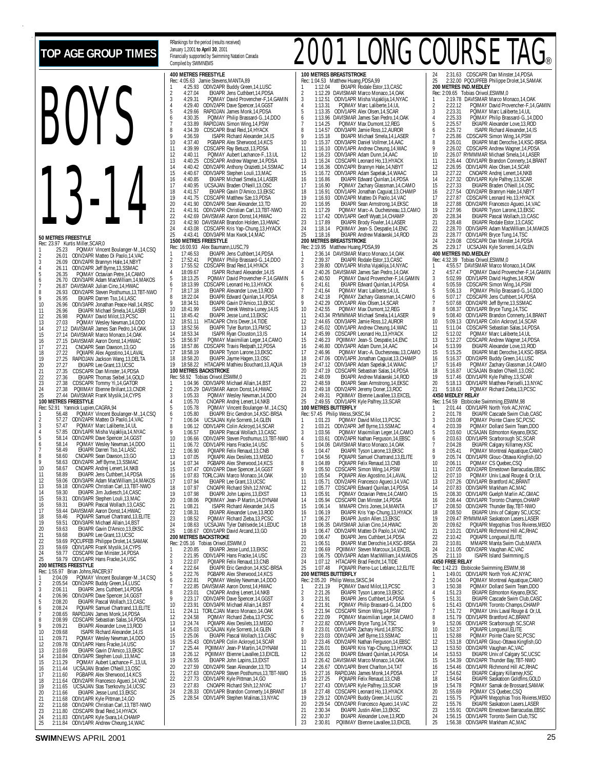# TOP AGE GROUP TIMES

RRankings for the period (results received)
January 1,2001 to April 30, 2001
Financially supported by Swimming Natation Canada
Compiled by SWIMNEWS

# 2001 LONG COURSE TAG®

# BOYS 13-14

### 50 METRES FREESTYLE
Rec: 23.97 Kurtis Miller,SCAR,0

1 25.23 PQIMAY Vincent Boulanger-M.,14,CSQ
2 26.01 ODIV2APR Matteo Di Paolo,14,VAC
3 26.09 ODIV2APR Brannyn Hale,14,NBYT
4 26.11 ODIV2APR Jeff Byrne,13,SSMAC
5 26.35 PQIMAY Octavian Petre,14,CAMO
6 26.70 ODIV3APR Adam MacWilliam,14,MAKOS
7 26.87 DAVISMAR Julian Cino,14,HWAC
8 26.93 ODIV2APR Steven Posthumus,13,TBT-NWO
9 26.95 EKIAPR Darren Tso,14,LASC
10 26.96 ODIV3APR Jonathan Peace-Hall,14,RISC
11 26.96 EKIAPR Michael Smela,14,LASER
12 26.98 PQIMAY David Milot,13,PCSC
13 27.03 PQIMAY Wesley Newman,14,DDO
14 27.12 DAVISMAR James San Pedro,14,OAK
15 27.14 DAVISMAR Marco Monaco,14,OAK
16 27.15 DAVISMAR Aaron Donst,14,HWAC
17 27.21 CNOAPR Sean Dawson,13,GO
18 27.22 PQIIAPR Alex Agostino,14,LAVAL
19 27.25 RAPIDJAN Jackson Wang,13,DELTA
20 27.27 EKIAPR Lee Grant,13,UCSC
21 27.35 CDSCAPR Dan Minster,14,PDSA
22 27.36 EKIAPR Thomas Seibel,14,GOLD
23 27.38 CDSCAPR Tommy Yi,14,GATOR
24 27.38 PQIIIMAY Etienne Brillant,13,CNDR
25 27.44 DAVISMAR FranK Myslik,14,CYPS

### 100 METRES FREESTYLE
Rec: 52.91 Yannick Lupien,CAGRA,94

1 56.48 PQIMAY Vincent Boulanger-M.,14,CSQ
2 57.27 ODIV2APR Matteo Di Paolo,14,VAC
3 57.47 PQIMAY Marc Laliberte,14,UL
4 57.85 ODIV1APR Misha Vujaklija,14,NYAC
5 58.14 ODIV2APR Dave Spencer,14,GGST
6 58.14 PQIMAY Wesley Newman,14,DDO
7 58.49 EKIAPR Darren Tso,14,LASC
8 58.60 CNOAPR Sean Dawson,13,GO
9 58.63 ODIV2APR Jeff Byrne,13,SSMAC
10 58.67 CNOAPR Andrej Lenert,14,NKB
11 58.89 EKIAPR Jens Cuthbert,14,PDSA
12 59.06 ODIV3APR Adam MacWilliam,14,MAKOS
13 59.18 ODIV2APR Christian Carl,13,TBT-NWO
14 59.30 EKIAPR Jim Judiesch,14,CASC
15 59.31 ODIV3APR Stephen Louli,13,MAC
16 59.31 EKIAPR Pascal Wollach,13,CASC
17 59.44 DAVISMAR Aaron Donst,14,HWAC
18 59.46 PQIIAPR Samuel Chartrand,13,ELITE
19 59.51 ODIV3APR Michael Allain,14,BST
20 59.63 EKIAPR Gavin D'Amico,13,EKSC
21 59.68 EKIAPR Lee Grant,13,UCSC
22 59.69 PQCUPFEB Philippe Drolet,14,SAMAK
23 59.69 ODIV1APR FranK Myslik,14,CYPS
24 59.77 CDSCAPR Dan Minster,14,PDSA
25 59.79 ODIV1APR Hans Fracke,14,USC

### 200 METRES FREESTYLE
Rec: 1:55.97 Brian Johns,RACER,97

1 2:04.09 PQIMAY Vincent Boulanger-M.,14,CSQ
2 2:05.54 ODIV2APR Buddy Green,14,LUSC
3 2:06.11 EKIAPR Jens Cuthbert,14,PDSA
4 2:06.96 ODIV2APR Dave Spencer,14,GGST
5 2:08.20 EKIAPR Pascal Wollach,13,CASC
6 2:08.24 PQIIAPR Samuel Chartrand,13,ELITE
7 2:08.65 RAPIDJAN James Monk,14,PDSA
8 2:08.99 CDSCAPR Sebastian Salas,14,PDSA
9 2:09.21 EKIAPR Alexander Louve,13,ROD
10 2:09.68 ISAPR Richard Alexander,14,IS
11 2:09.71 PQIMAY Wesley Newman,14,DDO
12 2:09.78 ODIV1APR Hans Fracke,14,USC
13 2:10.69 EKIAPR Gavin D'Amico,13,EKSC
14 2:10.84 ODIV3APR Stephen Louli,13,MAC
15 2:11.29 PQIMAY Aubert Lachance-F.,13,UL
16 2:11.44 UCSAJAN Braden O'Neill,13,OSC
17 2:11.60 PGBAPR Alex Sherwood,14,KCS
18 2:11.64 ODIV2APR Francesco Agueci,14,VAC
19 2:11.65 UCSAJAN Stas Tserkovny,14,UCSC
20 2:11.66 EKIAPR Jesse Lund,13,EKSC
21 2:11.68 ODIV1APR Kyle Pittman,14,GO
22 2:11.68 ODIV2APR Christian Carl,13,TBT-NWO
23 2:11.80 CDSCAPR Brad Reid,14,HYACK
24 2:11.83 ODIV1APR Kyle Svara,14,CHAMP
25 2:11.84 ODIV1APR Andrew Cheung,14,WAC

### 400 METRES FREESTYLE
Rec: 4:05.63 Jamie Stevens,MANTA,89

1 4:25.93 ODIV2APR Buddy Green,14,LUSC
2 4:27.04 EKIAPR Jens Cuthbert,14,PDSA
3 4:29.31 PQIMAY David Provencher-F.,14,GAMIN
4 4:29.40 ODIV2APR Dave Spencer,14,GGST
5 4:29.66 RAPIDJAN James Monk,14,PDSA
6 4:30.35 PQIMAY Philip Brassard-G.,14,DDO
7 4:33.89 RAPIDJAN Simon Wing,14,PSW
8 4:34.39 CDSCAPR Brad Reid,14,HYACK
9 4:36.59 ISAPR Richard Alexander,14,IS
10 4:37.40 PGBAPR Alex Sherwood,14,KCS
11 4:39.99 CDSCAPR Ray Betuzzi,13,PDSA
12 4:40.11 PQIMAY Aubert Lachance-F.,13,UL
13 4:40.25 CDSCAPR Andrew Wagner,14,PDSA
14 4:40.42 ODIV2APR Anthony Orazietti,14,SSMAC
15 4:40.67 ODIV3APR Stephen Louli,13,MAC
16 4:40.85 EKIAPR Michael Smela,14,LASER
17 4:40.95 UCSAJAN Braden O'Neill,13,OSC
18 4:41.57 EKIAPR Gavin D'Amico,13,EKSC
19 4:41.75 CDSCAPR Matthew Sze,13,PDSA
20 4:41.90 ODIV2APR Sean Alexander,13,TD
21 4:41.91 ODIV2APR Christian Carl,13,TBT-NWO
22 4:42.69 DAVISMAR Aaron Donst,14,HWAC
23 4:42.90 DAVISMAR Brandon Holden,13,HWAC
24 4:43.08 CDSCAPR Kris Yap-Chung,13,HYACK
25 4:43.41 ODIV3APR Max Kwok,14,MAC

### 1500 METRES FREESTYLE
Rec: 16:00.93 Alex Baumann,LUSC,79

1 17:46.53 EKIAPR Jens Cuthbert,14,PDSA
2 17:52.41 PQIMAY Philip Brassard-G.,14,DDO
3 17:55.52 CDSCAPR Brad Reid,14,HYACK
4 18:09.67 ISAPR Richard Alexander,14,IS
5 18:13.25 PQIMAY David Provencher-F.,14,GAMIN
6 18:13.99 CDSCAPR Leonard Ho,13,HYACK
7 18:17.18 EKIAPR Alexander Love,13,ROD
8 18:22.04 EKIAPR Edward Quinlan,14,PDSA
9 18:34.51 EKIAPR Gavin D'Amico,13,EKSC
10 18:41.99 ISAPR Derek Westra-Luney,14,IS
11 18:45.42 EKIAPR Jesse Lund,13,EKSC
12 18:51.11 HTACAPR Chris Dever,14,TIDE
13 18:52.56 EKIAPR Tyler Burton,13,FMSC
14 18:53.34 ISAPR Ryan Clouston,13,IS
15 18:56.97 PQIMAY Maximilian Leger,14,CAMO
16 18:57.86 CDSCAPR Travis Redpath,12,PDSA
17 18:58.19 EKIAPR Tyson Larone,13,EKSC
18 18:58.20 EKIAPR Jayme Hagen,13,OSC
19 18:58.22 HTACAPR Mathieu Bouchard,13,AQUA

### 100 METRES BACKSTROKE
Rec: 58.92 Tobias Oriwol,ESWIM,0

1 1:04.96 ODIV3APR Michael Allain,14,BST
2 1:05.29 DAVISMAR Aaron Donst,14,HWAC
3 1:05.33 PQIMAY Wesley Newman,14,DDO
4 1:05.70 CNOAPR Andrej Lenert,14,NKB
5 1:05.78 PQIMAY Vincent Boulanger-M.,14,CSQ
6 1:05.80 EKIAPR Eric Gendron,14,KSC-BRSA
7 1:06.04 UCSAJAN Kyle Sorrenti,14,GLEN
8 1:06.12 ODIV1APR Colin Ackroyd,14,SCAR
9 1:06.57 EKIAPR Pascal Wollach,13,CASC
10 1:06.66 ODIV2APR Steven Posthumus,13,TBT-NWO
11 1:06.72 ODIV1APR Hans Fracke,14,USC
12 1:06.90 PQIIAPR Felix Renaud,13,CNB
13 1:07.05 PQIIAPR Alex Desilets,13,MEGO
14 1:07.34 PGBAPR Alex Sherwood,14,KCS
15 1:07.47 ODIV2APR Dave Spencer,14,GGST
16 1:07.83 TORLCJAN Marco Monaco,14,OAK
17 1:07.94 EKIAPR Lee Grant,13,UCSC
18 1:07.97 CNOAPR Richard Shih,12,NYAC
19 1:07.98 EKIAPR John Lapins,13,EXST
20 1:08.06 PQIIIMAY Jean-P Martin,14,DYNAM
21 1:08.21 ISAPR Richard Alexander,14,IS
22 1:08.31 EKIAPR Alexander Love,13,ROD
23 1:08.52 PQIMAY Richard Zieba,13,PCSC
24 1:08.63 UCSAJAN Tyler Dahlseide,14,LEDUC
25 1:08.67 ODIV1APR David Arcand,13,GO

### 200 METRES BACKSTROKE
Rec: 2:05.16 Tobias Oriwol,ESWIM,0

1 2:20.85 EKIAPR Jesse Lund,13,EKSC
2 2:21.95 ODIV1APR Hans Fracke,14,USC
3 2:22.07 PQIIAPR Felix Renaud,13,CNB
4 2:22.64 EKIAPR Eric Gendron,14,KSC-BRSA
5 2:22.76 PGBAPR Alex Sherwood,14,KCS
6 2:22.81 PQIMAY Wesley Newman,14,DDO
7 2:22.85 DAVISMAR Aaron Donst,14,HWAC
8 2:23.01 CNOAPR Andrej Lenert,14,NKB
9 2:23.17 ODIV2APR Dave Spencer,14,GGST
10 2:23.91 ODIV3APR Michael Allain,14,BST
11 2:24.11 TORLCJAN Marco Monaco,14,OAK
12 2:24.58 PQIMAY Richard Zieba,13,PCSC
13 2:24.74 PQIIAPR Alex Desilets,13,MEGO
14 2:25.03 UCSAJAN Kyle Sorrenti,14,GLEN
15 2:25.06 EKIAPR Pascal Wollach,13,CASC
16 2:25.43 ODIV1APR Colin Ackroyd,14,SCAR
17 2:25.44 PQIIIMAY Jean-P Martin,14,DYNAM
18 2:26.12 PQIIIMAY Etienne Lavallee,13,EXCEL
19 2:26.55 EKIAPR John Lapins,13,EXST
20 2:27.59 ODIV2APR Sean Alexander,13,TD
21 2:27.63 ODIV2APR Steven Posthumus,13,TBT-NWO
22 2:27.73 ODIV1APR Kyle Pittman,14,GO
23 2:27.83 CNOAPR Richard Shih,12,NYAC
24 2:28.33 ODIV1APR Brandon Connerty,14,BRANT
25 2:28.54 ODIV1APR Stephen Malinas,13,NYAC

### 100 METRES BREASTSTROKE
Rec: 1:04.53 Matthew Huang,PDSA,99

1 1:12.04 EKIAPR Rodale Estor,13,CASC
2 1:12.29 DAVISMAR Marco Monaco,14,OAK
3 1:12.51 ODIV1APR Misha Vujaklija,14,NYAC
4 1:13.31 PQIMAY Marc Laliberte,14,UL
5 1:13.35 ODIV1APR Alex Olsen,14,SCAR
6 1:13.96 DAVISMAR James San Pedro,14,OAK
7 1:14.25 PQIMAY Max Dumont,12,REG
8 1:14.57 ODIV3APR Jamie Ross,12,AUROR
9 1:15.18 EKIAPR Michael Smela,14,LASER
10 1:15.37 ODIV3APR Daniel Vollmer,14,AAC
11 1:16.10 ODIV1APR Andrew Cheung,14,WAC
12 1:16.23 ODIV3APR Adam Dunn,14,AAC
13 1:16.24 CDSCAPR Leonard Ho,13,HYACK
14 1:16.36 ODIV2APR Brannyn Hale,14,NBYT
15 1:16.72 ODIV3APR Adam Sapelak,14,WAAC
16 1:16.86 EKIAPR Edward Quinlan,14,PDSA
17 1:16.90 PQIMAY Zachary Glassman,14,CAMO
18 1:16.91 ODIV1APR Jonathan Caguiat,13,CHAMP
19 1:16.93 ODIV2APR Matteo Di Paolo,14,VAC
20 1:16.95 EKIAPR Sean Armstrong,14,EKSC
21 1:17.29 PQIMAY Marc-A. Duchesneau,13,CAMO
22 1:17.42 ODIV1APR Geoff Wyatt,14,CHAMP
23 1:17.89 EKIAPR Brody Fowler,14,LASER
24 1:18.14 PQIIIMAY Jean-S. Despatie,14,ENC
25 1:18.16 EKIAPR Andrew Malawski,14,ROD

### 200 METRES BREASTSTROKE
Rec: 2:19.95 Matthew Huang,PDSA,99

1 2:36.14 DAVISMAR Marco Monaco,14,OAK
2 2:39.37 EKIAPR Rodale Estor,13,CASC
3 2:39.80 ODIV1APR Misha Vujaklija,14,NYAC
4 2:40.26 DAVISMAR James San Pedro,14,OAK
5 2:40.50 PQIMAY David Provencher-F.,14,GAMIN
6 2:41.61 EKIAPR Edward Quinlan,14,PDSA
7 2:41.64 PQIMAY Marc Laliberte,14,UL
8 2:42.18 PQIMAY Zachary Glassman,14,CAMO
9 2:42.29 ODIV1APR Alex Olsen,14,SCAR
10 2:42.55 PQIMAY Max Dumont,12,REG
11 2:43.34 RYMMMAR Michael Smela,14,LASER
12 2:44.65 ODIV3APR Jamie Ross,12,AUROR
13 2:45.02 ODIV1APR Andrew Cheung,14,WAC
14 2:45.99 CDSCAPR Leonard Ho,13,HYACK
15 2:46.23 PQIIIMAY Jean-S. Despatie,14,ENC
16 2:46.80 ODIV3APR Adam Dunn,14,AAC
17 2:46.96 PQIMAY Marc-A. Duchesneau,13,CAMO
18 2:47.06 ODIV1APR Jonathan Caguiat,13,CHAMP
19 2:47.12 ODIV3APR Adam Sapelak,14,WAAC
20 2:47.19 CDSCAPR Sebastian Salas,14,PDSA
21 2:48.09 EKIAPR Andrew Malawski,14,ROD
22 2:48.59 EKIAPR Sean Armstrong,14,EKSC
23 2:49.18 ODIV2APR Jeremy Doner,13,ROC
24 2:49.31 PQIIIMAY Etienne Lavallee,13,EXCEL
25 2:49.55 ODIV1APR Kyle Palfrey,13,SCAR

### 100 METRES BUTTERFLY
Rec: 57.45 Philip Weiss,SKSC,94

1 1:01.23 PQIMAY David Milot,13,PCSC
2 1:03.21 ODIV2APR Jeff Byrne,13,SSMAC
3 1:03.56 PQIMAY Maximilian Leger,14,CAMO
4 1:03.61 ODIV2APR Nathan Ferguson,14,EBSC
5 1:04.06 DAVISMAR Marco Monaco,14,OAK
6 1:04.47 EKIAPR Tyson Larone,13,EKSC
7 1:04.56 PQIIAPR Samuel Chartrand,13,ELITE
8 1:04.89 PQIIAPR Felix Renaud,13,CNB
9 1:05.50 CDSCAPR Simon Wing,14,PSW
10 1:05.54 PQIIAPR Alex Agostino,14,LAVAL
11 1:05.71 ODIV2APR Francesco Agueci,14,VAC
12 1:05.77 CDSCAPR Richard Shih,12,NYAC
13 1:05.91 PQIMAY Octavian Petre,14,CAMO
14 1:05.94 CDSCAPR Dan Minster,14,PDSA
15 1:06.14 MMAPR Chris Jones,14,MANTA
16 1:06.19 EKIAPR Kris Yap-Chung,13,HYACK
17 1:06.27 EKIAPR Justin Allen,13,EKSC
18 1:06.35 DAVISMAR Julian Cino,14,HWAC
19 1:06.47 ODIV2APR Matteo Di Paolo,14,VAC
20 1:06.47 EKIAPR Jens Cuthbert,14,PDSA
21 1:06.51 EKIAPR Matt Derochie,14,KSC-BRSA
22 1:06.69 PQIIIMAY Steven Marcoux,14,EXCEL
23 1:06.75 ODIV3APR Adam MacWilliam,14,MAKOS
24 1:07.12 HTACAPR Brad Feicht,14,TIDE
25 1:07.48 PQIIAPR Pierre-Luc Leblanc,12,ELITE

### 200 METRES BUTTERFLY
Rec: 2:05.20 Philip Weiss,SKSC,94

1 2:21.19 PQIMAY David Milot,13,PCSC
2 2:21.26 EKIAPR Tyson Larone,13,EKSC
3 2:21.91 EKIAPR Jens Cuthbert,14,PDSA
4 2:21.91 PQIMAY Philip Brassard-G.,14,DDO
5 2:21.94 CDSCAPR Simon Wing,14,PSW
6 2:22.09 PQIMAY Maximilian Leger,14,CAMO
7 2:22.82 ODIV1APR Bryce Tung,14,TSC
8 2:23.01 ODIV1APR Zachary Hurd,14,BTSC
9 2:23.03 ODIV2APR Jeff Byrne,13,SSMAC
10 2:23.46 ODIV2APR Nathan Ferguson,14,EBSC
11 2:26.01 EKIAPR Kris Yap-Chung,13,HYACK
12 2:26.02 EKIAPR Edward Quinlan,14,PDSA
13 2:26.42 DAVISMAR Marco Monaco,14,OAK
14 2:26.67 ODIV1APR Brent Charlton,14,TAT
15 2:27.16 RAPIDJAN James Monk,14,PDSA
16 2:27.25 PQIIAPR Felix Renaud,13,CNB
17 2:27.43 ODIV1APR Kyle Palfrey,13,SCAR
18 2:27.48 CDSCAPR Leonard Ho,13,HYACK
19 2:29.12 ODIV2APR Buddy Green,14,LUSC
20 2:29.54 ODIV2APR Francesco Agueci,14,VAC
21 2:30.34 EKIAPR Justin Allen,13,EKSC
22 2:30.37 EKIAPR Alexander Love,13,ROD
23 2:30.81 PQIIIMAY Etienne Lavallee,13,EXCEL
24 2:31.63 CDSCAPR Dan Minster,14,PDSA
25 2:32.00 PQCUPFEB Philippe Drolet,14,SAMAK

### 200 METRES IND. MEDLEY
Rec: 2:09.65 Tobias Oriwol,ESWIM,0

1 2:19.78 DAVISMAR Marco Monaco,14,OAK
2 2:22.12 PQIMAY David Provencher-F.,14,GAMIN
3 2:23.31 PQIMAY Marc Laliberte,14,UL
4 2:25.33 PQIMAY Philip Brassard-G.,14,DDO
5 2:25.57 EKIAPR Alexander Love,13,ROD
6 2:25.72 ISAPR Richard Alexander,14,IS
7 2:25.86 CDSCAPR Simon Wing,14,PSW
8 2:26.01 EKIAPR Matt Derochie,14,KSC-BRSA
9 2:26.02 CDSCAPR Andrew Wagner,14,PDSA
10 2:26.07 RYMMMAR Michael Smela,14,LASER
11 2:26.44 ODIV1APR Brandon Connerty,14,BRANT
12 2:26.95 ODIV1APR Alex Olsen,14,SCAR
13 2:27.22 CNOAPR Andrej Lenert,14,NKB
14 2:27.32 ODIV1APR Kyle Palfrey,13,SCAR
15 2:27.33 EKIAPR Braden O'Neill,13,OSC
16 2:27.54 ODIV2APR Brannyn Hale,14,NBYT
17 2:27.87 CDSCAPR Leonard Ho,13,HYACK
18 2:27.88 ODIV2APR Francesco Agueci,14,VAC
19 2:27.96 EKIAPR Tyson Larone,13,EKSC
20 2:28.34 EKIAPR Pascal Wollach,13,CASC
21 2:28.48 EKIAPR Rodale Estor,13,CASC
22 2:28.70 ODIV3APR Adam MacWilliam,14,MAKOS
23 2:28.77 ODIV1APR Bryce Tung,14,TSC
24 2:29.08 CDSCAPR Dan Minster,14,PDSA
25 2:29.17 UCSAJAN Kyle Sorrenti,14,GLEN

### 400 METRES IND. MEDLEY
Rec: 4:32.39 Tobias Oriwol,ESWIM,0

1 4:55.57 DAVISMAR Marco Monaco,14,OAK
2 4:57.47 PQIMAY David Provencher-F.,14,GAMIN
3 5:02.99 ODIV1APR David Hughes,14,ROW
4 5:05.59 CDSCAPR Simon Wing,14,PSW
5 5:06.13 PQIMAY Philip Brassard-G.,14,DDO
6 5:07.17 CDSCAPR Jens Cuthbert,14,PDSA
7 5:07.68 ODIV2APR Jeff Byrne,13,SSMAC
8 5:08.37 ODIV1APR Bryce Tung,14,TSC
9 5:08.40 ODIV1APR Brandon Connerty,14,BRANT
10 5:09.13 ODIV1APR Colin Ackroyd,14,SCAR
11 5:11.04 CDSCAPR Sebastian Salas,14,PDSA
12 5:12.02 PQIMAY Marc Laliberte,14,UL
13 5:12.27 CDSCAPR Andrew Wagner,14,PDSA
14 5:13.99 EKIAPR Alexander Love,13,ROD
15 5:15.25 EKIAPR Matt Derochie,14,KSC-BRSA
16 5:16.37 ODIV2APR Buddy Green,14,LUSC
17 5:16.49 PQIMAY Zachary Glassman,14,CAMO
18 5:16.87 UCSAJAN Braden O'Neill,13,OSC
19 5:17.46 ODIV1APR Kyle Palfrey,13,SCAR
20 5:18.13 ODIV1APR Matthew Pariselli,13,NYAC
21 5:18.63 PQIMAY Richard Zieba,13,PCSC

### 4X50 MEDLEY RELAY
Rec: 1:54.59 Etobicoke Swimming,ESWIM,98

1 2:01.44 ODIV1APR North York AC,NYAC
2 2:01.78 EKIAPR Cascade Swim Club,CASC
3 2:03.08 PQIMAY Pointe Claire SC,PCSC
4 2:03.39 PQIMAY Dollard Swim Team,DDO
5 2:03.60 UCSAJAN Edmonton Keyano,EKSC
6 2:03.63 ODIV1APR Scarborough SC,SCAR
7 2:04.28 EKIAPR Calgary Killarney,KSC
8 2:05.41 PQIMAY Montreal Aquatique,CAMO
9 2:05.74 ODIV1APR Glouc-Ottawa Kingfish,GO
10 2:06.11 PQIMAY CS Quebec,CSQ
11 2:07.05 ODIV2APR Ernestown Barracudas,EBSC
12 2:07.10 PQIMAY Univ.Laval Rouge & Or,UL
13 2:07.26 ODIV1APR Brantford AC,BRANT
14 2:07.83 ODIV3APR Markham AC,MAC
15 2:08.30 ODIV1APR Guelph Marlin AC,GMAC
16 2:08.44 ODIV1APR Toronto Champs,CHAMP
17 2:08.50 ODIV2APR Thunder Bay,TBT-NWO
18 2:08.50 EKIAPR Univ.of Calgary SC,UCSC
19 2:09.47 RYMMMAR Saskatoon Lasers,LASER
20 2:09.62 PQIIAPR Megophias Trois Rivieres,MEGO
21 2:10.21 ODIV1APR Richmond Hill AC,RHAC
22 2:10.42 PQIIAPR Longueuil,ELITE
23 2:10.81 MMAPR Manta Swim Club,MANTA
24 2:11.05 ODIV2APR Vaughan AC,VAC
25 2:11.10 ISAPR Island Swimming,IS

### 4X50 FREE RELAY
Rec: 1:42.23 Etobicoke Swimming,ESWIM,98

1 1:49.01 ODIV1APR North York AC,NYAC
2 1:50.04 PQIMAY Montreal Aquatique,CAMO
3 1:50.38 PQIMAY Dollard Swim Team,DDO
4 1:51.23 EKIAPR Edmonton Keyano,EKSC
5 1:51.31 EKIAPR Cascade Swim Club,CASC
6 1:51.43 ODIV1APR Toronto Champs,CHAMP
7 1:51.72 PQIMAY Univ.Laval Rouge & Or,UL
8 1:51.79 ODIV1APR Brantford AC,BRANT
9 1:52.06 ODIV1APR Scarborough SC,SCAR
10 1:52.37 PQIIAPR Longueuil,ELITE
11 1:52.88 PQIMAY Pointe Claire SC,PCSC
12 1:53.18 ODIV1APR Glouc-Ottawa Kingfish,GO
13 1:53.50 ODIV2APR Vaughan AC,VAC
14 1:53.53 EKIAPR Univ.of Calgary SC,UCSC
15 1:54.39 ODIV2APR Thunder Bay,TBT-NWO
16 1:54.46 ODIV1APR Richmond Hill AC,RHAC
17 1:54.62 EKIAPR Calgary Killarney,KSC
18 1:54.64 EKIAPR Saskatoon Goldfins,GOLD
19 1:54.78 PQIMAY Samak de Brossard,SAMAK
20 1:55.69 PQIMAY CS Quebec,CSQ
21 1:55.75 PQIIAPR Megophias Trois Rivieres,MEGO
22 1:55.76 EKIAPR Saskatoon Lasers,LASER
23 1:55.91 ODIV2APR Ernestown Barracudas,EBSC
24 1:56.15 ODIV1APR Toronto Swim Club,TSC
25 1:56.38 ODIV3APR Markham AC,MAC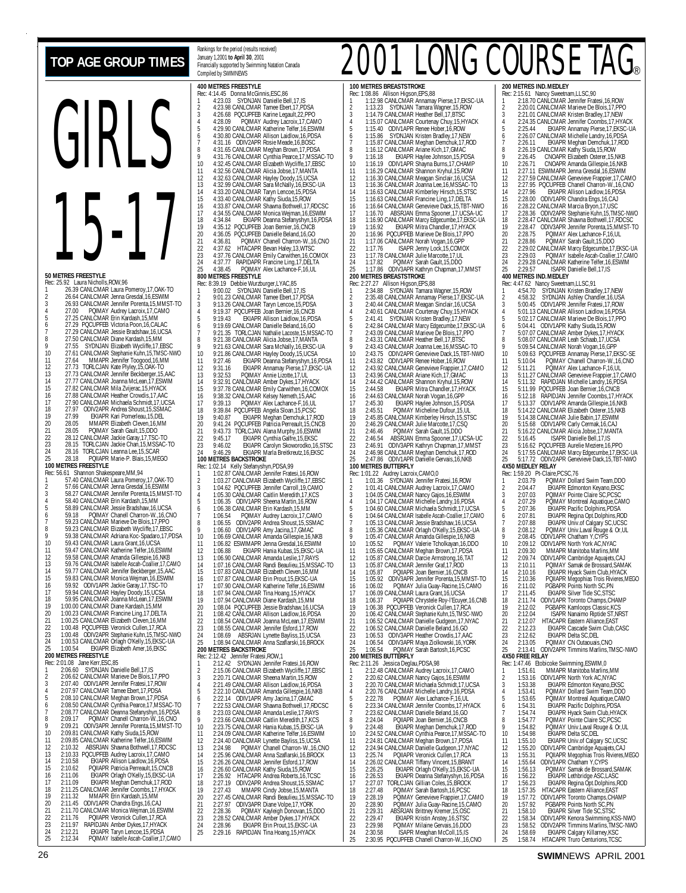# TOP AGE GROUP TIMES

Rankings for the period (results received) January 1,2001 **to April 30**, 2001
Financially supported by Swimming Natation Canada
Compiled by SWIMNEWS

# 2001 LONG COURSE TAG®

# GIRLS 15-17

### 50 METRES FREESTYLE
Rec: 25.92 Laura Nicholls,ROW,96
1 26.39 CANLCMAR Laura Pomeroy,17,OAK-TO
2 26.64 CANLCMAR Jenna Gresdal,16,ESWIM
3 26.93 CANLCMAR Jennifer Porenta,15,MMST-TO
4 27.00 PQIMAY Audrey Lacroix,17,CAMO
5 27.25 CANLCMAR Erin Kardash,15,MM
6 27.29 PQCUPFEB Victoria Poon,16,CALAC
7 27.29 CANLCMAR Jessie Bradshaw,16,UCSA
8 27.50 CANLCMAR Diane Kardash,15,MM
9 27.55 SYDNJAN Elizabeth Wycliffe,17,EBSC
10 27.61 CANLCMAR Stephanie Kuhn,15,TMSC-NWO
11 27.64 MMAPR Jennifer Toogood,16,MM
12 27.73 TORLCJAN Kate Plyley,15,OAK-TO
13 27.73 CANLCMAR Jennifer Beckberger,15,AAC
14 27.77 CANLCMAR Joanna McLean,17,ESWIM
15 27.82 CANLCMAR Mila Zvijerac,15,HYACK
16 27.88 CANLCMAR Heather Crowdis,17,AAC
17 27.90 CANLCMAR Michaela Schmidt,17,UCSA
18 27.97 ODIV2APR Andrea Shoust,15,SSMAC
19 27.99 EKIAPR Kari Pomerleau,15,DEL
20 28.05 MMAPR Elizabeth Cleven,16,MM
21 28.05 PQIMAY Sarah Gault,15,DDO
22 28.12 CANLCMAR Jackie Garay,17,TSC-TO
23 28.15 TORLCJAN Jackie Chan,15,MSSAC-TO
24 28.16 TORLCJAN Leanna Lee,15,SCAR
25 28.18 PQIIAPR Marie-P. Blais,15,MEGO

### 100 METRES FREESTYLE
Rec: 56.61 Shannon Shakespeare,MM,94
1 57.40 CANLCMAR Laura Pomeroy,17,OAK-TO
2 57.66 CANLCMAR Jenna Gresdal,16,ESWIM
3 58.27 CANLCMAR Jennifer Porenta,15,MMST-TO
4 58.40 CANLCMAR Erin Kardash,15,MM
5 58.89 CANLCMAR Jessie Bradshaw,16,UCSA
6 59.18 PQIMAY Chanell Charron-W.,16,CNO
7 59.23 CANLCMAR Marieve De Blois,17,PPO
8 59.23 CANLCMAR Elizabeth Wycliffe,17,EBSC
9 59.38 CANLCMAR Adriana Koc-Spadaro,17,PDSA
10 59.43 CANLCMAR Laura Grant,16,UCSA
11 59.47 CANLCMAR Katherine Telfer,16,ESWIM
12 59.58 CANLCMAR Amanda Gillespie,16,NKB
13 59.76 CANLCMAR Isabelle Ascah-Coallier,17,CAMO
14 59.77 CANLCMAR Jennifer Beckberger,15,AAC
15 59.83 CANLCMAR Monica Wejman,16,ESWIM
16 59.92 ODIV1APR Jackie Garay,17,TSC-TO
17 59.94 CANLCMAR Hayley Doody,15,UCSA
18 59.95 CANLCMAR Joanna McLean,17,ESWIM
19 1:00.00 CANLCMAR Diane Kardash,15,MM
20 1:00.23 CANLCMAR Francine Ling,17,DELTA
21 1:00.25 CANLCMAR Elizabeth Cleven,16,MM
22 1:00.48 PQCUPFEB Veronick Cullen,17,RCA
23 1:00.48 ODIV2APR Stephanie Kuhn,15,TMSC-NWO
24 1:00.53 CANLCMAR Orlagh O'Kelly,15,EKSC-UA
25 1:00.54 EKIAPR Elizabeth Amer,16,EKSC

### 200 METRES FREESTYLE
Rec: 2:01.08 Jane Kerr,ESC,85
1 2:06.60 SYDNJAN Danielle Bell,17,IS
2 2:06.62 CANLCMAR Marieve De Blois,17,PPO
3 2:07.40 ODIV1APR Jennifer Fratesi,17,ROW
4 2:07.97 CANLCMAR Tamee Ebert,17,PDSA
5 2:08.10 CANLCMAR Meghan Brown,17,PDSA
6 2:08.50 CANLCMAR Cynthia Pearce,17,MSSAC-TO
7 2:08.77 CANLCMAR Deanna Stefanyshyn,16,PDSA
8 2:09.17 PQIMAY Chanell Charron-W.,16,CNO
9 2:09.21 ODIV3APR Jennifer Porenta,15,MMST-TO
10 2:09.81 CANLCMAR Kathy Siuda,15,ROW
11 2:09.85 CANLCMAR Katherine Telfer,16,ESWIM
12 2:10.32 ABSRJAN Shawna Bothwell,17,RDCSC
13 2:10.33 PQCUPFEB Audrey Lacroix,17,CAMO
14 2:10.58 EKIAPR Allison Laidlow,16,PDSA
15 2:10.62 PQIIAPR Patricia Perreault,15,CNCB
16 2:11.06 EKIAPR Orlagh O'Kelly,15,EKSC-UA
17 2:11.09 EKIAPR Meghan Demchuk,17,ROD
18 2:11.25 CANLCMAR Jennifer Coombs,17,HYACK
19 2:11.32 MMAPR Erin Kardash,15,MM
20 2:11.45 ODIV1APR Chandra Engs,16,CAJ
21 2:11.70 CANLCMAR Monica Wejman,16,ESWIM
22 2:11.76 PQIIAPR Veronick Cullen,17,RCA
23 2:11.97 RAPIDJAN Amber Dykes,17,HYACK
24 2:12.21 EKIAPR Taryn Lencoe,15,PDSA
25 2:12.34 PQIMAY Isabelle Ascah-Coallier,17,CAMO

### 400 METRES FREESTYLE
Rec: 4:14.45 Donna McGinnis,ESC,86
1 4:23.03 SYDNJAN Danielle Bell,17,IS
2 4:23.98 SYDNJAN Tamee Ebert,17,PDSA
3 4:26.68 PQCUPFEB Karine Legault,22,PPO
4 4:28.09 PQIMAY Audrey Lacroix,17,CAMO
5 4:29.90 CANLCMAR Katherine Telfer,16,ESWIM
6 4:30.80 CANLCMAR Allison Laidlow,16,PDSA
7 4:31.16 ODIV2APR Rosie Meade,16,BOSC
8 4:31.65 CANLCMAR Meghan Brown,17,PDSA
9 4:31.76 CANLCMAR Cynthia Pearce,17,MSSAC-TO
10 4:32.45 CANLCMAR Elizabeth Wycliffe,17,EBSC
11 4:32.56 CANLCMAR Alicia Jobse,17,MANTA
12 4:32.63 CANLCMAR Hayley Doody,15,UCSA
13 4:32.99 CANLCMAR Sara McNally,16,EKSC-UA
14 4:33.20 CANLCMAR Taryn Lencoe,15,PDSA
15 4:33.40 CANLCMAR Kathy Siuda,15,ROW
16 4:33.87 CANLCMAR Shawna Bothwell,17,RDCSC
17 4:34.55 CANLCMAR Monica Wejman,16,ESWIM
18 4:34.84 EKIAPR Deanna Stefanyshyn,16,PDSA
19 4:35.12 PQCUPFEB Joan Bernier,16,CNCB
20 4:36.05 PQCUPFEB Danielle Beland,16,GO
21 4:36.81 PQIMAY Chanell Charron-W.,16,CNO
22 4:37.62 HTACAPR Bevan Haley,13,WTSC
23 4:37.76 CANLCMAR Emily Carwithen,16,COMOX
24 4:37.77 RAPIDAPR Francine Ling,17,DELTA
25 4:38.45 PQIMAY Alex Lachance-F,16,UL

### 800 METRES FREESTYLE
Rec: 8:39.19 Debbie Wurzburger,LYAC,85
1 9:00.02 SYDNJAN Danielle Bell,17,IS
2 9:01.23 CANLCMAR Tamee Ebert,17,PDSA
3 9:13.26 CANLCMAR Taryn Lencoe,15,PDSA
4 9:19.37 PQCUPFEB Joan Bernier,16,CNCB
5 9:19.43 EKIAPR Allison Laidlow,16,PDSA
6 9:19.69 CANLCMAR Danielle Beland,16,GO
7 9:21.35 TORLCJAN Nathalie Lacoste,15,MSSAC-TO
8 9:21.38 CANLCMAR Alicia Jobse,17,MANTA
9 9:21.63 CANLCMAR Sara McNally,16,EKSC-UA
10 9:21.86 CANLCMAR Hayley Doody,15,UCSA
11 9:27.46 EKIAPR Deanna Stefanyshyn,16,PDSA
12 9:31.16 EKIAPR Annamay Pierse,17,EKSC-UA
13 9:32.53 PQIMAY Annie Lizotte,17,UL
14 9:32.91 CANLCMAR Amber Dykes,17,HYACK
15 9:37.78 CANLCMAR Emily Carwithen,16,COMOX
16 9:38.32 CANLCMAR Kelsey Nemeth,15,AAC
17 9:39.13 PQIMAY Alex Lachance-F,16,UL
18 9:39.84 PQCUPFEB Angela Sloan,15,PCSC
19 9:40.87 EKIAPR Meghan Demchuk,17,ROD
20 9:41.24 PQCUPFEB Patricia Perreault,15,CNCB
21 9:43.73 TORLCJAN Alana Murphy,16,ESWIM
22 9:45.17 EKIAPR Cynthia Galfre,15,EKSC
23 9:46.02 EKIAPR Carolyn Skoworodko,16,STSC
24 9:46.29 EKIAPR Marla Breitkreutz,16,EKSC

### 100 METRES BACKSTROKE
Rec: 1:02.14 Kelly Stefanyshyn,PDSA,99
1 1:02.87 CANLCMAR Jennifer Fratesi,16,ROW
2 1:03.27 CANLCMAR Elizabeth Wycliffe,17,EBSC
3 1:04.62 PQCUPFEB Jennifer Carroll,19,CAMO
4 1:05.30 CANLCMAR Caitlin Meredith,17,KCS
5 1:06.35 ODIV1APR Sheena Martin,16,ROW
6 1:06.38 CANLCMAR Erin Kardash,15,MM
7 1:06.54 PQIMAY Audrey Lacroix,17,CAMO
8 1:06.55 ODIV2APR Andrea Shoust,15,SSMAC
9 1:06.60 ODIV1APR Amy Jacina,17,GMAC
10 1:06.69 CANLCMAR Amanda Gillespie,16,NKB
11 1:06.82 ESWIMAPR Jenna Gresdal,16,ESWIM
12 1:06.88 EKIAPR Hania Kubas,15,EKSC-UA
13 1:06.90 CANLCMAR Amanda Leslie,17,RAYS
14 1:07.16 CANLCMAR Randi Beaulieu,15,MSSAC-TO
15 1:07.83 CANLCMAR Elizabeth Cleven,16,MM
16 1:07.87 CANLCMAR Erin Prout,15,EKSC-UA
17 1:07.90 CANLCMAR Katherine Telfer,16,ESWIM
18 1:07.94 CANLCMAR Tina Hoang,15,HYACK
19 1:07.94 CANLCMAR Diane Kardash,15,MM
20 1:08.04 PQCUPFEB Jessie Bradshaw,16,UCSA
21 1:08.42 CANLCMAR Allison Laidlow,16,PDSA
22 1:08.54 CANLCMAR Joanna McLean,17,ESWIM
23 1:08.55 CANLCMAR Jennifer Esford,17,ROW
24 1:08.69 ABSRJAN Lynette Bayliss,15,UCSA
25 1:08.94 CANLCMAR Anna Szaflarski,16,BROCK

### 200 METRES BACKSTROKE
Rec: 2:12.42 Jennifer Fratesi,ROW,1
1 2:12.42 SYDNJAN Jennifer Fratesi,16,ROW
2 2:15.06 CANLCMAR Elizabeth Wycliffe,17,EBSC
3 2:20.71 CANLCMAR Sheena Martin,15,ROW
4 2:21.49 CANLCMAR Allison Laidlow,16,PDSA
5 2:22.10 CANLCMAR Amanda Gillespie,16,NKB
6 2:22.14 ODIV1APR Amy Jacina,17,GMAC
7 2:22.53 CANLCMAR Shawna Bothwell,17,RDCSC
8 2:23.03 CANLCMAR Amanda Leslie,17,RAYS
9 2:23.66 CANLCMAR Caitlin Meredith,17,KCS
10 2:23.75 CANLCMAR Hania Kubas,15,EKSC-UA
11 2:24.09 CANLCMAR Katherine Telfer,16,ESWIM
12 2:24.40 CANLCMAR Lynette Bayliss,15,UCSA
13 2:24.98 PQIMAY Chanell Charron-W.,16,CNO
14 2:25.96 CANLCMAR Anna Szaflarski,16,BROCK
15 2:26.26 CANLCMAR Jennifer Esford,17,ROW
16 2:26.60 CANLCMAR Kathy Siuda,15,ROW
17 2:26.92 HTACAPR Andrea Roberts,16,TCSC
18 2:27.19 ODIV2APR Andrea Shoust,15,SSMAC
19 2:27.43 MMAPR Cindy Jobse,15,MANTA
20 2:27.45 CANLCMAR Randi Beaulieu,15,MSSAC-TO
21 2:27.97 ODIV3APR Diane Volpe,17,YORK
22 2:28.36 PQIMAY Kayleigh Donovan,15,DDO
23 2:28.52 CANLCMAR Amber Dykes,17,HYACK
24 2:28.96 EKIAPR Erin Prout,15,EKSC-UA
25 2:29.16 RAPIDJAN Tina Hoang,15,HYACK

### 100 METRES BREASTSTROKE
Rec: 1:08.86 Allison Higson,EPS,88
1 1:12.98 CANLCMAR Annamay Pierse,17,EKSC-UA
2 1:13.23 SYDNJAN Tamara Wagner,15,ROW
3 1:14.79 CANLCMAR Heather Bell,17,BTSC
4 1:15.07 CANLCMAR Courtenay Chuy,15,HYACK
5 1:15.40 ODIV1APR Renee Hober,16,ROW
6 1:15.86 SYDNJAN Kristen Bradley,17,NEW
7 1:15.87 CANLCMAR Meghan Demchuk,17,ROD
8 1:16.12 CANLCMAR Ariane Kich,17,GMAC
9 1:16.18 EKIAPR Haylee Johnson,15,PDSA
10 1:16.19 ODIV1APR Shayna Burns,17,CHAMP
11 1:16.29 CANLCMAR Shannon Kryhul,15,ROW
12 1:16.30 CANLCMAR Meagan Sinclair,16,UCSA
13 1:16.36 CANLCMAR Joanna Lee,16,MSSAC-TO
14 1:16.63 CANLCMAR Kimberley Hirsch,15,STSC
15 1:16.63 CANLCMAR Francine Ling,17,DELTA
16 1:16.64 CANLCMAR Genevieve Dack,15,TBT-NWO
17 1:16.70 ABSRJAN Emma Spooner,17,UCSA-UC
18 1:16.90 CANLCMAR Marcy Edgecumbe,17,EKSC-UA
19 1:16.92 EKIAPR Mitra Chandler,17,HYACK
20 1:16.96 PQCUPFEB Marieve De Blois,17,PPO
21 1:17.06 CANLCMAR Norah Vogan,16,GPP
22 1:17.76 ISAPR Jenny Lock,15,COMOX
23 1:17.78 CANLCMAR Julie Marcotte,17,UL
24 1:17.82 PQIMAY Sarah Gault,15,DDO
25 1:17.86 ODIV3APR Kathryn Chapman,17,MMST

### 200 METRES BREASTSTROKE
Rec: 2:27.27 Allison Higson,EPS,88
1 2:34.88 SYDNJAN Tamara Wagner,15,ROW
2 2:35.48 CANLCMAR Annamay Pierse,17,EKSC-UA
3 2:40.44 CANLCMAR Meagan Sinclair,16,UCSA
4 2:40.61 CANLCMAR Courtenay Chuy,15,HYACK
5 2:41.41 SYDNJAN Kristen Bradley,17,NEW
6 2:42.84 CANLCMAR Marcy Edgecumbe,17,EKSC-UA
7 2:43.09 CANLCMAR Marieve De Blois,17,PPO
8 2:43.31 CANLCMAR Heather Bell,17,BTSC
9 2:43.43 CANLCMAR Joanna Lee,16,MSSAC-TO
10 2:43.75 ODIV2APR Genevieve Dack,15,TBT-NWO
11 2:43.82 ODIV1APR Renee Hober,16,ROW
12 2:43.92 CANLCMAR Genevieve Frappier,17,CAMO
13 2:43.96 CANLCMAR Ariane Kich,17,GMAC
14 2:44.42 CANLCMAR Shannon Kryhul,15,ROW
15 2:44.58 EKIAPR Mitra Chandler,17,HYACK
16 2:44.63 CANLCMAR Norah Vogan,16,GPP
17 2:45.30 EKIAPR Haylee Johnson,15,PDSA
18 2:45.51 PQIMAY Micheline Dufour,15,UL
19 2:45.85 CANLCMAR Kimberley Hirsch,15,STSC
20 2:46.29 CANLCMAR Julie Marcotte,17,CSQ
21 2:46.46 PQIMAY Sarah Gault,15,DDO
22 2:46.54 ABSRJAN Emma Spooner,17,UCSA-UC
23 2:46.91 ODIV3APR Kathryn Chapman,17,MMST
24 2:46.98 CANLCMAR Meghan Demchuk,17,ROD
25 2:47.86 ODIV1APR Danielle Gervais,16,NKB

### 100 METRES BUTTERFLY
Rec: 1:01.22 Audrey Lacroix,CAMO,0
1 1:01.36 SYDNJAN Jennifer Fratesi,16,ROW
2 1:01.41 CANLCMAR Audrey Lacroix,17,CAMO
3 1:04.05 CANLCMAR Nancy Gajos,16,ESWIM
4 1:04.17 CANLCMAR Michelle Landry,16,PDSA
5 1:04.60 CANLCMAR Michaela Schmidt,17,UCSA
6 1:04.64 CANLCMAR Isabelle Ascah-Coallier,17,CAMO
7 1:05.13 CANLCMAR Jessie Bradshaw,16,UCSA
8 1:05.36 CANLCMAR Orlagh O'Kelly,15,EKSC-UA
9 1:05.47 CANLCMAR Amanda Gillespie,16,NKB
10 1:05.52 PQIMAY Valerie Tcholkayan,16,DDO
11 1:05.65 CANLCMAR Meghan Brown,17,PDSA
12 1:05.87 CANLCMAR Darcie Armstrong,16,TAT
13 1:05.87 CANLCMAR Jennifer Graf,17,ROD
14 1:05.87 PQIIAPR Joan Bernier,16,CNCB
15 1:05.92 ODIV3APR Jennifer Porenta,15,MMST-TO
16 1:06.02 PQIMAY Julia Guay-Racine,15,CAMO
17 1:06.09 CANLCMAR Laura Grant,16,UCSA
18 1:06.37 PQIIAPR Chrystele Roy-l'Ecuyer,16,CNB
19 1:06.38 PQCUPFEB Veronick Cullen,17,RCA
20 1:06.42 CANLCMAR Stephanie Kuhn,15,TMSC-NWO
21 1:06.52 CANLCMAR Danielle Gudgeon,17,NYAC
22 1:06.52 CANLCMAR Danielle Beland,16,GO
23 1:06.53 ODIV3APR Heather Crowdis,17,AAC
24 1:06.54 ODIV3APR Maya Ziolkowski,16,YORK
25 1:06.54 PQIMAY Sarah Bartosh,16,PCSC

### 200 METRES BUTTERFLY
Rec: 2:11.26 Jessica Deglau,PDSA,98
1 2:12.48 CANLCMAR Audrey Lacroix,17,CAMO
2 2:20.62 CANLCMAR Nancy Gajos,16,ESWIM
3 2:20.70 CANLCMAR Michaela Schmidt,17,UCSA
4 2:20.76 CANLCMAR Michelle Landry,16,PDSA
5 2:22.78 PQIMAY Alex Lachance-F,16,UL
6 2:23.34 CANLCMAR Jennifer Coombs,17,HYACK
7 2:23.62 CANLCMAR Danielle Beland,16,GO
8 2:24.04 PQIIAPR Joan Bernier,16,CNCB
9 2:24.48 EKIAPR Meghan Demchuk,17,ROD
10 2:24.52 CANLCMAR Cynthia Pearce,17,MSSAC-TO
11 2:24.81 CANLCMAR Meghan Brown,17,PDSA
12 2:24.94 CANLCMAR Danielle Gudgeon,17,NYAC
13 2:25.74 PQIIAPR Veronick Cullen,17,RCA
14 2:26.02 CANLCMAR Tiffany Vincent,15,BRANT
15 2:26.25 EKIAPR Orlagh O'Kelly,15,EKSC-UA
16 2:26.53 EKIAPR Deanna Stefanyshyn,16,PDSA
17 2:27.07 TORLCJAN Gillian Coles,15,BROCK
18 2:27.48 PQIMAY Sarah Bartosh,16,PCSC
19 2:28.19 PQIMAY Genevieve Frappier,17,CAMO
20 2:28.90 PQIMAY Julia Guay-Racine,15,CAMO
21 2:29.31 ABSRJAN Brittney Kremer,15,OSC
22 2:29.47 EKIAPR Kristin Anstey,16,STSC
23 2:29.98 PQIMAY Milaine Gervais,16,DDO
24 2:30.58 ISAPR Meaghan McColl,15,IS
25 2:30.95 PQCUPFEB Chanell Charron-W.,16,CNO

### 200 METRES IND.MEDLEY
Rec: 2:15.61 Nancy Sweetnam,LLSC,90
1 2:18.70 CANLCMAR Jennifer Fratesi,16,ROW
2 2:20.01 CANLCMAR Marieve De Blois,17,PPO
3 2:21.01 CANLCMAR Kristen Bradley,17,NEW
4 2:24.35 CANLCMAR Jennifer Coombs,17,HYACK
5 2:25.44 EKIAPR Annamay Pierse,17,EKSC-UA
6 2:26.07 CANLCMAR Michelle Landry,16,PDSA
7 2:26.11 EKIAPR Meghan Demchuk,17,ROD
8 2:26.19 CANLCMAR Kathy Siuda,15,ROW
9 2:26.45 CNOAPR Elizabeth Osterer,15,NKB
10 2:26.71 CNOAPR Amanda Gillespie,16,NKB
11 2:27.11 ESWIMAPR Jenna Gresdal,16,ESWIM
12 2:27.59 CANLCMAR Genevieve Frappier,17,CAMO
13 2:27.95 PQCUPFEB Chanell Charron-W.,16,CNO
14 2:27.96 EKIAPR Allison Laidlow,16,PDSA
15 2:28.00 ODIV1APR Chandra Engs,16,CAJ
16 2:28.22 CANLCMAR Marcia Bryon,17,USC
17 2:28.36 ODIV2APR Stephanie Kuhn,15,TMSC-NWO
18 2:28.47 CANLCMAR Shawna Bothwell,17,RDCSC
19 2:28.47 ODIV3APR Jennifer Porenta,15,MMST-TO
20 2:28.75 PQIMAY Alex Lachance-F,16,UL
21 2:28.86 PQIMAY Sarah Gault,15,DDO
22 2:29.02 CANLCMAR Marcy Edgecumbe,17,EKSC-UA
23 2:29.03 PQIMAY Isabelle Ascah-Coallier,17,CAMO
24 2:29.28 CANLCMAR Katherine Telfer,16,ESWIM
25 2:29.57 ISAPR Danielle Bell,17,IS

### 400 METRES IND.MEDLEY
Rec: 4:47.62 Nancy Sweetnam,LLSC,91
1 4:54.70 SYDNJAN Kristen Bradley,17,NEW
2 4:58.32 SYDNJAN Ashley Chandler,16,USA
3 5:00.45 ODIV1APR Jennifer Fratesi,17,ROW
4 5:01.13 CANLCMAR Allison Laidlow,16,PDSA
5 5:02.17 CANLCMAR Marieve De Blois,17,PPO
6 5:04.41 ODIV1APR Kathy Siuda,15,ROW
7 5:07.07 CANLCMAR Amber Dykes,17,HYACK
8 5:08.07 CANLCMAR Leah Schaab,17,UCSA
9 5:09.54 CANLCMAR Norah Vogan,16,GPP
10 5:09.63 PQCUPFEB Annamay Pierse,17,EKSC-SE
11 5:10.04 PQIMAY Chanell Charron-W.,16,CNO
12 5:11.21 PQIMAY Alex Lachance-F,16,UL
13 5:11.27 CANLCMAR Genevieve Frappier,17,CAMO
14 5:11.32 RAPIDJAN Michelle Landry,16,PDSA
15 5:11.99 PQCUPFEB Joan Bernier,16,CNCB
16 5:12.18 RAPIDJAN Jennifer Coombs,17,HYACK
17 5:13.37 ODIV1APR Amanda Gillespie,16,NKB
18 5:14.22 CANLCMAR Elizabeth Osterer,15,NKB
19 5:14.38 CANLCMAR Julie Babin,17,ESWIM
20 5:15.68 ODIV1APR Carly Cermak,16,CAJ
21 5:16.22 CANLCMAR Alicia Jobse,17,MANTA
22 5:16.45 ISAPR Danielle Bell,17,IS
23 5:16.62 PQCUPFEB Aurelie Meziere,16,PPO
24 5:17.55 CANLCMAR Marcy Edgecumbe,17,EKSC-UA
25 5:17.72 ODIV2APR Genevieve Dack,15,TBT-NWO

### 4X50 MEDLEY RELAY
Rec: 1:59.20 Pt-Claire,PCSC,76
1 2:03.79 PQIMAY Dollard Swim Team,DDO
2 2:04.47 EKIAPR Edmonton Keyano,EKSC
3 2:07.03 PQIMAY Pointe Claire SC,PCSC
4 2:07.29 PQIMAY Montreal Aquatique,CAMO
5 2:07.36 EKIAPR Pacific Dolphins,PDSA
6 2:07.81 EKIAPR Regina Opt.Dolphins,ROD
7 2:07.88 EKIAPR Univ.of Calgary SC,UCSC
8 2:08.12 PQIMAY Univ.Laval Rouge & Or,UL
9 2:08.45 ODIV1APR Chatham Y,CYPS
10 2:09.12 ODIV1APR North York AC,NYAC
11 2:09.30 MMAPR Manitoba Marlins,MM
12 2:09.74 ODIV1APR Cambridge Aquajets,CAJ
13 2:10.11 PQIMAY Samak de Brossard,SAMAK
14 2:10.16 EKIAPR Hyack Swim Club,HYACK
15 2:10.36 PQIIAPR Megophias Trois Rivieres,MEGO
16 2:11.02 PGBAPR Points North SC,PN
17 2:11.45 EKIAPR Silver Tide SC,STSC
18 2:11.74 ODIV1APR Toronto Champs,CHAMP
19 2:12.02 PGBAPR Kamloops Classic,KCS
20 2:12.04 ISAPR Nanaimo Riptide ST,NRST
21 2:12.07 HTACAPR Eastern Alliance,EAST
22 2:12.23 EKIAPR Cascade Swim Club,CASC
23 2:12.62 EKIAPR Delta SC,DEL
24 2:13.05 PQIMAY CN Outaouais,CNO
25 2:13.41 ODIV2APR Timmins Marlins,TMSC-NWO

### 4X50 FREE RELAY
Rec: 1:47.46 Etobicoke Swimming,ESWIM,0
1 1:51.61 MMAPR Manitoba Marlins,MM
2 1:53.16 ODIV1APR North York AC,NYAC
3 1:53.38 EKIAPR Edmonton Keyano,EKSC
4 1:53.41 PQIMAY Dollard Swim Team,DDO
5 1:53.65 PQIMAY Montreal Aquatique,CAMO
6 1:54.31 EKIAPR Pacific Dolphins,PDSA
7 1:54.74 EKIAPR Hyack Swim Club,HYACK
8 1:54.77 PQIMAY Pointe Claire SC,PCSC
9 1:54.82 PQIMAY Univ.Laval Rouge & Or,UL
10 1:54.98 EKIAPR Delta SC,DEL
11 1:55.10 EKIAPR Univ.of Calgary SC,UCSC
12 1:55.20 ODIV1APR Cambridge Aquajets,CAJ
13 1:55.31 PQIIAPR Megophias Trois Rivieres,MEGO
14 1:55.64 ODIV1APR Chatham Y,CYPS
15 1:56.13 PQIMAY Samak de Brossard,SAMAK
16 1:56.22 EKIAPR Lethbridge ASC,LASC
17 1:56.23 EKIAPR Regina Opt.Dolphins,ROD
18 1:57.35 HTACAPR Eastern Alliance,EAST
19 1:57.72 ODIV1APR Toronto Champs,CHAMP
20 1:57.92 PGBAPR Points North SC,PN
21 1:58.10 EKIAPR Silver Tide SC,STSC
22 1:58.34 ODIV1APR Kenora Swimming,KSS-NWO
23 1:58.52 ODIV2APR Timmins Marlins,TMSC-NWO
24 1:58.69 EKIAPR Calgary Killarney,KSC
25 1:58.74 HTACAPR Truro Centurions,TCSC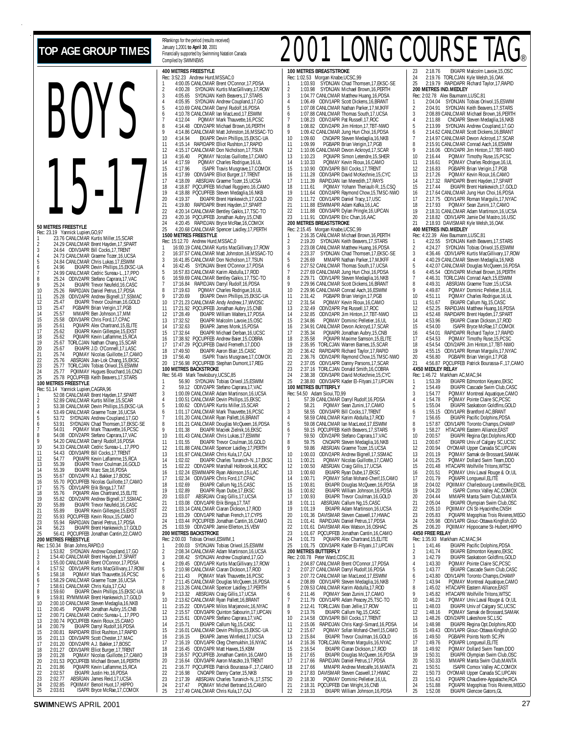# TOP AGE GROUP TIMES

Rankings for the period (results received) January 1,2001 to April 30, 2001
Financially supported by Swimming Natation Canada
Compiled by SWIMNEWS

# 2001 LONG COURSE TAG®

# BOYS 15-17

### 50 METRES FREESTYLE
Rec: 23.19 Yannick Lupien,GO,97
1 23.76 CANLCMAR Kurtis Miller,15,SCAR
2 24.29 CANLCMAR Brent Hayden,17,SPART
3 24.64 ODIV3APR Bill Cocks,17,TRENT
4 24.73 CANLCMAR Graeme Tozer,16,UCSA
5 24.84 CANLCMAR Chris Lukas,17,ESWIM
6 24.96 EKIAPR Devin Phillips,15,EKSC-UA
7 24.99 CANLCMAR Cedric Sureau-L.,17,PPO
8 25.24 ODIV2APR Stefano Caprara,17,VAC
9 25.24 EKIAPR Trevor Neufeld,16,CASC
10 25.26 RAPIDJAN Daniel Petrus,17,PDSA
11 25.28 ODIV2APR Andrew Bignell,17,SSMAC
12 25.47 EKIAPR Trevor Coulman,16,GOLD
13 25.47 PGBAPR Brian Verigin,17,PGB
14 25.57 MMAPR Ben Johnson,17,MM
15 25.58 ODIV3APR Chris Ford,17,CPAC
16 25.61 PQIIAPR Alex Chartrand,15,ELITE
17 25.62 EKIAPR Kevin Gillespie,15,EXST
18 25.62 PQIIAPR Kevin Laflamme,15,RCA
19 25.67 TORLCJAN Nathan Chang,15,SCAR
20 25.67 EKIAPR J.D. O'Connell,17,LASC
21 25.74 PQIMAY Nicolas Guillotte,17,CAMO
22 25.76 ABSRJAN Jian-Lok Chang,15,EKSC
23 25.77 TORLCJAN Tobias Oriwol,15,ESWIM
24 25.77 PQIIIMAY Hugues Bouchard,16,CNCI
25 25.78 PQCUPFEB Keith Beavers,17,STARS

### 100 METRES FREESTYLE
Rec: 51.14 Yannick Lupien,CAGRA,96
1 52.08 CANLCMAR Brent Hayden,17,SPART
2 52.89 CANLCMAR Kurtis Miller,15,SCAR
3 53.38 CANLCMAR Devin Phillips,15,EKSC-UA
4 53.49 CANLCMAR Graeme Tozer,16,UCSA
5 53.72 SYDNJAN Andrew Coupland,17,GO
6 53.91 SYDNJAN Chad Thomsen,17,EKSC-SE
7 54.01 PQIMAY Mark Thauvette,16,PCSC
8 54.08 ODIV2APR Stefano Caprara,17,VAC
9 54.20 CANLCMAR Darryl Rudolf,16,PDSA
10 54.33 CANLCMAR Cedric Sureau-L.,17,PPO
11 54.43 ODIV3APR Bill Cocks,17,TRENT
12 54.77 PQIIAPR Kevin Laflamme,15,RCA
13 55.39 EKIAPR Trevor Coulman,16,GOLD
14 55.39 EKIAPR Marc Sze,16,PDSA
15 55.67 ODIV2APR A.J. Bakker,17,BOSC
16 55.70 PQCUPFEB Nicolas Guillotte,17,CAMO
17 55.75 ODIV1APR Erik Binga,17,TAT
18 55.76 PQIIAPR Alex Chartrand,15,ELITE
19 55.82 ODIV2APR Andrew Bignell,17,SSMAC
20 55.89 EKIAPR Trevor Neufeld,16,CASC
21 55.89 EKIAPR Kevin Gillespie,15,EXST
22 55.93 PQCUPFEB Kevin Rioux,15,CAMO
23 55.94 RAPIDJAN Daniel Petrus,17,PDSA
24 56.23 EKIAPR Brent Hankewich,17,GOLD
25 56.41 PQCUPFEB Jonathan Cantin,22,CAMO

### 200 METRES FREESTYLE
Rec: 1:50.34 Brian Johns,RAPID,0
1 1:53.82 SYDNJAN Andrew Coupland,17,GO
2 1:54.40 CANLCMAR Brent Hayden,17,SPART
3 1:55.00 CANLCMAR Brent O'Connor,17,PDSA
4 1:57.52 ODIV1APR Kurtis MacGillivary,17,ROW
5 1:58.18 PQIMAY Mark Thauvette,16,PCSC
6 1:58.29 CANLCMAR Graeme Tozer,16,UCSA
7 1:58.61 CANLCMAR Chris Kula,17,CAJ
8 1:59.60 EKIAPR Devin Phillips,15,EKSC-UA
9 1:59.81 RYMMMAR Brent Hankewich,17,GOLD
10 2:00.10 CANLCMAR Steven Medaglia,16,NKB
11 2:00.45 PQIIAPR Jonathan Aubry,15,CNB
12 2:00.71 CANLCMAR Cedric Sureau-L.,17,PPO
13 2:00.74 PQCUPFEB Kevin Rioux,15,CAMO
14 2:00.79 EKIAPR Darryl Rudolf,16,PDSA
15 2:00.81 RAPIDAPR Elliot Rushton,17,RAPID
16 2:01.13 ODIV3APR Scott Chester,17,MAC
17 2:01.20 ODIV2APR A.J. Bakker,17,BOSC
18 2:01.27 ODIV3APR Elliot Burger,17,TRENT
19 2:01.28 PQIMAY Nicolas Guillotte,17,CAMO
20 2:01.53 PQCUPFEB Michael Brown,16,PERTH
21 2:01.86 PQIIAPR Kevin Laflamme,15,RCA
22 2:02.57 EKIAPR Justin Ho,16,PDSA
23 2:02.77 ABSRJAN James Reid,17,UCSA
24 2:02.85 PQIIIMAY Benoit Huot,17,HIPPO
25 2:03.61 ISAPR Bryce McRae,17,COMOX

### 400 METRES FREESTYLE
Rec: 3:52.23 Andrew Hurd,MSSAC,0
1 4:00.05 CANLCMAR Brent O'Connor,17,PDSA
2 4:00.28 SYDNJAN Kurtis MacGillivary,17,ROW
3 4:05.65 SYDNJAN Keith Beavers,17,STARS
4 4:05.95 SYDNJAN Andrew Coupland,17,GO
5 4:10.69 CANLCMAR Darryl Rudolf,16,PDSA
6 4:10.78 CANLCMAR Ian MacLeod,17,ESWIM
7 4:12.04 PQIMAY Mark Thauvette,16,PCSC
8 4:14.48 ODIV2APR Michael Brown,16,PERTH
9 4:14.86 CANLCMAR Matt Johnston,16,MSSAC-TO
10 4:14.94 EKIAPR Devin Phillips,15,EKSC-UA
11 4:15.14 RAPIDAPR Elliot Rushton,17,RAPID
12 4:15.17 CANLCMAR Don Nicholson,17,TSUN
13 4:16.40 PQIMAY Nicolas Guillotte,17,CAMO
14 4:17.59 PQIMAY Charles Rodrigue,16,UL
15 4:17.96 ISAPR Travis Musgrave,17,COMOX
16 4:17.99 ODIV3APR Elliot Burger,17,TRENT
17 4:18.09 ABSRJAN Graeme Tozer,15,UCSA
18 4:18.87 PQCUPFEB Michael Ruggiero,16,CAMO
19 4:18.88 PQCUPFEB Steven Medaglia,16,NKB
20 4:19.37 EKIAPR Brent Hankewich,17,GOLD
21 4:19.80 RAPIDAPR Brent Hayden,17,SPART
22 4:20.14 CANLCMAR Bentley Gaikis,17,TSC-TO
23 4:20.16 PQCUPFEB Jonathan Aubry,15,CNB
24 4:20.45 RAPIDJAN Bryce McRae,16,COMOX
25 4:20.68 CANLCMAR Spencer Laidley,17,PERTH

### 1500 METRES FREESTYLE
Rec: 15:12.70 Andrew Hurd,MSSAC,0
1 16:00.19 CANLCMAR Kurtis MacGillivary,17,ROW
2 16:37.57 CANLCMAR Matt Johnston,16,MSSAC-TO
3 16:41.85 CANLCMAR Don Nicholson,17,TSUN
4 16:42.45 SYDNJAN Brent O'Connor,17,PDSA
5 16:57.83 CANLCMAR Karim Abdulla,17,ROD
6 16:59.69 CANLCMAR Bentley Gaikis,17,TSC-TO
7 17:16.84 RAPIDJAN Darryl Rudolf,16,PDSA
8 17:19.63 PQIMAY Charles Rodrigue,16,UL
9 17:20.69 EKIAPR Devin Phillips,15,EKSC-UA
10 17:21.23 CANLCMAR Andy Andrew,17,WVOSC
11 17:21.92 PQCUPFEB Jonathan Aubry,15,CNB
12 17:28.49 EKIAPR William Walters,17,PDSA
13 17:32.52 EKIAPR Malcolm Lavoie,15,OSC
14 17:32.63 EKIAPR James Monk,15,PDSA
15 17:32.64 EKIAPR Michael Derban,16,UCSC
16 17:38.92 PQCUPFEB Andrew Baier,15,COBRA
17 17:47.29 PQCUPFEB David Fremeth,17,DDO
18 17:49.50 EKIAPR Aaron Blair,15,CASC
19 17:56.40 ISAPR Travis Musgrave,17,COMOX
20 17:56.98 PQCUPFEB Stephan Dumont,17,REG

### 100 METRES BACKSTROKE
Rec: 56.49 Mark Tewksbury,UCSC,85
1 56.90 SYDNJAN Tobias Oriwol,15,ESWIM
2 59.12 ODIV2APR Stefano Caprara,17,VAC
3 1:00.09 CANLCMAR Adam Martinson,16,UCSA
4 1:00.51 CANLCMAR Devin Phillips,15,EKSC
5 1:00.62 ODIV1APR Kurtis Miller,15,SCAR
6 1:01.17 CANLCMAR Mark Thauvette,16,PCSC
7 1:01.20 CANLCMAR Ryan Pallett,16,BRANT
8 1:01.21 CANLCMAR Douglas McQueen,16,PDSA
9 1:01.38 EKIAPR Maciek Zielnik,16,EKSC
10 1:01.43 CANLCMAR Chris Lukas,17,ESWIM
11 1:01.55 EKIAPR Trevor Coulman,16,GOLD
12 1:01.88 CANLCMAR Spencer Laidley,17,PERTH
13 1:01.97 CANLCMAR Chris Kula,17,CAJ
14 1:02.02 EKIAPR Charles Turanich-N.,17,EKSC
15 1:02.22 ODIV2APR Marshall Holbrook,16,ROC
16 1:02.24 ESWIMAPR Ryan Atkinson,15,LAC
17 1:02.34 ODIV3APR Chris Ford,17,CPAC
18 1:02.69 EKIAPR Callum Ng,15,CASC
19 1:02.89 EKIAPR Ryan Dube,17,EKSC
20 1:03.07 ABSRJAN Craig Gillis,17,UCSA
21 1:03.08 ODIV1APR Erik Binga,17,TAT
22 1:03.14 CANLCMAR Ciaran Dickson,17,ROD
23 1:03.29 ODIV1APR Nathan French,17,CYPS
24 1:03.44 PQCUPFEB Jonathan Cantin,16,CAMO
25 1:03.59 ODIV2APR Jamie Ellerton,15,VEW

### 200 METRES BACKSTROKE
Rec: 2:00.03 Tobias Oriwol,ESWIM,1
1 2:00.03 SYDNJAN Tobias Oriwol,15,ESWIM
2 2:08.34 CANLCMAR Adam Martinson,16,UCSA
3 2:08.42 SYDNJAN Andrew Coupland,17,GO
4 2:09.45 ODIV1APR Kurtis MacGillivary,17,ROW
5 2:10.98 CANLCMAR Ciaran Dickson,17,ROD
6 2:11.43 PQIMAY Mark Thauvette,16,PCSC
7 2:11.45 CANLCMAR Douglas McQueen,16,PDSA
8 2:13.26 CANLCMAR Spencer Laidley,17,PERTH
9 2:13.32 ABSRJAN Craig Gillis,17,UCSA
10 2:13.62 CANLCMAR Ryan Pallett,16,BRANT
11 2:15.22 ODIV1APR Milos Marjanovic,16,NYAC
12 2:15.57 ODIV3APR Quinton Sabourin,17,UPCAN
13 2:15.61 ODIV2APR Stefano Caprara,17,VAC
14 2:15.71 EKIAPR Callum Ng,15,CASC
15 2:16.01 CANLCMAR Devin Phillips,15,EKSC-UA
16 2:16.15 EKIAPR James Winfield,17,UCSA
17 2:16.19 ODIV1APR Oleg Chernukhin,16,NYAC
18 2:16.45 ODIV2APR Matt Hawes,15,KBM
19 2:16.57 PQCUPFEB Jonathan Cantin,16,CAMO
20 2:16.64 ODIV3APR Aaron Maszko,19,TRENT
21 2:16.77 PQCUPFEB Patrick Bourassa-F.,17,CAMO
22 2:16.98 CNOAPR Danny Carter,15,NKB
23 2:17.39 ABSRJAN Charles Turanich-N.,17,STSC
24 2:17.47 PQIMAY Michel Bertrand,15,CAMO
25 2:17.49 CANLCMAR Chris Kula,17,CAJ

### 100 METRES BREASTSTROKE
Rec: 1:02.53 Morgan Knabe,UCSC,99
1 1:03.93 SYDNJAN Chad Thomsen,17,EKSC-SE
2 1:03.98 SYDNJAN Michael Brown,16,PERTH
3 1:04.77 CANLCMAR Matthew Huang,16,PDSA
4 1:06.49 ODIV1APR Scott Dickens,16,BRANT
5 1:07.08 CANLCMAR Nathan Parker,17,MJKFF
6 1:07.88 CANLCMAR Thomas South,17,UCSA
7 1:08.23 ODIV2APR Pat Russell,17,ROC
8 1:08.82 ODIV2APR Jim Hinton,17,TBT-NWO
9 1:09.42 CANLCMAR Jung Hun Choi,16,PDSA
10 1:09.60 CNOAPR Steven Medaglia,16,NKB
11 1:09.99 PGBAPR Brian Verigin,17,PGB
12 1:10.23 PQIIAPR Simon Letendre,15,SHER
13 1:10.33 PQIMAY Kevin Rioux,16,CAMO
14 1:10.90 ODIV3APR Bill Cocks,17,TRENT
15 1:11.28 ODIV3APR David McKechnie,15,CYC
16 1:11.39 RAPIDJAN Ian Meredith,17,RAYS
17 1:11.61 PQIMAY Yohann Theriault-R.,15,CSQ
18 1:11.64 ODIV2APR Raymond Chow,15,TMSC-NWO
19 1:11.72 ODIV1APR Daniel Tracy,17,USC
20 1:11.88 ESWIMAPR Adam Kafka,16,LAC
21 1:11.88 ODIV3APR Dylan Pringle,16,UPCAN
22 1:11.91 ODIV3APR Eric Chan,16,AAC

### 200 METRES BREASTSTROKE
Rec: 2:15.45 Morgan Knabe,UCSC,99
1 2:16.35 CANLCMAR Michael Brown,16,PERTH
2 2:19.20 SYDNJAN Keith Beavers,17,STARS
3 2:23.08 CANLCMAR Matthew Huang,16,PDSA
4 2:23.37 SYDNJAN Chad Thomsen,17,EKSC-SE
5 2:26.69 MMAPR Nathan Parker,17,MJKFF
6 2:27.52 CANLCMAR Thomas South,17,UCSA
7 2:27.69 CANLCMAR Jung Hun Choi,16,PDSA
8 2:29.71 ODIV1APR Steven Medaglia,16,NKB
9 2:29.96 CANLCMAR Scott Dickens,16,BRANT
10 2:29.96 CANLCMAR Conrad Aach,16,ESWIM
11 2:31.42 PGBAPR Brian Verigin,17,PGB
12 2:31.54 PQIMAY Kevin Rioux,16,CAMO
13 2:32.49 ODIV2APR Pat Russell,17,ROC
14 2:32.85 ODIV2APR Jim Hinton,17,TBT-NWO
15 2:34.86 PQIMAY Dominic Pelletier,16,UL
16 2:34.91 CANLCMAR Devon Ackroyd,17,SCAR
17 2:35.34 PQIIAPR Jonathan Aubry,15,CNB
18 2:35.58 PQIIAPR Maxime Samson,15,ELITE
19 2:35.95 TORLCJAN Warren Barnes,15,SCAR
20 2:36.42 RAPIDAPR Richard Taylor,17,RAPID
21 2:36.76 ODIV2APR Raymond Chow,15,TMSC-NWO
22 2:37.05 ODIV1APR Danny Parsons,17,SCAR
23 2:37.16 TORLCJAN Donald Smith,16,COBRA
24 2:38.38 ODIV3APR David McKechnie,15,CYC
25 2:38.80 ODIV3APR Kader El-Fityani,17,UPCAN

### 100 METRES BUTTERFLY
Rec: 54.50 Adam Sioui,TD,99
1 57.39 CANLCMAR Darryl Rudolf,16,PDSA
2 58.21 PQIMAY Sean Zunini,17,CAMO
3 58.55 ODIV3APR Bill Cocks,17,TRENT
4 58.59 CANLCMAR Karim Abdulla,17,ROD
5 59.08 CANLCMAR Ian MacLeod,17,ESWIM
6 59.15 PQCUPFEB Keith Beavers,17,STARS
7 59.50 ODIV2APR Stefano Caprara,17,VAC
8 59.75 CNOAPR Steven Medaglia,16,NKB
9 59.86 ABSRJAN Graeme Tozer,15,UCSA
10 1:00.03 ODIV2APR Andrew Bignell,17,SSMAC
11 1:00.21 PQIMAY Nicolas Guillotte,17,CAMO
12 1:00.50 ABSRJAN Craig Gillis,17,UCSA
13 1:00.60 EKIAPR Ryan Dube,17,EKSC
14 1:00.71 PQIMAY Sofian Mohand-Cherif,15,CAMO
15 1:00.81 EKIAPR Douglas McQueen,16,PDSA
16 1:00.82 EKIAPR William Johnson,16,PDSA
17 1:00.93 EKIAPR Trevor Coulman,16,GOLD
18 1:01.11 ABSRJAN Callum Ng,15,CASC
19 1:01.19 EKIAPR Adam Martinson,16,UCSA
20 1:01.36 DAVISMAR Steven Caswell,17,HWAC
21 1:01.41 RAPIDJAN Daniel Petrus,17,PDSA
22 1:01.61 DAVISMAR Alex Watson,16,OSHAC
23 1:01.67 PQCUPFEB Jonathan Cantin,16,CAMO
24 1:01.73 PQIIAPR Alex Chartrand,15,ELITE
25 1:01.75 ODIV3APR Kader El-Fityani,17,UPCAN

### 200 METRES BUTTERFLY
Rec: 2:00.78 Peter Ward,CDSC,81
1 2:04.87 CANLCMAR Brent O'Connor,17,PDSA
2 2:07.27 CANLCMAR Darryl Rudolf,16,PDSA
3 2:07.72 CANLCMAR Ian MacLeod,17,ESWIM
4 2:08.89 ODIV1APR Steven Medaglia,16,NKB
5 2:09.53 CANLCMAR Karim Abdulla,17,ROD
6 2:11.46 PQIMAY Sean Zunini,17,CAMO
7 2:11.79 ODIV1APR Adam Peacey,25,TSC-TO
8 2:12.41 TORLCJAN Evan Jellie,17,ROW
9 2:13.76 EKIAPR Callum Ng,15,CASC
10 2:14.58 ODIV3APR Bill Cocks,17,TRENT
11 2:15.06 RAPIDJAN Chris Kargl-Simard,16,PDSA
12 2:15.67 PQIMAY Sofian Mohand-Cherif,15,CAMO
13 2:15.84 EKIAPR Trevor Coulman,16,GOLD
14 2:16.36 TORLCJAN Roman Margulis,16,NYAC
15 2:16.54 EKIAPR Ciaran Dickson,17,ROD
16 2:17.65 EKIAPR Douglas McQueen,16,PDSA
17 2:17.66 RAPIDJAN Daniel Petrus,17,PDSA
18 2:17.66 MMAPR Andrew Metcalfe,16,MANTA
19 2:17.83 DAVISMAR Steven Caswell,17,HWAC
20 2:18.30 PQIMAY Dominic Pelletier,16,UL
21 2:18.31 PQCUPFEB Dan Wright,16,CNB
22 2:18.33 EKIAPR William Johnson,16,PDSA
23 2:18.76 EKIAPR Malcolm Lavoie,15,OSC
24 2:19.76 TORLCJAN Kyle Welsh,16,OAK
25 2:19.79 RAPIDAPR Richard Taylor,17,RAPID

### 200 METRES IND.MEDLEY
Rec: 2:02.78 Alex Baumann,LUSC,81
1 2:04.04 SYDNJAN Tobias Oriwol,15,ESWIM
2 2:04.91 SYDNJAN Keith Beavers,17,STARS
3 2:08.89 CANLCMAR Michael Brown,16,PERTH
4 2:11.88 CNOAPR Steven Medaglia,16,NKB
5 2:13.99 SYDNJAN Andrew Coupland,17,GO
6 2:14.62 CANLCMAR Scott Dickens,16,BRANT
7 2:14.97 CANLCMAR Devon Ackroyd,17,SCAR
8 2:15.91 CANLCMAR Conrad Aach,16,ESWIM
9 2:16.06 ODIV2APR Jim Hinton,17,TBT-NWO
10 2:16.44 PQIMAY Timothy Ruse,15,PCSC
11 2:16.61 PQIMAY Charles Rodrigue,16,UL
12 2:16.83 PGBAPR Brian Verigin,17,PGB
13 2:17.26 PQIMAY Kevin Rioux,16,CAMO
14 2:17.32 RAPIDAPR Brent Hayden,17,SPART
15 2:17.44 EKIAPR Brent Hankewich,17,GOLD
16 2:17.64 CANLCMAR Jung Hun Choi,16,PDSA
17 2:17.75 ODIV1APR Roman Margulis,17,NYAC
18 2:17.93 PQIMAY Sean Zunini,17,CAMO
19 2:18.31 CANLCMAR Adam Martinson,16,UCSA
20 2:18.82 ODIV1APR Jamie Del Mastro,16,USC
21 2:18.93 DAVISMAR Kyle Welsh,16,OAK

### 400 METRES IND.MEDLEY
Rec: 4:22.39 Alex Baumann,LUSC,81
1 4:22.55 SYDNJAN Keith Beavers,17,STARS
2 4:24.27 SYDNJAN Tobias Oriwol,15,ESWIM
3 4:36.46 ODIV1APR Kurtis MacGillivary,17,ROW
4 4:40.29 CANLCMAR Steven Medaglia,16,NKB
5 4:42.07 CANLCMAR Douglas McQueen,16,PDSA
6 4:45.54 ODIV2APR Michael Brown,16,PERTH
7 4:46.31 TORLCJAN Conrad Aach,15,ESWIM
8 4:49.31 ABSRJAN Graeme Tozer,15,UCSA
9 4:49.87 PQIMAY Dominic Pelletier,16,UL
10 4:51.11 PQIMAY Charles Rodrigue,16,UL
11 4:51.67 EKIAPR Callum Ng,15,CASC
12 4:52.25 RAPIDJAN Matthew Huang,16,PDSA
13 4:52.48 RAPIDAPR Brent Hayden,17,SPART
14 4:53.96 EKIAPR Ciaran Dickson,17,ROD
15 4:54.00 ISAPR Bryce McRae,17,COMOX
16 4:54.01 RAPIDAPR Richard Taylor,17,RAPID
17 4:54.53 PQIMAY Timothy Ruse,15,PCSC
18 4:54.54 ODIV2APR Jim Hinton,17,TBT-NWO
19 4:55.15 ODIV1APR Roman Margulis,17,NYAC
20 4:56.80 PGBAPR Brian Verigin,17,PGB
21 4:56.87 PQCUPFEB Patrick Bourassa-F.,17,CAMO

### 4X50 MEDLEY RELAY
Rec: 1:46.72 Markham AC,MAC,94
1 1:53.39 EKIAPR Edmonton Keyano,EKSC
2 1:54.49 EKIAPR Cascade Swim Club,CASC
3 1:54.77 PQIMAY Montreal Aquatique,CAMO
4 1:54.78 PQIMAY Pointe Claire SC,PCSC
5 1:55.04 EKIAPR Saskatoon Goldfins,GOLD
6 1:55.15 ODIV1APR Brantford AC,BRANT
7 1:56.65 EKIAPR Pacific Dolphins,PDSA
8 1:57.87 ODIV1APR Toronto Champs,CHAMP
9 1:58.27 HTACAPR Eastern Alliance,EAST
10 2:00.57 EKIAPR Regina Opt.Dolphins,ROD
11 2:00.67 EKIAPR Univ.of Calgary SC,UCSC
12 2:00.94 OYOMAR Upper Canada SC,UPCAN
13 2:01.19 PQIMAY Samak de Brossard,SAMAK
14 2:01.25 PQIMAY Dollard Swim Team,DDO
15 2:01.48 HTACAPR Wolfville Tritons,WTSC
16 2:01.51 PQIMAY Univ.Laval Rouge & Or,UL
17 2:01.79 PQIIAPR Longueuil,ELITE
18 2:04.02 PQIIIMAY Charlesbourg-Loretteville,EXCEL
19 2:04.20 ISAPR Comox Valley AC,COMOX
20 2:04.44 MMAPR Manta Swim Club,MANTA
21 2:05.04 EKIAPR Olympian Swim Club,OSC
22 2:05.10 PQIIIMAY CN St-Hyacinthe,CNSH
23 2:05.83 PQIIAPR Megophias Trois Rivieres,MEGO
24 2:05.98 ODIV1APR Glouc-Ottawa Kingfish,GO
25 2:06.20 PQIIIMAY Hippocame St-Hubert,HIPPO

### 4X50 FREE RELAY
Rec: 1:35.93 Markham AC,MAC,94
1 1:41.46 EKIAPR Pacific Dolphins,PDSA
2 1:41.74 EKIAPR Edmonton Keyano,EKSC
3 1:42.79 EKIAPR Saskatoon Goldfins,GOLD
4 1:43.30 PQIMAY Pointe Claire SC,PCSC
5 1:43.77 EKIAPR Cascade Swim Club,CASC
6 1:43.80 ODIV1APR Toronto Champs,CHAMP
7 1:43.94 PQIMAY Montreal Aquatique,CAMO
8 1:45.02 HTACAPR Eastern Alliance,EAST
9 1:45.82 HTACAPR Wolfville Tritons,WTSC
10 1:46.23 PQIMAY Univ.Laval Rouge & Or,UL
11 1:48.03 EKIAPR Univ.of Calgary SC,UCSC
12 1:48.16 PQIMAY Samak de Brossard,SAMAK
13 1:48.26 ODIV2APR Lakeshore SC,LSC
14 1:48.98 EKIAPR Regina Opt.Dolphins,ROD
15 1:49.43 ODIV1APR Glouc-Ottawa Kingfish,GO
16 1:49.50 PGBAPR Points North SC,PN
17 1:49.76 PQIIAPR Longueuil,ELITE
18 1:49.92 PQIMAY Dollard Swim Team,DDO
19 1:50.31 EKIAPR Olympian Swim Club,OSC
20 1:50.33 MMAPR Manta Swim Club,MANTA
21 1:50.51 ISAPR Comox Valley AC,COMOX
22 1:50.73 OYOMAR Upper Canada SC,UPCAN
23 1:51.43 PQIIAPR Chaudiere-Appalache,RCA
24 1:51.88 PQIIAPR Megophias Trois Rivieres,MEGO
25 1:52.08 EKIAPR Glencoe Gators,GL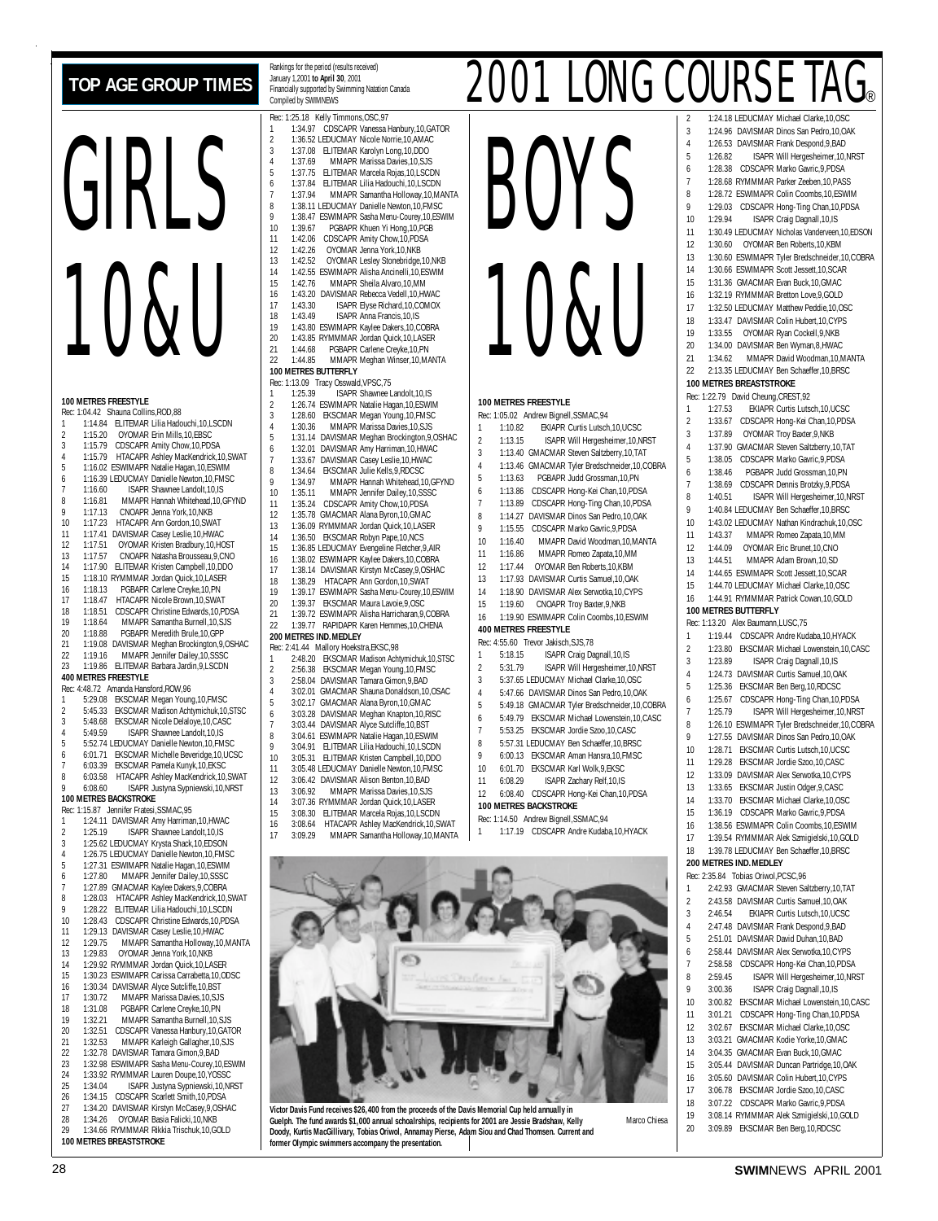# TOP AGE GROUP TIMES

Rankings for the period (results received) January 1,2001 **to April 30**, 2001
Financially supported by Swimming Natation Canada
Compiled by SWIMNEWS

# 2001 LONG COURSE TAG®

## GIRLS 10&U

**100 METRES FREESTYLE**
Rec: 1:04.42 Shauna Collins,ROD,88
1 1:14.84 ELITEMAR Lilia Hadouchi,10,LSCDN
2 1:15.20 OYOMAR Erin Mills,10,EBSC
3 1:15.79 CDSCAPR Amity Chow,10,PDSA
4 1:15.79 HTACAPR Ashley MacKendrick,10,SWAT
5 1:16.02 ESWIMAPR Natalie Hagan,10,ESWIM
6 1:16.39 LEDUCMAY Danielle Newton,10,FMSC
7 1:16.60 ISAPR Shawnee Landolt,10,IS
8 1:16.81 MMAPR Hannah Whitehead,10,GFYND
9 1:17.13 CNOAPR Jenna York,10,NKB
10 1:17.23 HTACAPR Ann Gordon,10,SWAT
11 1:17.41 DAVISMAR Casey Leslie,10,HWAC
12 1:17.51 OYOMAR Kristen Bradbury,10,HOST
13 1:17.57 CNOAPR Natasha Brousseau,9,CNO
14 1:17.90 ELITEMAR Kristen Campbell,10,DDO
15 1:18.10 RYMMMAR Jordan Quick,10,LASER
16 1:18.13 PGBAPR Carlene Creyke,10,PN
17 1:18.47 HTACAPR Nicole Brown,10,SWAT
18 1:18.51 CDSCAPR Christine Edwards,10,PDSA
19 1:18.64 MMAPR Samantha Burnell,10,SJS
20 1:18.88 PGBAPR Meredith Brule,10,GPP
21 1:19.08 DAVISMAR Meghan Brockington,9,OSHAC
22 1:19.16 MMAPR Jennifer Dailey,10,SSSC
23 1:19.86 ELITEMAR Barbara Jardin,9,LSCDN

**400 METRES FREESTYLE**
Rec: 4:48.72 Amanda Hansford,ROW,96
1 5:29.08 EKSCMAR Megan Young,10,FMSC
2 5:45.33 EKSCMAR Madison Achtymichuk,10,STSC
3 5:48.68 EKSCMAR Nicole Delaloye,10,CASC
4 5:49.59 ISAPR Shawnee Landolt,10,IS
5 5:52.74 LEDUCMAY Danielle Newton,10,FMSC
6 6:01.71 EKSCMAR Michelle Beveridge,10,UCSC
7 6:03.39 EKSCMAR Pamela Kunyk,10,EKSC
8 6:03.58 HTACAPR Ashley MacKendrick,10,SWAT
9 6:08.60 ISAPR Justyna Sypniewski,10,NRST

**100 METRES BACKSTROKE**
Rec: 1:15.87 Jennifer Fratesi,SSMAC,95
1 1:24.11 DAVISMAR Amy Harriman,10,HWAC
2 1:25.19 ISAPR Shawnee Landolt,10,IS
3 1:25.62 LEDUCMAY Krysta Shack,10,EDSON
4 1:26.75 LEDUCMAY Danielle Newton,10,FMSC
5 1:27.31 ESWIMAPR Natalie Hagan,10,ESWIM
6 1:27.80 MMAPR Jennifer Dailey,10,SSSC
7 1:27.89 GMACMAR Kaylee Dakers,9,COBRA
8 1:28.03 HTACAPR Ashley MacKendrick,10,SWAT
9 1:28.22 ELITEMAR Lilia Hadouchi,10,LSCDN
10 1:28.43 CDSCAPR Christine Edwards,10,PDSA
11 1:29.13 DAVISMAR Casey Leslie,10,HWAC
12 1:29.75 MMAPR Samantha Holloway,10,MANTA
13 1:29.83 OYOMAR Jenna York,10,NKB
14 1:29.92 RYMMMAR Jordan Quick,10,LASER
15 1:30.23 ESWIMAPR Carissa Carrabetta,10,ODSC
16 1:30.34 DAVISMAR Alyce Sutcliffe,10,BST
17 1:30.72 MMAPR Marissa Davies,10,SJS
18 1:31.08 PGBAPR Carlene Creyke,10,PN
19 1:32.21 MMAPR Samantha Burnell,10,SJS
20 1:32.51 CDSCAPR Vanessa Hanbury,10,GATOR
21 1:32.53 MMAPR Karleigh Gallagher,10,SJS
22 1:32.78 DAVISMAR Tamara Gimon,9,BAD
23 1:32.98 ESWIMAPR Sasha Menu-Courey,10,ESWIM
24 1:33.92 RYMMMAR Lauren Doupe,10,YOSSC
25 1:34.04 ISAPR Justyna Sypniewski,10,NRST
26 1:34.15 CDSCAPR Scarlett Smith,10,PDSA
27 1:34.20 DAVISMAR Kirstyn McCasey,9,OSHAC
28 1:34.26 OYOMAR Basia Falicki,10,NKB
29 1:34.66 RYMMMAR Rikkia Trischuk,10,GOLD

**100 METRES BREASTSTROKE**
Rec: 1:25.18 Kelly Timmons,OSC,97
1 1:34.97 CDSCAPR Vanessa Hanbury,10,GATOR
2 1:36.52 LEDUCMAY Nicole Norrie,10,AMAC
3 1:37.08 ELITEMAR Karolyn Long,10,DDO
4 1:37.69 MMAPR Marissa Davies,10,SJS
5 1:37.75 ELITEMAR Marcela Rojas,10,LSCDN
6 1:37.84 ELITEMAR Lilia Hadouchi,10,LSCDN
7 1:37.94 MMAPR Samantha Holloway,10,MANTA
8 1:38.11 LEDUCMAY Danielle Newton,10,FMSC
9 1:38.47 ESWIMAPR Sasha Menu-Courey,10,ESWIM
10 1:39.67 PGBAPR Khuen Yi Hong,10,PGB
11 1:42.06 CDSCAPR Amity Chow,10,PDSA
12 1:42.26 OYOMAR Jenna York,10,NKB
13 1:42.52 OYOMAR Lesley Stonebridge,10,NKB
14 1:42.55 ESWIMAPR Alisha Ancinelli,10,ESWIM
15 1:42.76 MMAPR Sheila Alvaro,10,MM
16 1:43.20 DAVISMAR Rebecca Vedell,10,HWAC
17 1:43.30 ISAPR Elyse Richard,10,COMOX
18 1:43.49 ISAPR Anna Francis,10,IS
19 1:43.80 ESWIMAPR Kaylee Dakers,10,COBRA
20 1:43.85 RYMMMAR Jordan Quick,10,LASER
21 1:44.68 PGBAPR Carlene Creyke,10,PN
22 1:44.85 MMAPR Meghan Winser,10,MANTA

**100 METRES BUTTERFLY**
Rec: 1:13.09 Tracy Osswald,VPSC,75
1 1:25.39 ISAPR Shawnee Landolt,10,IS
2 1:26.74 ESWIMAPR Natalie Hagan,10,ESWIM
3 1:28.60 EKSCMAR Megan Young,10,FMSC
4 1:30.36 MMAPR Marissa Davies,10,SJS
5 1:31.14 DAVISMAR Meghan Brockington,9,OSHAC
6 1:32.01 DAVISMAR Amy Harriman,10,HWAC
7 1:33.67 DAVISMAR Casey Leslie,10,HWAC
8 1:34.64 EKSCMAR Julie Kells,9,RDCSC
9 1:34.97 MMAPR Hannah Whitehead,10,GFYND
10 1:35.11 MMAPR Jennifer Dailey,10,SSSC
11 1:35.24 CDSCAPR Amity Chow,10,PDSA
12 1:35.78 GMACMAR Alana Byron,10,GMAC
13 1:36.09 RYMMMAR Jordan Quick,10,LASER
14 1:36.50 EKSCMAR Robyn Pape,10,NCS
15 1:36.85 LEDUCMAY Evengeline Fletcher,9,AIR
16 1:38.02 ESWIMAPR Kaylee Dakers,10,COBRA
17 1:38.14 DAVISMAR Kirstyn McCasey,9,OSHAC
18 1:38.29 HTACAPR Ann Gordon,10,SWAT
19 1:39.17 ESWIMAPR Sasha Menu-Courey,10,ESWIM
20 1:39.37 EKSCMAR Maura Lavoie,9,OSC
21 1:39.72 ESWIMAPR Alisha Harricharan,9,COBRA
22 1:39.77 RAPIDAPR Karen Hemmes,10,CHENA

**200 METRES IND.MEDLEY**
Rec: 2:41.44 Mallory Hoekstra,EKSC,98
1 2:48.20 EKSCMAR Madison Achtymichuk,10,STSC
2 2:56.38 EKSCMAR Megan Young,10,FMSC
3 2:58.04 DAVISMAR Tamara Gimon,9,BAD
4 3:02.01 GMACMAR Shauna Donaldson,10,OSAC
5 3:02.17 GMACMAR Alana Byron,10,GMAC
6 3:03.28 DAVISMAR Meghan Knapton,10,RISC
7 3:03.44 DAVISMAR Alyce Sutcliffe,10,BST
8 3:04.61 ESWIMAPR Natalie Hagan,10,ESWIM
9 3:04.91 ELITEMAR Lilia Hadouchi,10,LSCDN
10 3:05.31 ELITEMAR Kristen Campbell,10,DDO
11 3:05.48 LEDUCMAY Danielle Newton,10,FMSC
12 3:06.42 DAVISMAR Alison Benton,10,BAD
13 3:06.92 MMAPR Marissa Davies,10,SJS
14 3:07.36 RYMMMAR Jordan Quick,10,LASER
15 3:08.30 ELITEMAR Marcela Rojas,10,LSCDN
16 3:08.64 HTACAPR Ashley MacKendrick,10,SWAT
17 3:09.29 MMAPR Samantha Holloway,10,MANTA

## BOYS 10&U

**100 METRES FREESTYLE**
Rec: 1:05.02 Andrew Bignell,SSMAC,94
1 1:10.82 EKIAPR Curtis Lutsch,10,UCSC
2 1:13.15 ISAPR Will Hergesheimer,10,NRST
3 1:13.40 GMACMAR Steven Saltzberry,10,TAT
4 1:13.46 GMACMAR Tyler Bredschneider,10,COBRA
5 1:13.63 PGBAPR Judd Grossman,10,PN
6 1:13.86 CDSCAPR Hong-Kei Chan,10,PDSA
7 1:13.89 CDSCAPR Hong-Ting Chan,10,PDSA
8 1:14.27 DAVISMAR Dinos San Pedro,10,OAK
9 1:15.55 CDSCAPR Marko Gavric,9,PDSA
10 1:16.40 MMAPR David Woodman,10,MANTA
11 1:16.86 MMAPR Romeo Zapata,10,MM
12 1:17.44 OYOMAR Ben Roberts,10,KBM
13 1:17.93 DAVISMAR Curtis Samuel,10,OAK
14 1:18.90 DAVISMAR Alex Serwotka,10,CYPS
15 1:19.60 CNOAPR Troy Baxter,9,NKB
16 1:19.90 ESWIMAPR Colin Coombs,10,ESWIM

**400 METRES FREESTYLE**
Rec: 4:55.60 Trevor Jakisch,SJS,78
1 5:18.15 ISAPR Craig Dagnall,10,IS
2 5:31.79 ISAPR Will Hergesheimer,10,NRST
3 5:37.65 LEDUCMAY Michael Clarke,10,OSC
4 5:47.66 DAVISMAR Dinos San Pedro,10,OAK
5 5:49.18 GMACMAR Tyler Bredschneider,10,COBRA
6 5:49.79 EKSCMAR Michael Lowenstein,10,CASC
7 5:53.25 EKSCMAR Jordie Szoo,10,CASC
8 5:57.31 LEDUCMAY Ben Schaeffer,10,BRSC
9 6:00.13 EKSCMAR Aman Hansra,10,FMSC
10 6:01.70 EKSCMAR Karl Wolk,9,EKSC
11 6:08.29 ISAPR Zachary Relf,10,IS
12 6:08.40 CDSCAPR Hong-Kei Chan,10,PDSA

**100 METRES BACKSTROKE**
Rec: 1:14.50 Andrew Bignell,SSMAC,94
1 1:17.19 CDSCAPR Andre Kudaba,10,HYACK
2 1:24.18 LEDUCMAY Michael Clarke,10,OSC
3 1:24.96 DAVISMAR Dinos San Pedro,10,OAK
4 1:26.53 DAVISMAR Frank Despond,9,BAD
5 1:26.82 ISAPR Will Hergesheimer,10,NRST
6 1:28.38 CDSCAPR Marko Gavric,9,PDSA
7 1:28.68 RYMMMAR Parker Zeeben,10,PASS
8 1:28.72 ESWIMAPR Colin Coombs,10,ESWIM
9 1:29.03 CDSCAPR Hong-Ting Chan,10,PDSA
10 1:29.94 ISAPR Craig Dagnall,10,IS
11 1:30.49 LEDUCMAY Nicholas Vanderveen,10,EDSON
12 1:30.60 OYOMAR Ben Roberts,10,KBM
13 1:30.60 ESWIMAPR Tyler Bredschneider,10,COBRA
14 1:30.66 ESWIMAPR Scott Jessett,10,SCAR
15 1:31.36 GMACMAR Evan Buck,10,GMAC
16 1:32.19 RYMMMAR Bretton Love,9,GOLD
17 1:32.50 LEDUCMAY Matthew Peddie,10,OSC
18 1:33.47 DAVISMAR Colin Hubert,10,CYPS
19 1:33.55 OYOMAR Ryan Cockell,9,NKB
20 1:34.00 DAVISMAR Ben Wyman,8,HWAC
21 1:34.62 MMAPR David Woodman,10,MANTA
22 2:13.35 LEDUCMAY Ben Schaeffer,10,BRSC

**100 METRES BREASTSTROKE**
Rec: 1:22.79 David Cheung,CREST,92
1 1:27.53 EKIAPR Curtis Lutsch,10,UCSC
2 1:33.67 CDSCAPR Hong-Kei Chan,10,PDSA
3 1:37.89 OYOMAR Troy Baxter,9,NKB
4 1:37.90 GMACMAR Steven Saltzberry,10,TAT
5 1:38.05 CDSCAPR Marko Gavric,9,PDSA
6 1:38.46 PGBAPR Judd Grossman,10,PN
7 1:38.69 CDSCAPR Dennis Brotzky,9,PDSA
8 1:40.51 ISAPR Will Hergesheimer,10,NRST
9 1:40.84 LEDUCMAY Ben Schaeffer,10,BRSC
10 1:43.02 LEDUCMAY Nathan Kindrachuk,10,OSC
11 1:43.37 MMAPR Romeo Zapata,10,MM
12 1:44.09 OYOMAR Eric Brunet,10,CNO
13 1:44.51 MMAPR Adam Brown,10,SD
14 1:44.65 ESWIMAPR Scott Jessett,10,SCAR
15 1:44.70 LEDUCMAY Michael Clarke,10,OSC
16 1:44.91 RYMMMAR Patrick Cowan,10,GOLD

**100 METRES BUTTERFLY**
Rec: 1:13.20 Alex Baumann,LUSC,75
1 1:19.44 CDSCAPR Andre Kudaba,10,HYACK
2 1:23.80 EKSCMAR Michael Lowenstein,10,CASC
3 1:23.89 ISAPR Craig Dagnall,10,IS
4 1:24.73 DAVISMAR Curtis Samuel,10,OAK
5 1:25.36 EKSCMAR Ben Berg,10,RDCSC
6 1:25.67 CDSCAPR Hong-Ting Chan,10,PDSA
7 1:25.79 ISAPR Will Hergesheimer,10,NRST
8 1:26.10 ESWIMAPR Tyler Bredschneider,10,COBRA
9 1:27.55 DAVISMAR Dinos San Pedro,10,OAK
10 1:28.71 EKSCMAR Curtis Lutsch,10,UCSC
11 1:29.28 EKSCMAR Jordie Szoo,10,CASC
12 1:33.09 DAVISMAR Alex Serwotka,10,CYPS
13 1:33.65 EKSCMAR Justin Odger,9,CASC
14 1:33.70 EKSCMAR Michael Clarke,10,OSC
15 1:36.19 CDSCAPR Marko Gavric,9,PDSA
16 1:38.56 ESWIMAPR Colin Coombs,10,ESWIM
17 1:39.54 RYMMMAR Alek Szmigielski,10,GOLD
18 1:39.78 LEDUCMAY Ben Schaeffer,10,BRSC

**200 METRES IND.MEDLEY**
Rec: 2:35.84 Tobias Oriwol,PCSC,96
1 2:42.93 GMACMAR Steven Saltzberry,10,TAT
2 2:43.58 DAVISMAR Curtis Samuel,10,OAK
3 2:46.54 EKIAPR Curtis Lutsch,10,UCSC
4 2:47.48 DAVISMAR Frank Despond,9,BAD
5 2:51.01 DAVISMAR David Duhan,10,BAD
6 2:58.44 DAVISMAR Alex Serwotka,10,CYPS
7 2:58.58 CDSCAPR Hong-Kei Chan,10,PDSA
8 2:59.45 ISAPR Will Hergesheimer,10,NRST
9 3:00.36 ISAPR Craig Dagnall,10,IS
10 3:00.82 EKSCMAR Michael Lowenstein,10,CASC
11 3:01.21 CDSCAPR Hong-Ting Chan,10,PDSA
12 3:02.67 EKSCMAR Michael Clarke,10,OSC
13 3:03.21 GMACMAR Kodie Yorke,10,GMAC
14 3:04.35 GMACMAR Evan Buck,10,GMAC
15 3:05.44 DAVISMAR Duncan Partridge,10,OAK
16 3:05.60 DAVISMAR Colin Hubert,10,CYPS
17 3:06.78 EKSCMAR Jordie Szoo,10,CASC
18 3:07.22 CDSCAPR Marko Gavric,9,PDSA
19 3:08.14 RYMMMAR Alek Szmigielski,10,GOLD
20 3:09.89 EKSCMAR Ben Berg,10,RDCSC

**Victor Davis Fund receives $26,400 from the proceeds of the Davis Memorial Cup held annually in Guelph. The fund awards $1,000 annual schoalrships, recipients for 2001 are Jessie Bradshaw, Kelly Doody, Kurtis MacGillivary, Tobias Oriwol, Annamay Pierse, Adam Siou and Chad Thomsen. Current and former Olympic swimmers accompany the presentation.** Marco Chiesa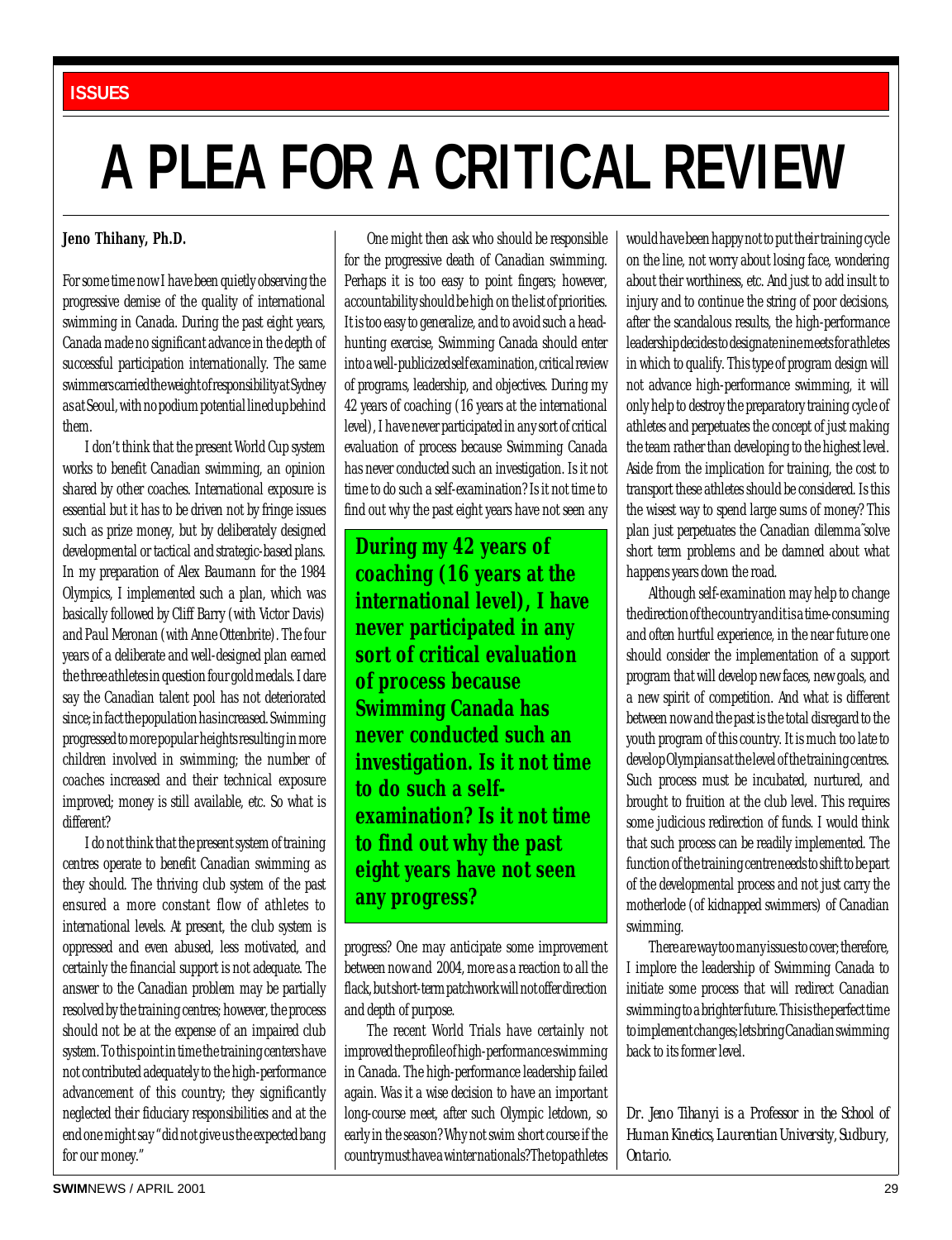ISSUES

# A PLEA FOR A CRITICAL REVIEW

**Jeno Thihany, Ph.D.**

For some time now I have been quietly observing the progressive demise of the quality of international swimming in Canada. During the past eight years, Canada made no significant advance in the depth of successful participation internationally. The same swimmers carried the weight of responsibility at Sydney as at Seoul, with no podium potential lined up behind them.

I don't think that the present World Cup system works to benefit Canadian swimming, an opinion shared by other coaches. International exposure is essential but it has to be driven not by fringe issues such as prize money, but by deliberately designed developmental or tactical and strategic-based plans. In my preparation of Alex Baumann for the 1984 Olympics, I implemented such a plan, which was basically followed by Cliff Barry (with Victor Davis) and Paul Meronan (with Anne Ottenbrite). The four years of a deliberate and well-designed plan earned the three athletes in question four gold medals. I dare say the Canadian talent pool has not deteriorated since; in fact the population has increased. Swimming progressed to more popular heights resulting in more children involved in swimming; the number of coaches increased and their technical exposure improved; money is still available, etc. So what is different?

I do not think that the present system of training centres operate to benefit Canadian swimming as they should. The thriving club system of the past ensured a more constant flow of athletes to international levels. At present, the club system is oppressed and even abused, less motivated, and certainly the financial support is not adequate. The answer to the Canadian problem may be partially resolved by the training centres; however, the process should not be at the expense of an impaired club system. To this point in time the training centers have not contributed adequately to the high-performance advancement of this country; they significantly neglected their fiduciary responsibilities and at the end one might say "did not give us the expected bang for our money."

One might then ask who should be responsible for the progressive death of Canadian swimming. Perhaps it is too easy to point fingers; however, accountability should be high on the list of priorities. It is too easy to generalize, and to avoid such a head-hunting exercise, Swimming Canada should enter into a well-publicized self examination, critical review of programs, leadership, and objectives. During my 42 years of coaching (16 years at the international level), I have never participated in any sort of critical evaluation of process because Swimming Canada has never conducted such an investigation. Is it not time to do such a self-examination? Is it not time to find out why the past eight years have not seen any progress? One may anticipate some improvement between now and 2004, more as a reaction to all the flack, but short-term patchwork will not offer direction and depth of purpose.

**During my 42 years of coaching (16 years at the international level), I have never participated in any sort of critical evaluation of process because Swimming Canada has never conducted such an investigation. Is it not time to do such a self-examination? Is it not time to find out why the past eight years have not seen any progress?**

The recent World Trials have certainly not improved the profile of high-performance swimming in Canada. The high-performance leadership failed again. Was it a wise decision to have an important long-course meet, after such Olympic letdown, so early in the season? Why not swim short course if the country must have a winter nationals? The top athletes would have been happy not to put their training cycle on the line, not worry about losing face, wondering about their worthiness, etc. And just to add insult to injury and to continue the string of poor decisions, after the scandalous results, the high-performance leadership decides to designate nine meets for athletes in which to qualify. This type of program design will not advance high-performance swimming, it will only help to destroy the preparatory training cycle of athletes and perpetuates the concept of just making the team rather than developing to the highest level. Aside from the implication for training, the cost to transport these athletes should be considered. Is this the wisest way to spend large sums of money? This plan just perpetuates the Canadian dilemma˜solve short term problems and be damned about what happens years down the road.

Although self-examination may help to change the direction of the country and it is a time-consuming and often hurtful experience, in the near future one should consider the implementation of a support program that will develop new faces, new goals, and a new spirit of competition. And what is different between now and the past is the total disregard to the youth program of this country. It is much too late to develop Olympians at the level of the training centres. Such process must be incubated, nurtured, and brought to fruition at the club level. This requires some judicious redirection of funds. I would think that such process can be readily implemented. The function of the training centre needs to shift to be part of the developmental process and not just carry the motherlode (of kidnapped swimmers) of Canadian swimming.

There are way too many issues to cover; therefore, I implore the leadership of Swimming Canada to initiate some process that will redirect Canadian swimming to a brighter future. This is the perfect time to implement changes; lets bring Canadian swimming back to its former level.

*Dr. Jeno Tihanyi is a Professor in the School of Human Kinetics, Laurentian University, Sudbury, Ontario.*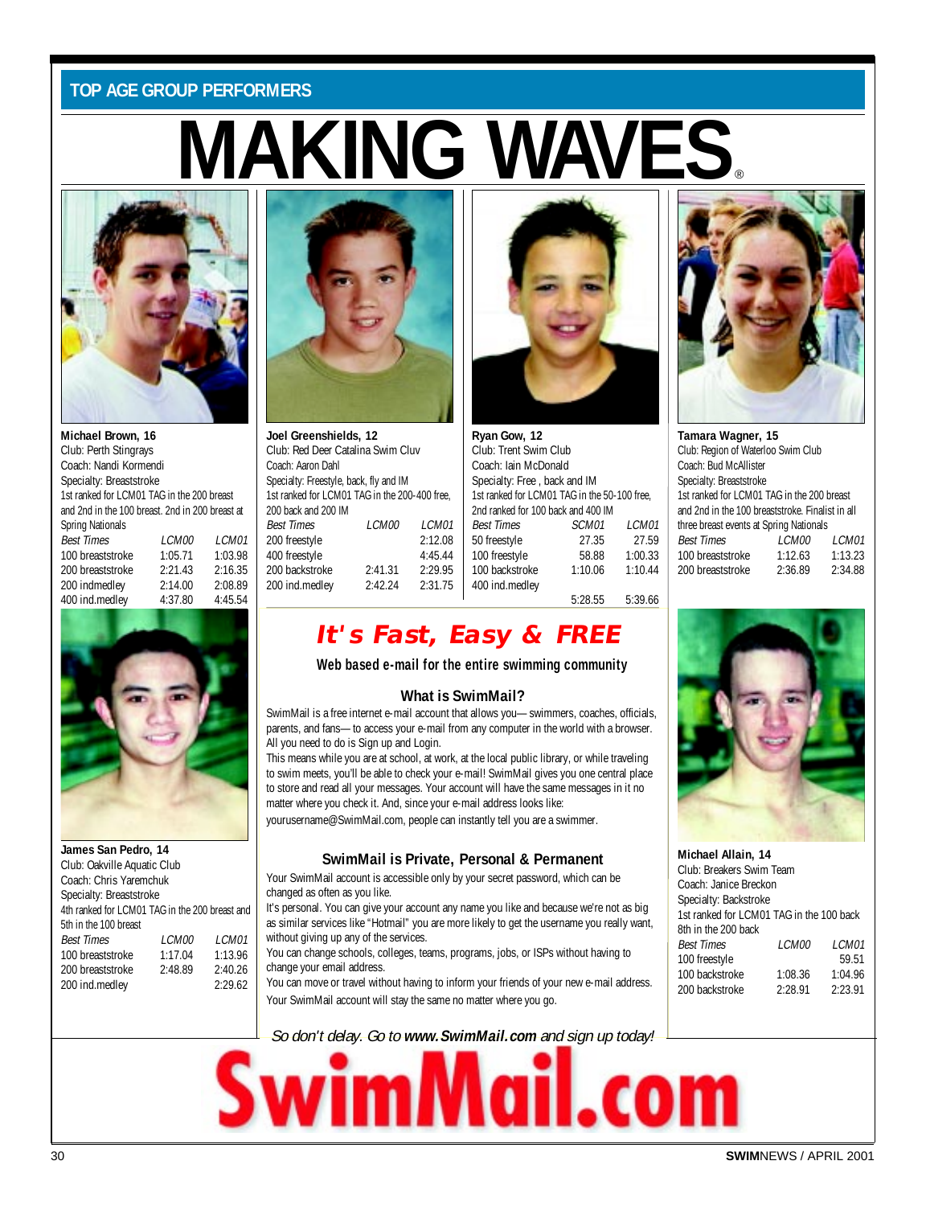TOP AGE GROUP PERFORMERS

# MAKING WAVES®

**Michael Brown, 16**
Club: Perth Stingrays
Coach: Nandi Kormendi
Specialty: Breaststroke
1st ranked for LCM01 TAG in the 200 breast and 2nd in the 100 breast. 2nd in 200 breast at Spring Nationals

| *Best Times* | *LCM00* | *LCM01* |
|---|---|---|
| 100 breaststroke | 1:05.71 | 1:03.98 |
| 200 breaststroke | 2:21.43 | 2:16.35 |
| 200 indmedley | 2:14.00 | 2:08.89 |
| 400 ind.medley | 4:37.80 | 4:45.54 |

**Joel Greenshields, 12**
Club: Red Deer Catalina Swim Cluv
Coach: Aaron Dahl
Specialty: Freestyle, back, fly and IM
1st ranked for LCM01 TAG in the 200-400 free, 200 back and 200 IM

| *Best Times* | *LCM00* | *LCM01* |
|---|---|---|
| 200 freestyle | | 2:12.08 |
| 400 freestyle | | 4:45.44 |
| 200 backstroke | 2:41.31 | 2:29.95 |
| 200 ind.medley | 2:42.24 | 2:31.75 |

**Ryan Gow, 12**
Club: Trent Swim Club
Coach: Iain McDonald
Specialty: Free , back and IM
1st ranked for LCM01 TAG in the 50-100 free, 2nd ranked for 100 back and 400 IM

| *Best Times* | *SCM01* | *LCM01* |
|---|---|---|
| 50 freestyle | 27.35 | 27.59 |
| 100 freestyle | 58.88 | 1:00.33 |
| 100 backstroke | 1:10.06 | 1:10.44 |
| 400 ind.medley | 5:28.55 | 5:39.66 |

**Tamara Wagner, 15**
Club: Region of Waterloo Swim Club
Coach: Bud McAllister
Specialty: Breaststroke
1st ranked for LCM01 TAG in the 200 breast and 2nd in the 100 breaststroke. Finalist in all three breast events at Spring Nationals

| *Best Times* | *LCM00* | *LCM01* |
|---|---|---|
| 100 breaststroke | 1:12.63 | 1:13.23 |
| 200 breaststroke | 2:36.89 | 2:34.88 |

**James San Pedro, 14**
Club: Oakville Aquatic Club
Coach: Chris Yaremchuk
Specialty: Breaststroke
4th ranked for LCM01 TAG in the 200 breast and 5th in the 100 breast

| *Best Times* | *LCM00* | *LCM01* |
|---|---|---|
| 100 breaststroke | 1:17.04 | 1:13.96 |
| 200 breaststroke | 2:48.89 | 2:40.26 |
| 200 ind.medley | | 2:29.62 |

**Michael Allain, 14**
Club: Breakers Swim Team
Coach: Janice Breckon
Specialty: Backstroke
1st ranked for LCM01 TAG in the 100 back 8th in the 200 back

| *Best Times* | *LCM00* | *LCM01* |
|---|---|---|
| 100 freestyle | | 59.51 |
| 100 backstroke | 1:08.36 | 1:04.96 |
| 200 backstroke | 2:28.91 | 2:23.91 |

## *It's Fast, Easy & FREE*

**Web based e-mail for the entire swimming community**

### What is SwimMail?

SwimMail is a free internet e-mail account that allows you— swimmers, coaches, officials, parents, and fans— to access your e-mail from any computer in the world with a browser. All you need to do is Sign up and Login.

This means while you are at school, at work, at the local public library, or while traveling to swim meets, you'll be able to check your e-mail! SwimMail gives you one central place to store and read all your messages. Your account will have the same messages in it no matter where you check it. And, since your e-mail address looks like: yourusername@SwimMail.com, people can instantly tell you are a swimmer.

### SwimMail is Private, Personal & Permanent

Your SwimMail account is accessible only by your secret password, which can be changed as often as you like.

It's personal. You can give your account any name you like and because we're not as big as similar services like "Hotmail" you are more likely to get the username you really want, without giving up any of the services.

You can change schools, colleges, teams, programs, jobs, or ISPs without having to change your email address.

You can move or travel without having to inform your friends of your new e-mail address. Your SwimMail account will stay the same no matter where you go.

*So don't delay. Go to **www.SwimMail.com** and sign up today!*

**SwimMail.com**